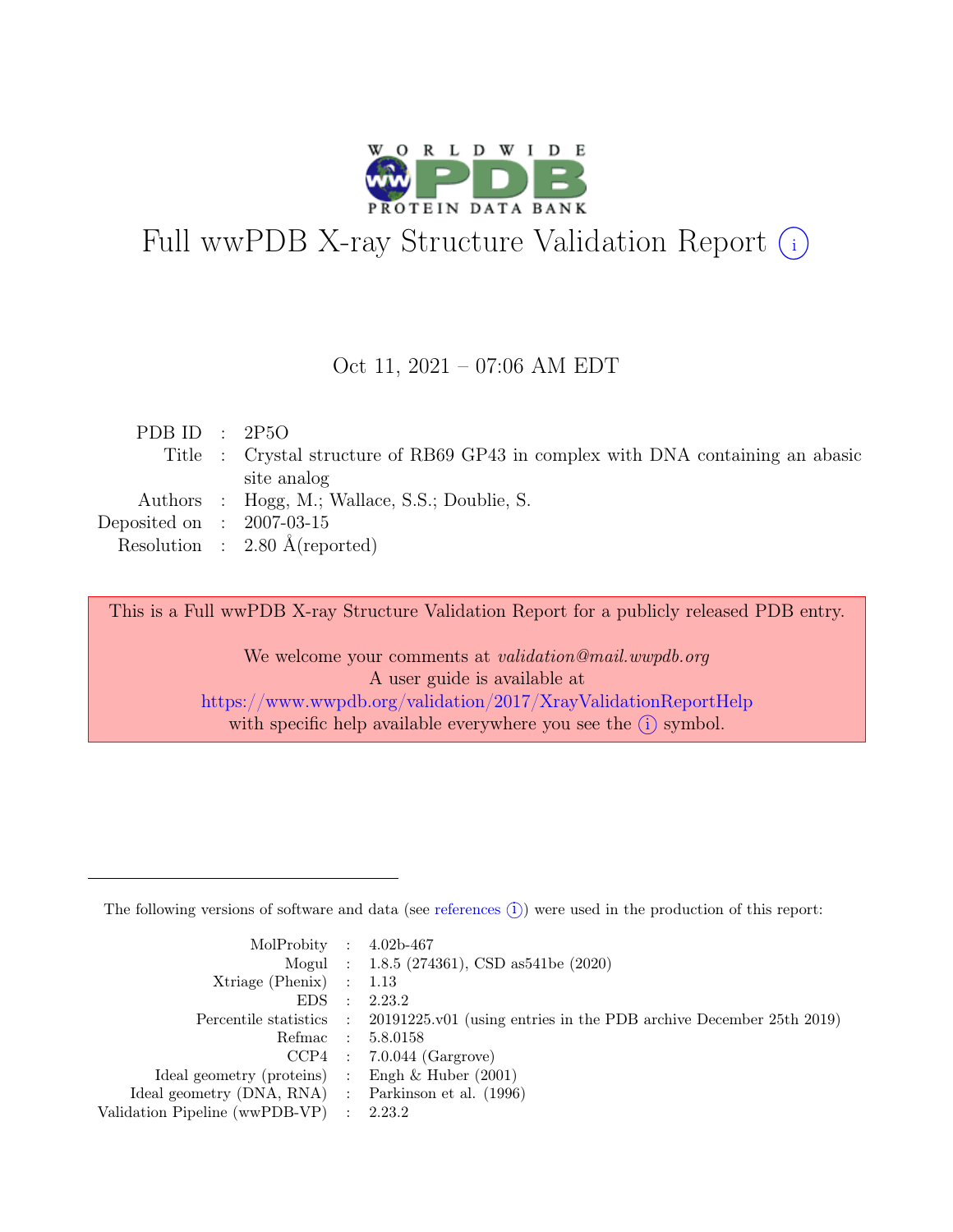# Full wwPDB X-ray Structure Validation Report (i)

Oct 11, 2021 – 07:06 AM EDT

| | | |
|---|---|---|
| PDB ID | : | 2P5O |
| Title | : | Crystal structure of RB69 GP43 in complex with DNA containing an abasic site analog |
| Authors | : | Hogg, M.; Wallace, S.S.; Doublie, S. |
| Deposited on | : | 2007-03-15 |
| Resolution | : | 2.80 Å(reported) |

This is a Full wwPDB X-ray Structure Validation Report for a publicly released PDB entry.

We welcome your comments at *validation@mail.wwpdb.org*
A user guide is available at
https://www.wwpdb.org/validation/2017/XrayValidationReportHelp
with specific help available everywhere you see the (i) symbol.

---

The following versions of software and data (see references (i)) were used in the production of this report:

| | | |
|---|---|---|
| MolProbity | : | 4.02b-467 |
| Mogul | : | 1.8.5 (274361), CSD as541be (2020) |
| Xtriage (Phenix) | : | 1.13 |
| EDS | : | 2.23.2 |
| Percentile statistics | : | 20191225.v01 (using entries in the PDB archive December 25th 2019) |
| Refmac | : | 5.8.0158 |
| CCP4 | : | 7.0.044 (Gargrove) |
| Ideal geometry (proteins) | : | Engh & Huber (2001) |
| Ideal geometry (DNA, RNA) | : | Parkinson et al. (1996) |
| Validation Pipeline (wwPDB-VP) | : | 2.23.2 |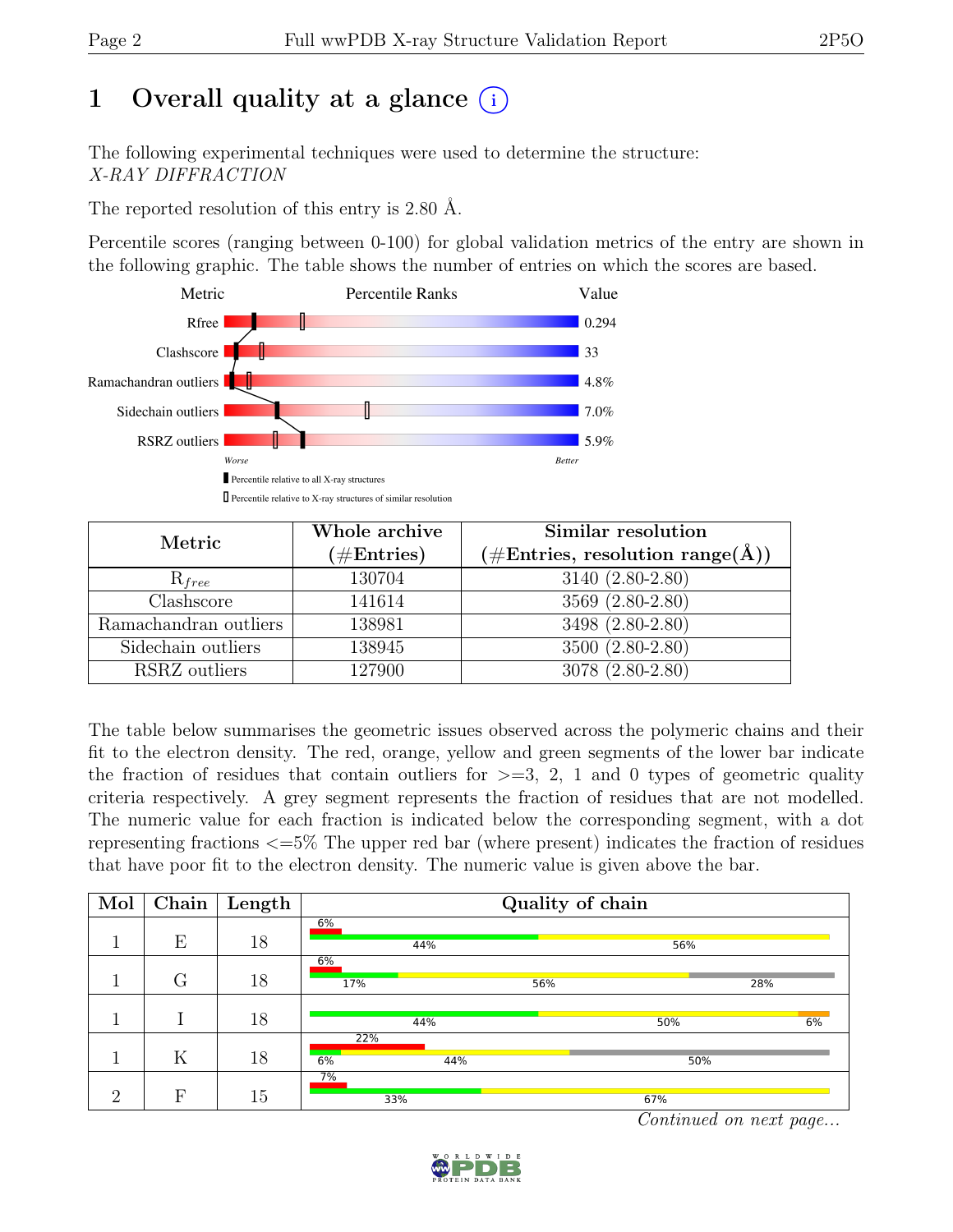# 1 Overall quality at a glance (i)

The following experimental techniques were used to determine the structure:
*X-RAY DIFFRACTION*

The reported resolution of this entry is 2.80 Å.

Percentile scores (ranging between 0-100) for global validation metrics of the entry are shown in the following graphic. The table shows the number of entries on which the scores are based.

| Metric | Value |
|---|---|
| Rfree | 0.294 |
| Clashscore | 33 |
| Ramachandran outliers | 4.8% |
| Sidechain outliers | 7.0% |
| RSRZ outliers | 5.9% |

Worse — Better

Percentile relative to all X-ray structures

Percentile relative to X-ray structures of similar resolution

| Metric | Whole archive (#Entries) | Similar resolution (#Entries, resolution range(Å)) |
|---|---|---|
| $R_{free}$ | 130704 | 3140 (2.80-2.80) |
| Clashscore | 141614 | 3569 (2.80-2.80) |
| Ramachandran outliers | 138981 | 3498 (2.80-2.80) |
| Sidechain outliers | 138945 | 3500 (2.80-2.80) |
| RSRZ outliers | 127900 | 3078 (2.80-2.80) |

The table below summarises the geometric issues observed across the polymeric chains and their fit to the electron density. The red, orange, yellow and green segments of the lower bar indicate the fraction of residues that contain outliers for >=3, 2, 1 and 0 types of geometric quality criteria respectively. A grey segment represents the fraction of residues that are not modelled. The numeric value for each fraction is indicated below the corresponding segment, with a dot representing fractions <=5% The upper red bar (where present) indicates the fraction of residues that have poor fit to the electron density. The numeric value is given above the bar.

| Mol | Chain | Length | Quality of chain |
|---|---|---|---|
| 1 | E | 18 | 6% / 44% 56% |
| 1 | G | 18 | 6% / 17% 56% 28% |
| 1 | I | 18 | 44% 50% 6% |
| 1 | K | 18 | 22% / 6% 44% 50% |
| 2 | F | 15 | 7% / 33% 67% |

*Continued on next page...*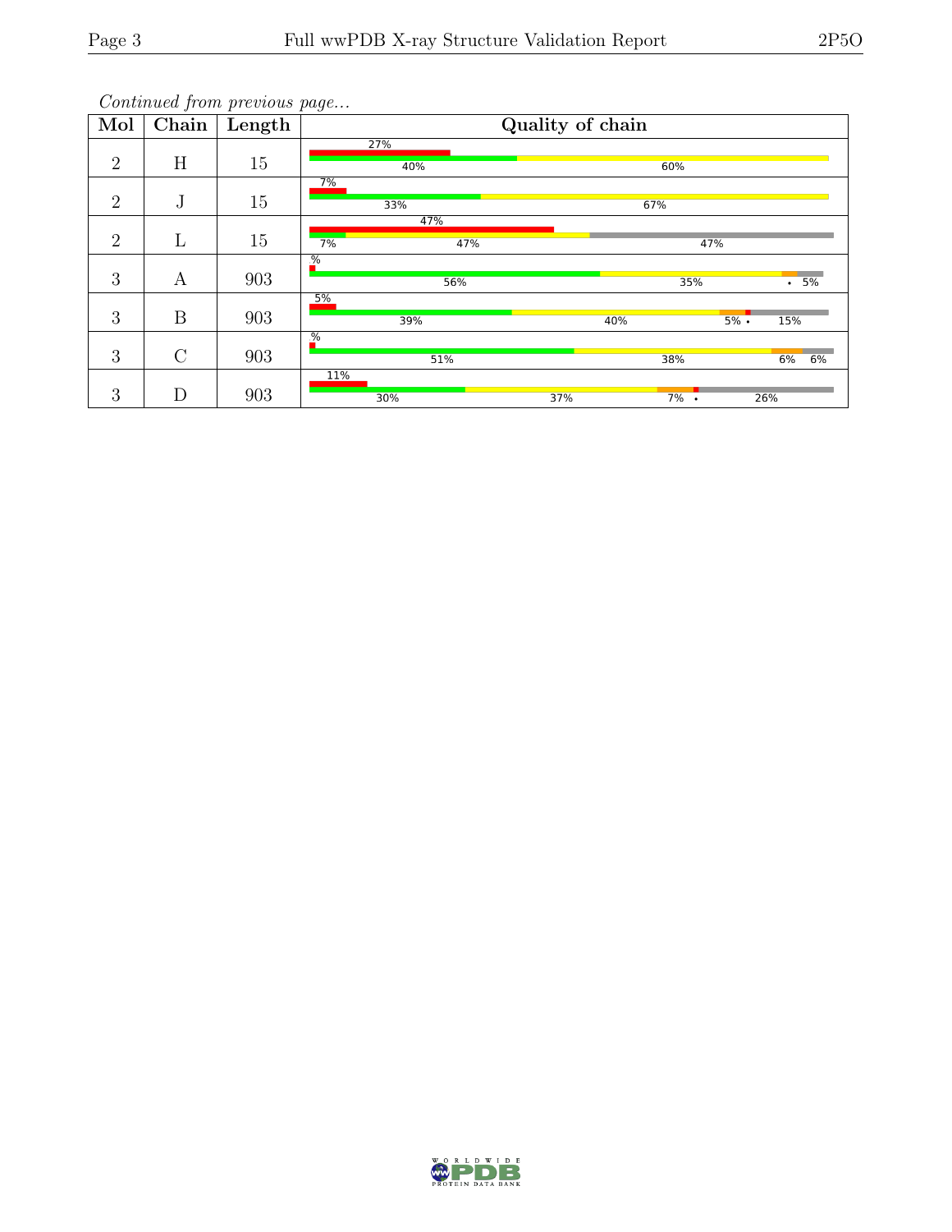*Continued from previous page...*

| Mol | Chain | Length | Quality of chain |
|---|---|---|---|
| 2 | H | 15 | 27% / 40% / 60% |
| 2 | J | 15 | 7% / 33% / 67% |
| 2 | L | 15 | 47% / 7% / 47% / 47% |
| 3 | A | 903 | % / 56% / 35% / • 5% |
| 3 | B | 903 | 5% / 39% / 40% / 5% • / 15% |
| 3 | C | 903 | % / 51% / 38% / 6% / 6% |
| 3 | D | 903 | 11% / 30% / 37% / 7% • / 26% |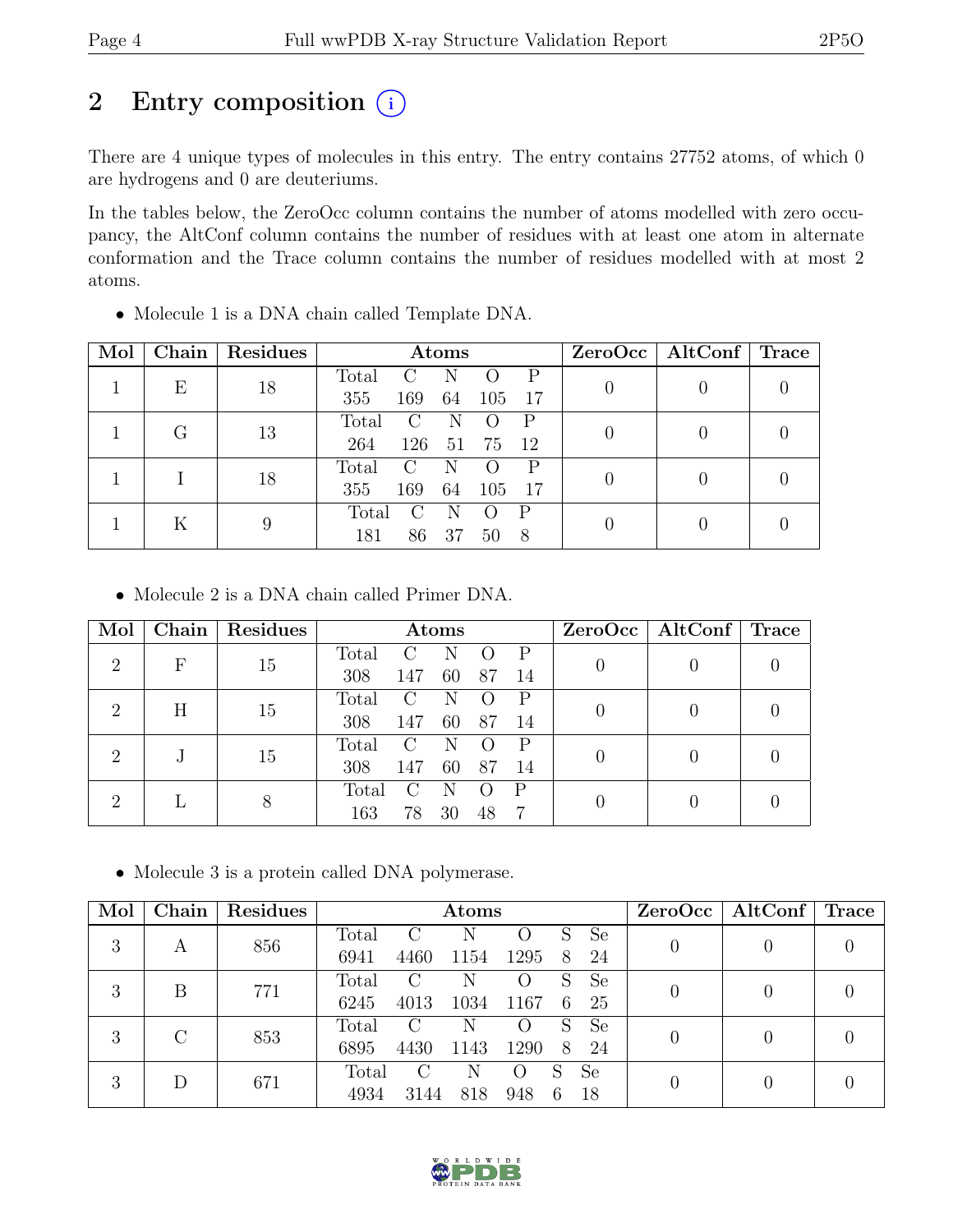# 2 Entry composition (i)

There are 4 unique types of molecules in this entry. The entry contains 27752 atoms, of which 0 are hydrogens and 0 are deuteriums.

In the tables below, the ZeroOcc column contains the number of atoms modelled with zero occupancy, the AltConf column contains the number of residues with at least one atom in alternate conformation and the Trace column contains the number of residues modelled with at most 2 atoms.

- Molecule 1 is a DNA chain called Template DNA.

| Mol | Chain | Residues | Atoms | | | | | ZeroOcc | AltConf | Trace |
|---|---|---|---|---|---|---|---|---|---|---|
| | | | Total | C | N | O | P | | | |
| 1 | E | 18 | 355 | 169 | 64 | 105 | 17 | 0 | 0 | 0 |
| 1 | G | 13 | 264 | 126 | 51 | 75 | 12 | 0 | 0 | 0 |
| 1 | I | 18 | 355 | 169 | 64 | 105 | 17 | 0 | 0 | 0 |
| 1 | K | 9 | 181 | 86 | 37 | 50 | 8 | 0 | 0 | 0 |

- Molecule 2 is a DNA chain called Primer DNA.

| Mol | Chain | Residues | Atoms | | | | | ZeroOcc | AltConf | Trace |
|---|---|---|---|---|---|---|---|---|---|---|
| | | | Total | C | N | O | P | | | |
| 2 | F | 15 | 308 | 147 | 60 | 87 | 14 | 0 | 0 | 0 |
| 2 | H | 15 | 308 | 147 | 60 | 87 | 14 | 0 | 0 | 0 |
| 2 | J | 15 | 308 | 147 | 60 | 87 | 14 | 0 | 0 | 0 |
| 2 | L | 8 | 163 | 78 | 30 | 48 | 7 | 0 | 0 | 0 |

- Molecule 3 is a protein called DNA polymerase.

| Mol | Chain | Residues | Atoms | | | | | | ZeroOcc | AltConf | Trace |
|---|---|---|---|---|---|---|---|---|---|---|---|
| | | | Total | C | N | O | S | Se | | | |
| 3 | A | 856 | 6941 | 4460 | 1154 | 1295 | 8 | 24 | 0 | 0 | 0 |
| 3 | B | 771 | 6245 | 4013 | 1034 | 1167 | 6 | 25 | 0 | 0 | 0 |
| 3 | C | 853 | 6895 | 4430 | 1143 | 1290 | 8 | 24 | 0 | 0 | 0 |
| 3 | D | 671 | 4934 | 3144 | 818 | 948 | 6 | 18 | 0 | 0 | 0 |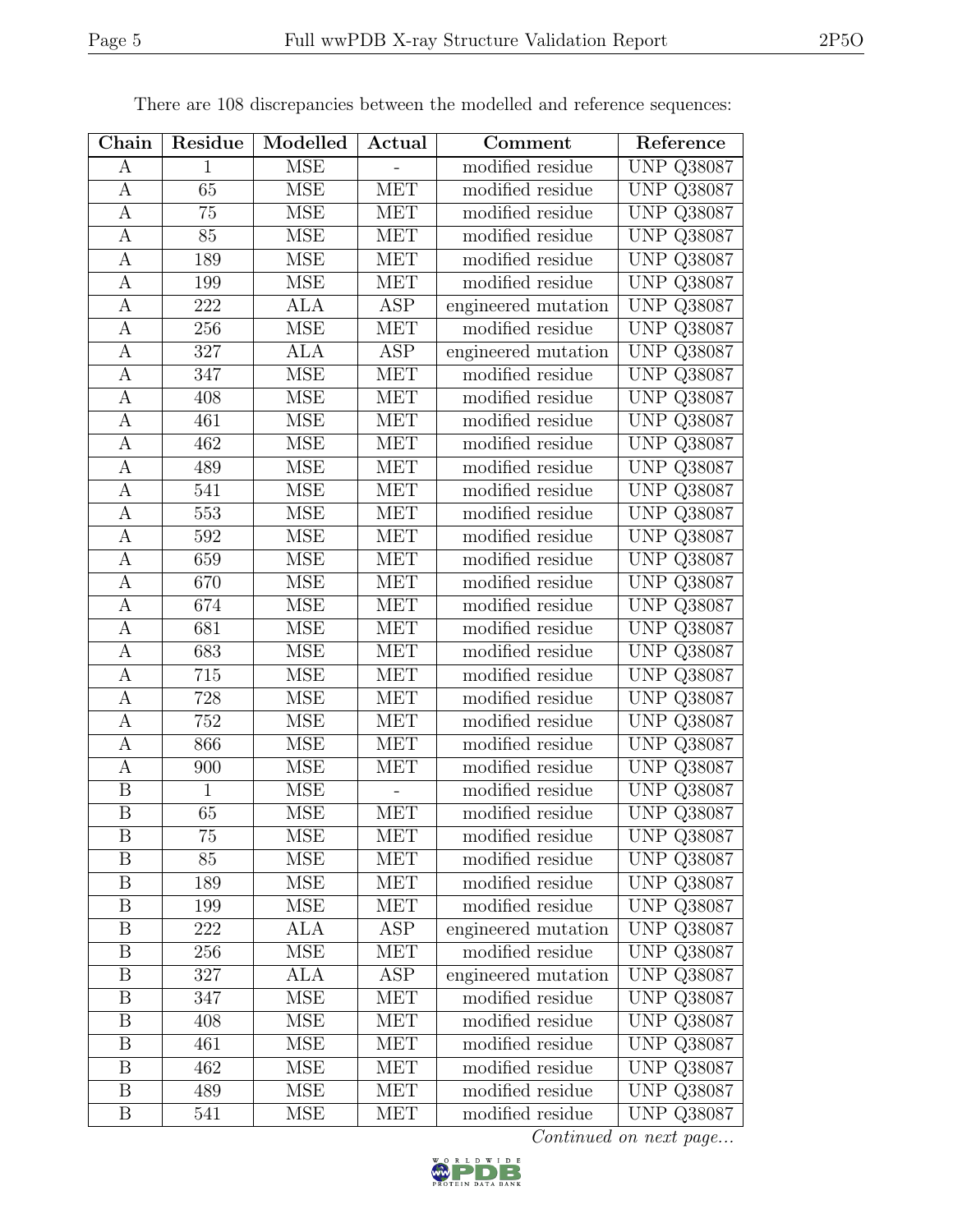There are 108 discrepancies between the modelled and reference sequences:

| Chain | Residue | Modelled | Actual | Comment | Reference |
|---|---|---|---|---|---|
| A | 1 | MSE | - | modified residue | UNP Q38087 |
| A | 65 | MSE | MET | modified residue | UNP Q38087 |
| A | 75 | MSE | MET | modified residue | UNP Q38087 |
| A | 85 | MSE | MET | modified residue | UNP Q38087 |
| A | 189 | MSE | MET | modified residue | UNP Q38087 |
| A | 199 | MSE | MET | modified residue | UNP Q38087 |
| A | 222 | ALA | ASP | engineered mutation | UNP Q38087 |
| A | 256 | MSE | MET | modified residue | UNP Q38087 |
| A | 327 | ALA | ASP | engineered mutation | UNP Q38087 |
| A | 347 | MSE | MET | modified residue | UNP Q38087 |
| A | 408 | MSE | MET | modified residue | UNP Q38087 |
| A | 461 | MSE | MET | modified residue | UNP Q38087 |
| A | 462 | MSE | MET | modified residue | UNP Q38087 |
| A | 489 | MSE | MET | modified residue | UNP Q38087 |
| A | 541 | MSE | MET | modified residue | UNP Q38087 |
| A | 553 | MSE | MET | modified residue | UNP Q38087 |
| A | 592 | MSE | MET | modified residue | UNP Q38087 |
| A | 659 | MSE | MET | modified residue | UNP Q38087 |
| A | 670 | MSE | MET | modified residue | UNP Q38087 |
| A | 674 | MSE | MET | modified residue | UNP Q38087 |
| A | 681 | MSE | MET | modified residue | UNP Q38087 |
| A | 683 | MSE | MET | modified residue | UNP Q38087 |
| A | 715 | MSE | MET | modified residue | UNP Q38087 |
| A | 728 | MSE | MET | modified residue | UNP Q38087 |
| A | 752 | MSE | MET | modified residue | UNP Q38087 |
| A | 866 | MSE | MET | modified residue | UNP Q38087 |
| A | 900 | MSE | MET | modified residue | UNP Q38087 |
| B | 1 | MSE | - | modified residue | UNP Q38087 |
| B | 65 | MSE | MET | modified residue | UNP Q38087 |
| B | 75 | MSE | MET | modified residue | UNP Q38087 |
| B | 85 | MSE | MET | modified residue | UNP Q38087 |
| B | 189 | MSE | MET | modified residue | UNP Q38087 |
| B | 199 | MSE | MET | modified residue | UNP Q38087 |
| B | 222 | ALA | ASP | engineered mutation | UNP Q38087 |
| B | 256 | MSE | MET | modified residue | UNP Q38087 |
| B | 327 | ALA | ASP | engineered mutation | UNP Q38087 |
| B | 347 | MSE | MET | modified residue | UNP Q38087 |
| B | 408 | MSE | MET | modified residue | UNP Q38087 |
| B | 461 | MSE | MET | modified residue | UNP Q38087 |
| B | 462 | MSE | MET | modified residue | UNP Q38087 |
| B | 489 | MSE | MET | modified residue | UNP Q38087 |
| B | 541 | MSE | MET | modified residue | UNP Q38087 |

*Continued on next page...*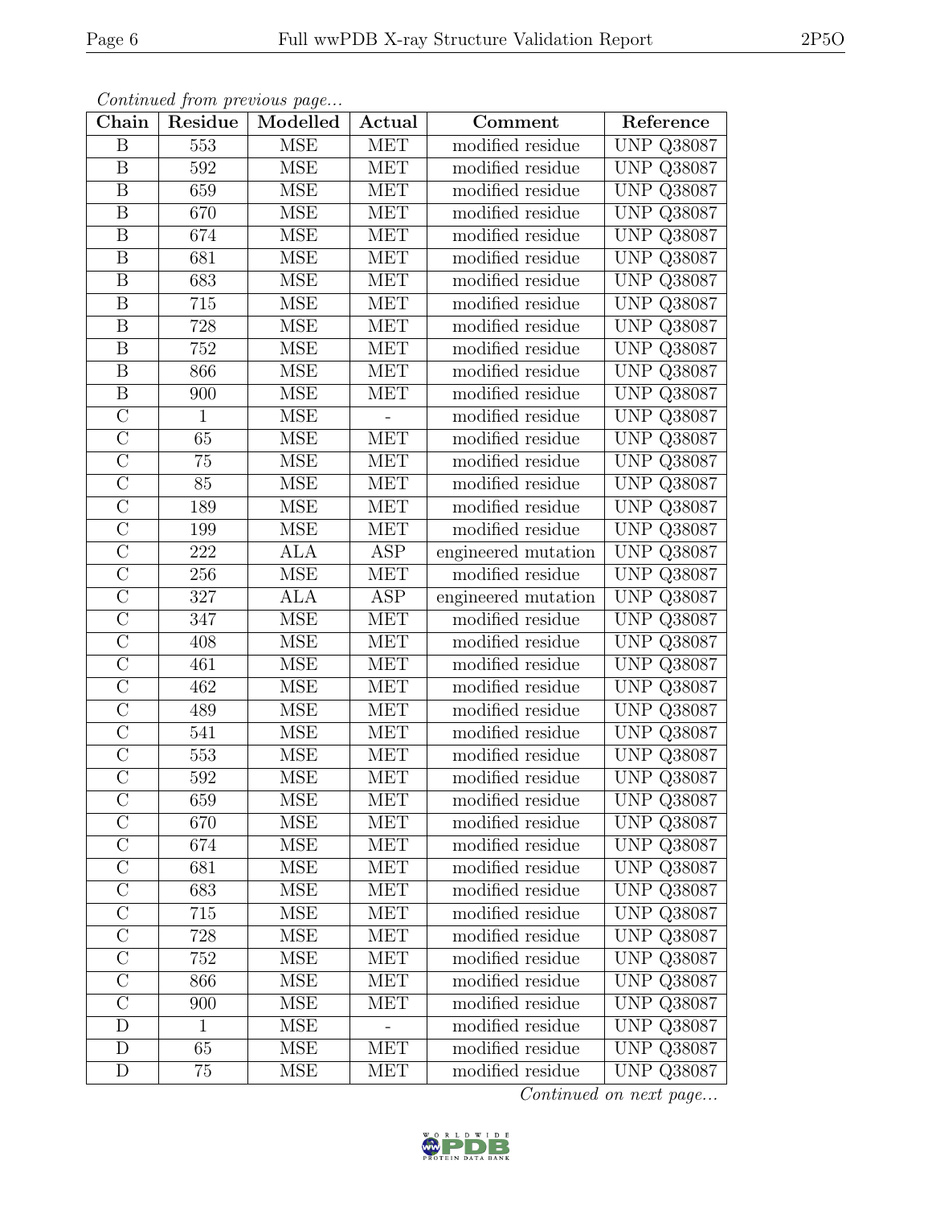*Continued from previous page...*

| Chain | Residue | Modelled | Actual | Comment | Reference |
|---|---|---|---|---|---|
| B | 553 | MSE | MET | modified residue | UNP Q38087 |
| B | 592 | MSE | MET | modified residue | UNP Q38087 |
| B | 659 | MSE | MET | modified residue | UNP Q38087 |
| B | 670 | MSE | MET | modified residue | UNP Q38087 |
| B | 674 | MSE | MET | modified residue | UNP Q38087 |
| B | 681 | MSE | MET | modified residue | UNP Q38087 |
| B | 683 | MSE | MET | modified residue | UNP Q38087 |
| B | 715 | MSE | MET | modified residue | UNP Q38087 |
| B | 728 | MSE | MET | modified residue | UNP Q38087 |
| B | 752 | MSE | MET | modified residue | UNP Q38087 |
| B | 866 | MSE | MET | modified residue | UNP Q38087 |
| B | 900 | MSE | MET | modified residue | UNP Q38087 |
| C | 1 | MSE | - | modified residue | UNP Q38087 |
| C | 65 | MSE | MET | modified residue | UNP Q38087 |
| C | 75 | MSE | MET | modified residue | UNP Q38087 |
| C | 85 | MSE | MET | modified residue | UNP Q38087 |
| C | 189 | MSE | MET | modified residue | UNP Q38087 |
| C | 199 | MSE | MET | modified residue | UNP Q38087 |
| C | 222 | ALA | ASP | engineered mutation | UNP Q38087 |
| C | 256 | MSE | MET | modified residue | UNP Q38087 |
| C | 327 | ALA | ASP | engineered mutation | UNP Q38087 |
| C | 347 | MSE | MET | modified residue | UNP Q38087 |
| C | 408 | MSE | MET | modified residue | UNP Q38087 |
| C | 461 | MSE | MET | modified residue | UNP Q38087 |
| C | 462 | MSE | MET | modified residue | UNP Q38087 |
| C | 489 | MSE | MET | modified residue | UNP Q38087 |
| C | 541 | MSE | MET | modified residue | UNP Q38087 |
| C | 553 | MSE | MET | modified residue | UNP Q38087 |
| C | 592 | MSE | MET | modified residue | UNP Q38087 |
| C | 659 | MSE | MET | modified residue | UNP Q38087 |
| C | 670 | MSE | MET | modified residue | UNP Q38087 |
| C | 674 | MSE | MET | modified residue | UNP Q38087 |
| C | 681 | MSE | MET | modified residue | UNP Q38087 |
| C | 683 | MSE | MET | modified residue | UNP Q38087 |
| C | 715 | MSE | MET | modified residue | UNP Q38087 |
| C | 728 | MSE | MET | modified residue | UNP Q38087 |
| C | 752 | MSE | MET | modified residue | UNP Q38087 |
| C | 866 | MSE | MET | modified residue | UNP Q38087 |
| C | 900 | MSE | MET | modified residue | UNP Q38087 |
| D | 1 | MSE | - | modified residue | UNP Q38087 |
| D | 65 | MSE | MET | modified residue | UNP Q38087 |
| D | 75 | MSE | MET | modified residue | UNP Q38087 |

*Continued on next page...*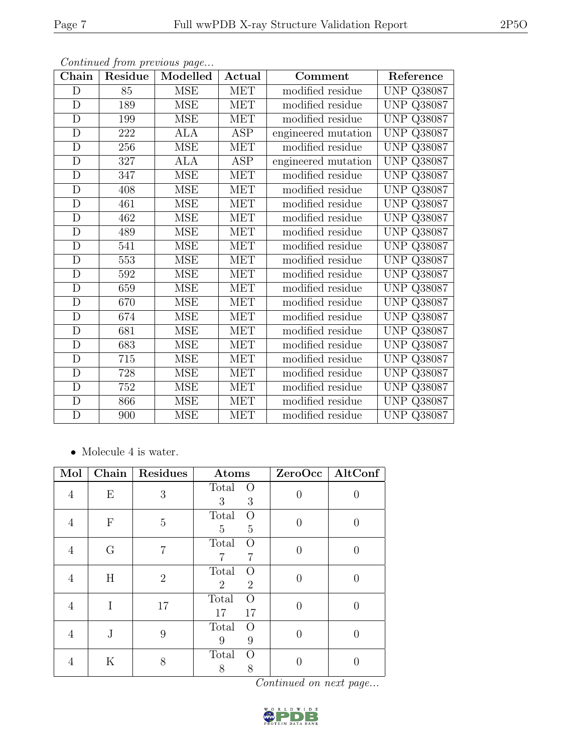*Continued from previous page...*

| Chain | Residue | Modelled | Actual | Comment | Reference |
|---|---|---|---|---|---|
| D | 85 | MSE | MET | modified residue | UNP Q38087 |
| D | 189 | MSE | MET | modified residue | UNP Q38087 |
| D | 199 | MSE | MET | modified residue | UNP Q38087 |
| D | 222 | ALA | ASP | engineered mutation | UNP Q38087 |
| D | 256 | MSE | MET | modified residue | UNP Q38087 |
| D | 327 | ALA | ASP | engineered mutation | UNP Q38087 |
| D | 347 | MSE | MET | modified residue | UNP Q38087 |
| D | 408 | MSE | MET | modified residue | UNP Q38087 |
| D | 461 | MSE | MET | modified residue | UNP Q38087 |
| D | 462 | MSE | MET | modified residue | UNP Q38087 |
| D | 489 | MSE | MET | modified residue | UNP Q38087 |
| D | 541 | MSE | MET | modified residue | UNP Q38087 |
| D | 553 | MSE | MET | modified residue | UNP Q38087 |
| D | 592 | MSE | MET | modified residue | UNP Q38087 |
| D | 659 | MSE | MET | modified residue | UNP Q38087 |
| D | 670 | MSE | MET | modified residue | UNP Q38087 |
| D | 674 | MSE | MET | modified residue | UNP Q38087 |
| D | 681 | MSE | MET | modified residue | UNP Q38087 |
| D | 683 | MSE | MET | modified residue | UNP Q38087 |
| D | 715 | MSE | MET | modified residue | UNP Q38087 |
| D | 728 | MSE | MET | modified residue | UNP Q38087 |
| D | 752 | MSE | MET | modified residue | UNP Q38087 |
| D | 866 | MSE | MET | modified residue | UNP Q38087 |
| D | 900 | MSE | MET | modified residue | UNP Q38087 |

- Molecule 4 is water.

| Mol | Chain | Residues | Atoms | ZeroOcc | AltConf |
|---|---|---|---|---|---|
| 4 | E | 3 | Total O<br>3 3 | 0 | 0 |
| 4 | F | 5 | Total O<br>5 5 | 0 | 0 |
| 4 | G | 7 | Total O<br>7 7 | 0 | 0 |
| 4 | H | 2 | Total O<br>2 2 | 0 | 0 |
| 4 | I | 17 | Total O<br>17 17 | 0 | 0 |
| 4 | J | 9 | Total O<br>9 9 | 0 | 0 |
| 4 | K | 8 | Total O<br>8 8 | 0 | 0 |

*Continued on next page...*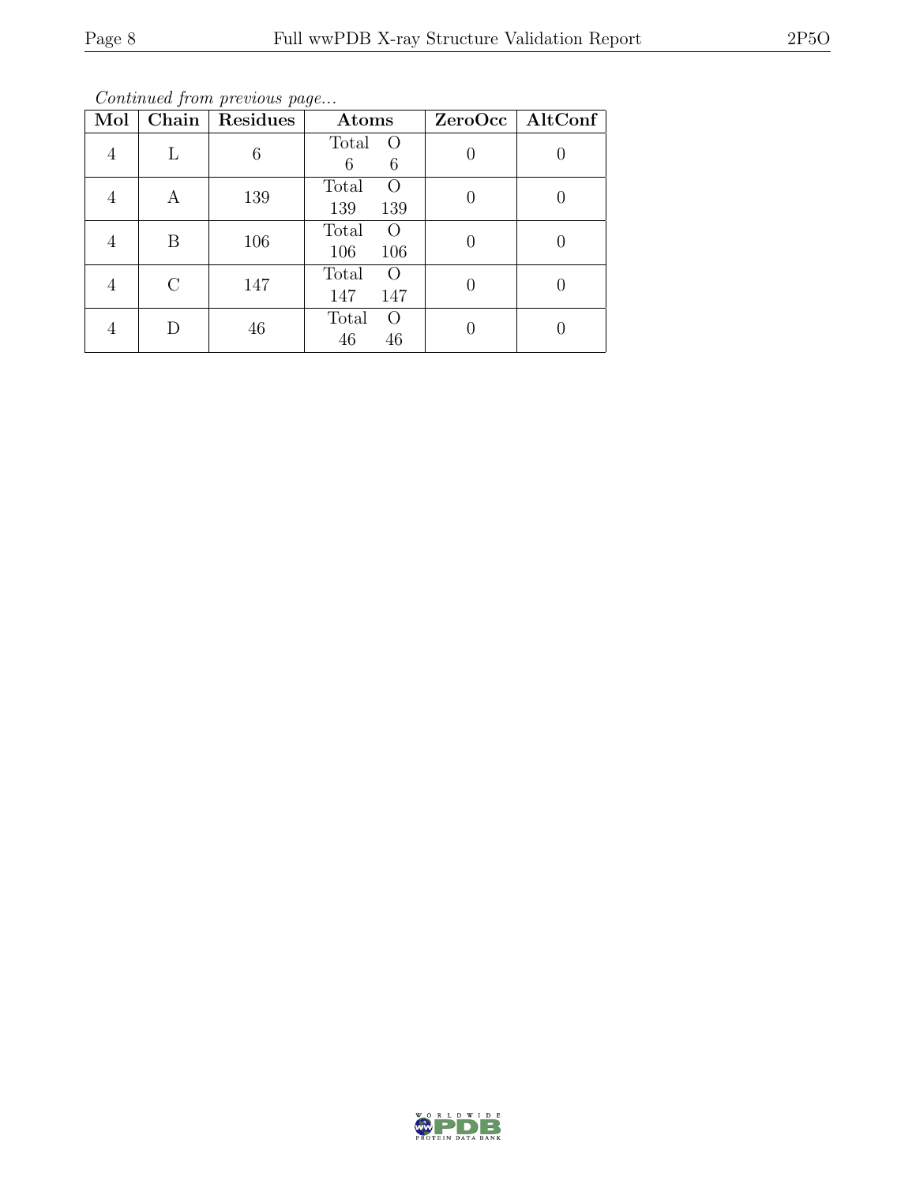*Continued from previous page...*

| Mol | Chain | Residues | Atoms | | ZeroOcc | AltConf |
|---|---|---|---|---|---|---|
| | | | Total | O | | |
| 4 | L | 6 | 6 | 6 | 0 | 0 |
| 4 | A | 139 | 139 | 139 | 0 | 0 |
| 4 | B | 106 | 106 | 106 | 0 | 0 |
| 4 | C | 147 | 147 | 147 | 0 | 0 |
| 4 | D | 46 | 46 | 46 | 0 | 0 |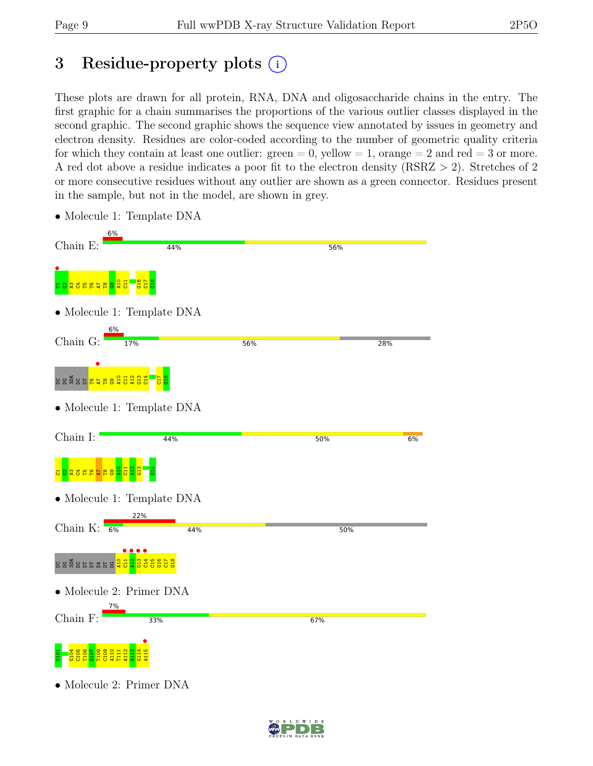# 3 Residue-property plots

These plots are drawn for all protein, RNA, DNA and oligosaccharide chains in the entry. The first graphic for a chain summarises the proportions of the various outlier classes displayed in the second graphic. The second graphic shows the sequence view annotated by issues in geometry and electron density. Residues are color-coded according to the number of geometric quality criteria for which they contain at least one outlier: green = 0, yellow = 1, orange = 2 and red = 3 or more. A red dot above a residue indicates a poor fit to the electron density (RSRZ > 2). Stretches of 2 or more consecutive residues without any outlier are shown as a green connector. Residues present in the sample, but not in the model, are shown in grey.

- Molecule 1: Template DNA

Chain E: 6% | 44% | 56%

C1 G2 N3 C4 T5 T6 A7 T8 G9 A10 C11 G16 C17 G18

- Molecule 1: Template DNA

Chain G: 6% | 17% | 56% | 28%

DC DG 3DR DC DT T6 A7 T8 G9 A10 C11 A12 G13 C14 C17 G18

- Molecule 1: Template DNA

Chain I: 44% | 50% | 6%

C1 G2 N3 C4 T5 T6 A7 T8 G9 A10 C11 A12 G13 G18

- Molecule 1: Template DNA

Chain K: 22% | 6% | 44% | 50%

DC DG 3DR DC DT DT DA DT DG A10 C11 A12 G13 C14 C15 G16 C17 G18

- Molecule 2: Primer DNA

Chain F: 7% | 33% | 67%

G101 G104 C105 T106 G107 T108 C109 A110 T111 A112 A113 G114 A115

- Molecule 2: Primer DNA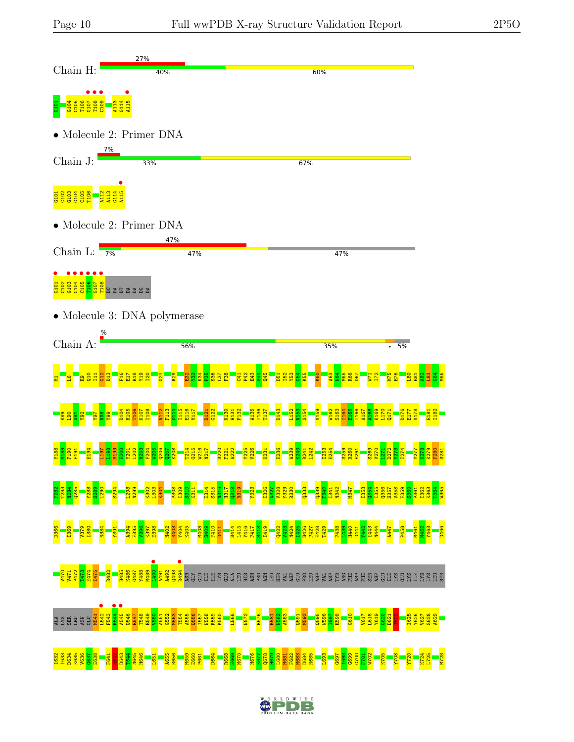Chain H:

27%

40% | 60%

G101 G104 C105 T106 G107 T108 C109 A113 G114 A115

- Molecule 2: Primer DNA

Chain J:

7%

33% | 67%

G101 C102 G103 G104 C105 T106 A112 A113 G114 A115

- Molecule 2: Primer DNA

Chain L:

47%

7% | 47% | 47%

G101 C102 G103 G104 C105 T106 G107 T108 DC DA DT DA DA DG DA

- Molecule 3: DNA polymerase

Chain A:

%

56% | 35% | • | 5%

M1 L6 E9 Q10 I11 G12 D13 F16 E17 R18 Y19 I20 G24 R29 E32 Y33 K34 P35 S36 L37 F38 C41 P42 E43 S44 Q45 D51 I52 Y53 G54 K55 K60 A63 N64 M65 R66 D67 W71 I72 M75 E76 L80 E81 A82 L83 G84 M85

K89 L90 A91 Y92 Y97 N98 Y99 D104 H105 T106 K107 I108 N112 F113 D114 I115 E116 V117 D121 G122 K130 H131 P132 A135 I136 T137 D143 L152 H153 S154 V159 W162 S163 I164 E165 I166 A167 A168 K169 L170 Q171 D176 E177 V178 E181 I182

Y188 M189 F191 E194 L197 L198 M199 E200 Y201 L202 N203 F204 W205 Q206 Q207 K208 T214 G215 W216 N217 S220 F221 A222 Y225 V226 K231 E236 A239 K240 R241 L242 I253 E254 S259 R260 E261 S269 V270 L271 D272 Y273 I274 Y277 K278 K279 F280 S281

F282 T283 N284 Q285 Y288 S289 L290 S294 L298 N299 K302 L303 K304 P308 I309 S310 K311 E314 S315 N316 H317 Q318 R319 Y323 I326 A327 V328 Y329 R330 Q333 Q339 F340 I341 N342 M347 I353 Q354 I355 Q356 S357 V358 F359 S360 P361 I362 K363 T364 W365

D366 I369 V379 I380 R384 Y391 A394 F395 V396 K397 E398 N402 R403 Y404 K405 M408 S409 F410 D411 S414 L415 Y416 P417 S418 I419 Q422 V423 N424 I425 S426 P427 E428 T429 P438 L439 H440 D441 Y442 I443 N444 A447 P458 M461 M462 Y463 D466

V470 V471 P472 T473 E474 I475 R482 H485 K486 G487 Y488 M489 L490 A491 A492 Q493 N494 GLY GLU ILE ILE LYS GLU ALA LEU HIS ASN PRO ASN LEU SER VAL ASP GLU PRO LEU ASP VAL ASP TYR ARG PHE ASP PHE SER ASP GLU ILE LYS GLU LYS ILE LYS LYS LEU SER

ALA LYS SER LEU ASN GLU M541 L542 F543 R544 A545 Q546 R547 T548 E549 V550 A551 G552 M553 T554 A555 Q556 I557 N558 R559 K560 L566 N572 R576 R581 N582 A583 Q591 M592 Q595 W596 I597 E598 G610 V617 L618 Y619 G620 D621 T622 I625 Y626 V627 S628 A629

I632 T633 D634 K635 V636 G637 E638 F641 K642 D643 T644 N645 H646 L651 A655 K656 M659 E660 P661 D664 R668 E669 M670 N676 K677 Q678 H679 L680 M681 F682 N683 D684 R685 L693 G697 I698 G699 G700 F701 W702 K705 Y708 Y720 K724 L725 M728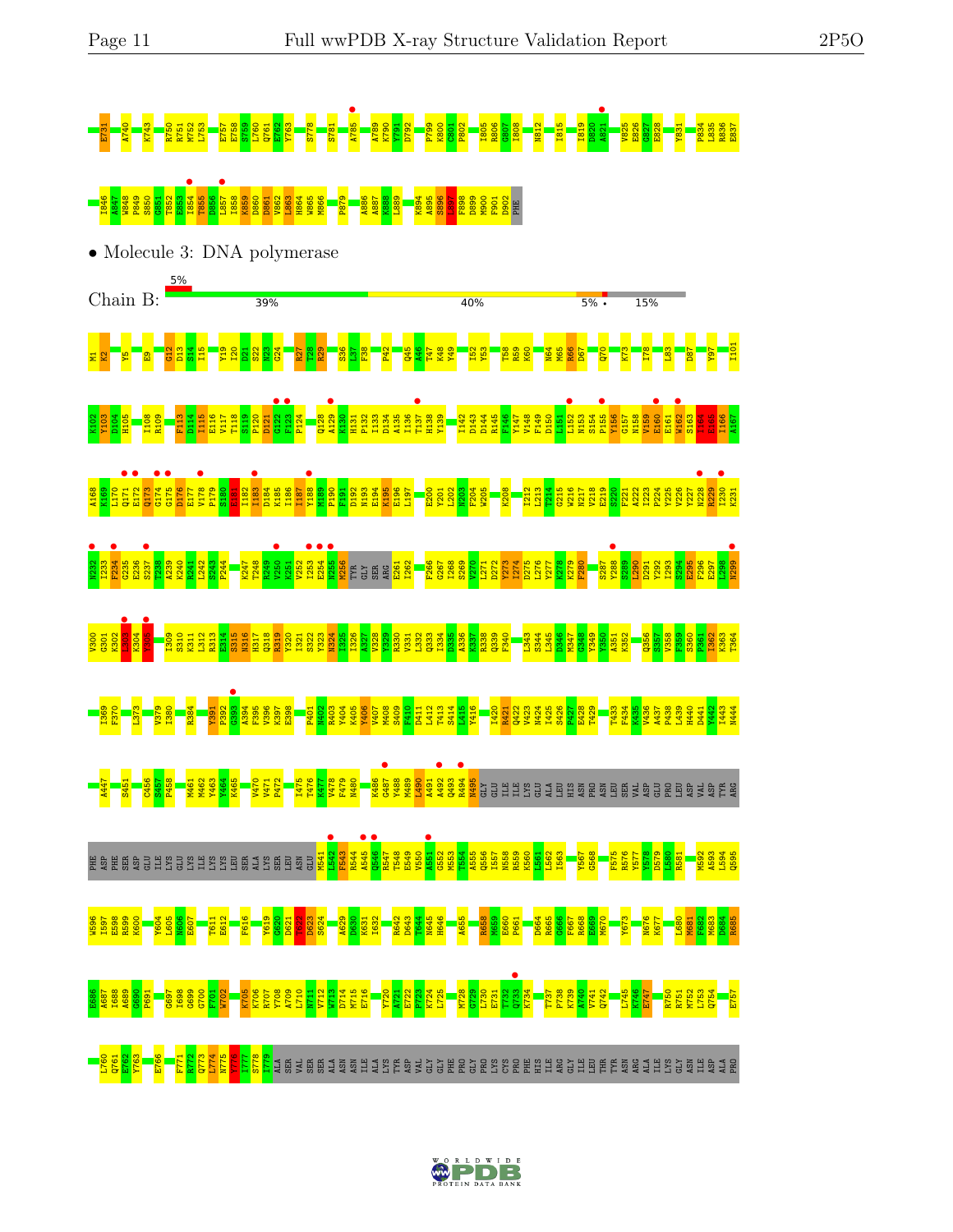E731 A740 K743 R750 R751 M752 L753 E757 E758 S759 L760 Q761 E762 Y763 S778 S781 A785 A789 K790 Y791 D792 P799 K800 C801 P802 I805 R806 G807 I808 N812 I815 I819 D820 A821 V825 E826 G827 E828 Y831 P834 L835 R836 E837

I846 A847 W848 P849 S850 G851 T852 E853 I854 T855 D856 L857 I858 K859 D860 D861 V862 L863 H864 W865 M866 P879 A886 A887 K888 L889 K894 A895 S896 L897 F898 D899 M900 F901 D902 PHE

- Molecule 3: DNA polymerase

Chain B: 5% | 39% | 40% | 5% | • | 15%

M1 K2 Y5 E9 G12 D13 S14 I15 Y19 I20 D21 S22 N23 G24 R27 T28 R29 S36 L37 F38 P42 Q45 A46 T47 K48 Y49 I52 Y53 T58 R59 K60 N64 M65 R66 D67 Q70 K73 I78 L83 D87 Y97 I101

K102 T103 L104 H105 I108 R109 F113 D114 I115 E116 V117 T118 S119 P120 D121 G122 F123 P124 Q128 A129 K130 H131 P132 I133 D134 A135 I136 T137 H138 Y139 I142 D143 D144 R145 F146 Y147 V148 F149 D150 L151 L152 N153 S154 P155 Y156 G157 N158 Y159 E160 E161 W162 S163 Y164 E165 I166 K167

A168 K169 I170 Q171 E172 Q173 G174 G175 D176 E177 V178 P179 S180 E181 I182 I183 D184 K185 I186 I187 Y188 M189 P190 F191 D192 N193 E194 K195 E196 L197 E200 Y201 L202 N203 P204 W205 K208 I212 L213 T214 G215 W216 N217 V218 E219 S220 F221 A222 I223 P224 Y225 V226 Y227 N228 R229 I230 K231

N232 I233 F234 G236 E236 S237 T238 A239 K240 R241 L242 S243 P244 K247 T248 R249 V250 K251 V252 I253 E254 N255 M256 TYR GLY SER ARG E261 I262 F266 G267 I268 S269 V270 L271 D272 Y273 I274 D275 L276 Y277 K278 K279 F280 S287 Y288 S289 L290 D291 Y292 I293 S294 E295 F296 E297 L298 N299

V300 G301 K302 E303 K304 Y305 I309 S310 K311 L312 R313 E314 S315 N316 H317 Q318 R319 Y320 I321 S322 Y323 N324 I325 I326 A327 V328 Y329 R330 V331 L332 Q333 I334 D335 A336 K337 R338 Q339 F340 L343 S344 L345 D346 M347 G348 Y349 Y350 A351 K352 Q356 S357 Y358 F359 S360 P361 I362 K363 T364

I369 F370 L373 V379 I380 R384 Y391 P392 G393 A394 F395 V396 K397 E398 P401 V402 R403 Y404 K405 Y406 V407 M408 S409 F410 D411 L412 T413 S414 L415 Y416 I420 R421 Q422 V423 N424 I425 S426 P427 E428 T429 T433 F434 K435 V436 A437 P438 L439 H440 D441 Y442 I443 N444

A447 S451 C456 S457 P458 M461 M462 Y463 Y464 K465 V470 V471 P472 I475 T476 K477 V478 F479 N480 K486 G487 Y488 M489 L490 A491 A492 Q493 R494 N495 GLY ILE ILE LYS GLU ALA LEU HIS ASN PRO ASN LEU SER VAL ASP GLU PRO LEU ASP VAL ASP TYR ARG

PHE ASP PHE SER ASP GLU ILE LYS GLU LYS ILE LYS LYS LEU SER ALA LYS SER LEU ASN GLU M541 L542 F543 R544 A545 Q546 R547 T548 E549 V550 A551 G552 M553 T554 A555 Q556 I557 N558 R559 K560 L561 L562 I563 Y567 G568 F575 R576 Y577 Y578 D579 L580 R581 M592 A593 L594 Q595

W596 I597 E598 R599 K600 Y604 L605 N606 E607 T611 E612 F616 Y619 G620 D621 T622 D623 S624 A629 D630 K631 I632 R642 D643 T644 N645 H646 A655 R658 K659 E660 P661 D664 R665 G666 F667 R668 E669 M670 Y673 N676 K677 L680 M681 F682 M683 D684 R685

E686 A687 I688 A689 G690 P691 G697 I698 G699 G700 F701 W702 K705 K706 R707 Y708 A709 L710 M711 V712 V713 D714 M715 E716 Y720 A721 E722 F723 K724 L725 M728 G729 L730 E731 T732 Q733 K734 T737 P738 K739 A740 V741 Q742 L745 K746 E747 R750 R751 M752 L753 Q754 E757

L760 Q761 E762 Y763 E766 F771 R772 Q773 L774 N775 Y776 I777 S778 I779 ALA SER VAL SER SER ALA ASN ASN ILE ALA LYS TYR ASP VAL GLY GLY PHE PRO GLY PRO LYS CYS PRO PHE HIS ILE ARG GLY ILE LEU THR TYR ASN ARG ALA ILE LYS GLY ASN ILE ASP ALA PRO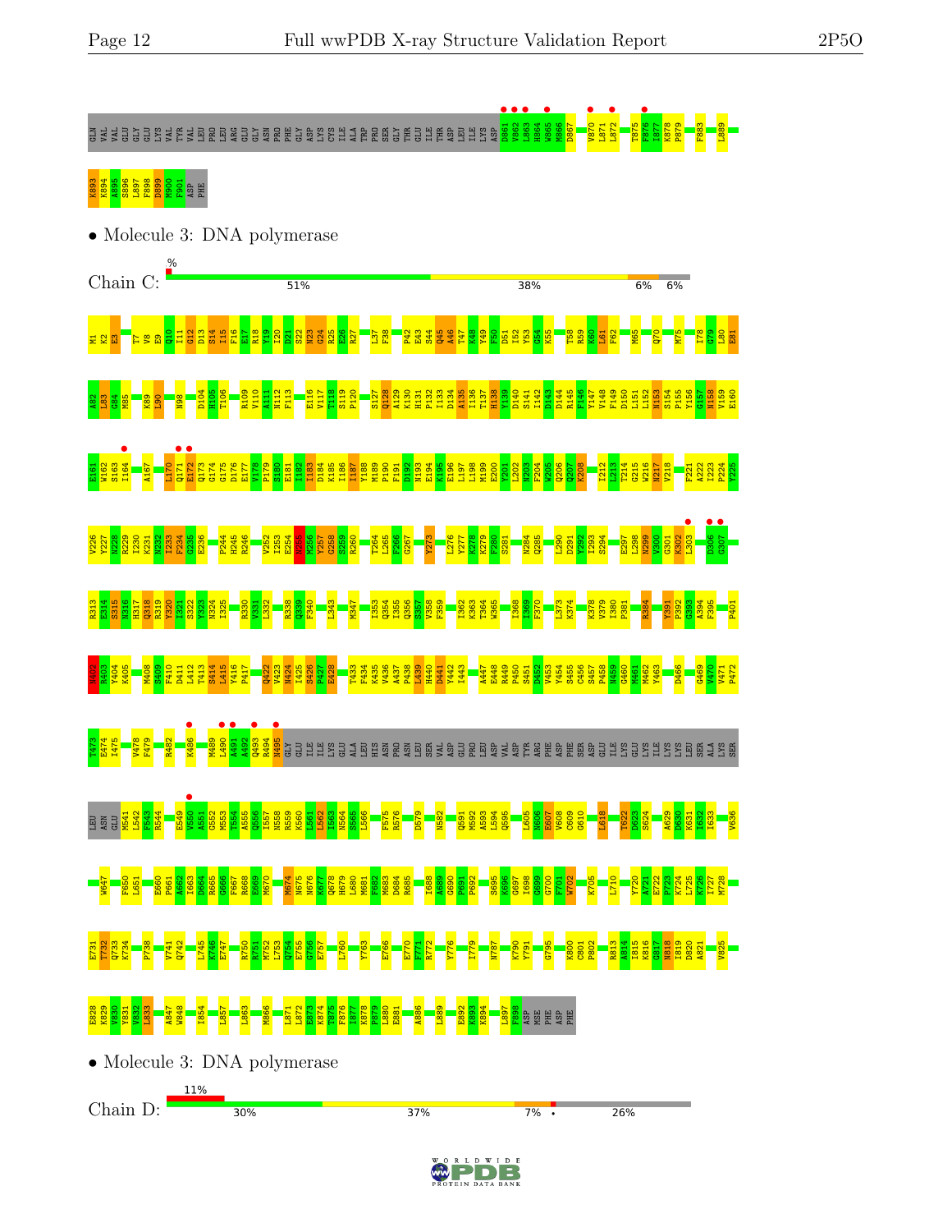GLN VAL VAL GLU GLY GLU LYS VAL TYR VAL LEU PRO LEU ARG GLU GLY ASN PRO PHE GLY ASP LYS CYS ILE ALA TRP PRO SER GLY THR GLU ILE THR ASP LEU ILE LYS ASP D861 V862 L863 H864 W865 M866 D867 V870 L871 L872 T875 F876 I877 K878 P879 F883 L889

K893 K894 A895 S896 L897 F898 D899 M900 F901 ASP PHE

- Molecule 3: DNA polymerase

Chain C: 51% | 38% | 6% | 6%

M1 K2 E3 T7 V8 E9 Q10 I11 G12 D13 S14 I15 F16 E17 R18 Y19 I20 D21 S22 N23 G24 R25 E26 R27 L37 F38 P42 E43 S44 Q45 A46 T47 K48 Y49 F50 D51 I52 Y53 G54 K55 T58 R59 K60 L61 F62 M65 Q70 M75 I78 G79 L80 E81

A82 L83 G84 M85 K89 L90 N98 D104 H105 T106 R109 V110 A111 N112 F113 E116 V117 T118 S119 P120 S127 Q128 A129 K130 H131 P132 I133 D134 A135 I136 T137 H138 Y139 D140 S141 I142 D143 D144 R145 F146 Y147 V148 F149 D150 L151 L152 N153 S154 P155 Y156 G157 N158 V159 E160

E161 W162 S163 I164 A167 L170 Q171 E172 Q173 G174 G175 D176 E177 V178 P179 S180 E181 I182 I183 D184 K185 I186 I187 Y188 M189 P190 F191 D192 N193 E194 K195 E196 L197 L198 M199 E200 Y201 L202 N203 F204 W205 Q206 Q207 K208 I212 L213 T214 G215 W216 N217 V218 F221 A222 I223 P224 Y225

V226 Y227 N228 R229 I230 K231 N232 I233 F234 G235 E236 P244 H245 R246 V252 I253 E254 N255 M256 Y257 G258 S259 R260 T264 L265 F266 G267 Y273 L276 Y277 K278 R279 F280 S281 N284 Q285 L290 D291 Y292 I293 S294 E297 L298 N299 V300 G301 K302 L303 D306 G307

R313 E314 S315 N316 H317 Q318 R319 Y320 I321 S322 Y323 N324 I325 R330 V331 L332 R338 Q339 F340 L343 M347 I353 Q354 I355 Q356 S357 V358 F359 I362 K363 T364 W365 I368 T369 F370 L373 K374 K378 V379 I380 P381 R384 Y391 P392 G393 A394 F395 P401

N402 R403 V404 K405 M408 S409 F410 D411 L412 T413 S414 L415 Y416 P417 Q422 V423 N424 I425 S426 P427 E428 T433 F434 K435 V436 A437 P438 L439 H440 D441 Y442 I443 A447 E448 R449 P450 S451 D452 V453 Y454 S455 C456 S457 P458 N459 G460 M461 M462 Y463 D466 G469 V470 V471 P472

T473 E474 I475 V478 F479 R482 K486 M489 L490 A491 A492 Q493 R494 N495 GLY GLU ILE LYS GLU ALA LEU HIS ASN PRO ASN LEU SER VAL ASP GLU PRO LEU ASP VAL ASP TYR ARG PHE ASP PHE SER ASP GLU ILE LYS GLU LYS ILE LYS LYS LEU SER ALA LYS SER

LEU ASN GLU M541 L542 F543 R544 E549 V550 A551 G552 M553 T554 A555 Q556 I557 N558 R559 K560 L561 L562 I563 N564 S565 L566 F575 R576 D579 N582 Q591 M592 A593 L594 Q595 L605 N606 E607 V608 C609 G610 L618 T622 D623 S624 A629 D630 K631 I632 I633 V636

W647 F650 L651 E660 P661 A662 I663 D664 R665 G666 F667 R668 E669 M670 M674 L675 N676 K677 Q678 H679 L680 M681 F682 M683 D684 R685 I688 A689 G690 P691 P692 S695 K696 G697 I698 G699 G700 F701 W702 K705 L710 Y720 A721 E722 F723 K724 L725 K726 I727 M728

E731 T732 Q733 K734 P738 V741 Q742 L745 K746 E747 R750 R751 M752 L753 Q754 V755 G756 E757 L760 Y763 E766 E770 F771 R772 Y776 I779 N787 K790 Y791 G795 K800 C801 P802 R813 A814 I815 K816 G817 N818 I819 D820 A821 V825

E828 K829 V830 Y831 V832 L833 A847 W848 I854 L857 L863 M866 L871 L872 E873 K874 T875 F876 I877 K878 P879 L880 E881 A886 L889 E892 K893 K894 L897 F898 ASP MSE PHE ASP PHE

- Molecule 3: DNA polymerase

Chain D: 11% | 30% | 37% | 7% | • | 26%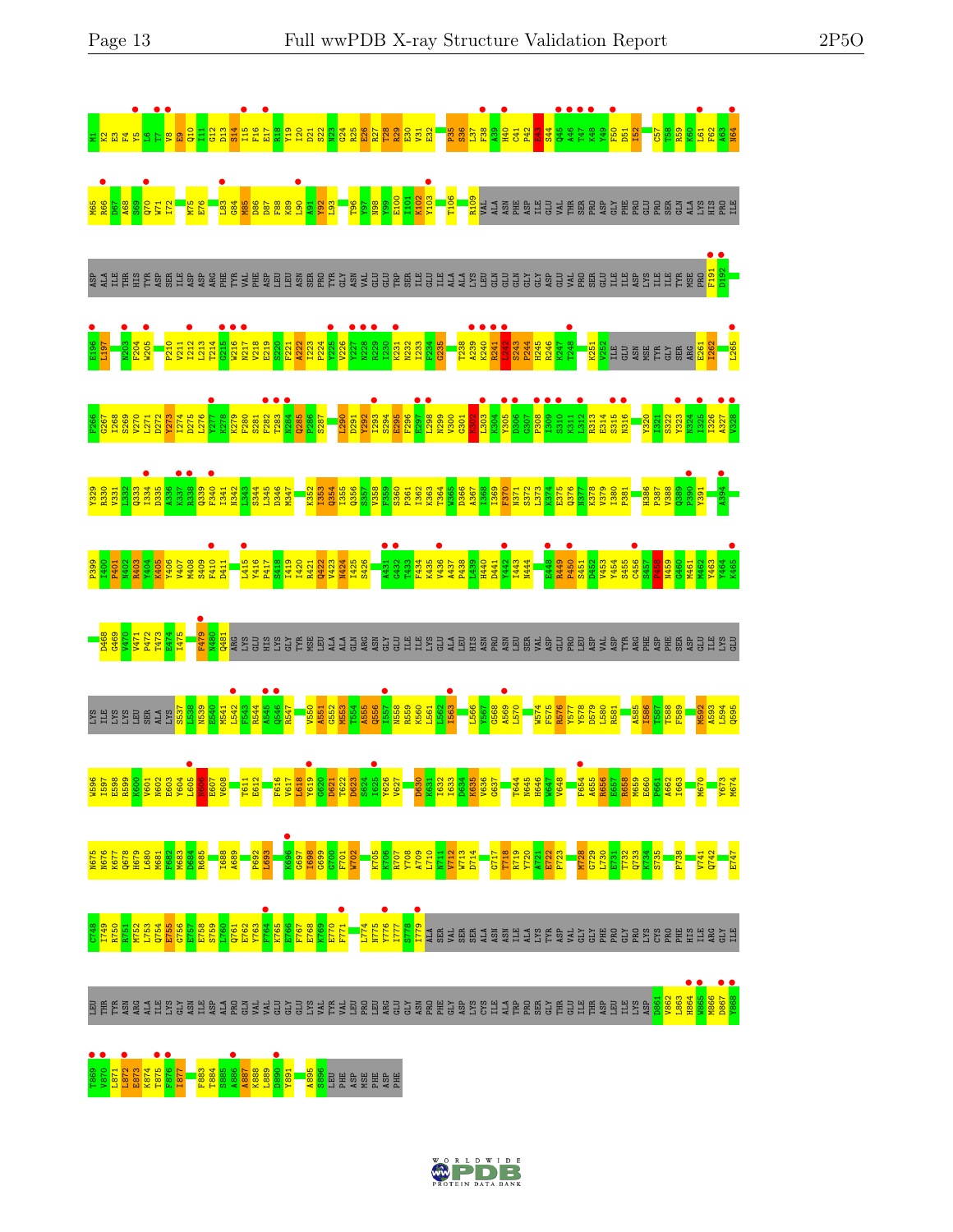M1 K2 E3 F4 Y5 L6 T7 V8 E9 Q10 I11 G12 D13 S14 I15 F16 E17 R18 Y19 I20 D21 S22 N23 G24 R25 E26 R27 T28 R29 E30 V31 E32 P35 S36 L37 F38 A39 H40 C41 P42 F43 S44 Q45 A46 T47 K48 Y49 F50 D51 I52 C57 T58 R59 K60 L61 F62 A63 N64

M65 R66 D67 A68 S69 Q70 W71 I72 M75 E76 L83 G84 M85 D86 D87 F88 K89 L90 A91 Y92 L93 T96 Y97 N98 Y99 E100 I101 K102 Y103 T106 R109 VAL ALA ASN PHE ASP ILE GLU VAL THR SER PRO ASP GLY PHE PRO GLU PRO SER GLN ALA LYS HIS PRO ILE

ASP ALA ILE THR HIS TYR ASP SER ILE ASP ASP ARG PHE TYR VAL PHE ASP LEU LEU ASN SER PRO TYR GLY ASN VAL GLU GLU TRP SER ILE GLU ILE ALA ALA LYS LEU GLN GLN GLN GLY GLY ASP GLU VAL PRO SER GLU ILE ILE ASP LYS ILE ILE TYR MSE PRO F191 D192

E196 L197 N203 F204 W205 P210 V211 I212 L213 T214 G215 W216 N217 V218 E219 S220 F221 A222 P224 Y225 V226 Y227 N228 R229 E230 K231 N232 I233 F234 G235 T238 A239 K240 R241 D242 S243 P244 H245 R246 K247 T248 K251 V252 ILE GLU ASN MSE TYR GLY SER ARG E261 I262 L265

F266 G267 I268 S269 V270 L271 D272 Y273 I274 D275 L276 Y277 K278 K279 F280 S281 F282 T283 N284 Q285 F286 S287 L290 D291 Y292 I293 S294 E295 F296 E297 L298 N299 V300 G301 K302 L303 S304 Y305 D306 G307 P308 I309 S310 K311 L312 R313 E314 S315 N316 Y320 I321 S322 V323 N324 I325 I326 A327 V328

Y329 R330 V331 L332 Q333 I334 D335 A336 K337 R338 Q339 F340 I341 N342 L343 S344 L345 D346 M347 K352 I353 Q354 I355 Q356 S357 V358 F359 S360 P361 I362 K363 T364 W365 D366 A367 T368 L369 F370 N371 S372 L373 K374 E375 Q376 N377 K378 V379 I380 P381 H386 P387 V388 Q389 P390 Y391 A394

P399 I400 P401 N402 R403 Y404 K405 Y406 V407 M408 S409 F410 D411 L415 Y416 P417 S418 I419 I420 R421 Q422 V423 N424 I425 S426 A431 G432 T433 F434 K435 V436 A437 P438 L439 H440 D441 Y442 I443 N444 E448 R449 P450 S451 D452 V453 Y454 S455 C456 S457 P458 N459 G460 M461 K462 Y463 Y464 K465

D468 G469 V470 V471 P472 T473 E474 I475 F479 N480 Q481 ARG LYS GLU HIS LYS GLY TYR MSE LEU ALA ALA GLN ARG ASN GLY GLU ILE ILE LYS GLU ALA LEU HIS ASN PRO ASN LEU SER VAL ASP GLU PRO LEU ASP VAL ASP TYR ARG PHE ASP PHE SER ASP GLU ILE LYS GLU

LYS ILE LYS LYS LEU SER ALA LYS S537 L538 N539 E540 M541 L542 F543 R544 A545 Q546 R547 V550 A551 G552 M553 T554 A555 Q556 I557 N558 R559 K560 L561 L562 I563 L566 Y567 R568 A569 L570 W574 R576 Y577 Y578 D579 L580 R581 A585 I586 T587 T588 F589 M592 A593 L594 Q595

W596 Y597 E598 R599 K600 V601 N602 E603 Y604 L605 N606 E607 V608 T611 E612 F616 V617 I618 V619 G620 D621 T622 D623 S624 I625 Y626 V627 D630 K631 I632 I633 D634 K635 V636 G637 T644 N645 H646 W647 V648 F654 A655 R656 E657 R658 M659 E660 P661 A662 I663 M670 Y673 M674

N675 N676 K677 Q678 H679 L680 M681 F682 M683 D684 R685 I688 A689 P692 L693 K696 G697 I698 G699 G700 F701 W702 K705 K706 R707 Y708 A709 L710 N711 V712 W713 D714 G717 T718 R719 Y720 A721 E722 P723 M728 G729 L730 E731 T732 Q733 K734 S735 P738 V741 Q742 E747

C748 T749 R750 R751 M752 L753 Q754 E755 G756 E757 E758 S759 L760 Q761 E762 Y763 F764 K765 E766 E767 E768 K769 E770 F771 L774 N775 Y776 I777 S778 I779 ALA SER VAL SER SER ALA ASN ASN ILE ALA LYS TYR ASP VAL GLY PHE PRO GLY PRO LYS CYS PRO PHE HIS ILE ARG GLY ILE

LEU THR TYR ASN ARG ALA ILE LYS GLY ASN ILE ASP ALA PRO GLN VAL VAL GLU GLY GLU LYS VAL TYR VAL LEU PRO LEU ARG GLU GLY ASN PRO PHE GLY ASP LYS CYS ILE ALA TRP PRO SER GLY THR GLU ILE THR ASP LEU ILE LYS ASP D861 V862 L863 H864 W865 M866 D867 Y868

T869 V870 L871 L872 E873 K874 T875 F876 I877 F883 T884 S885 A886 A887 K888 L889 D890 Y891 A895 S896 LEU PHE ASP MSE PHE ASP PHE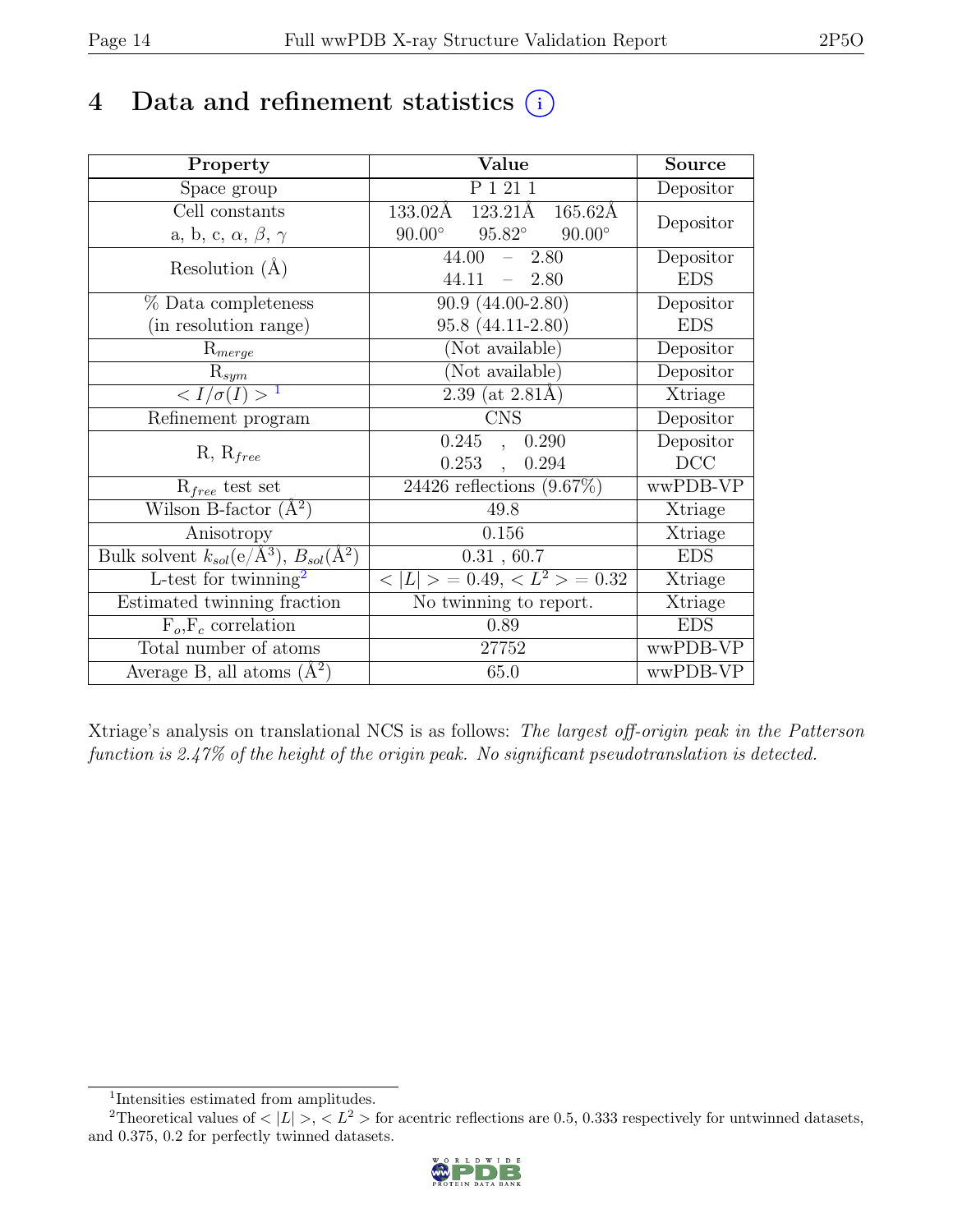# 4 Data and refinement statistics

| Property | Value | Source |
|---|---|---|
| Space group | P 1 21 1 | Depositor |
| Cell constants<br>a, b, c, $\alpha$, $\beta$, $\gamma$ | 133.02Å 123.21Å 165.62Å<br>90.00° 95.82° 90.00° | Depositor |
| Resolution (Å) | 44.00 – 2.80<br>44.11 – 2.80 | Depositor<br>EDS |
| % Data completeness<br>(in resolution range) | 90.9 (44.00-2.80)<br>95.8 (44.11-2.80) | Depositor<br>EDS |
| $R_{merge}$ | (Not available) | Depositor |
| $R_{sym}$ | (Not available) | Depositor |
| $< I/\sigma(I) >$ [1] | 2.39 (at 2.81Å) | Xtriage |
| Refinement program | CNS | Depositor |
| R, $R_{free}$ | 0.245 , 0.290<br>0.253 , 0.294 | Depositor<br>DCC |
| $R_{free}$ test set | 24426 reflections (9.67%) | wwPDB-VP |
| Wilson B-factor (Å$^2$) | 49.8 | Xtriage |
| Anisotropy | 0.156 | Xtriage |
| Bulk solvent $k_{sol}$(e/Å$^3$), $B_{sol}$(Å$^2$) | 0.31 , 60.7 | EDS |
| L-test for twinning[2] | $< \vert L \vert > = 0.49$, $< L^2 > = 0.32$ | Xtriage |
| Estimated twinning fraction | No twinning to report. | Xtriage |
| $F_o$,$F_c$ correlation | 0.89 | EDS |
| Total number of atoms | 27752 | wwPDB-VP |
| Average B, all atoms (Å$^2$) | 65.0 | wwPDB-VP |

Xtriage's analysis on translational NCS is as follows: *The largest off-origin peak in the Patterson function is 2.47% of the height of the origin peak. No significant pseudotranslation is detected.*

[1] Intensities estimated from amplitudes.

[2] Theoretical values of $< |L| >$, $< L^2 >$ for acentric reflections are 0.5, 0.333 respectively for untwinned datasets, and 0.375, 0.2 for perfectly twinned datasets.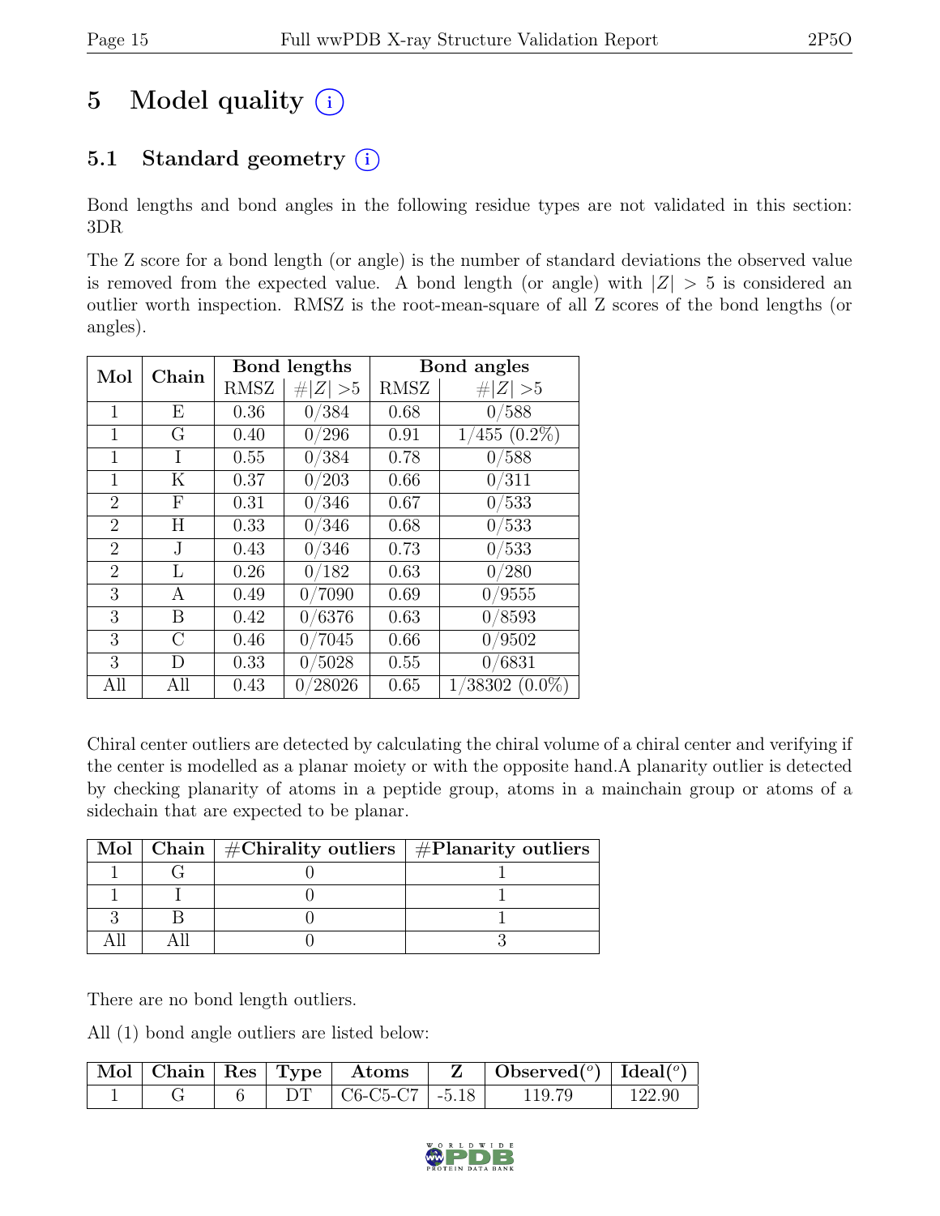# 5 Model quality (i)

## 5.1 Standard geometry (i)

Bond lengths and bond angles in the following residue types are not validated in this section: 3DR

The Z score for a bond length (or angle) is the number of standard deviations the observed value is removed from the expected value. A bond length (or angle) with $|Z| > 5$ is considered an outlier worth inspection. RMSZ is the root-mean-square of all Z scores of the bond lengths (or angles).

| Mol | Chain | Bond lengths | | Bond angles | |
|---|---|---|---|---|---|
| | | RMSZ | $\#\|Z\| > 5$ | RMSZ | $\#\|Z\| > 5$ |
| 1 | E | 0.36 | 0/384 | 0.68 | 0/588 |
| 1 | G | 0.40 | 0/296 | 0.91 | 1/455 (0.2%) |
| 1 | I | 0.55 | 0/384 | 0.78 | 0/588 |
| 1 | K | 0.37 | 0/203 | 0.66 | 0/311 |
| 2 | F | 0.31 | 0/346 | 0.67 | 0/533 |
| 2 | H | 0.33 | 0/346 | 0.68 | 0/533 |
| 2 | J | 0.43 | 0/346 | 0.73 | 0/533 |
| 2 | L | 0.26 | 0/182 | 0.63 | 0/280 |
| 3 | A | 0.49 | 0/7090 | 0.69 | 0/9555 |
| 3 | B | 0.42 | 0/6376 | 0.63 | 0/8593 |
| 3 | C | 0.46 | 0/7045 | 0.66 | 0/9502 |
| 3 | D | 0.33 | 0/5028 | 0.55 | 0/6831 |
| All | All | 0.43 | 0/28026 | 0.65 | 1/38302 (0.0%) |

Chiral center outliers are detected by calculating the chiral volume of a chiral center and verifying if the center is modelled as a planar moiety or with the opposite hand.A planarity outlier is detected by checking planarity of atoms in a peptide group, atoms in a mainchain group or atoms of a sidechain that are expected to be planar.

| Mol | Chain | #Chirality outliers | #Planarity outliers |
|---|---|---|---|
| 1 | G | 0 | 1 |
| 1 | I | 0 | 1 |
| 3 | B | 0 | 1 |
| All | All | 0 | 3 |

There are no bond length outliers.

All (1) bond angle outliers are listed below:

| Mol | Chain | Res | Type | Atoms | Z | Observed(°) | Ideal(°) |
|---|---|---|---|---|---|---|---|
| 1 | G | 6 | DT | C6-C5-C7 | -5.18 | 119.79 | 122.90 |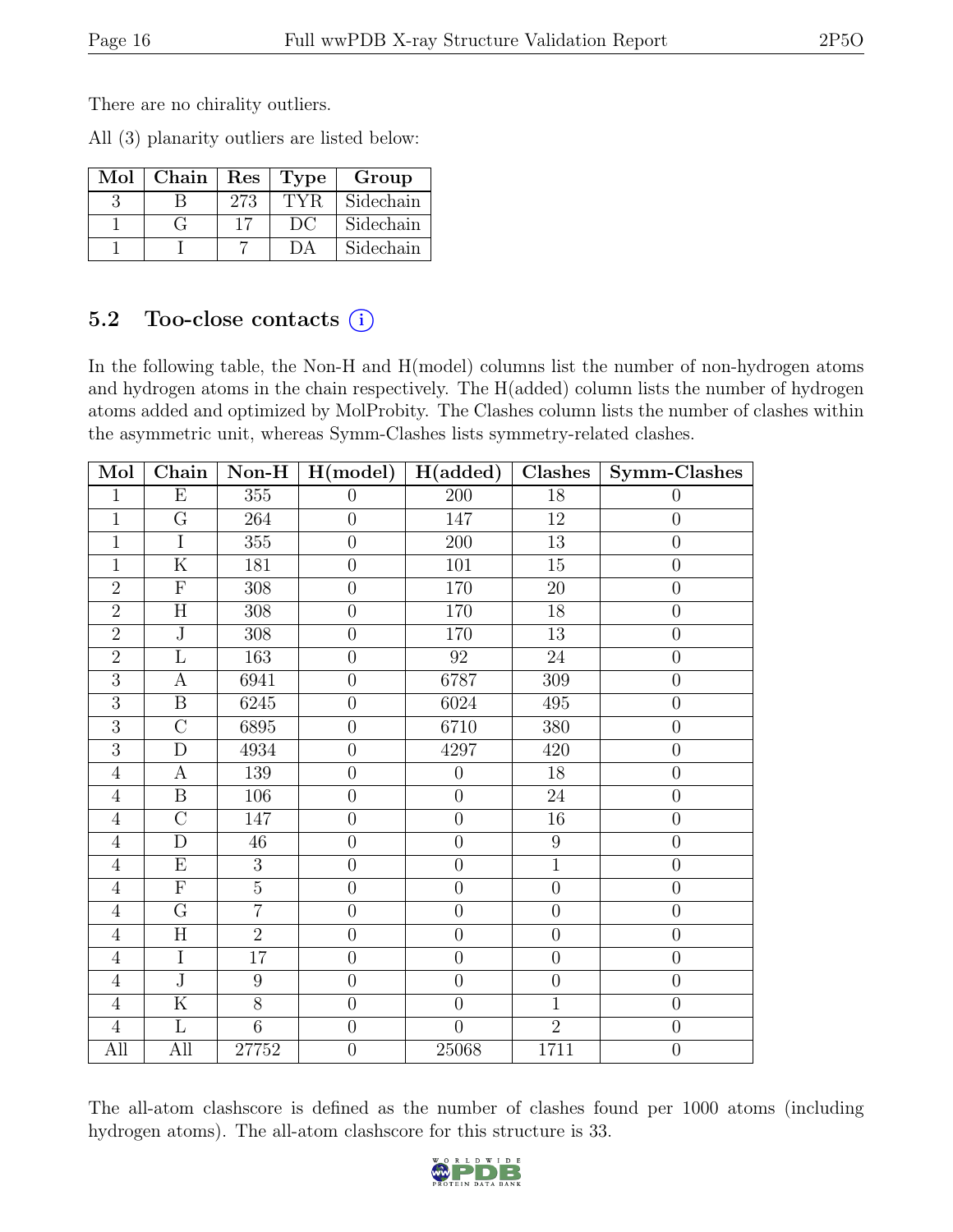There are no chirality outliers.

All (3) planarity outliers are listed below:

| Mol | Chain | Res | Type | Group |
|---|---|---|---|---|
| 3 | B | 273 | TYR | Sidechain |
| 1 | G | 17 | DC | Sidechain |
| 1 | I | 7 | DA | Sidechain |

## 5.2 Too-close contacts

In the following table, the Non-H and H(model) columns list the number of non-hydrogen atoms and hydrogen atoms in the chain respectively. The H(added) column lists the number of hydrogen atoms added and optimized by MolProbity. The Clashes column lists the number of clashes within the asymmetric unit, whereas Symm-Clashes lists symmetry-related clashes.

| Mol | Chain | Non-H | H(model) | H(added) | Clashes | Symm-Clashes |
|---|---|---|---|---|---|---|
| 1 | E | 355 | 0 | 200 | 18 | 0 |
| 1 | G | 264 | 0 | 147 | 12 | 0 |
| 1 | I | 355 | 0 | 200 | 13 | 0 |
| 1 | K | 181 | 0 | 101 | 15 | 0 |
| 2 | F | 308 | 0 | 170 | 20 | 0 |
| 2 | H | 308 | 0 | 170 | 18 | 0 |
| 2 | J | 308 | 0 | 170 | 13 | 0 |
| 2 | L | 163 | 0 | 92 | 24 | 0 |
| 3 | A | 6941 | 0 | 6787 | 309 | 0 |
| 3 | B | 6245 | 0 | 6024 | 495 | 0 |
| 3 | C | 6895 | 0 | 6710 | 380 | 0 |
| 3 | D | 4934 | 0 | 4297 | 420 | 0 |
| 4 | A | 139 | 0 | 0 | 18 | 0 |
| 4 | B | 106 | 0 | 0 | 24 | 0 |
| 4 | C | 147 | 0 | 0 | 16 | 0 |
| 4 | D | 46 | 0 | 0 | 9 | 0 |
| 4 | E | 3 | 0 | 0 | 1 | 0 |
| 4 | F | 5 | 0 | 0 | 0 | 0 |
| 4 | G | 7 | 0 | 0 | 0 | 0 |
| 4 | H | 2 | 0 | 0 | 0 | 0 |
| 4 | I | 17 | 0 | 0 | 0 | 0 |
| 4 | J | 9 | 0 | 0 | 0 | 0 |
| 4 | K | 8 | 0 | 0 | 1 | 0 |
| 4 | L | 6 | 0 | 0 | 2 | 0 |
| All | All | 27752 | 0 | 25068 | 1711 | 0 |

The all-atom clashscore is defined as the number of clashes found per 1000 atoms (including hydrogen atoms). The all-atom clashscore for this structure is 33.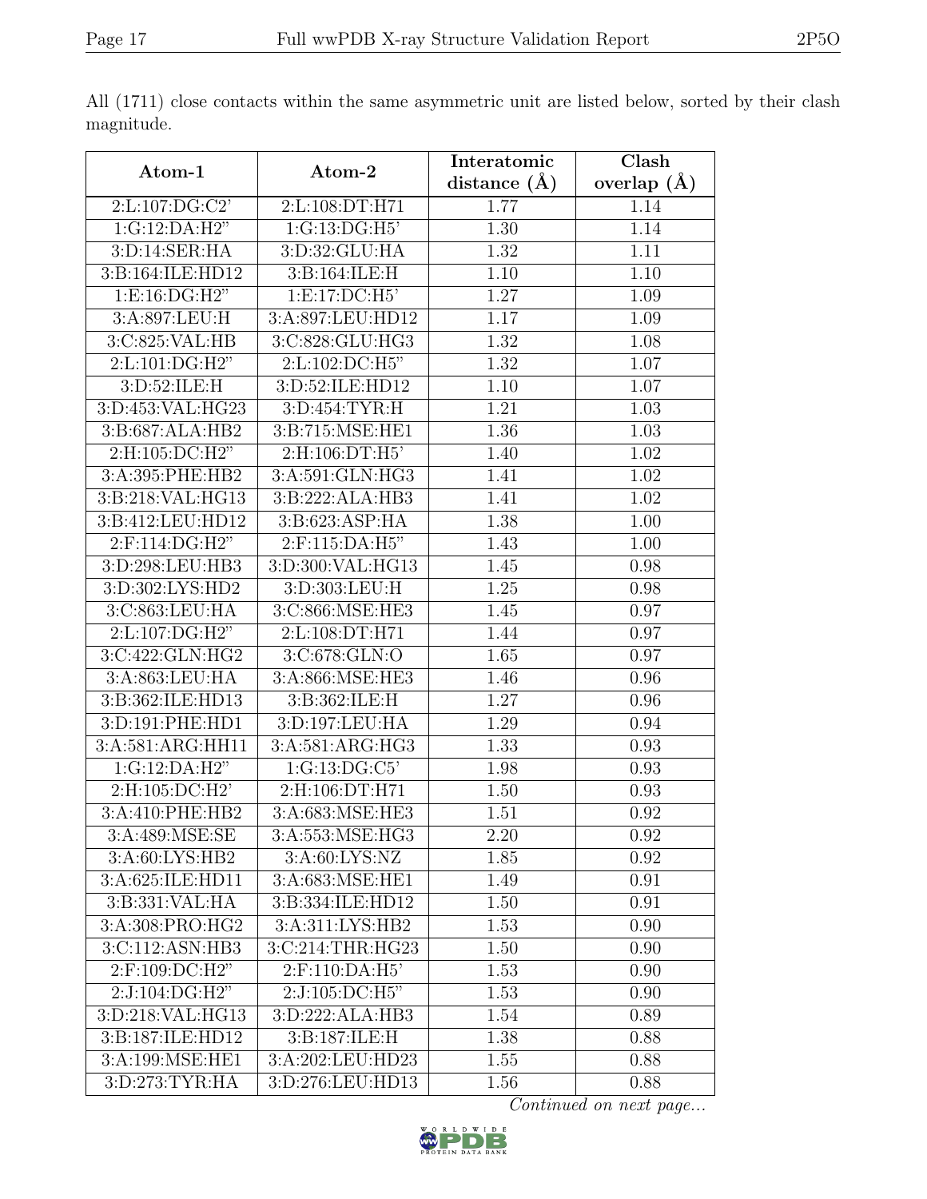All (1711) close contacts within the same asymmetric unit are listed below, sorted by their clash magnitude.

| Atom-1 | Atom-2 | Interatomic distance (Å) | Clash overlap (Å) |
|---|---|---|---|
| 2:L:107:DG:C2' | 2:L:108:DT:H71 | 1.77 | 1.14 |
| 1:G:12:DA:H2" | 1:G:13:DG:H5' | 1.30 | 1.14 |
| 3:D:14:SER:HA | 3:D:32:GLU:HA | 1.32 | 1.11 |
| 3:B:164:ILE:HD12 | 3:B:164:ILE:H | 1.10 | 1.10 |
| 1:E:16:DG:H2" | 1:E:17:DC:H5' | 1.27 | 1.09 |
| 3:A:897:LEU:H | 3:A:897:LEU:HD12 | 1.17 | 1.09 |
| 3:C:825:VAL:HB | 3:C:828:GLU:HG3 | 1.32 | 1.08 |
| 2:L:101:DG:H2" | 2:L:102:DC:H5" | 1.32 | 1.07 |
| 3:D:52:ILE:H | 3:D:52:ILE:HD12 | 1.10 | 1.07 |
| 3:D:453:VAL:HG23 | 3:D:454:TYR:H | 1.21 | 1.03 |
| 3:B:687:ALA:HB2 | 3:B:715:MSE:HE1 | 1.36 | 1.03 |
| 2:H:105:DC:H2" | 2:H:106:DT:H5' | 1.40 | 1.02 |
| 3:A:395:PHE:HB2 | 3:A:591:GLN:HG3 | 1.41 | 1.02 |
| 3:B:218:VAL:HG13 | 3:B:222:ALA:HB3 | 1.41 | 1.02 |
| 3:B:412:LEU:HD12 | 3:B:623:ASP:HA | 1.38 | 1.00 |
| 2:F:114:DG:H2" | 2:F:115:DA:H5" | 1.43 | 1.00 |
| 3:D:298:LEU:HB3 | 3:D:300:VAL:HG13 | 1.45 | 0.98 |
| 3:D:302:LYS:HD2 | 3:D:303:LEU:H | 1.25 | 0.98 |
| 3:C:863:LEU:HA | 3:C:866:MSE:HE3 | 1.45 | 0.97 |
| 2:L:107:DG:H2" | 2:L:108:DT:H71 | 1.44 | 0.97 |
| 3:C:422:GLN:HG2 | 3:C:678:GLN:O | 1.65 | 0.97 |
| 3:A:863:LEU:HA | 3:A:866:MSE:HE3 | 1.46 | 0.96 |
| 3:B:362:ILE:HD13 | 3:B:362:ILE:H | 1.27 | 0.96 |
| 3:D:191:PHE:HD1 | 3:D:197:LEU:HA | 1.29 | 0.94 |
| 3:A:581:ARG:HH11 | 3:A:581:ARG:HG3 | 1.33 | 0.93 |
| 1:G:12:DA:H2" | 1:G:13:DG:C5' | 1.98 | 0.93 |
| 2:H:105:DC:H2' | 2:H:106:DT:H71 | 1.50 | 0.93 |
| 3:A:410:PHE:HB2 | 3:A:683:MSE:HE3 | 1.51 | 0.92 |
| 3:A:489:MSE:SE | 3:A:553:MSE:HG3 | 2.20 | 0.92 |
| 3:A:60:LYS:HB2 | 3:A:60:LYS:NZ | 1.85 | 0.92 |
| 3:A:625:ILE:HD11 | 3:A:683:MSE:HE1 | 1.49 | 0.91 |
| 3:B:331:VAL:HA | 3:B:334:ILE:HD12 | 1.50 | 0.91 |
| 3:A:308:PRO:HG2 | 3:A:311:LYS:HB2 | 1.53 | 0.90 |
| 3:C:112:ASN:HB3 | 3:C:214:THR:HG23 | 1.50 | 0.90 |
| 2:F:109:DC:H2" | 2:F:110:DA:H5' | 1.53 | 0.90 |
| 2:J:104:DG:H2" | 2:J:105:DC:H5" | 1.53 | 0.90 |
| 3:D:218:VAL:HG13 | 3:D:222:ALA:HB3 | 1.54 | 0.89 |
| 3:B:187:ILE:HD12 | 3:B:187:ILE:H | 1.38 | 0.88 |
| 3:A:199:MSE:HE1 | 3:A:202:LEU:HD23 | 1.55 | 0.88 |
| 3:D:273:TYR:HA | 3:D:276:LEU:HD13 | 1.56 | 0.88 |

*Continued on next page...*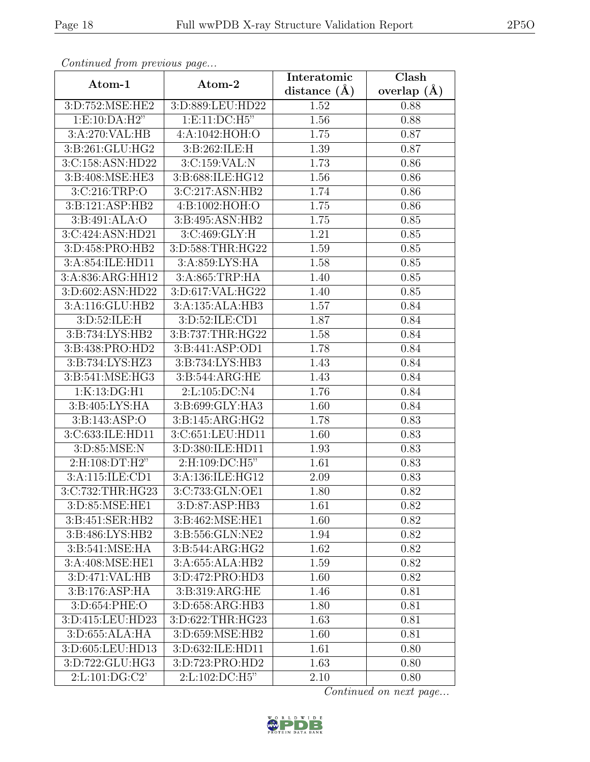*Continued from previous page...*

| Atom-1 | Atom-2 | Interatomic distance (Å) | Clash overlap (Å) |
|---|---|---|---|
| 3:D:752:MSE:HE2 | 3:D:889:LEU:HD22 | 1.52 | 0.88 |
| 1:E:10:DA:H2" | 1:E:11:DC:H5" | 1.56 | 0.88 |
| 3:A:270:VAL:HB | 4:A:1042:HOH:O | 1.75 | 0.87 |
| 3:B:261:GLU:HG2 | 3:B:262:ILE:H | 1.39 | 0.87 |
| 3:C:158:ASN:HD22 | 3:C:159:VAL:N | 1.73 | 0.86 |
| 3:B:408:MSE:HE3 | 3:B:688:ILE:HG12 | 1.56 | 0.86 |
| 3:C:216:TRP:O | 3:C:217:ASN:HB2 | 1.74 | 0.86 |
| 3:B:121:ASP:HB2 | 4:B:1002:HOH:O | 1.75 | 0.86 |
| 3:B:491:ALA:O | 3:B:495:ASN:HB2 | 1.75 | 0.85 |
| 3:C:424:ASN:HD21 | 3:C:469:GLY:H | 1.21 | 0.85 |
| 3:D:458:PRO:HB2 | 3:D:588:THR:HG22 | 1.59 | 0.85 |
| 3:A:854:ILE:HD11 | 3:A:859:LYS:HA | 1.58 | 0.85 |
| 3:A:836:ARG:HH12 | 3:A:865:TRP:HA | 1.40 | 0.85 |
| 3:D:602:ASN:HD22 | 3:D:617:VAL:HG22 | 1.40 | 0.85 |
| 3:A:116:GLU:HB2 | 3:A:135:ALA:HB3 | 1.57 | 0.84 |
| 3:D:52:ILE:H | 3:D:52:ILE:CD1 | 1.87 | 0.84 |
| 3:B:734:LYS:HB2 | 3:B:737:THR:HG22 | 1.58 | 0.84 |
| 3:B:438:PRO:HD2 | 3:B:441:ASP:OD1 | 1.78 | 0.84 |
| 3:B:734:LYS:HZ3 | 3:B:734:LYS:HB3 | 1.43 | 0.84 |
| 3:B:541:MSE:HG3 | 3:B:544:ARG:HE | 1.43 | 0.84 |
| 1:K:13:DG:H1 | 2:L:105:DC:N4 | 1.76 | 0.84 |
| 3:B:405:LYS:HA | 3:B:699:GLY:HA3 | 1.60 | 0.84 |
| 3:B:143:ASP:O | 3:B:145:ARG:HG2 | 1.78 | 0.83 |
| 3:C:633:ILE:HD11 | 3:C:651:LEU:HD11 | 1.60 | 0.83 |
| 3:D:85:MSE:N | 3:D:380:ILE:HD11 | 1.93 | 0.83 |
| 2:H:108:DT:H2" | 2:H:109:DC:H5" | 1.61 | 0.83 |
| 3:A:115:ILE:CD1 | 3:A:136:ILE:HG12 | 2.09 | 0.83 |
| 3:C:732:THR:HG23 | 3:C:733:GLN:OE1 | 1.80 | 0.82 |
| 3:D:85:MSE:HE1 | 3:D:87:ASP:HB3 | 1.61 | 0.82 |
| 3:B:451:SER:HB2 | 3:B:462:MSE:HE1 | 1.60 | 0.82 |
| 3:B:486:LYS:HB2 | 3:B:556:GLN:NE2 | 1.94 | 0.82 |
| 3:B:541:MSE:HA | 3:B:544:ARG:HG2 | 1.62 | 0.82 |
| 3:A:408:MSE:HE1 | 3:A:655:ALA:HB2 | 1.59 | 0.82 |
| 3:D:471:VAL:HB | 3:D:472:PRO:HD3 | 1.60 | 0.82 |
| 3:B:176:ASP:HA | 3:B:319:ARG:HE | 1.46 | 0.81 |
| 3:D:654:PHE:O | 3:D:658:ARG:HB3 | 1.80 | 0.81 |
| 3:D:415:LEU:HD23 | 3:D:622:THR:HG23 | 1.63 | 0.81 |
| 3:D:655:ALA:HA | 3:D:659:MSE:HB2 | 1.60 | 0.81 |
| 3:D:605:LEU:HD13 | 3:D:632:ILE:HD11 | 1.61 | 0.80 |
| 3:D:722:GLU:HG3 | 3:D:723:PRO:HD2 | 1.63 | 0.80 |
| 2:L:101:DG:C2' | 2:L:102:DC:H5" | 2.10 | 0.80 |

*Continued on next page...*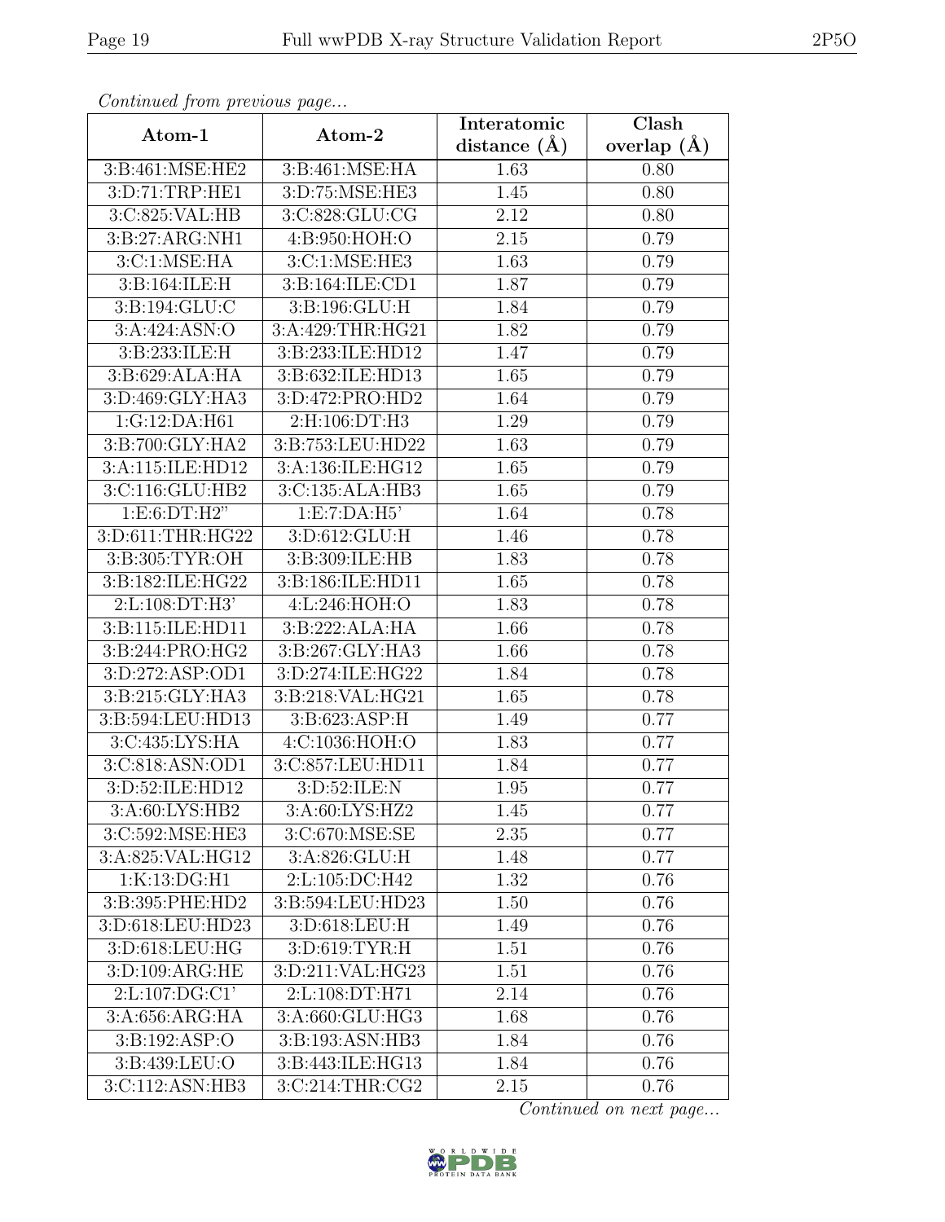*Continued from previous page...*

| Atom-1 | Atom-2 | Interatomic distance (Å) | Clash overlap (Å) |
|---|---|---|---|
| 3:B:461:MSE:HE2 | 3:B:461:MSE:HA | 1.63 | 0.80 |
| 3:D:71:TRP:HE1 | 3:D:75:MSE:HE3 | 1.45 | 0.80 |
| 3:C:825:VAL:HB | 3:C:828:GLU:CG | 2.12 | 0.80 |
| 3:B:27:ARG:NH1 | 4:B:950:HOH:O | 2.15 | 0.79 |
| 3:C:1:MSE:HA | 3:C:1:MSE:HE3 | 1.63 | 0.79 |
| 3:B:164:ILE:H | 3:B:164:ILE:CD1 | 1.87 | 0.79 |
| 3:B:194:GLU:C | 3:B:196:GLU:H | 1.84 | 0.79 |
| 3:A:424:ASN:O | 3:A:429:THR:HG21 | 1.82 | 0.79 |
| 3:B:233:ILE:H | 3:B:233:ILE:HD12 | 1.47 | 0.79 |
| 3:B:629:ALA:HA | 3:B:632:ILE:HD13 | 1.65 | 0.79 |
| 3:D:469:GLY:HA3 | 3:D:472:PRO:HD2 | 1.64 | 0.79 |
| 1:G:12:DA:H61 | 2:H:106:DT:H3 | 1.29 | 0.79 |
| 3:B:700:GLY:HA2 | 3:B:753:LEU:HD22 | 1.63 | 0.79 |
| 3:A:115:ILE:HD12 | 3:A:136:ILE:HG12 | 1.65 | 0.79 |
| 3:C:116:GLU:HB2 | 3:C:135:ALA:HB3 | 1.65 | 0.79 |
| 1:E:6:DT:H2" | 1:E:7:DA:H5' | 1.64 | 0.78 |
| 3:D:611:THR:HG22 | 3:D:612:GLU:H | 1.46 | 0.78 |
| 3:B:305:TYR:OH | 3:B:309:ILE:HB | 1.83 | 0.78 |
| 3:B:182:ILE:HG22 | 3:B:186:ILE:HD11 | 1.65 | 0.78 |
| 2:L:108:DT:H3' | 4:L:246:HOH:O | 1.83 | 0.78 |
| 3:B:115:ILE:HD11 | 3:B:222:ALA:HA | 1.66 | 0.78 |
| 3:B:244:PRO:HG2 | 3:B:267:GLY:HA3 | 1.66 | 0.78 |
| 3:D:272:ASP:OD1 | 3:D:274:ILE:HG22 | 1.84 | 0.78 |
| 3:B:215:GLY:HA3 | 3:B:218:VAL:HG21 | 1.65 | 0.78 |
| 3:B:594:LEU:HD13 | 3:B:623:ASP:H | 1.49 | 0.77 |
| 3:C:435:LYS:HA | 4:C:1036:HOH:O | 1.83 | 0.77 |
| 3:C:818:ASN:OD1 | 3:C:857:LEU:HD11 | 1.84 | 0.77 |
| 3:D:52:ILE:HD12 | 3:D:52:ILE:N | 1.95 | 0.77 |
| 3:A:60:LYS:HB2 | 3:A:60:LYS:HZ2 | 1.45 | 0.77 |
| 3:C:592:MSE:HE3 | 3:C:670:MSE:SE | 2.35 | 0.77 |
| 3:A:825:VAL:HG12 | 3:A:826:GLU:H | 1.48 | 0.77 |
| 1:K:13:DG:H1 | 2:L:105:DC:H42 | 1.32 | 0.76 |
| 3:B:395:PHE:HD2 | 3:B:594:LEU:HD23 | 1.50 | 0.76 |
| 3:D:618:LEU:HD23 | 3:D:618:LEU:H | 1.49 | 0.76 |
| 3:D:618:LEU:HG | 3:D:619:TYR:H | 1.51 | 0.76 |
| 3:D:109:ARG:HE | 3:D:211:VAL:HG23 | 1.51 | 0.76 |
| 2:L:107:DG:C1' | 2:L:108:DT:H71 | 2.14 | 0.76 |
| 3:A:656:ARG:HA | 3:A:660:GLU:HG3 | 1.68 | 0.76 |
| 3:B:192:ASP:O | 3:B:193:ASN:HB3 | 1.84 | 0.76 |
| 3:B:439:LEU:O | 3:B:443:ILE:HG13 | 1.84 | 0.76 |
| 3:C:112:ASN:HB3 | 3:C:214:THR:CG2 | 2.15 | 0.76 |

*Continued on next page...*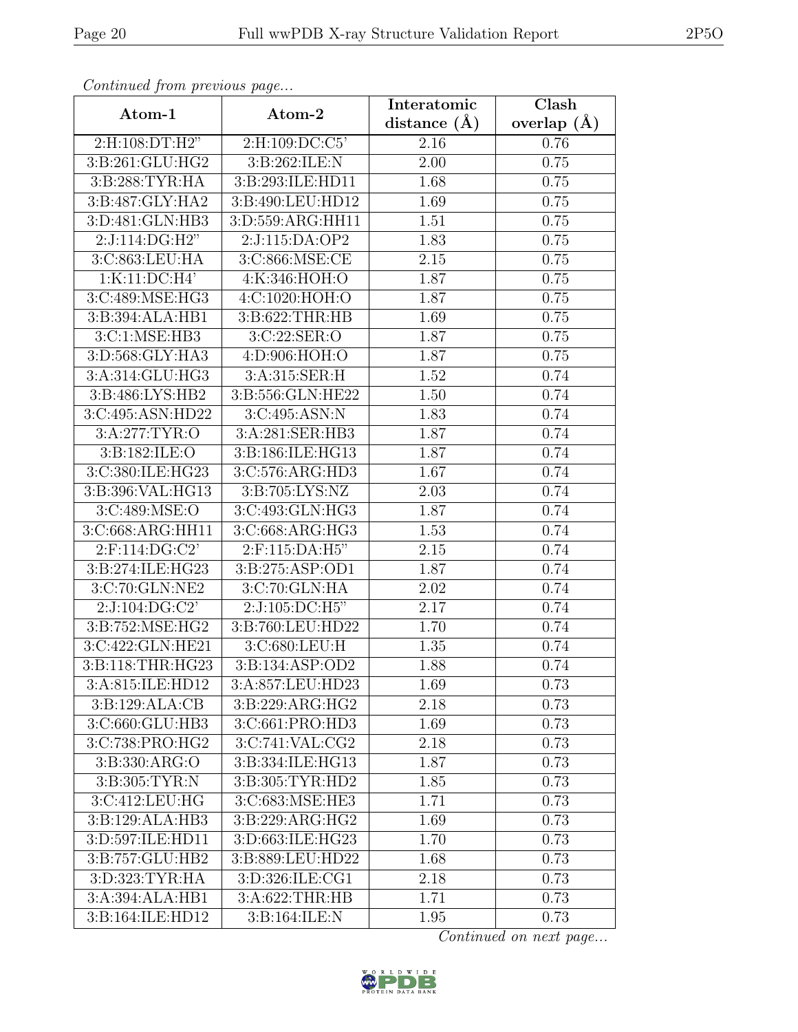*Continued from previous page...*

| Atom-1 | Atom-2 | Interatomic distance (Å) | Clash overlap (Å) |
|---|---|---|---|
| 2:H:108:DT:H2" | 2:H:109:DC:C5' | 2.16 | 0.76 |
| 3:B:261:GLU:HG2 | 3:B:262:ILE:N | 2.00 | 0.75 |
| 3:B:288:TYR:HA | 3:B:293:ILE:HD11 | 1.68 | 0.75 |
| 3:B:487:GLY:HA2 | 3:B:490:LEU:HD12 | 1.69 | 0.75 |
| 3:D:481:GLN:HB3 | 3:D:559:ARG:HH11 | 1.51 | 0.75 |
| 2:J:114:DG:H2" | 2:J:115:DA:OP2 | 1.83 | 0.75 |
| 3:C:863:LEU:HA | 3:C:866:MSE:CE | 2.15 | 0.75 |
| 1:K:11:DC:H4' | 4:K:346:HOH:O | 1.87 | 0.75 |
| 3:C:489:MSE:HG3 | 4:C:1020:HOH:O | 1.87 | 0.75 |
| 3:B:394:ALA:HB1 | 3:B:622:THR:HB | 1.69 | 0.75 |
| 3:C:1:MSE:HB3 | 3:C:22:SER:O | 1.87 | 0.75 |
| 3:D:568:GLY:HA3 | 4:D:906:HOH:O | 1.87 | 0.75 |
| 3:A:314:GLU:HG3 | 3:A:315:SER:H | 1.52 | 0.74 |
| 3:B:486:LYS:HB2 | 3:B:556:GLN:HE22 | 1.50 | 0.74 |
| 3:C:495:ASN:HD22 | 3:C:495:ASN:N | 1.83 | 0.74 |
| 3:A:277:TYR:O | 3:A:281:SER:HB3 | 1.87 | 0.74 |
| 3:B:182:ILE:O | 3:B:186:ILE:HG13 | 1.87 | 0.74 |
| 3:C:380:ILE:HG23 | 3:C:576:ARG:HD3 | 1.67 | 0.74 |
| 3:B:396:VAL:HG13 | 3:B:705:LYS:NZ | 2.03 | 0.74 |
| 3:C:489:MSE:O | 3:C:493:GLN:HG3 | 1.87 | 0.74 |
| 3:C:668:ARG:HH11 | 3:C:668:ARG:HG3 | 1.53 | 0.74 |
| 2:F:114:DG:C2' | 2:F:115:DA:H5" | 2.15 | 0.74 |
| 3:B:274:ILE:HG23 | 3:B:275:ASP:OD1 | 1.87 | 0.74 |
| 3:C:70:GLN:NE2 | 3:C:70:GLN:HA | 2.02 | 0.74 |
| 2:J:104:DG:C2' | 2:J:105:DC:H5" | 2.17 | 0.74 |
| 3:B:752:MSE:HG2 | 3:B:760:LEU:HD22 | 1.70 | 0.74 |
| 3:C:422:GLN:HE21 | 3:C:680:LEU:H | 1.35 | 0.74 |
| 3:B:118:THR:HG23 | 3:B:134:ASP:OD2 | 1.88 | 0.74 |
| 3:A:815:ILE:HD12 | 3:A:857:LEU:HD23 | 1.69 | 0.73 |
| 3:B:129:ALA:CB | 3:B:229:ARG:HG2 | 2.18 | 0.73 |
| 3:C:660:GLU:HB3 | 3:C:661:PRO:HD3 | 1.69 | 0.73 |
| 3:C:738:PRO:HG2 | 3:C:741:VAL:CG2 | 2.18 | 0.73 |
| 3:B:330:ARG:O | 3:B:334:ILE:HG13 | 1.87 | 0.73 |
| 3:B:305:TYR:N | 3:B:305:TYR:HD2 | 1.85 | 0.73 |
| 3:C:412:LEU:HG | 3:C:683:MSE:HE3 | 1.71 | 0.73 |
| 3:B:129:ALA:HB3 | 3:B:229:ARG:HG2 | 1.69 | 0.73 |
| 3:D:597:ILE:HD11 | 3:D:663:ILE:HG23 | 1.70 | 0.73 |
| 3:B:757:GLU:HB2 | 3:B:889:LEU:HD22 | 1.68 | 0.73 |
| 3:D:323:TYR:HA | 3:D:326:ILE:CG1 | 2.18 | 0.73 |
| 3:A:394:ALA:HB1 | 3:A:622:THR:HB | 1.71 | 0.73 |
| 3:B:164:ILE:HD12 | 3:B:164:ILE:N | 1.95 | 0.73 |

*Continued on next page...*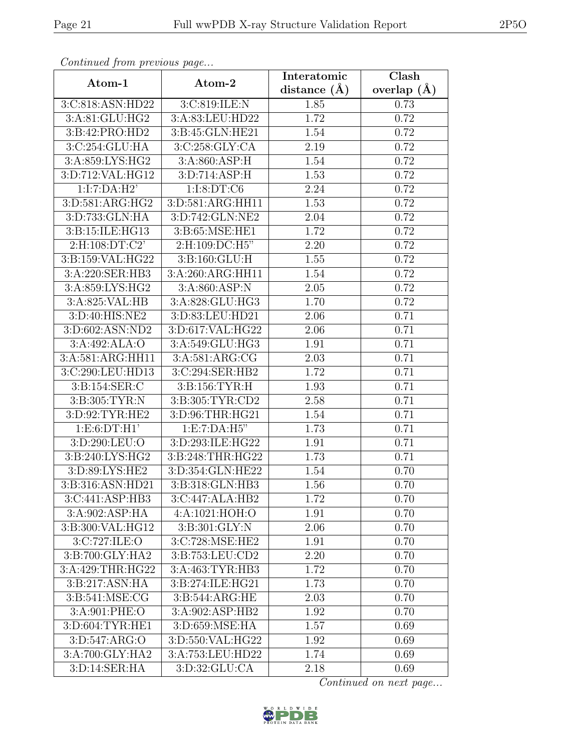*Continued from previous page...*

| Atom-1 | Atom-2 | Interatomic distance (Å) | Clash overlap (Å) |
|---|---|---|---|
| 3:C:818:ASN:HD22 | 3:C:819:ILE:N | 1.85 | 0.73 |
| 3:A:81:GLU:HG2 | 3:A:83:LEU:HD22 | 1.72 | 0.72 |
| 3:B:42:PRO:HD2 | 3:B:45:GLN:HE21 | 1.54 | 0.72 |
| 3:C:254:GLU:HA | 3:C:258:GLY:CA | 2.19 | 0.72 |
| 3:A:859:LYS:HG2 | 3:A:860:ASP:H | 1.54 | 0.72 |
| 3:D:712:VAL:HG12 | 3:D:714:ASP:H | 1.53 | 0.72 |
| 1:I:7:DA:H2' | 1:I:8:DT:C6 | 2.24 | 0.72 |
| 3:D:581:ARG:HG2 | 3:D:581:ARG:HH11 | 1.53 | 0.72 |
| 3:D:733:GLN:HA | 3:D:742:GLN:NE2 | 2.04 | 0.72 |
| 3:B:15:ILE:HG13 | 3:B:65:MSE:HE1 | 1.72 | 0.72 |
| 2:H:108:DT:C2' | 2:H:109:DC:H5" | 2.20 | 0.72 |
| 3:B:159:VAL:HG22 | 3:B:160:GLU:H | 1.55 | 0.72 |
| 3:A:220:SER:HB3 | 3:A:260:ARG:HH11 | 1.54 | 0.72 |
| 3:A:859:LYS:HG2 | 3:A:860:ASP:N | 2.05 | 0.72 |
| 3:A:825:VAL:HB | 3:A:828:GLU:HG3 | 1.70 | 0.72 |
| 3:D:40:HIS:NE2 | 3:D:83:LEU:HD21 | 2.06 | 0.71 |
| 3:D:602:ASN:ND2 | 3:D:617:VAL:HG22 | 2.06 | 0.71 |
| 3:A:492:ALA:O | 3:A:549:GLU:HG3 | 1.91 | 0.71 |
| 3:A:581:ARG:HH11 | 3:A:581:ARG:CG | 2.03 | 0.71 |
| 3:C:290:LEU:HD13 | 3:C:294:SER:HB2 | 1.72 | 0.71 |
| 3:B:154:SER:C | 3:B:156:TYR:H | 1.93 | 0.71 |
| 3:B:305:TYR:N | 3:B:305:TYR:CD2 | 2.58 | 0.71 |
| 3:D:92:TYR:HE2 | 3:D:96:THR:HG21 | 1.54 | 0.71 |
| 1:E:6:DT:H1' | 1:E:7:DA:H5" | 1.73 | 0.71 |
| 3:D:290:LEU:O | 3:D:293:ILE:HG22 | 1.91 | 0.71 |
| 3:B:240:LYS:HG2 | 3:B:248:THR:HG22 | 1.73 | 0.71 |
| 3:D:89:LYS:HE2 | 3:D:354:GLN:HE22 | 1.54 | 0.70 |
| 3:B:316:ASN:HD21 | 3:B:318:GLN:HB3 | 1.56 | 0.70 |
| 3:C:441:ASP:HB3 | 3:C:447:ALA:HB2 | 1.72 | 0.70 |
| 3:A:902:ASP:HA | 4:A:1021:HOH:O | 1.91 | 0.70 |
| 3:B:300:VAL:HG12 | 3:B:301:GLY:N | 2.06 | 0.70 |
| 3:C:727:ILE:O | 3:C:728:MSE:HE2 | 1.91 | 0.70 |
| 3:B:700:GLY:HA2 | 3:B:753:LEU:CD2 | 2.20 | 0.70 |
| 3:A:429:THR:HG22 | 3:A:463:TYR:HB3 | 1.72 | 0.70 |
| 3:B:217:ASN:HA | 3:B:274:ILE:HG21 | 1.73 | 0.70 |
| 3:B:541:MSE:CG | 3:B:544:ARG:HE | 2.03 | 0.70 |
| 3:A:901:PHE:O | 3:A:902:ASP:HB2 | 1.92 | 0.70 |
| 3:D:604:TYR:HE1 | 3:D:659:MSE:HA | 1.57 | 0.69 |
| 3:D:547:ARG:O | 3:D:550:VAL:HG22 | 1.92 | 0.69 |
| 3:A:700:GLY:HA2 | 3:A:753:LEU:HD22 | 1.74 | 0.69 |
| 3:D:14:SER:HA | 3:D:32:GLU:CA | 2.18 | 0.69 |

*Continued on next page...*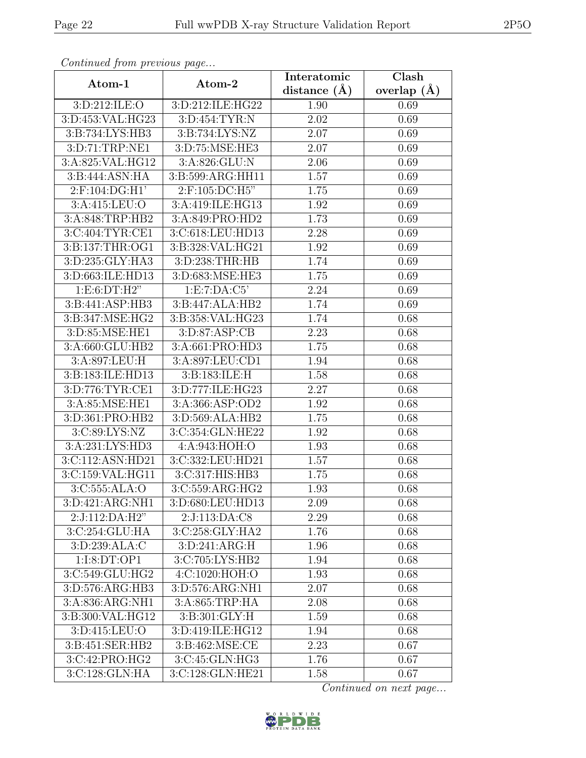*Continued from previous page...*

| Atom-1 | Atom-2 | Interatomic distance (Å) | Clash overlap (Å) |
|---|---|---|---|
| 3:D:212:ILE:O | 3:D:212:ILE:HG22 | 1.90 | 0.69 |
| 3:D:453:VAL:HG23 | 3:D:454:TYR:N | 2.02 | 0.69 |
| 3:B:734:LYS:HB3 | 3:B:734:LYS:NZ | 2.07 | 0.69 |
| 3:D:71:TRP:NE1 | 3:D:75:MSE:HE3 | 2.07 | 0.69 |
| 3:A:825:VAL:HG12 | 3:A:826:GLU:N | 2.06 | 0.69 |
| 3:B:444:ASN:HA | 3:B:599:ARG:HH11 | 1.57 | 0.69 |
| 2:F:104:DG:H1' | 2:F:105:DC:H5" | 1.75 | 0.69 |
| 3:A:415:LEU:O | 3:A:419:ILE:HG13 | 1.92 | 0.69 |
| 3:A:848:TRP:HB2 | 3:A:849:PRO:HD2 | 1.73 | 0.69 |
| 3:C:404:TYR:CE1 | 3:C:618:LEU:HD13 | 2.28 | 0.69 |
| 3:B:137:THR:OG1 | 3:B:328:VAL:HG21 | 1.92 | 0.69 |
| 3:D:235:GLY:HA3 | 3:D:238:THR:HB | 1.74 | 0.69 |
| 3:D:663:ILE:HD13 | 3:D:683:MSE:HE3 | 1.75 | 0.69 |
| 1:E:6:DT:H2" | 1:E:7:DA:C5' | 2.24 | 0.69 |
| 3:B:441:ASP:HB3 | 3:B:447:ALA:HB2 | 1.74 | 0.69 |
| 3:B:347:MSE:HG2 | 3:B:358:VAL:HG23 | 1.74 | 0.68 |
| 3:D:85:MSE:HE1 | 3:D:87:ASP:CB | 2.23 | 0.68 |
| 3:A:660:GLU:HB2 | 3:A:661:PRO:HD3 | 1.75 | 0.68 |
| 3:A:897:LEU:H | 3:A:897:LEU:CD1 | 1.94 | 0.68 |
| 3:B:183:ILE:HD13 | 3:B:183:ILE:H | 1.58 | 0.68 |
| 3:D:776:TYR:CE1 | 3:D:777:ILE:HG23 | 2.27 | 0.68 |
| 3:A:85:MSE:HE1 | 3:A:366:ASP:OD2 | 1.92 | 0.68 |
| 3:D:361:PRO:HB2 | 3:D:569:ALA:HB2 | 1.75 | 0.68 |
| 3:C:89:LYS:NZ | 3:C:354:GLN:HE22 | 1.92 | 0.68 |
| 3:A:231:LYS:HD3 | 4:A:943:HOH:O | 1.93 | 0.68 |
| 3:C:112:ASN:HD21 | 3:C:332:LEU:HD21 | 1.57 | 0.68 |
| 3:C:159:VAL:HG11 | 3:C:317:HIS:HB3 | 1.75 | 0.68 |
| 3:C:555:ALA:O | 3:C:559:ARG:HG2 | 1.93 | 0.68 |
| 3:D:421:ARG:NH1 | 3:D:680:LEU:HD13 | 2.09 | 0.68 |
| 2:J:112:DA:H2" | 2:J:113:DA:C8 | 2.29 | 0.68 |
| 3:C:254:GLU:HA | 3:C:258:GLY:HA2 | 1.76 | 0.68 |
| 3:D:239:ALA:C | 3:D:241:ARG:H | 1.96 | 0.68 |
| 1:I:8:DT:OP1 | 3:C:705:LYS:HB2 | 1.94 | 0.68 |
| 3:C:549:GLU:HG2 | 4:C:1020:HOH:O | 1.93 | 0.68 |
| 3:D:576:ARG:HB3 | 3:D:576:ARG:NH1 | 2.07 | 0.68 |
| 3:A:836:ARG:NH1 | 3:A:865:TRP:HA | 2.08 | 0.68 |
| 3:B:300:VAL:HG12 | 3:B:301:GLY:H | 1.59 | 0.68 |
| 3:D:415:LEU:O | 3:D:419:ILE:HG12 | 1.94 | 0.68 |
| 3:B:451:SER:HB2 | 3:B:462:MSE:CE | 2.23 | 0.67 |
| 3:C:42:PRO:HG2 | 3:C:45:GLN:HG3 | 1.76 | 0.67 |
| 3:C:128:GLN:HA | 3:C:128:GLN:HE21 | 1.58 | 0.67 |

*Continued on next page...*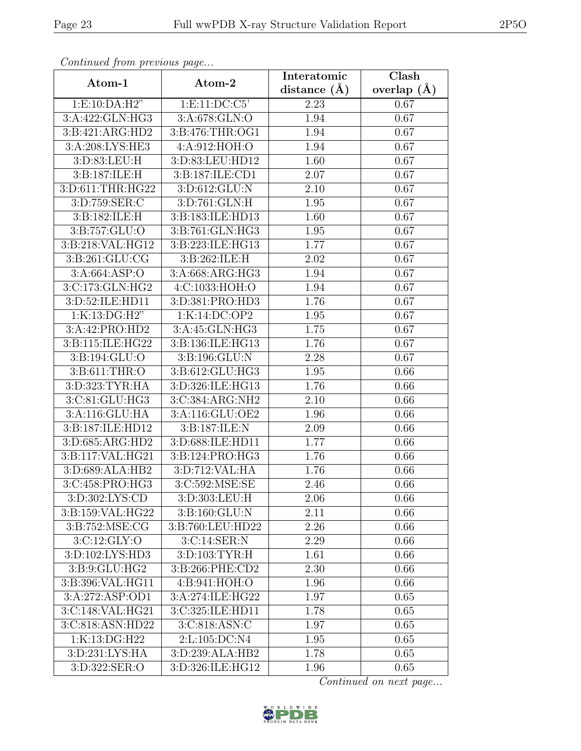*Continued from previous page...*

| Atom-1 | Atom-2 | Interatomic distance (Å) | Clash overlap (Å) |
|---|---|---|---|
| 1:E:10:DA:H2" | 1:E:11:DC:C5' | 2.23 | 0.67 |
| 3:A:422:GLN:HG3 | 3:A:678:GLN:O | 1.94 | 0.67 |
| 3:B:421:ARG:HD2 | 3:B:476:THR:OG1 | 1.94 | 0.67 |
| 3:A:208:LYS:HE3 | 4:A:912:HOH:O | 1.94 | 0.67 |
| 3:D:83:LEU:H | 3:D:83:LEU:HD12 | 1.60 | 0.67 |
| 3:B:187:ILE:H | 3:B:187:ILE:CD1 | 2.07 | 0.67 |
| 3:D:611:THR:HG22 | 3:D:612:GLU:N | 2.10 | 0.67 |
| 3:D:759:SER:C | 3:D:761:GLN:H | 1.95 | 0.67 |
| 3:B:182:ILE:H | 3:B:183:ILE:HD13 | 1.60 | 0.67 |
| 3:B:757:GLU:O | 3:B:761:GLN:HG3 | 1.95 | 0.67 |
| 3:B:218:VAL:HG12 | 3:B:223:ILE:HG13 | 1.77 | 0.67 |
| 3:B:261:GLU:CG | 3:B:262:ILE:H | 2.02 | 0.67 |
| 3:A:664:ASP:O | 3:A:668:ARG:HG3 | 1.94 | 0.67 |
| 3:C:173:GLN:HG2 | 4:C:1033:HOH:O | 1.94 | 0.67 |
| 3:D:52:ILE:HD11 | 3:D:381:PRO:HD3 | 1.76 | 0.67 |
| 1:K:13:DG:H2" | 1:K:14:DC:OP2 | 1.95 | 0.67 |
| 3:A:42:PRO:HD2 | 3:A:45:GLN:HG3 | 1.75 | 0.67 |
| 3:B:115:ILE:HG22 | 3:B:136:ILE:HG13 | 1.76 | 0.67 |
| 3:B:194:GLU:O | 3:B:196:GLU:N | 2.28 | 0.67 |
| 3:B:611:THR:O | 3:B:612:GLU:HG3 | 1.95 | 0.66 |
| 3:D:323:TYR:HA | 3:D:326:ILE:HG13 | 1.76 | 0.66 |
| 3:C:81:GLU:HG3 | 3:C:384:ARG:NH2 | 2.10 | 0.66 |
| 3:A:116:GLU:HA | 3:A:116:GLU:OE2 | 1.96 | 0.66 |
| 3:B:187:ILE:HD12 | 3:B:187:ILE:N | 2.09 | 0.66 |
| 3:D:685:ARG:HD2 | 3:D:688:ILE:HD11 | 1.77 | 0.66 |
| 3:B:117:VAL:HG21 | 3:B:124:PRO:HG3 | 1.76 | 0.66 |
| 3:D:689:ALA:HB2 | 3:D:712:VAL:HA | 1.76 | 0.66 |
| 3:C:458:PRO:HG3 | 3:C:592:MSE:SE | 2.46 | 0.66 |
| 3:D:302:LYS:CD | 3:D:303:LEU:H | 2.06 | 0.66 |
| 3:B:159:VAL:HG22 | 3:B:160:GLU:N | 2.11 | 0.66 |
| 3:B:752:MSE:CG | 3:B:760:LEU:HD22 | 2.26 | 0.66 |
| 3:C:12:GLY:O | 3:C:14:SER:N | 2.29 | 0.66 |
| 3:D:102:LYS:HD3 | 3:D:103:TYR:H | 1.61 | 0.66 |
| 3:B:9:GLU:HG2 | 3:B:266:PHE:CD2 | 2.30 | 0.66 |
| 3:B:396:VAL:HG11 | 4:B:941:HOH:O | 1.96 | 0.66 |
| 3:A:272:ASP:OD1 | 3:A:274:ILE:HG22 | 1.97 | 0.65 |
| 3:C:148:VAL:HG21 | 3:C:325:ILE:HD11 | 1.78 | 0.65 |
| 3:C:818:ASN:HD22 | 3:C:818:ASN:C | 1.97 | 0.65 |
| 1:K:13:DG:H22 | 2:L:105:DC:N4 | 1.95 | 0.65 |
| 3:D:231:LYS:HA | 3:D:239:ALA:HB2 | 1.78 | 0.65 |
| 3:D:322:SER:O | 3:D:326:ILE:HG12 | 1.96 | 0.65 |

*Continued on next page...*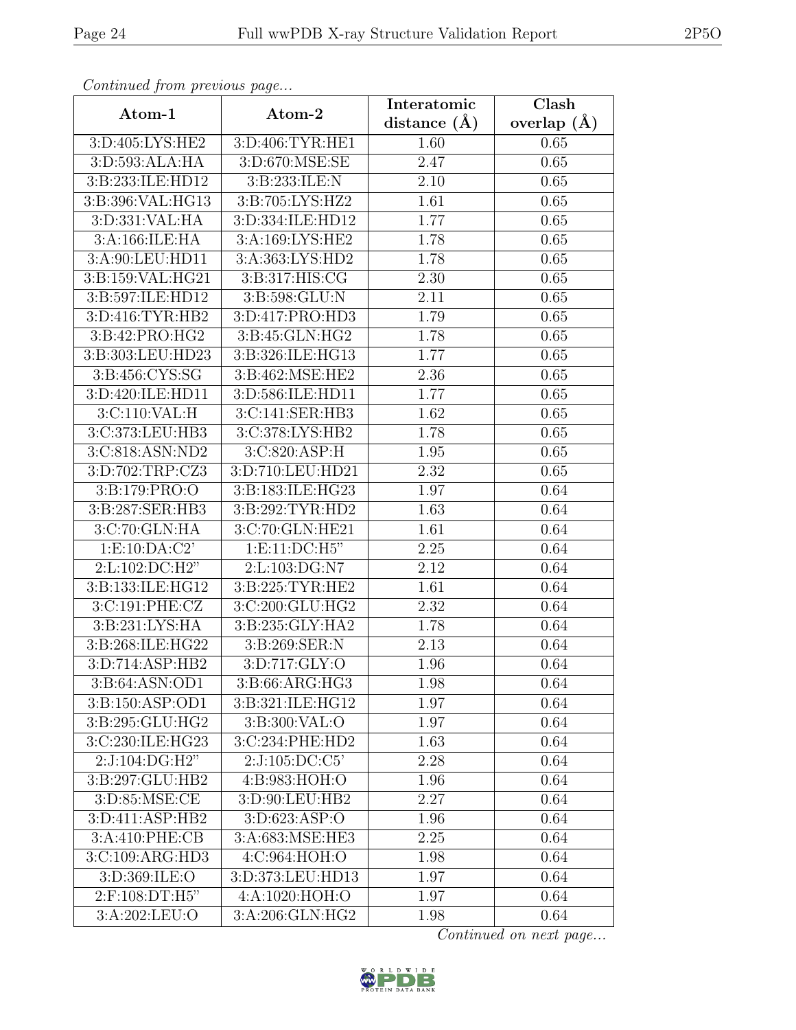*Continued from previous page...*

| Atom-1 | Atom-2 | Interatomic distance (Å) | Clash overlap (Å) |
| --- | --- | --- | --- |
| 3:D:405:LYS:HE2 | 3:D:406:TYR:HE1 | 1.60 | 0.65 |
| 3:D:593:ALA:HA | 3:D:670:MSE:SE | 2.47 | 0.65 |
| 3:B:233:ILE:HD12 | 3:B:233:ILE:N | 2.10 | 0.65 |
| 3:B:396:VAL:HG13 | 3:B:705:LYS:HZ2 | 1.61 | 0.65 |
| 3:D:331:VAL:HA | 3:D:334:ILE:HD12 | 1.77 | 0.65 |
| 3:A:166:ILE:HA | 3:A:169:LYS:HE2 | 1.78 | 0.65 |
| 3:A:90:LEU:HD11 | 3:A:363:LYS:HD2 | 1.78 | 0.65 |
| 3:B:159:VAL:HG21 | 3:B:317:HIS:CG | 2.30 | 0.65 |
| 3:B:597:ILE:HD12 | 3:B:598:GLU:N | 2.11 | 0.65 |
| 3:D:416:TYR:HB2 | 3:D:417:PRO:HD3 | 1.79 | 0.65 |
| 3:B:42:PRO:HG2 | 3:B:45:GLN:HG2 | 1.78 | 0.65 |
| 3:B:303:LEU:HD23 | 3:B:326:ILE:HG13 | 1.77 | 0.65 |
| 3:B:456:CYS:SG | 3:B:462:MSE:HE2 | 2.36 | 0.65 |
| 3:D:420:ILE:HD11 | 3:D:586:ILE:HD11 | 1.77 | 0.65 |
| 3:C:110:VAL:H | 3:C:141:SER:HB3 | 1.62 | 0.65 |
| 3:C:373:LEU:HB3 | 3:C:378:LYS:HB2 | 1.78 | 0.65 |
| 3:C:818:ASN:ND2 | 3:C:820:ASP:H | 1.95 | 0.65 |
| 3:D:702:TRP:CZ3 | 3:D:710:LEU:HD21 | 2.32 | 0.65 |
| 3:B:179:PRO:O | 3:B:183:ILE:HG23 | 1.97 | 0.64 |
| 3:B:287:SER:HB3 | 3:B:292:TYR:HD2 | 1.63 | 0.64 |
| 3:C:70:GLN:HA | 3:C:70:GLN:HE21 | 1.61 | 0.64 |
| 1:E:10:DA:C2' | 1:E:11:DC:H5" | 2.25 | 0.64 |
| 2:L:102:DC:H2" | 2:L:103:DG:N7 | 2.12 | 0.64 |
| 3:B:133:ILE:HG12 | 3:B:225:TYR:HE2 | 1.61 | 0.64 |
| 3:C:191:PHE:CZ | 3:C:200:GLU:HG2 | 2.32 | 0.64 |
| 3:B:231:LYS:HA | 3:B:235:GLY:HA2 | 1.78 | 0.64 |
| 3:B:268:ILE:HG22 | 3:B:269:SER:N | 2.13 | 0.64 |
| 3:D:714:ASP:HB2 | 3:D:717:GLY:O | 1.96 | 0.64 |
| 3:B:64:ASN:OD1 | 3:B:66:ARG:HG3 | 1.98 | 0.64 |
| 3:B:150:ASP:OD1 | 3:B:321:ILE:HG12 | 1.97 | 0.64 |
| 3:B:295:GLU:HG2 | 3:B:300:VAL:O | 1.97 | 0.64 |
| 3:C:230:ILE:HG23 | 3:C:234:PHE:HD2 | 1.63 | 0.64 |
| 2:J:104:DG:H2" | 2:J:105:DC:C5' | 2.28 | 0.64 |
| 3:B:297:GLU:HB2 | 4:B:983:HOH:O | 1.96 | 0.64 |
| 3:D:85:MSE:CE | 3:D:90:LEU:HB2 | 2.27 | 0.64 |
| 3:D:411:ASP:HB2 | 3:D:623:ASP:O | 1.96 | 0.64 |
| 3:A:410:PHE:CB | 3:A:683:MSE:HE3 | 2.25 | 0.64 |
| 3:C:109:ARG:HD3 | 4:C:964:HOH:O | 1.98 | 0.64 |
| 3:D:369:ILE:O | 3:D:373:LEU:HD13 | 1.97 | 0.64 |
| 2:F:108:DT:H5" | 4:A:1020:HOH:O | 1.97 | 0.64 |
| 3:A:202:LEU:O | 3:A:206:GLN:HG2 | 1.98 | 0.64 |

*Continued on next page...*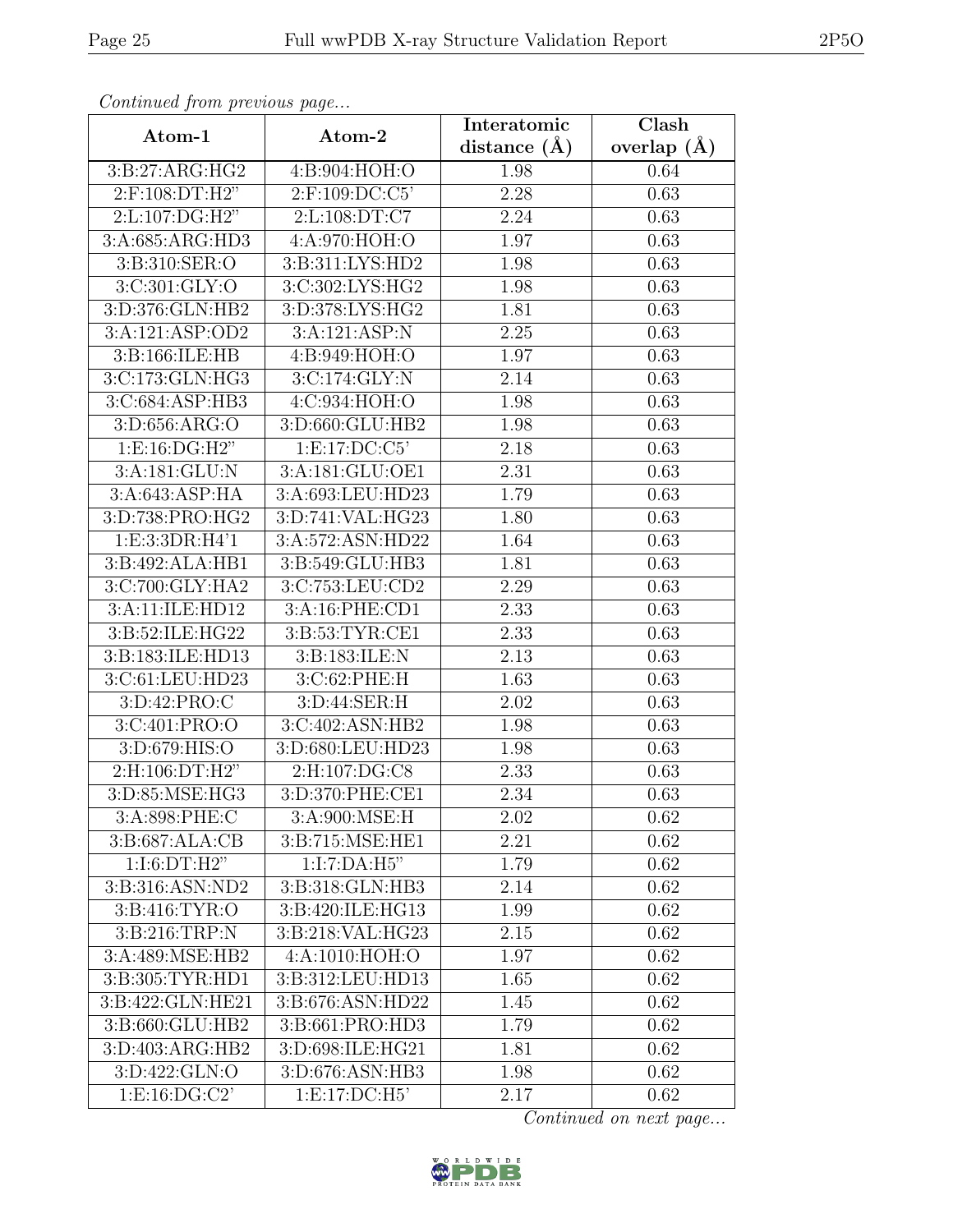*Continued from previous page...*

| Atom-1 | Atom-2 | Interatomic distance (Å) | Clash overlap (Å) |
| --- | --- | --- | --- |
| 3:B:27:ARG:HG2 | 4:B:904:HOH:O | 1.98 | 0.64 |
| 2:F:108:DT:H2" | 2:F:109:DC:C5' | 2.28 | 0.63 |
| 2:L:107:DG:H2" | 2:L:108:DT:C7 | 2.24 | 0.63 |
| 3:A:685:ARG:HD3 | 4:A:970:HOH:O | 1.97 | 0.63 |
| 3:B:310:SER:O | 3:B:311:LYS:HD2 | 1.98 | 0.63 |
| 3:C:301:GLY:O | 3:C:302:LYS:HG2 | 1.98 | 0.63 |
| 3:D:376:GLN:HB2 | 3:D:378:LYS:HG2 | 1.81 | 0.63 |
| 3:A:121:ASP:OD2 | 3:A:121:ASP:N | 2.25 | 0.63 |
| 3:B:166:ILE:HB | 4:B:949:HOH:O | 1.97 | 0.63 |
| 3:C:173:GLN:HG3 | 3:C:174:GLY:N | 2.14 | 0.63 |
| 3:C:684:ASP:HB3 | 4:C:934:HOH:O | 1.98 | 0.63 |
| 3:D:656:ARG:O | 3:D:660:GLU:HB2 | 1.98 | 0.63 |
| 1:E:16:DG:H2" | 1:E:17:DC:C5' | 2.18 | 0.63 |
| 3:A:181:GLU:N | 3:A:181:GLU:OE1 | 2.31 | 0.63 |
| 3:A:643:ASP:HA | 3:A:693:LEU:HD23 | 1.79 | 0.63 |
| 3:D:738:PRO:HG2 | 3:D:741:VAL:HG23 | 1.80 | 0.63 |
| 1:E:3:3DR:H4'1 | 3:A:572:ASN:HD22 | 1.64 | 0.63 |
| 3:B:492:ALA:HB1 | 3:B:549:GLU:HB3 | 1.81 | 0.63 |
| 3:C:700:GLY:HA2 | 3:C:753:LEU:CD2 | 2.29 | 0.63 |
| 3:A:11:ILE:HD12 | 3:A:16:PHE:CD1 | 2.33 | 0.63 |
| 3:B:52:ILE:HG22 | 3:B:53:TYR:CE1 | 2.33 | 0.63 |
| 3:B:183:ILE:HD13 | 3:B:183:ILE:N | 2.13 | 0.63 |
| 3:C:61:LEU:HD23 | 3:C:62:PHE:H | 1.63 | 0.63 |
| 3:D:42:PRO:C | 3:D:44:SER:H | 2.02 | 0.63 |
| 3:C:401:PRO:O | 3:C:402:ASN:HB2 | 1.98 | 0.63 |
| 3:D:679:HIS:O | 3:D:680:LEU:HD23 | 1.98 | 0.63 |
| 2:H:106:DT:H2" | 2:H:107:DG:C8 | 2.33 | 0.63 |
| 3:D:85:MSE:HG3 | 3:D:370:PHE:CE1 | 2.34 | 0.63 |
| 3:A:898:PHE:C | 3:A:900:MSE:H | 2.02 | 0.62 |
| 3:B:687:ALA:CB | 3:B:715:MSE:HE1 | 2.21 | 0.62 |
| 1:I:6:DT:H2" | 1:I:7:DA:H5" | 1.79 | 0.62 |
| 3:B:316:ASN:ND2 | 3:B:318:GLN:HB3 | 2.14 | 0.62 |
| 3:B:416:TYR:O | 3:B:420:ILE:HG13 | 1.99 | 0.62 |
| 3:B:216:TRP:N | 3:B:218:VAL:HG23 | 2.15 | 0.62 |
| 3:A:489:MSE:HB2 | 4:A:1010:HOH:O | 1.97 | 0.62 |
| 3:B:305:TYR:HD1 | 3:B:312:LEU:HD13 | 1.65 | 0.62 |
| 3:B:422:GLN:HE21 | 3:B:676:ASN:HD22 | 1.45 | 0.62 |
| 3:B:660:GLU:HB2 | 3:B:661:PRO:HD3 | 1.79 | 0.62 |
| 3:D:403:ARG:HB2 | 3:D:698:ILE:HG21 | 1.81 | 0.62 |
| 3:D:422:GLN:O | 3:D:676:ASN:HB3 | 1.98 | 0.62 |
| 1:E:16:DG:C2' | 1:E:17:DC:H5' | 2.17 | 0.62 |

*Continued on next page...*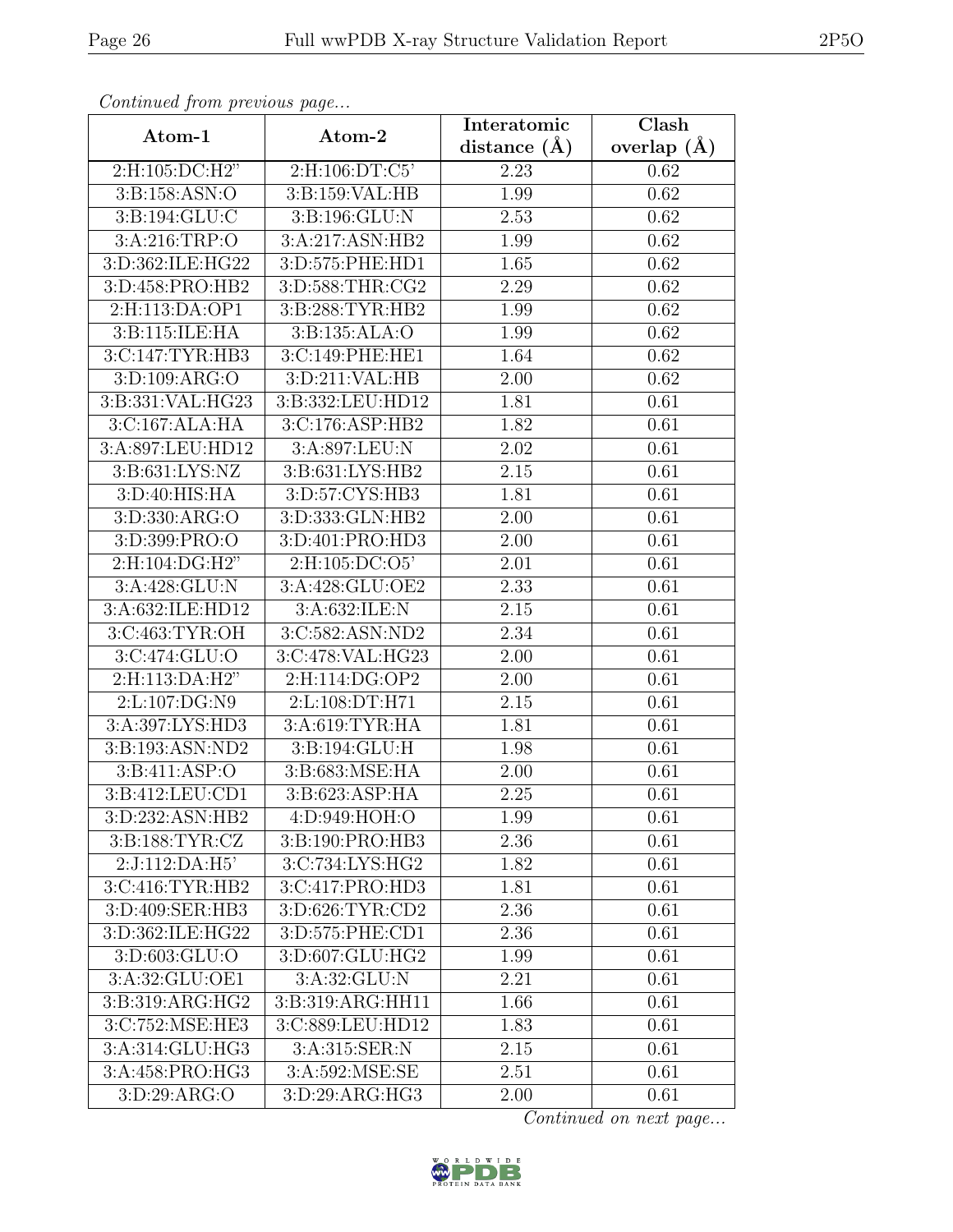*Continued from previous page...*

| Atom-1 | Atom-2 | Interatomic distance (Å) | Clash overlap (Å) |
|---|---|---|---|
| 2:H:105:DC:H2" | 2:H:106:DT:C5' | 2.23 | 0.62 |
| 3:B:158:ASN:O | 3:B:159:VAL:HB | 1.99 | 0.62 |
| 3:B:194:GLU:C | 3:B:196:GLU:N | 2.53 | 0.62 |
| 3:A:216:TRP:O | 3:A:217:ASN:HB2 | 1.99 | 0.62 |
| 3:D:362:ILE:HG22 | 3:D:575:PHE:HD1 | 1.65 | 0.62 |
| 3:D:458:PRO:HB2 | 3:D:588:THR:CG2 | 2.29 | 0.62 |
| 2:H:113:DA:OP1 | 3:B:288:TYR:HB2 | 1.99 | 0.62 |
| 3:B:115:ILE:HA | 3:B:135:ALA:O | 1.99 | 0.62 |
| 3:C:147:TYR:HB3 | 3:C:149:PHE:HE1 | 1.64 | 0.62 |
| 3:D:109:ARG:O | 3:D:211:VAL:HB | 2.00 | 0.62 |
| 3:B:331:VAL:HG23 | 3:B:332:LEU:HD12 | 1.81 | 0.61 |
| 3:C:167:ALA:HA | 3:C:176:ASP:HB2 | 1.82 | 0.61 |
| 3:A:897:LEU:HD12 | 3:A:897:LEU:N | 2.02 | 0.61 |
| 3:B:631:LYS:NZ | 3:B:631:LYS:HB2 | 2.15 | 0.61 |
| 3:D:40:HIS:HA | 3:D:57:CYS:HB3 | 1.81 | 0.61 |
| 3:D:330:ARG:O | 3:D:333:GLN:HB2 | 2.00 | 0.61 |
| 3:D:399:PRO:O | 3:D:401:PRO:HD3 | 2.00 | 0.61 |
| 2:H:104:DG:H2" | 2:H:105:DC:O5' | 2.01 | 0.61 |
| 3:A:428:GLU:N | 3:A:428:GLU:OE2 | 2.33 | 0.61 |
| 3:A:632:ILE:HD12 | 3:A:632:ILE:N | 2.15 | 0.61 |
| 3:C:463:TYR:OH | 3:C:582:ASN:ND2 | 2.34 | 0.61 |
| 3:C:474:GLU:O | 3:C:478:VAL:HG23 | 2.00 | 0.61 |
| 2:H:113:DA:H2" | 2:H:114:DG:OP2 | 2.00 | 0.61 |
| 2:L:107:DG:N9 | 2:L:108:DT:H71 | 2.15 | 0.61 |
| 3:A:397:LYS:HD3 | 3:A:619:TYR:HA | 1.81 | 0.61 |
| 3:B:193:ASN:ND2 | 3:B:194:GLU:H | 1.98 | 0.61 |
| 3:B:411:ASP:O | 3:B:683:MSE:HA | 2.00 | 0.61 |
| 3:B:412:LEU:CD1 | 3:B:623:ASP:HA | 2.25 | 0.61 |
| 3:D:232:ASN:HB2 | 4:D:949:HOH:O | 1.99 | 0.61 |
| 3:B:188:TYR:CZ | 3:B:190:PRO:HB3 | 2.36 | 0.61 |
| 2:J:112:DA:H5' | 3:C:734:LYS:HG2 | 1.82 | 0.61 |
| 3:C:416:TYR:HB2 | 3:C:417:PRO:HD3 | 1.81 | 0.61 |
| 3:D:409:SER:HB3 | 3:D:626:TYR:CD2 | 2.36 | 0.61 |
| 3:D:362:ILE:HG22 | 3:D:575:PHE:CD1 | 2.36 | 0.61 |
| 3:D:603:GLU:O | 3:D:607:GLU:HG2 | 1.99 | 0.61 |
| 3:A:32:GLU:OE1 | 3:A:32:GLU:N | 2.21 | 0.61 |
| 3:B:319:ARG:HG2 | 3:B:319:ARG:HH11 | 1.66 | 0.61 |
| 3:C:752:MSE:HE3 | 3:C:889:LEU:HD12 | 1.83 | 0.61 |
| 3:A:314:GLU:HG3 | 3:A:315:SER:N | 2.15 | 0.61 |
| 3:A:458:PRO:HG3 | 3:A:592:MSE:SE | 2.51 | 0.61 |
| 3:D:29:ARG:O | 3:D:29:ARG:HG3 | 2.00 | 0.61 |

*Continued on next page...*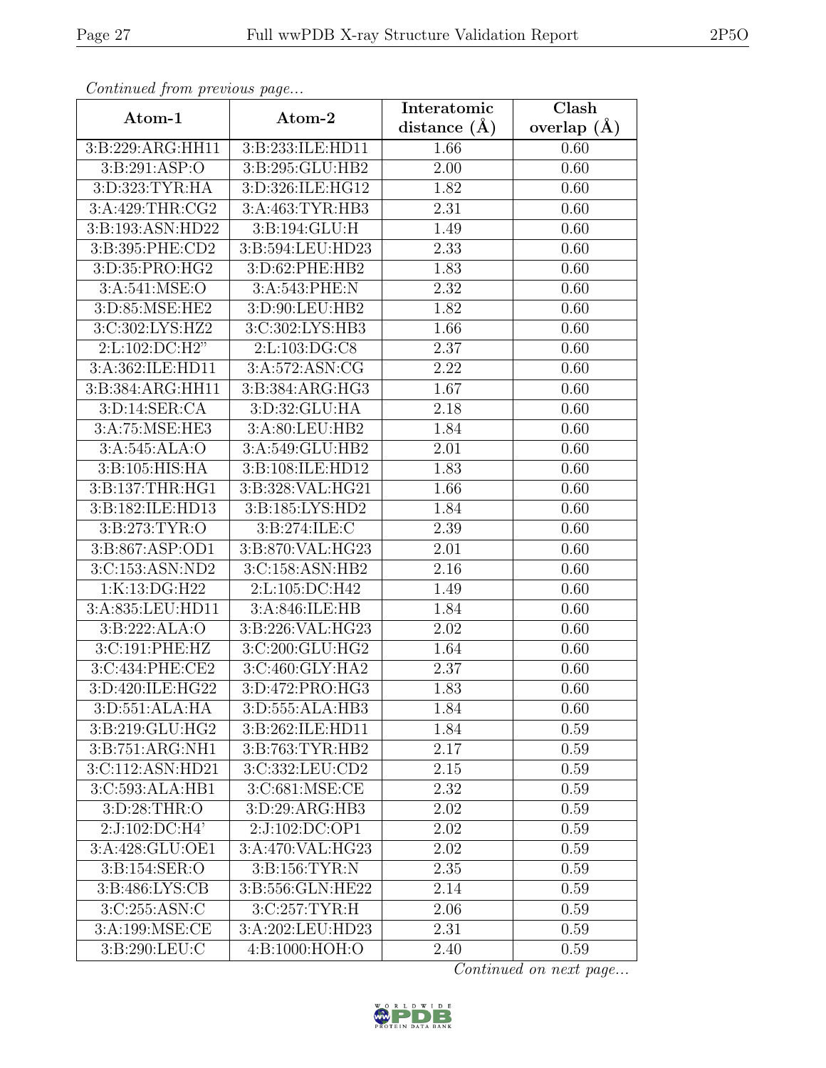*Continued from previous page...*

| Atom-1 | Atom-2 | Interatomic distance (Å) | Clash overlap (Å) |
|---|---|---|---|
| 3:B:229:ARG:HH11 | 3:B:233:ILE:HD11 | 1.66 | 0.60 |
| 3:B:291:ASP:O | 3:B:295:GLU:HB2 | 2.00 | 0.60 |
| 3:D:323:TYR:HA | 3:D:326:ILE:HG12 | 1.82 | 0.60 |
| 3:A:429:THR:CG2 | 3:A:463:TYR:HB3 | 2.31 | 0.60 |
| 3:B:193:ASN:HD22 | 3:B:194:GLU:H | 1.49 | 0.60 |
| 3:B:395:PHE:CD2 | 3:B:594:LEU:HD23 | 2.33 | 0.60 |
| 3:D:35:PRO:HG2 | 3:D:62:PHE:HB2 | 1.83 | 0.60 |
| 3:A:541:MSE:O | 3:A:543:PHE:N | 2.32 | 0.60 |
| 3:D:85:MSE:HE2 | 3:D:90:LEU:HB2 | 1.82 | 0.60 |
| 3:C:302:LYS:HZ2 | 3:C:302:LYS:HB3 | 1.66 | 0.60 |
| 2:L:102:DC:H2" | 2:L:103:DG:C8 | 2.37 | 0.60 |
| 3:A:362:ILE:HD11 | 3:A:572:ASN:CG | 2.22 | 0.60 |
| 3:B:384:ARG:HH11 | 3:B:384:ARG:HG3 | 1.67 | 0.60 |
| 3:D:14:SER:CA | 3:D:32:GLU:HA | 2.18 | 0.60 |
| 3:A:75:MSE:HE3 | 3:A:80:LEU:HB2 | 1.84 | 0.60 |
| 3:A:545:ALA:O | 3:A:549:GLU:HB2 | 2.01 | 0.60 |
| 3:B:105:HIS:HA | 3:B:108:ILE:HD12 | 1.83 | 0.60 |
| 3:B:137:THR:HG1 | 3:B:328:VAL:HG21 | 1.66 | 0.60 |
| 3:B:182:ILE:HD13 | 3:B:185:LYS:HD2 | 1.84 | 0.60 |
| 3:B:273:TYR:O | 3:B:274:ILE:C | 2.39 | 0.60 |
| 3:B:867:ASP:OD1 | 3:B:870:VAL:HG23 | 2.01 | 0.60 |
| 3:C:153:ASN:ND2 | 3:C:158:ASN:HB2 | 2.16 | 0.60 |
| 1:K:13:DG:H22 | 2:L:105:DC:H42 | 1.49 | 0.60 |
| 3:A:835:LEU:HD11 | 3:A:846:ILE:HB | 1.84 | 0.60 |
| 3:B:222:ALA:O | 3:B:226:VAL:HG23 | 2.02 | 0.60 |
| 3:C:191:PHE:HZ | 3:C:200:GLU:HG2 | 1.64 | 0.60 |
| 3:C:434:PHE:CE2 | 3:C:460:GLY:HA2 | 2.37 | 0.60 |
| 3:D:420:ILE:HG22 | 3:D:472:PRO:HG3 | 1.83 | 0.60 |
| 3:D:551:ALA:HA | 3:D:555:ALA:HB3 | 1.84 | 0.60 |
| 3:B:219:GLU:HG2 | 3:B:262:ILE:HD11 | 1.84 | 0.59 |
| 3:B:751:ARG:NH1 | 3:B:763:TYR:HB2 | 2.17 | 0.59 |
| 3:C:112:ASN:HD21 | 3:C:332:LEU:CD2 | 2.15 | 0.59 |
| 3:C:593:ALA:HB1 | 3:C:681:MSE:CE | 2.32 | 0.59 |
| 3:D:28:THR:O | 3:D:29:ARG:HB3 | 2.02 | 0.59 |
| 2:J:102:DC:H4' | 2:J:102:DC:OP1 | 2.02 | 0.59 |
| 3:A:428:GLU:OE1 | 3:A:470:VAL:HG23 | 2.02 | 0.59 |
| 3:B:154:SER:O | 3:B:156:TYR:N | 2.35 | 0.59 |
| 3:B:486:LYS:CB | 3:B:556:GLN:HE22 | 2.14 | 0.59 |
| 3:C:255:ASN:C | 3:C:257:TYR:H | 2.06 | 0.59 |
| 3:A:199:MSE:CE | 3:A:202:LEU:HD23 | 2.31 | 0.59 |
| 3:B:290:LEU:C | 4:B:1000:HOH:O | 2.40 | 0.59 |

*Continued on next page...*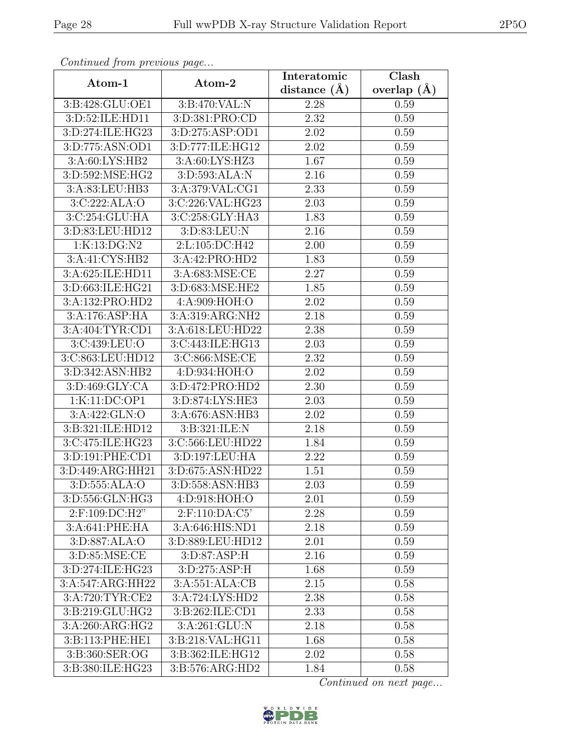*Continued from previous page...*

| Atom-1 | Atom-2 | Interatomic distance (Å) | Clash overlap (Å) |
|---|---|---|---|
| 3:B:428:GLU:OE1 | 3:B:470:VAL:N | 2.28 | 0.59 |
| 3:D:52:ILE:HD11 | 3:D:381:PRO:CD | 2.32 | 0.59 |
| 3:D:274:ILE:HG23 | 3:D:275:ASP:OD1 | 2.02 | 0.59 |
| 3:D:775:ASN:OD1 | 3:D:777:ILE:HG12 | 2.02 | 0.59 |
| 3:A:60:LYS:HB2 | 3:A:60:LYS:HZ3 | 1.67 | 0.59 |
| 3:D:592:MSE:HG2 | 3:D:593:ALA:N | 2.16 | 0.59 |
| 3:A:83:LEU:HB3 | 3:A:379:VAL:CG1 | 2.33 | 0.59 |
| 3:C:222:ALA:O | 3:C:226:VAL:HG23 | 2.03 | 0.59 |
| 3:C:254:GLU:HA | 3:C:258:GLY:HA3 | 1.83 | 0.59 |
| 3:D:83:LEU:HD12 | 3:D:83:LEU:N | 2.16 | 0.59 |
| 1:K:13:DG:N2 | 2:L:105:DC:H42 | 2.00 | 0.59 |
| 3:A:41:CYS:HB2 | 3:A:42:PRO:HD2 | 1.83 | 0.59 |
| 3:A:625:ILE:HD11 | 3:A:683:MSE:CE | 2.27 | 0.59 |
| 3:D:663:ILE:HG21 | 3:D:683:MSE:HE2 | 1.85 | 0.59 |
| 3:A:132:PRO:HD2 | 4:A:909:HOH:O | 2.02 | 0.59 |
| 3:A:176:ASP:HA | 3:A:319:ARG:NH2 | 2.18 | 0.59 |
| 3:A:404:TYR:CD1 | 3:A:618:LEU:HD22 | 2.38 | 0.59 |
| 3:C:439:LEU:O | 3:C:443:ILE:HG13 | 2.03 | 0.59 |
| 3:C:863:LEU:HD12 | 3:C:866:MSE:CE | 2.32 | 0.59 |
| 3:D:342:ASN:HB2 | 4:D:934:HOH:O | 2.02 | 0.59 |
| 3:D:469:GLY:CA | 3:D:472:PRO:HD2 | 2.30 | 0.59 |
| 1:K:11:DC:OP1 | 3:D:874:LYS:HE3 | 2.03 | 0.59 |
| 3:A:422:GLN:O | 3:A:676:ASN:HB3 | 2.02 | 0.59 |
| 3:B:321:ILE:HD12 | 3:B:321:ILE:N | 2.18 | 0.59 |
| 3:C:475:ILE:HG23 | 3:C:566:LEU:HD22 | 1.84 | 0.59 |
| 3:D:191:PHE:CD1 | 3:D:197:LEU:HA | 2.22 | 0.59 |
| 3:D:449:ARG:HH21 | 3:D:675:ASN:HD22 | 1.51 | 0.59 |
| 3:D:555:ALA:O | 3:D:558:ASN:HB3 | 2.03 | 0.59 |
| 3:D:556:GLN:HG3 | 4:D:918:HOH:O | 2.01 | 0.59 |
| 2:F:109:DC:H2" | 2:F:110:DA:C5' | 2.28 | 0.59 |
| 3:A:641:PHE:HA | 3:A:646:HIS:ND1 | 2.18 | 0.59 |
| 3:D:887:ALA:O | 3:D:889:LEU:HD12 | 2.01 | 0.59 |
| 3:D:85:MSE:CE | 3:D:87:ASP:H | 2.16 | 0.59 |
| 3:D:274:ILE:HG23 | 3:D:275:ASP:H | 1.68 | 0.59 |
| 3:A:547:ARG:HH22 | 3:A:551:ALA:CB | 2.15 | 0.58 |
| 3:A:720:TYR:CE2 | 3:A:724:LYS:HD2 | 2.38 | 0.58 |
| 3:B:219:GLU:HG2 | 3:B:262:ILE:CD1 | 2.33 | 0.58 |
| 3:A:260:ARG:HG2 | 3:A:261:GLU:N | 2.18 | 0.58 |
| 3:B:113:PHE:HE1 | 3:B:218:VAL:HG11 | 1.68 | 0.58 |
| 3:B:360:SER:OG | 3:B:362:ILE:HG12 | 2.02 | 0.58 |
| 3:B:380:ILE:HG23 | 3:B:576:ARG:HD2 | 1.84 | 0.58 |

*Continued on next page...*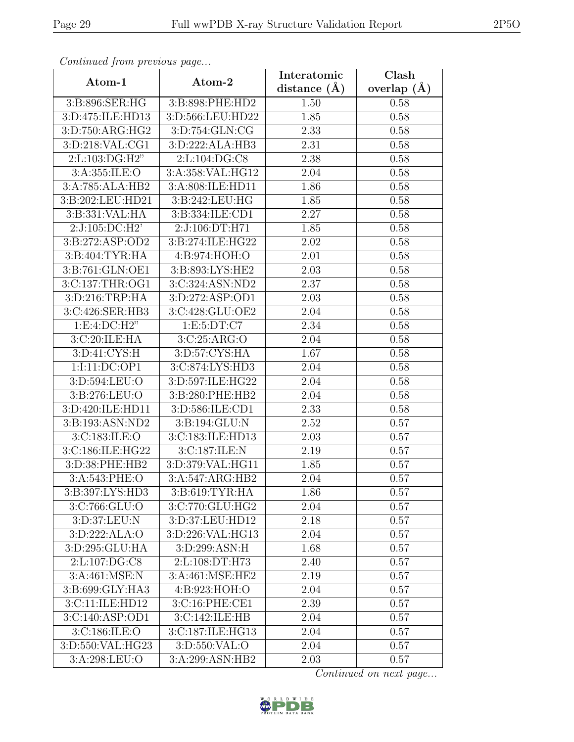*Continued from previous page...*

| Atom-1 | Atom-2 | Interatomic distance (Å) | Clash overlap (Å) |
|---|---|---|---|
| 3:B:896:SER:HG | 3:B:898:PHE:HD2 | 1.50 | 0.58 |
| 3:D:475:ILE:HD13 | 3:D:566:LEU:HD22 | 1.85 | 0.58 |
| 3:D:750:ARG:HG2 | 3:D:754:GLN:CG | 2.33 | 0.58 |
| 3:D:218:VAL:CG1 | 3:D:222:ALA:HB3 | 2.31 | 0.58 |
| 2:L:103:DG:H2" | 2:L:104:DG:C8 | 2.38 | 0.58 |
| 3:A:355:ILE:O | 3:A:358:VAL:HG12 | 2.04 | 0.58 |
| 3:A:785:ALA:HB2 | 3:A:808:ILE:HD11 | 1.86 | 0.58 |
| 3:B:202:LEU:HD21 | 3:B:242:LEU:HG | 1.85 | 0.58 |
| 3:B:331:VAL:HA | 3:B:334:ILE:CD1 | 2.27 | 0.58 |
| 2:J:105:DC:H2' | 2:J:106:DT:H71 | 1.85 | 0.58 |
| 3:B:272:ASP:OD2 | 3:B:274:ILE:HG22 | 2.02 | 0.58 |
| 3:B:404:TYR:HA | 4:B:974:HOH:O | 2.01 | 0.58 |
| 3:B:761:GLN:OE1 | 3:B:893:LYS:HE2 | 2.03 | 0.58 |
| 3:C:137:THR:OG1 | 3:C:324:ASN:ND2 | 2.37 | 0.58 |
| 3:D:216:TRP:HA | 3:D:272:ASP:OD1 | 2.03 | 0.58 |
| 3:C:426:SER:HB3 | 3:C:428:GLU:OE2 | 2.04 | 0.58 |
| 1:E:4:DC:H2" | 1:E:5:DT:C7 | 2.34 | 0.58 |
| 3:C:20:ILE:HA | 3:C:25:ARG:O | 2.04 | 0.58 |
| 3:D:41:CYS:H | 3:D:57:CYS:HA | 1.67 | 0.58 |
| 1:I:11:DC:OP1 | 3:C:874:LYS:HD3 | 2.04 | 0.58 |
| 3:D:594:LEU:O | 3:D:597:ILE:HG22 | 2.04 | 0.58 |
| 3:B:276:LEU:O | 3:B:280:PHE:HB2 | 2.04 | 0.58 |
| 3:D:420:ILE:HD11 | 3:D:586:ILE:CD1 | 2.33 | 0.58 |
| 3:B:193:ASN:ND2 | 3:B:194:GLU:N | 2.52 | 0.57 |
| 3:C:183:ILE:O | 3:C:183:ILE:HD13 | 2.03 | 0.57 |
| 3:C:186:ILE:HG22 | 3:C:187:ILE:N | 2.19 | 0.57 |
| 3:D:38:PHE:HB2 | 3:D:379:VAL:HG11 | 1.85 | 0.57 |
| 3:A:543:PHE:O | 3:A:547:ARG:HB2 | 2.04 | 0.57 |
| 3:B:397:LYS:HD3 | 3:B:619:TYR:HA | 1.86 | 0.57 |
| 3:C:766:GLU:O | 3:C:770:GLU:HG2 | 2.04 | 0.57 |
| 3:D:37:LEU:N | 3:D:37:LEU:HD12 | 2.18 | 0.57 |
| 3:D:222:ALA:O | 3:D:226:VAL:HG13 | 2.04 | 0.57 |
| 3:D:295:GLU:HA | 3:D:299:ASN:H | 1.68 | 0.57 |
| 2:L:107:DG:C8 | 2:L:108:DT:H73 | 2.40 | 0.57 |
| 3:A:461:MSE:N | 3:A:461:MSE:HE2 | 2.19 | 0.57 |
| 3:B:699:GLY:HA3 | 4:B:923:HOH:O | 2.04 | 0.57 |
| 3:C:11:ILE:HD12 | 3:C:16:PHE:CE1 | 2.39 | 0.57 |
| 3:C:140:ASP:OD1 | 3:C:142:ILE:HB | 2.04 | 0.57 |
| 3:C:186:ILE:O | 3:C:187:ILE:HG13 | 2.04 | 0.57 |
| 3:D:550:VAL:HG23 | 3:D:550:VAL:O | 2.04 | 0.57 |
| 3:A:298:LEU:O | 3:A:299:ASN:HB2 | 2.03 | 0.57 |

*Continued on next page...*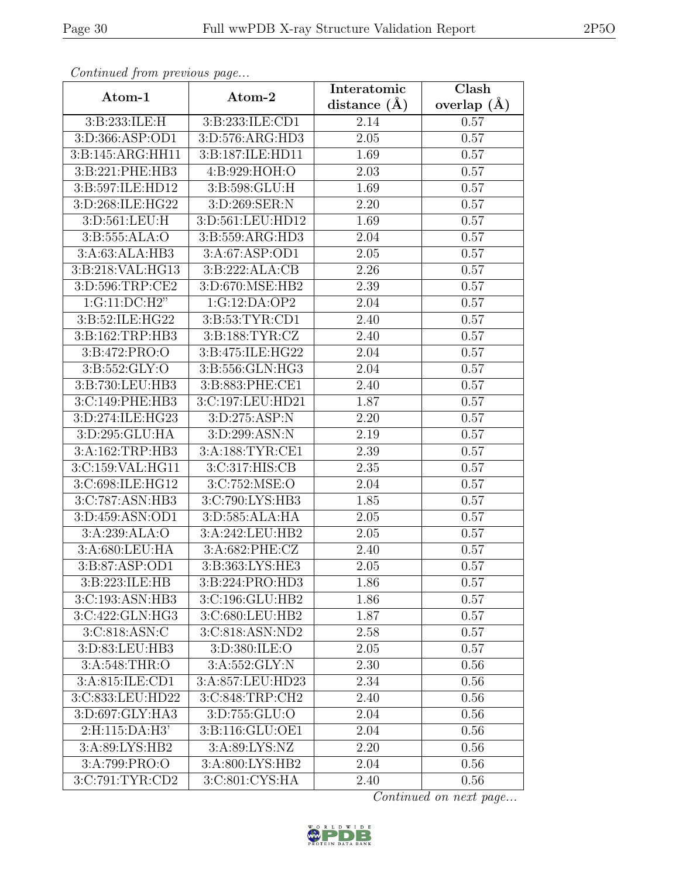*Continued from previous page...*

| Atom-1 | Atom-2 | Interatomic distance (Å) | Clash overlap (Å) |
|---|---|---|---|
| 3:B:233:ILE:H | 3:B:233:ILE:CD1 | 2.14 | 0.57 |
| 3:D:366:ASP:OD1 | 3:D:576:ARG:HD3 | 2.05 | 0.57 |
| 3:B:145:ARG:HH11 | 3:B:187:ILE:HD11 | 1.69 | 0.57 |
| 3:B:221:PHE:HB3 | 4:B:929:HOH:O | 2.03 | 0.57 |
| 3:B:597:ILE:HD12 | 3:B:598:GLU:H | 1.69 | 0.57 |
| 3:D:268:ILE:HG22 | 3:D:269:SER:N | 2.20 | 0.57 |
| 3:D:561:LEU:H | 3:D:561:LEU:HD12 | 1.69 | 0.57 |
| 3:B:555:ALA:O | 3:B:559:ARG:HD3 | 2.04 | 0.57 |
| 3:A:63:ALA:HB3 | 3:A:67:ASP:OD1 | 2.05 | 0.57 |
| 3:B:218:VAL:HG13 | 3:B:222:ALA:CB | 2.26 | 0.57 |
| 3:D:596:TRP:CE2 | 3:D:670:MSE:HB2 | 2.39 | 0.57 |
| 1:G:11:DC:H2" | 1:G:12:DA:OP2 | 2.04 | 0.57 |
| 3:B:52:ILE:HG22 | 3:B:53:TYR:CD1 | 2.40 | 0.57 |
| 3:B:162:TRP:HB3 | 3:B:188:TYR:CZ | 2.40 | 0.57 |
| 3:B:472:PRO:O | 3:B:475:ILE:HG22 | 2.04 | 0.57 |
| 3:B:552:GLY:O | 3:B:556:GLN:HG3 | 2.04 | 0.57 |
| 3:B:730:LEU:HB3 | 3:B:883:PHE:CE1 | 2.40 | 0.57 |
| 3:C:149:PHE:HB3 | 3:C:197:LEU:HD21 | 1.87 | 0.57 |
| 3:D:274:ILE:HG23 | 3:D:275:ASP:N | 2.20 | 0.57 |
| 3:D:295:GLU:HA | 3:D:299:ASN:N | 2.19 | 0.57 |
| 3:A:162:TRP:HB3 | 3:A:188:TYR:CE1 | 2.39 | 0.57 |
| 3:C:159:VAL:HG11 | 3:C:317:HIS:CB | 2.35 | 0.57 |
| 3:C:698:ILE:HG12 | 3:C:752:MSE:O | 2.04 | 0.57 |
| 3:C:787:ASN:HB3 | 3:C:790:LYS:HB3 | 1.85 | 0.57 |
| 3:D:459:ASN:OD1 | 3:D:585:ALA:HA | 2.05 | 0.57 |
| 3:A:239:ALA:O | 3:A:242:LEU:HB2 | 2.05 | 0.57 |
| 3:A:680:LEU:HA | 3:A:682:PHE:CZ | 2.40 | 0.57 |
| 3:B:87:ASP:OD1 | 3:B:363:LYS:HE3 | 2.05 | 0.57 |
| 3:B:223:ILE:HB | 3:B:224:PRO:HD3 | 1.86 | 0.57 |
| 3:C:193:ASN:HB3 | 3:C:196:GLU:HB2 | 1.86 | 0.57 |
| 3:C:422:GLN:HG3 | 3:C:680:LEU:HB2 | 1.87 | 0.57 |
| 3:C:818:ASN:C | 3:C:818:ASN:ND2 | 2.58 | 0.57 |
| 3:D:83:LEU:HB3 | 3:D:380:ILE:O | 2.05 | 0.57 |
| 3:A:548:THR:O | 3:A:552:GLY:N | 2.30 | 0.56 |
| 3:A:815:ILE:CD1 | 3:A:857:LEU:HD23 | 2.34 | 0.56 |
| 3:C:833:LEU:HD22 | 3:C:848:TRP:CH2 | 2.40 | 0.56 |
| 3:D:697:GLY:HA3 | 3:D:755:GLU:O | 2.04 | 0.56 |
| 2:H:115:DA:H3' | 3:B:116:GLU:OE1 | 2.04 | 0.56 |
| 3:A:89:LYS:HB2 | 3:A:89:LYS:NZ | 2.20 | 0.56 |
| 3:A:799:PRO:O | 3:A:800:LYS:HB2 | 2.04 | 0.56 |
| 3:C:791:TYR:CD2 | 3:C:801:CYS:HA | 2.40 | 0.56 |

*Continued on next page...*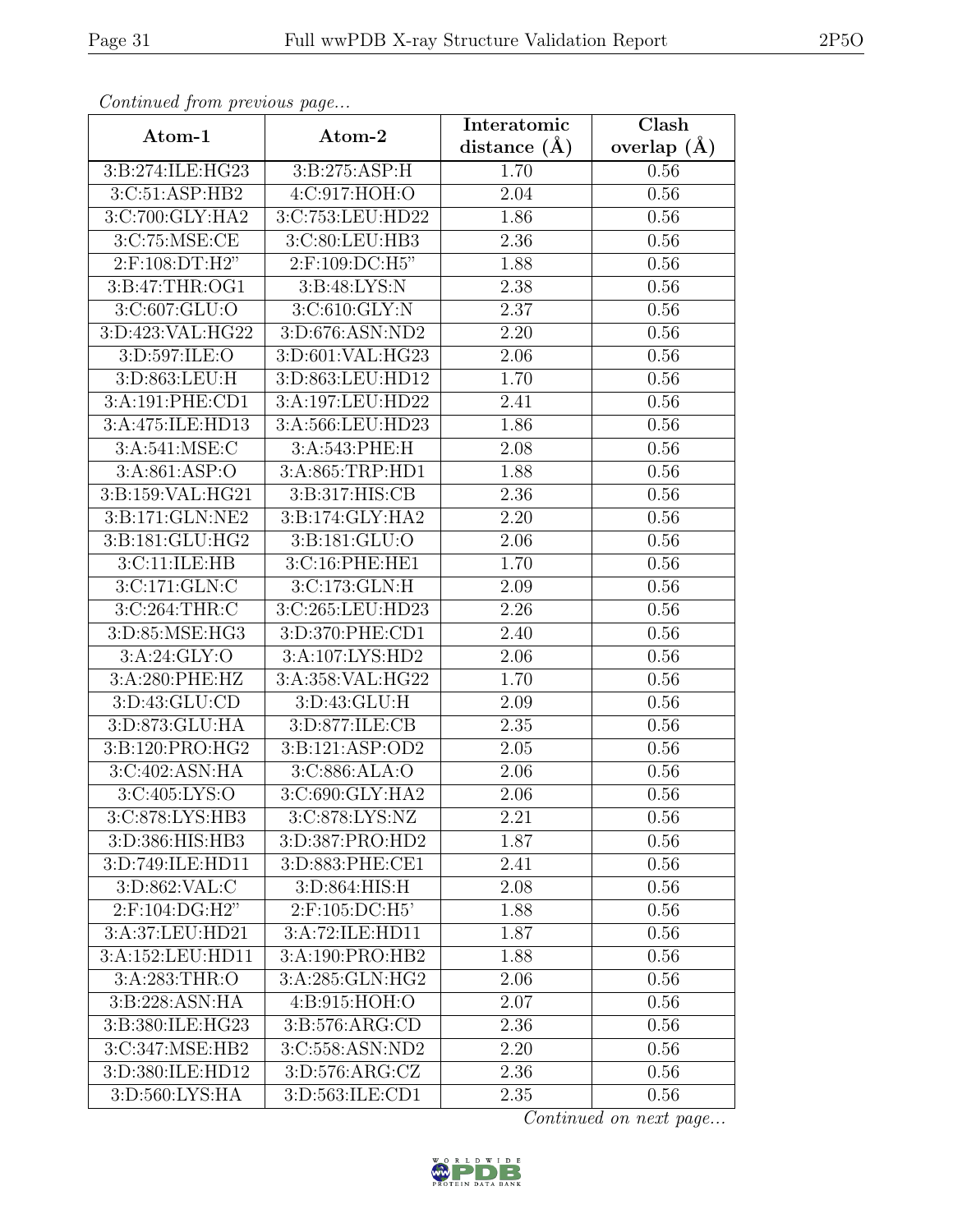*Continued from previous page...*

| Atom-1 | Atom-2 | Interatomic distance (Å) | Clash overlap (Å) |
| --- | --- | --- | --- |
| 3:B:274:ILE:HG23 | 3:B:275:ASP:H | 1.70 | 0.56 |
| 3:C:51:ASP:HB2 | 4:C:917:HOH:O | 2.04 | 0.56 |
| 3:C:700:GLY:HA2 | 3:C:753:LEU:HD22 | 1.86 | 0.56 |
| 3:C:75:MSE:CE | 3:C:80:LEU:HB3 | 2.36 | 0.56 |
| 2:F:108:DT:H2" | 2:F:109:DC:H5" | 1.88 | 0.56 |
| 3:B:47:THR:OG1 | 3:B:48:LYS:N | 2.38 | 0.56 |
| 3:C:607:GLU:O | 3:C:610:GLY:N | 2.37 | 0.56 |
| 3:D:423:VAL:HG22 | 3:D:676:ASN:ND2 | 2.20 | 0.56 |
| 3:D:597:ILE:O | 3:D:601:VAL:HG23 | 2.06 | 0.56 |
| 3:D:863:LEU:H | 3:D:863:LEU:HD12 | 1.70 | 0.56 |
| 3:A:191:PHE:CD1 | 3:A:197:LEU:HD22 | 2.41 | 0.56 |
| 3:A:475:ILE:HD13 | 3:A:566:LEU:HD23 | 1.86 | 0.56 |
| 3:A:541:MSE:C | 3:A:543:PHE:H | 2.08 | 0.56 |
| 3:A:861:ASP:O | 3:A:865:TRP:HD1 | 1.88 | 0.56 |
| 3:B:159:VAL:HG21 | 3:B:317:HIS:CB | 2.36 | 0.56 |
| 3:B:171:GLN:NE2 | 3:B:174:GLY:HA2 | 2.20 | 0.56 |
| 3:B:181:GLU:HG2 | 3:B:181:GLU:O | 2.06 | 0.56 |
| 3:C:11:ILE:HB | 3:C:16:PHE:HE1 | 1.70 | 0.56 |
| 3:C:171:GLN:C | 3:C:173:GLN:H | 2.09 | 0.56 |
| 3:C:264:THR:C | 3:C:265:LEU:HD23 | 2.26 | 0.56 |
| 3:D:85:MSE:HG3 | 3:D:370:PHE:CD1 | 2.40 | 0.56 |
| 3:A:24:GLY:O | 3:A:107:LYS:HD2 | 2.06 | 0.56 |
| 3:A:280:PHE:HZ | 3:A:358:VAL:HG22 | 1.70 | 0.56 |
| 3:D:43:GLU:CD | 3:D:43:GLU:H | 2.09 | 0.56 |
| 3:D:873:GLU:HA | 3:D:877:ILE:CB | 2.35 | 0.56 |
| 3:B:120:PRO:HG2 | 3:B:121:ASP:OD2 | 2.05 | 0.56 |
| 3:C:402:ASN:HA | 3:C:886:ALA:O | 2.06 | 0.56 |
| 3:C:405:LYS:O | 3:C:690:GLY:HA2 | 2.06 | 0.56 |
| 3:C:878:LYS:HB3 | 3:C:878:LYS:NZ | 2.21 | 0.56 |
| 3:D:386:HIS:HB3 | 3:D:387:PRO:HD2 | 1.87 | 0.56 |
| 3:D:749:ILE:HD11 | 3:D:883:PHE:CE1 | 2.41 | 0.56 |
| 3:D:862:VAL:C | 3:D:864:HIS:H | 2.08 | 0.56 |
| 2:F:104:DG:H2" | 2:F:105:DC:H5' | 1.88 | 0.56 |
| 3:A:37:LEU:HD21 | 3:A:72:ILE:HD11 | 1.87 | 0.56 |
| 3:A:152:LEU:HD11 | 3:A:190:PRO:HB2 | 1.88 | 0.56 |
| 3:A:283:THR:O | 3:A:285:GLN:HG2 | 2.06 | 0.56 |
| 3:B:228:ASN:HA | 4:B:915:HOH:O | 2.07 | 0.56 |
| 3:B:380:ILE:HG23 | 3:B:576:ARG:CD | 2.36 | 0.56 |
| 3:C:347:MSE:HB2 | 3:C:558:ASN:ND2 | 2.20 | 0.56 |
| 3:D:380:ILE:HD12 | 3:D:576:ARG:CZ | 2.36 | 0.56 |
| 3:D:560:LYS:HA | 3:D:563:ILE:CD1 | 2.35 | 0.56 |

*Continued on next page...*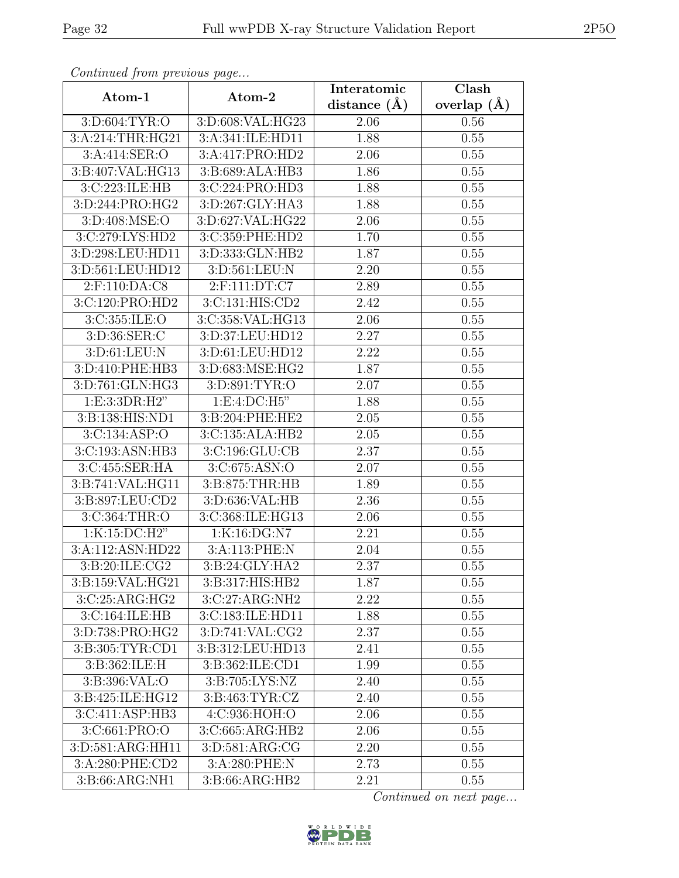*Continued from previous page...*

| Atom-1 | Atom-2 | Interatomic distance (Å) | Clash overlap (Å) |
|---|---|---|---|
| 3:D:604:TYR:O | 3:D:608:VAL:HG23 | 2.06 | 0.56 |
| 3:A:214:THR:HG21 | 3:A:341:ILE:HD11 | 1.88 | 0.55 |
| 3:A:414:SER:O | 3:A:417:PRO:HD2 | 2.06 | 0.55 |
| 3:B:407:VAL:HG13 | 3:B:689:ALA:HB3 | 1.86 | 0.55 |
| 3:C:223:ILE:HB | 3:C:224:PRO:HD3 | 1.88 | 0.55 |
| 3:D:244:PRO:HG2 | 3:D:267:GLY:HA3 | 1.88 | 0.55 |
| 3:D:408:MSE:O | 3:D:627:VAL:HG22 | 2.06 | 0.55 |
| 3:C:279:LYS:HD2 | 3:C:359:PHE:HD2 | 1.70 | 0.55 |
| 3:D:298:LEU:HD11 | 3:D:333:GLN:HB2 | 1.87 | 0.55 |
| 3:D:561:LEU:HD12 | 3:D:561:LEU:N | 2.20 | 0.55 |
| 2:F:110:DA:C8 | 2:F:111:DT:C7 | 2.89 | 0.55 |
| 3:C:120:PRO:HD2 | 3:C:131:HIS:CD2 | 2.42 | 0.55 |
| 3:C:355:ILE:O | 3:C:358:VAL:HG13 | 2.06 | 0.55 |
| 3:D:36:SER:C | 3:D:37:LEU:HD12 | 2.27 | 0.55 |
| 3:D:61:LEU:N | 3:D:61:LEU:HD12 | 2.22 | 0.55 |
| 3:D:410:PHE:HB3 | 3:D:683:MSE:HG2 | 1.87 | 0.55 |
| 3:D:761:GLN:HG3 | 3:D:891:TYR:O | 2.07 | 0.55 |
| 1:E:3:3DR:H2" | 1:E:4:DC:H5" | 1.88 | 0.55 |
| 3:B:138:HIS:ND1 | 3:B:204:PHE:HE2 | 2.05 | 0.55 |
| 3:C:134:ASP:O | 3:C:135:ALA:HB2 | 2.05 | 0.55 |
| 3:C:193:ASN:HB3 | 3:C:196:GLU:CB | 2.37 | 0.55 |
| 3:C:455:SER:HA | 3:C:675:ASN:O | 2.07 | 0.55 |
| 3:B:741:VAL:HG11 | 3:B:875:THR:HB | 1.89 | 0.55 |
| 3:B:897:LEU:CD2 | 3:D:636:VAL:HB | 2.36 | 0.55 |
| 3:C:364:THR:O | 3:C:368:ILE:HG13 | 2.06 | 0.55 |
| 1:K:15:DC:H2" | 1:K:16:DG:N7 | 2.21 | 0.55 |
| 3:A:112:ASN:HD22 | 3:A:113:PHE:N | 2.04 | 0.55 |
| 3:B:20:ILE:CG2 | 3:B:24:GLY:HA2 | 2.37 | 0.55 |
| 3:B:159:VAL:HG21 | 3:B:317:HIS:HB2 | 1.87 | 0.55 |
| 3:C:25:ARG:HG2 | 3:C:27:ARG:NH2 | 2.22 | 0.55 |
| 3:C:164:ILE:HB | 3:C:183:ILE:HD11 | 1.88 | 0.55 |
| 3:D:738:PRO:HG2 | 3:D:741:VAL:CG2 | 2.37 | 0.55 |
| 3:B:305:TYR:CD1 | 3:B:312:LEU:HD13 | 2.41 | 0.55 |
| 3:B:362:ILE:H | 3:B:362:ILE:CD1 | 1.99 | 0.55 |
| 3:B:396:VAL:O | 3:B:705:LYS:NZ | 2.40 | 0.55 |
| 3:B:425:ILE:HG12 | 3:B:463:TYR:CZ | 2.40 | 0.55 |
| 3:C:411:ASP:HB3 | 4:C:936:HOH:O | 2.06 | 0.55 |
| 3:C:661:PRO:O | 3:C:665:ARG:HB2 | 2.06 | 0.55 |
| 3:D:581:ARG:HH11 | 3:D:581:ARG:CG | 2.20 | 0.55 |
| 3:A:280:PHE:CD2 | 3:A:280:PHE:N | 2.73 | 0.55 |
| 3:B:66:ARG:NH1 | 3:B:66:ARG:HB2 | 2.21 | 0.55 |

*Continued on next page...*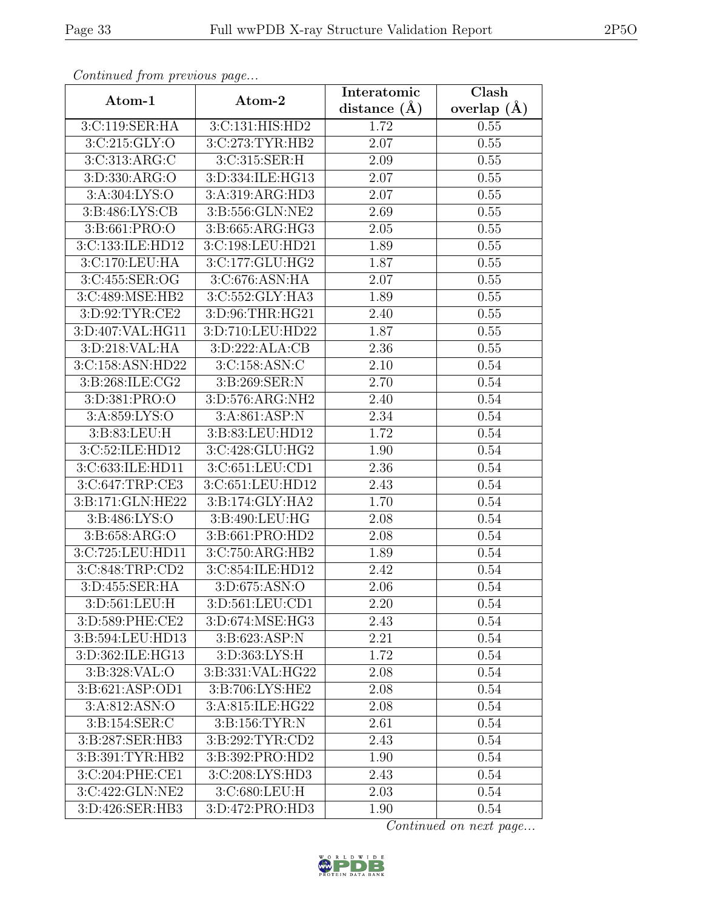*Continued from previous page...*

| Atom-1 | Atom-2 | Interatomic distance (Å) | Clash overlap (Å) |
|---|---|---|---|
| 3:C:119:SER:HA | 3:C:131:HIS:HD2 | 1.72 | 0.55 |
| 3:C:215:GLY:O | 3:C:273:TYR:HB2 | 2.07 | 0.55 |
| 3:C:313:ARG:C | 3:C:315:SER:H | 2.09 | 0.55 |
| 3:D:330:ARG:O | 3:D:334:ILE:HG13 | 2.07 | 0.55 |
| 3:A:304:LYS:O | 3:A:319:ARG:HD3 | 2.07 | 0.55 |
| 3:B:486:LYS:CB | 3:B:556:GLN:NE2 | 2.69 | 0.55 |
| 3:B:661:PRO:O | 3:B:665:ARG:HG3 | 2.05 | 0.55 |
| 3:C:133:ILE:HD12 | 3:C:198:LEU:HD21 | 1.89 | 0.55 |
| 3:C:170:LEU:HA | 3:C:177:GLU:HG2 | 1.87 | 0.55 |
| 3:C:455:SER:OG | 3:C:676:ASN:HA | 2.07 | 0.55 |
| 3:C:489:MSE:HB2 | 3:C:552:GLY:HA3 | 1.89 | 0.55 |
| 3:D:92:TYR:CE2 | 3:D:96:THR:HG21 | 2.40 | 0.55 |
| 3:D:407:VAL:HG11 | 3:D:710:LEU:HD22 | 1.87 | 0.55 |
| 3:D:218:VAL:HA | 3:D:222:ALA:CB | 2.36 | 0.55 |
| 3:C:158:ASN:HD22 | 3:C:158:ASN:C | 2.10 | 0.54 |
| 3:B:268:ILE:CG2 | 3:B:269:SER:N | 2.70 | 0.54 |
| 3:D:381:PRO:O | 3:D:576:ARG:NH2 | 2.40 | 0.54 |
| 3:A:859:LYS:O | 3:A:861:ASP:N | 2.34 | 0.54 |
| 3:B:83:LEU:H | 3:B:83:LEU:HD12 | 1.72 | 0.54 |
| 3:C:52:ILE:HD12 | 3:C:428:GLU:HG2 | 1.90 | 0.54 |
| 3:C:633:ILE:HD11 | 3:C:651:LEU:CD1 | 2.36 | 0.54 |
| 3:C:647:TRP:CE3 | 3:C:651:LEU:HD12 | 2.43 | 0.54 |
| 3:B:171:GLN:HE22 | 3:B:174:GLY:HA2 | 1.70 | 0.54 |
| 3:B:486:LYS:O | 3:B:490:LEU:HG | 2.08 | 0.54 |
| 3:B:658:ARG:O | 3:B:661:PRO:HD2 | 2.08 | 0.54 |
| 3:C:725:LEU:HD11 | 3:C:750:ARG:HB2 | 1.89 | 0.54 |
| 3:C:848:TRP:CD2 | 3:C:854:ILE:HD12 | 2.42 | 0.54 |
| 3:D:455:SER:HA | 3:D:675:ASN:O | 2.06 | 0.54 |
| 3:D:561:LEU:H | 3:D:561:LEU:CD1 | 2.20 | 0.54 |
| 3:D:589:PHE:CE2 | 3:D:674:MSE:HG3 | 2.43 | 0.54 |
| 3:B:594:LEU:HD13 | 3:B:623:ASP:N | 2.21 | 0.54 |
| 3:D:362:ILE:HG13 | 3:D:363:LYS:H | 1.72 | 0.54 |
| 3:B:328:VAL:O | 3:B:331:VAL:HG22 | 2.08 | 0.54 |
| 3:B:621:ASP:OD1 | 3:B:706:LYS:HE2 | 2.08 | 0.54 |
| 3:A:812:ASN:O | 3:A:815:ILE:HG22 | 2.08 | 0.54 |
| 3:B:154:SER:C | 3:B:156:TYR:N | 2.61 | 0.54 |
| 3:B:287:SER:HB3 | 3:B:292:TYR:CD2 | 2.43 | 0.54 |
| 3:B:391:TYR:HB2 | 3:B:392:PRO:HD2 | 1.90 | 0.54 |
| 3:C:204:PHE:CE1 | 3:C:208:LYS:HD3 | 2.43 | 0.54 |
| 3:C:422:GLN:NE2 | 3:C:680:LEU:H | 2.03 | 0.54 |
| 3:D:426:SER:HB3 | 3:D:472:PRO:HD3 | 1.90 | 0.54 |

*Continued on next page...*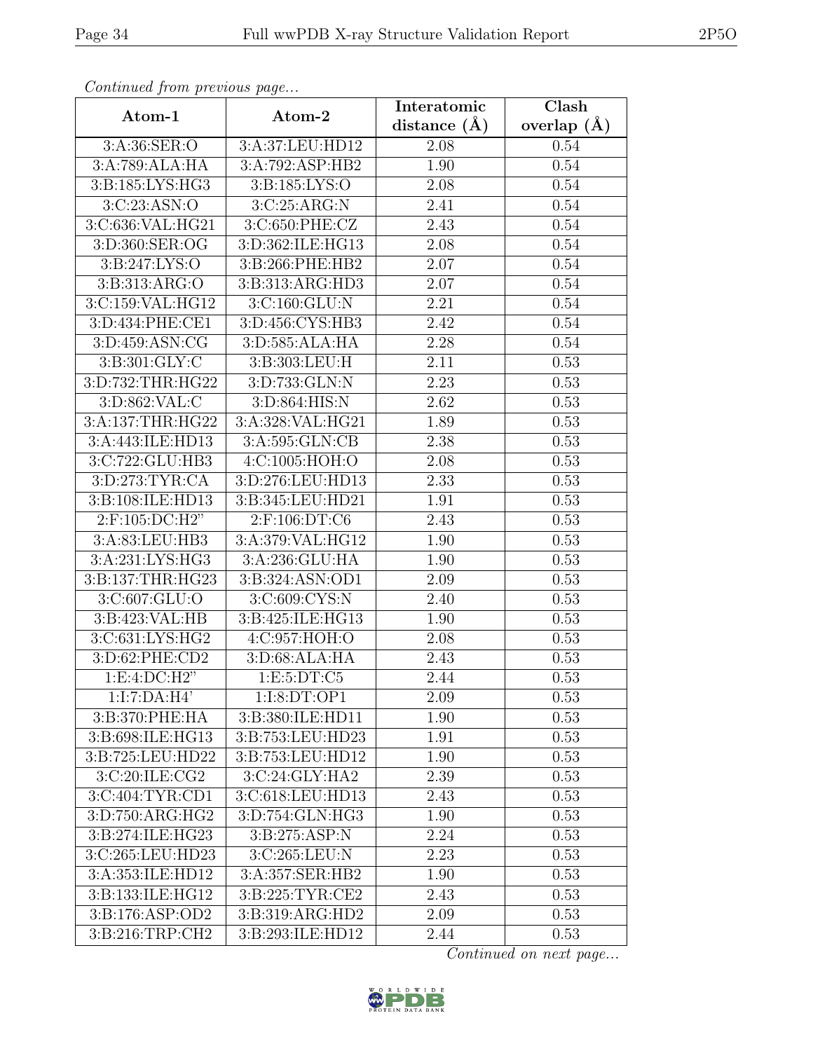*Continued from previous page...*

| Atom-1 | Atom-2 | Interatomic distance (Å) | Clash overlap (Å) |
|---|---|---|---|
| 3:A:36:SER:O | 3:A:37:LEU:HD12 | 2.08 | 0.54 |
| 3:A:789:ALA:HA | 3:A:792:ASP:HB2 | 1.90 | 0.54 |
| 3:B:185:LYS:HG3 | 3:B:185:LYS:O | 2.08 | 0.54 |
| 3:C:23:ASN:O | 3:C:25:ARG:N | 2.41 | 0.54 |
| 3:C:636:VAL:HG21 | 3:C:650:PHE:CZ | 2.43 | 0.54 |
| 3:D:360:SER:OG | 3:D:362:ILE:HG13 | 2.08 | 0.54 |
| 3:B:247:LYS:O | 3:B:266:PHE:HB2 | 2.07 | 0.54 |
| 3:B:313:ARG:O | 3:B:313:ARG:HD3 | 2.07 | 0.54 |
| 3:C:159:VAL:HG12 | 3:C:160:GLU:N | 2.21 | 0.54 |
| 3:D:434:PHE:CE1 | 3:D:456:CYS:HB3 | 2.42 | 0.54 |
| 3:D:459:ASN:CG | 3:D:585:ALA:HA | 2.28 | 0.54 |
| 3:B:301:GLY:C | 3:B:303:LEU:H | 2.11 | 0.53 |
| 3:D:732:THR:HG22 | 3:D:733:GLN:N | 2.23 | 0.53 |
| 3:D:862:VAL:C | 3:D:864:HIS:N | 2.62 | 0.53 |
| 3:A:137:THR:HG22 | 3:A:328:VAL:HG21 | 1.89 | 0.53 |
| 3:A:443:ILE:HD13 | 3:A:595:GLN:CB | 2.38 | 0.53 |
| 3:C:722:GLU:HB3 | 4:C:1005:HOH:O | 2.08 | 0.53 |
| 3:D:273:TYR:CA | 3:D:276:LEU:HD13 | 2.33 | 0.53 |
| 3:B:108:ILE:HD13 | 3:B:345:LEU:HD21 | 1.91 | 0.53 |
| 2:F:105:DC:H2" | 2:F:106:DT:C6 | 2.43 | 0.53 |
| 3:A:83:LEU:HB3 | 3:A:379:VAL:HG12 | 1.90 | 0.53 |
| 3:A:231:LYS:HG3 | 3:A:236:GLU:HA | 1.90 | 0.53 |
| 3:B:137:THR:HG23 | 3:B:324:ASN:OD1 | 2.09 | 0.53 |
| 3:C:607:GLU:O | 3:C:609:CYS:N | 2.40 | 0.53 |
| 3:B:423:VAL:HB | 3:B:425:ILE:HG13 | 1.90 | 0.53 |
| 3:C:631:LYS:HG2 | 4:C:957:HOH:O | 2.08 | 0.53 |
| 3:D:62:PHE:CD2 | 3:D:68:ALA:HA | 2.43 | 0.53 |
| 1:E:4:DC:H2" | 1:E:5:DT:C5 | 2.44 | 0.53 |
| 1:I:7:DA:H4' | 1:I:8:DT:OP1 | 2.09 | 0.53 |
| 3:B:370:PHE:HA | 3:B:380:ILE:HD11 | 1.90 | 0.53 |
| 3:B:698:ILE:HG13 | 3:B:753:LEU:HD23 | 1.91 | 0.53 |
| 3:B:725:LEU:HD22 | 3:B:753:LEU:HD12 | 1.90 | 0.53 |
| 3:C:20:ILE:CG2 | 3:C:24:GLY:HA2 | 2.39 | 0.53 |
| 3:C:404:TYR:CD1 | 3:C:618:LEU:HD13 | 2.43 | 0.53 |
| 3:D:750:ARG:HG2 | 3:D:754:GLN:HG3 | 1.90 | 0.53 |
| 3:B:274:ILE:HG23 | 3:B:275:ASP:N | 2.24 | 0.53 |
| 3:C:265:LEU:HD23 | 3:C:265:LEU:N | 2.23 | 0.53 |
| 3:A:353:ILE:HD12 | 3:A:357:SER:HB2 | 1.90 | 0.53 |
| 3:B:133:ILE:HG12 | 3:B:225:TYR:CE2 | 2.43 | 0.53 |
| 3:B:176:ASP:OD2 | 3:B:319:ARG:HD2 | 2.09 | 0.53 |
| 3:B:216:TRP:CH2 | 3:B:293:ILE:HD12 | 2.44 | 0.53 |

*Continued on next page...*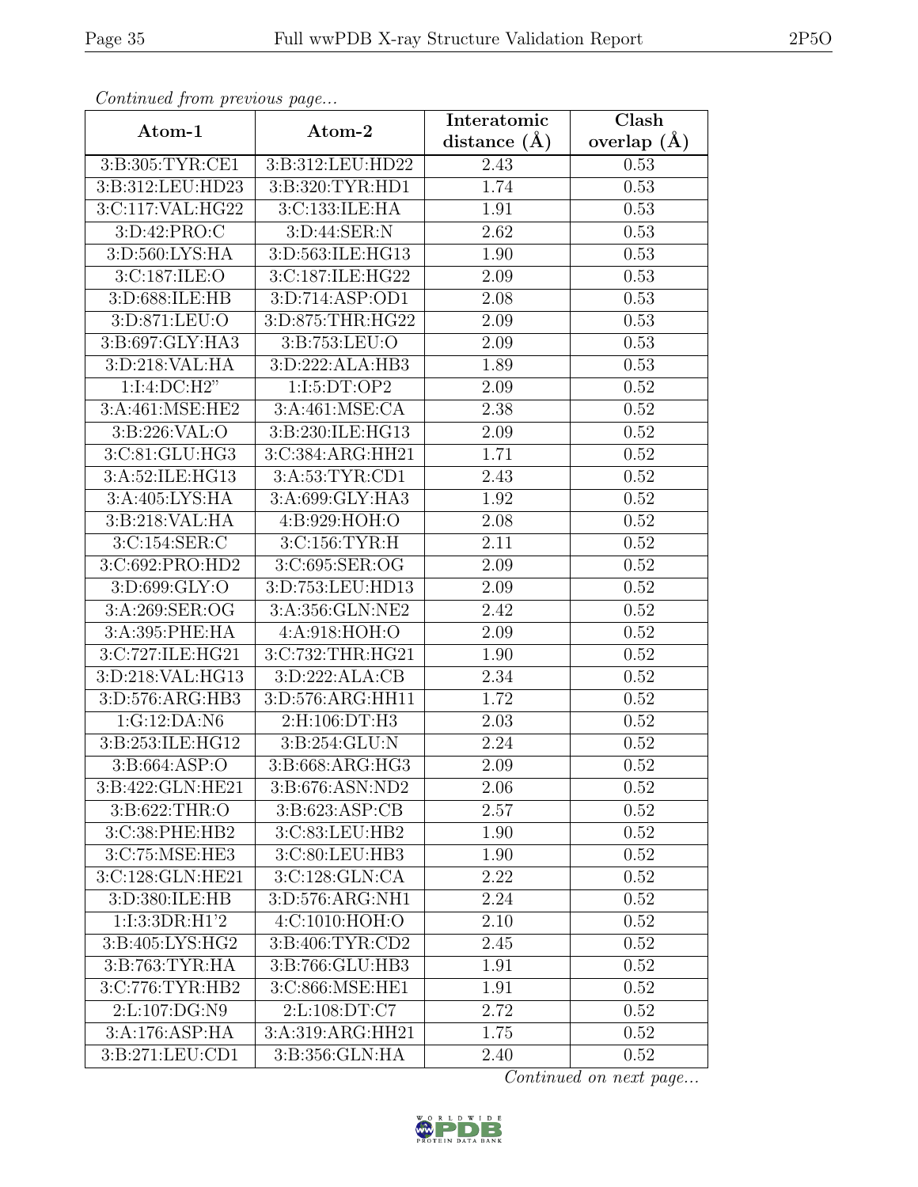*Continued from previous page...*

| Atom-1 | Atom-2 | Interatomic distance (Å) | Clash overlap (Å) |
|---|---|---|---|
| 3:B:305:TYR:CE1 | 3:B:312:LEU:HD22 | 2.43 | 0.53 |
| 3:B:312:LEU:HD23 | 3:B:320:TYR:HD1 | 1.74 | 0.53 |
| 3:C:117:VAL:HG22 | 3:C:133:ILE:HA | 1.91 | 0.53 |
| 3:D:42:PRO:C | 3:D:44:SER:N | 2.62 | 0.53 |
| 3:D:560:LYS:HA | 3:D:563:ILE:HG13 | 1.90 | 0.53 |
| 3:C:187:ILE:O | 3:C:187:ILE:HG22 | 2.09 | 0.53 |
| 3:D:688:ILE:HB | 3:D:714:ASP:OD1 | 2.08 | 0.53 |
| 3:D:871:LEU:O | 3:D:875:THR:HG22 | 2.09 | 0.53 |
| 3:B:697:GLY:HA3 | 3:B:753:LEU:O | 2.09 | 0.53 |
| 3:D:218:VAL:HA | 3:D:222:ALA:HB3 | 1.89 | 0.53 |
| 1:I:4:DC:H2" | 1:I:5:DT:OP2 | 2.09 | 0.52 |
| 3:A:461:MSE:HE2 | 3:A:461:MSE:CA | 2.38 | 0.52 |
| 3:B:226:VAL:O | 3:B:230:ILE:HG13 | 2.09 | 0.52 |
| 3:C:81:GLU:HG3 | 3:C:384:ARG:HH21 | 1.71 | 0.52 |
| 3:A:52:ILE:HG13 | 3:A:53:TYR:CD1 | 2.43 | 0.52 |
| 3:A:405:LYS:HA | 3:A:699:GLY:HA3 | 1.92 | 0.52 |
| 3:B:218:VAL:HA | 4:B:929:HOH:O | 2.08 | 0.52 |
| 3:C:154:SER:C | 3:C:156:TYR:H | 2.11 | 0.52 |
| 3:C:692:PRO:HD2 | 3:C:695:SER:OG | 2.09 | 0.52 |
| 3:D:699:GLY:O | 3:D:753:LEU:HD13 | 2.09 | 0.52 |
| 3:A:269:SER:OG | 3:A:356:GLN:NE2 | 2.42 | 0.52 |
| 3:A:395:PHE:HA | 4:A:918:HOH:O | 2.09 | 0.52 |
| 3:C:727:ILE:HG21 | 3:C:732:THR:HG21 | 1.90 | 0.52 |
| 3:D:218:VAL:HG13 | 3:D:222:ALA:CB | 2.34 | 0.52 |
| 3:D:576:ARG:HB3 | 3:D:576:ARG:HH11 | 1.72 | 0.52 |
| 1:G:12:DA:N6 | 2:H:106:DT:H3 | 2.03 | 0.52 |
| 3:B:253:ILE:HG12 | 3:B:254:GLU:N | 2.24 | 0.52 |
| 3:B:664:ASP:O | 3:B:668:ARG:HG3 | 2.09 | 0.52 |
| 3:B:422:GLN:HE21 | 3:B:676:ASN:ND2 | 2.06 | 0.52 |
| 3:B:622:THR:O | 3:B:623:ASP:CB | 2.57 | 0.52 |
| 3:C:38:PHE:HB2 | 3:C:83:LEU:HB2 | 1.90 | 0.52 |
| 3:C:75:MSE:HE3 | 3:C:80:LEU:HB3 | 1.90 | 0.52 |
| 3:C:128:GLN:HE21 | 3:C:128:GLN:CA | 2.22 | 0.52 |
| 3:D:380:ILE:HB | 3:D:576:ARG:NH1 | 2.24 | 0.52 |
| 1:I:3:3DR:H1'2 | 4:C:1010:HOH:O | 2.10 | 0.52 |
| 3:B:405:LYS:HG2 | 3:B:406:TYR:CD2 | 2.45 | 0.52 |
| 3:B:763:TYR:HA | 3:B:766:GLU:HB3 | 1.91 | 0.52 |
| 3:C:776:TYR:HB2 | 3:C:866:MSE:HE1 | 1.91 | 0.52 |
| 2:L:107:DG:N9 | 2:L:108:DT:C7 | 2.72 | 0.52 |
| 3:A:176:ASP:HA | 3:A:319:ARG:HH21 | 1.75 | 0.52 |
| 3:B:271:LEU:CD1 | 3:B:356:GLN:HA | 2.40 | 0.52 |

*Continued on next page...*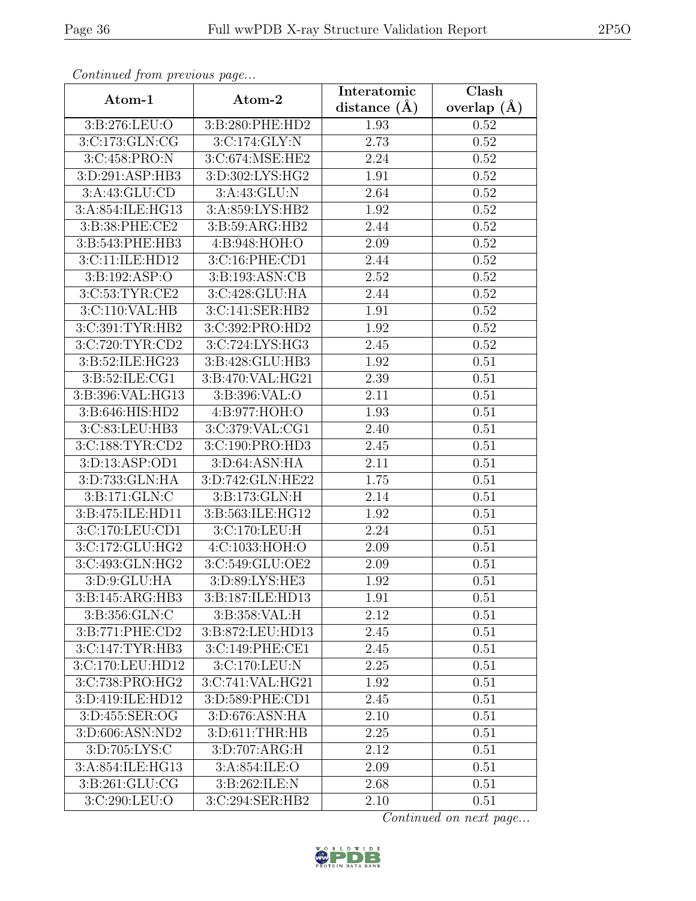*Continued from previous page...*

| Atom-1 | Atom-2 | Interatomic distance (Å) | Clash overlap (Å) |
|---|---|---|---|
| 3:B:276:LEU:O | 3:B:280:PHE:HD2 | 1.93 | 0.52 |
| 3:C:173:GLN:CG | 3:C:174:GLY:N | 2.73 | 0.52 |
| 3:C:458:PRO:N | 3:C:674:MSE:HE2 | 2.24 | 0.52 |
| 3:D:291:ASP:HB3 | 3:D:302:LYS:HG2 | 1.91 | 0.52 |
| 3:A:43:GLU:CD | 3:A:43:GLU:N | 2.64 | 0.52 |
| 3:A:854:ILE:HG13 | 3:A:859:LYS:HB2 | 1.92 | 0.52 |
| 3:B:38:PHE:CE2 | 3:B:59:ARG:HB2 | 2.44 | 0.52 |
| 3:B:543:PHE:HB3 | 4:B:948:HOH:O | 2.09 | 0.52 |
| 3:C:11:ILE:HD12 | 3:C:16:PHE:CD1 | 2.44 | 0.52 |
| 3:B:192:ASP:O | 3:B:193:ASN:CB | 2.52 | 0.52 |
| 3:C:53:TYR:CE2 | 3:C:428:GLU:HA | 2.44 | 0.52 |
| 3:C:110:VAL:HB | 3:C:141:SER:HB2 | 1.91 | 0.52 |
| 3:C:391:TYR:HB2 | 3:C:392:PRO:HD2 | 1.92 | 0.52 |
| 3:C:720:TYR:CD2 | 3:C:724:LYS:HG3 | 2.45 | 0.52 |
| 3:B:52:ILE:HG23 | 3:B:428:GLU:HB3 | 1.92 | 0.51 |
| 3:B:52:ILE:CG1 | 3:B:470:VAL:HG21 | 2.39 | 0.51 |
| 3:B:396:VAL:HG13 | 3:B:396:VAL:O | 2.11 | 0.51 |
| 3:B:646:HIS:HD2 | 4:B:977:HOH:O | 1.93 | 0.51 |
| 3:C:83:LEU:HB3 | 3:C:379:VAL:CG1 | 2.40 | 0.51 |
| 3:C:188:TYR:CD2 | 3:C:190:PRO:HD3 | 2.45 | 0.51 |
| 3:D:13:ASP:OD1 | 3:D:64:ASN:HA | 2.11 | 0.51 |
| 3:D:733:GLN:HA | 3:D:742:GLN:HE22 | 1.75 | 0.51 |
| 3:B:171:GLN:C | 3:B:173:GLN:H | 2.14 | 0.51 |
| 3:B:475:ILE:HD11 | 3:B:563:ILE:HG12 | 1.92 | 0.51 |
| 3:C:170:LEU:CD1 | 3:C:170:LEU:H | 2.24 | 0.51 |
| 3:C:172:GLU:HG2 | 4:C:1033:HOH:O | 2.09 | 0.51 |
| 3:C:493:GLN:HG2 | 3:C:549:GLU:OE2 | 2.09 | 0.51 |
| 3:D:9:GLU:HA | 3:D:89:LYS:HE3 | 1.92 | 0.51 |
| 3:B:145:ARG:HB3 | 3:B:187:ILE:HD13 | 1.91 | 0.51 |
| 3:B:356:GLN:C | 3:B:358:VAL:H | 2.12 | 0.51 |
| 3:B:771:PHE:CD2 | 3:B:872:LEU:HD13 | 2.45 | 0.51 |
| 3:C:147:TYR:HB3 | 3:C:149:PHE:CE1 | 2.45 | 0.51 |
| 3:C:170:LEU:HD12 | 3:C:170:LEU:N | 2.25 | 0.51 |
| 3:C:738:PRO:HG2 | 3:C:741:VAL:HG21 | 1.92 | 0.51 |
| 3:D:419:ILE:HD12 | 3:D:589:PHE:CD1 | 2.45 | 0.51 |
| 3:D:455:SER:OG | 3:D:676:ASN:HA | 2.10 | 0.51 |
| 3:D:606:ASN:ND2 | 3:D:611:THR:HB | 2.25 | 0.51 |
| 3:D:705:LYS:C | 3:D:707:ARG:H | 2.12 | 0.51 |
| 3:A:854:ILE:HG13 | 3:A:854:ILE:O | 2.09 | 0.51 |
| 3:B:261:GLU:CG | 3:B:262:ILE:N | 2.68 | 0.51 |
| 3:C:290:LEU:O | 3:C:294:SER:HB2 | 2.10 | 0.51 |

*Continued on next page...*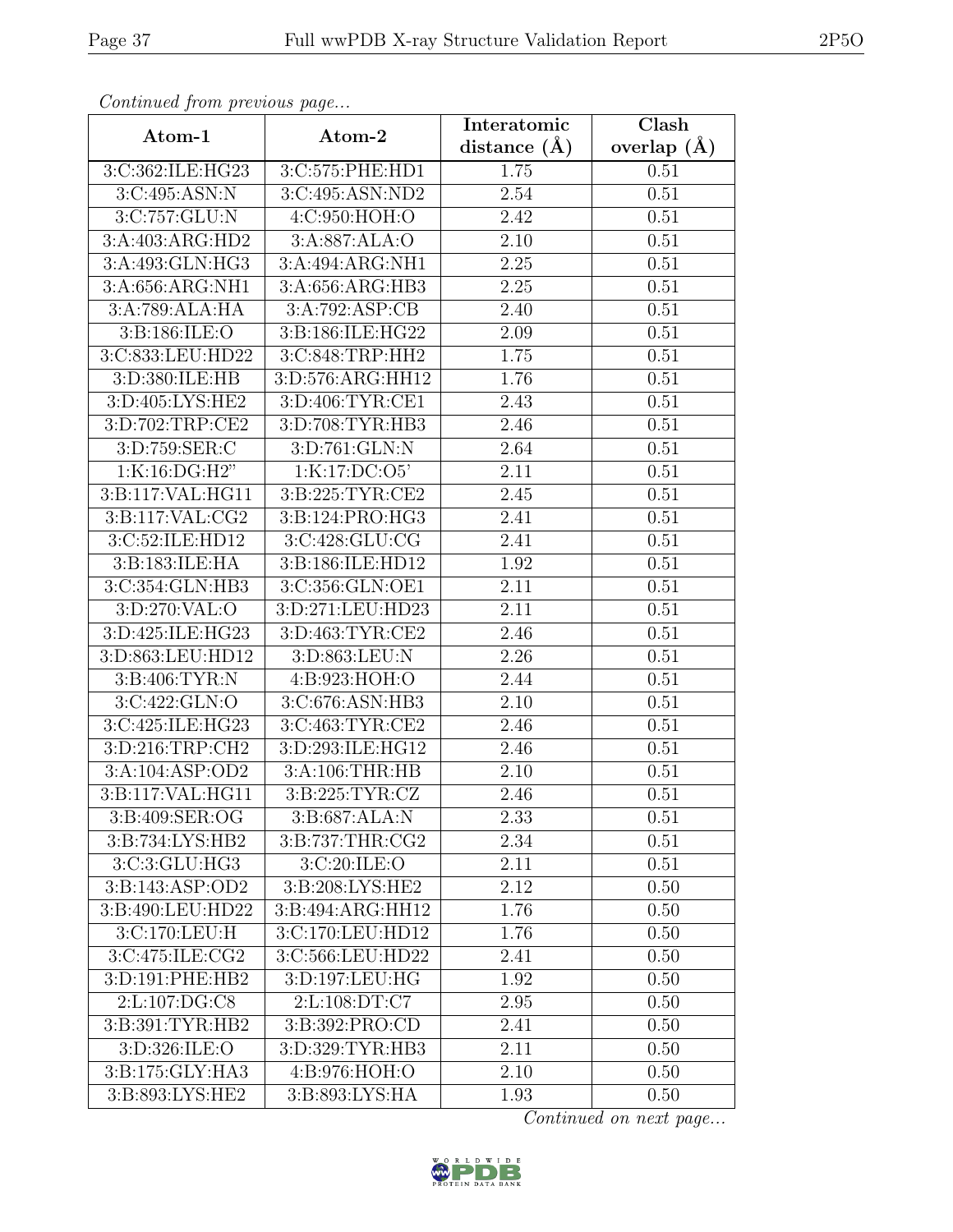*Continued from previous page...*

| Atom-1 | Atom-2 | Interatomic distance (Å) | Clash overlap (Å) |
|---|---|---|---|
| 3:C:362:ILE:HG23 | 3:C:575:PHE:HD1 | 1.75 | 0.51 |
| 3:C:495:ASN:N | 3:C:495:ASN:ND2 | 2.54 | 0.51 |
| 3:C:757:GLU:N | 4:C:950:HOH:O | 2.42 | 0.51 |
| 3:A:403:ARG:HD2 | 3:A:887:ALA:O | 2.10 | 0.51 |
| 3:A:493:GLN:HG3 | 3:A:494:ARG:NH1 | 2.25 | 0.51 |
| 3:A:656:ARG:NH1 | 3:A:656:ARG:HB3 | 2.25 | 0.51 |
| 3:A:789:ALA:HA | 3:A:792:ASP:CB | 2.40 | 0.51 |
| 3:B:186:ILE:O | 3:B:186:ILE:HG22 | 2.09 | 0.51 |
| 3:C:833:LEU:HD22 | 3:C:848:TRP:HH2 | 1.75 | 0.51 |
| 3:D:380:ILE:HB | 3:D:576:ARG:HH12 | 1.76 | 0.51 |
| 3:D:405:LYS:HE2 | 3:D:406:TYR:CE1 | 2.43 | 0.51 |
| 3:D:702:TRP:CE2 | 3:D:708:TYR:HB3 | 2.46 | 0.51 |
| 3:D:759:SER:C | 3:D:761:GLN:N | 2.64 | 0.51 |
| 1:K:16:DG:H2" | 1:K:17:DC:O5' | 2.11 | 0.51 |
| 3:B:117:VAL:HG11 | 3:B:225:TYR:CE2 | 2.45 | 0.51 |
| 3:B:117:VAL:CG2 | 3:B:124:PRO:HG3 | 2.41 | 0.51 |
| 3:C:52:ILE:HD12 | 3:C:428:GLU:CG | 2.41 | 0.51 |
| 3:B:183:ILE:HA | 3:B:186:ILE:HD12 | 1.92 | 0.51 |
| 3:C:354:GLN:HB3 | 3:C:356:GLN:OE1 | 2.11 | 0.51 |
| 3:D:270:VAL:O | 3:D:271:LEU:HD23 | 2.11 | 0.51 |
| 3:D:425:ILE:HG23 | 3:D:463:TYR:CE2 | 2.46 | 0.51 |
| 3:D:863:LEU:HD12 | 3:D:863:LEU:N | 2.26 | 0.51 |
| 3:B:406:TYR:N | 4:B:923:HOH:O | 2.44 | 0.51 |
| 3:C:422:GLN:O | 3:C:676:ASN:HB3 | 2.10 | 0.51 |
| 3:C:425:ILE:HG23 | 3:C:463:TYR:CE2 | 2.46 | 0.51 |
| 3:D:216:TRP:CH2 | 3:D:293:ILE:HG12 | 2.46 | 0.51 |
| 3:A:104:ASP:OD2 | 3:A:106:THR:HB | 2.10 | 0.51 |
| 3:B:117:VAL:HG11 | 3:B:225:TYR:CZ | 2.46 | 0.51 |
| 3:B:409:SER:OG | 3:B:687:ALA:N | 2.33 | 0.51 |
| 3:B:734:LYS:HB2 | 3:B:737:THR:CG2 | 2.34 | 0.51 |
| 3:C:3:GLU:HG3 | 3:C:20:ILE:O | 2.11 | 0.51 |
| 3:B:143:ASP:OD2 | 3:B:208:LYS:HE2 | 2.12 | 0.50 |
| 3:B:490:LEU:HD22 | 3:B:494:ARG:HH12 | 1.76 | 0.50 |
| 3:C:170:LEU:H | 3:C:170:LEU:HD12 | 1.76 | 0.50 |
| 3:C:475:ILE:CG2 | 3:C:566:LEU:HD22 | 2.41 | 0.50 |
| 3:D:191:PHE:HB2 | 3:D:197:LEU:HG | 1.92 | 0.50 |
| 2:L:107:DG:C8 | 2:L:108:DT:C7 | 2.95 | 0.50 |
| 3:B:391:TYR:HB2 | 3:B:392:PRO:CD | 2.41 | 0.50 |
| 3:D:326:ILE:O | 3:D:329:TYR:HB3 | 2.11 | 0.50 |
| 3:B:175:GLY:HA3 | 4:B:976:HOH:O | 2.10 | 0.50 |
| 3:B:893:LYS:HE2 | 3:B:893:LYS:HA | 1.93 | 0.50 |

*Continued on next page...*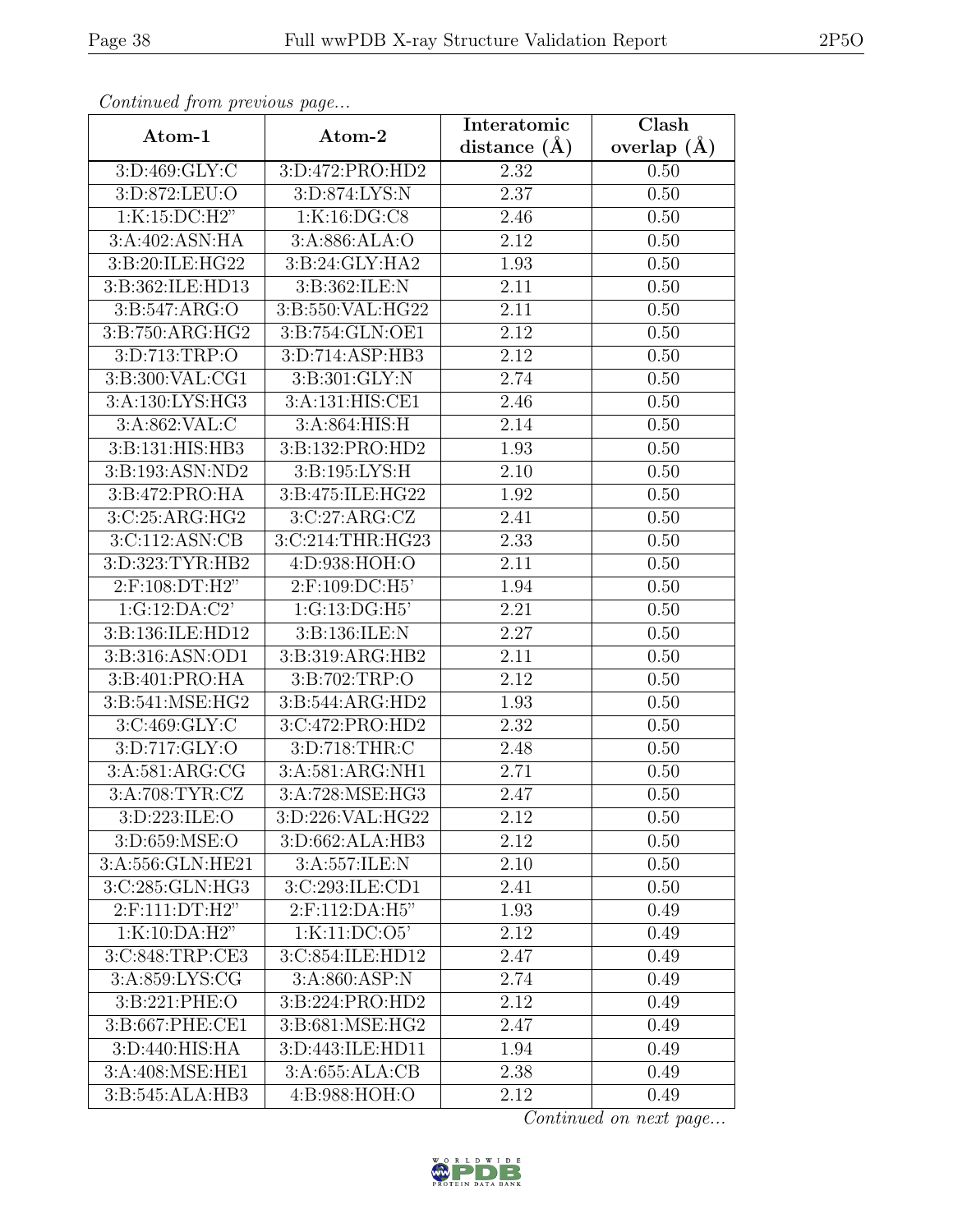*Continued from previous page...*

| Atom-1 | Atom-2 | Interatomic distance (Å) | Clash overlap (Å) |
|---|---|---|---|
| 3:D:469:GLY:C | 3:D:472:PRO:HD2 | 2.32 | 0.50 |
| 3:D:872:LEU:O | 3:D:874:LYS:N | 2.37 | 0.50 |
| 1:K:15:DC:H2" | 1:K:16:DG:C8 | 2.46 | 0.50 |
| 3:A:402:ASN:HA | 3:A:886:ALA:O | 2.12 | 0.50 |
| 3:B:20:ILE:HG22 | 3:B:24:GLY:HA2 | 1.93 | 0.50 |
| 3:B:362:ILE:HD13 | 3:B:362:ILE:N | 2.11 | 0.50 |
| 3:B:547:ARG:O | 3:B:550:VAL:HG22 | 2.11 | 0.50 |
| 3:B:750:ARG:HG2 | 3:B:754:GLN:OE1 | 2.12 | 0.50 |
| 3:D:713:TRP:O | 3:D:714:ASP:HB3 | 2.12 | 0.50 |
| 3:B:300:VAL:CG1 | 3:B:301:GLY:N | 2.74 | 0.50 |
| 3:A:130:LYS:HG3 | 3:A:131:HIS:CE1 | 2.46 | 0.50 |
| 3:A:862:VAL:C | 3:A:864:HIS:H | 2.14 | 0.50 |
| 3:B:131:HIS:HB3 | 3:B:132:PRO:HD2 | 1.93 | 0.50 |
| 3:B:193:ASN:ND2 | 3:B:195:LYS:H | 2.10 | 0.50 |
| 3:B:472:PRO:HA | 3:B:475:ILE:HG22 | 1.92 | 0.50 |
| 3:C:25:ARG:HG2 | 3:C:27:ARG:CZ | 2.41 | 0.50 |
| 3:C:112:ASN:CB | 3:C:214:THR:HG23 | 2.33 | 0.50 |
| 3:D:323:TYR:HB2 | 4:D:938:HOH:O | 2.11 | 0.50 |
| 2:F:108:DT:H2" | 2:F:109:DC:H5' | 1.94 | 0.50 |
| 1:G:12:DA:C2' | 1:G:13:DG:H5' | 2.21 | 0.50 |
| 3:B:136:ILE:HD12 | 3:B:136:ILE:N | 2.27 | 0.50 |
| 3:B:316:ASN:OD1 | 3:B:319:ARG:HB2 | 2.11 | 0.50 |
| 3:B:401:PRO:HA | 3:B:702:TRP:O | 2.12 | 0.50 |
| 3:B:541:MSE:HG2 | 3:B:544:ARG:HD2 | 1.93 | 0.50 |
| 3:C:469:GLY:C | 3:C:472:PRO:HD2 | 2.32 | 0.50 |
| 3:D:717:GLY:O | 3:D:718:THR:C | 2.48 | 0.50 |
| 3:A:581:ARG:CG | 3:A:581:ARG:NH1 | 2.71 | 0.50 |
| 3:A:708:TYR:CZ | 3:A:728:MSE:HG3 | 2.47 | 0.50 |
| 3:D:223:ILE:O | 3:D:226:VAL:HG22 | 2.12 | 0.50 |
| 3:D:659:MSE:O | 3:D:662:ALA:HB3 | 2.12 | 0.50 |
| 3:A:556:GLN:HE21 | 3:A:557:ILE:N | 2.10 | 0.50 |
| 3:C:285:GLN:HG3 | 3:C:293:ILE:CD1 | 2.41 | 0.50 |
| 2:F:111:DT:H2" | 2:F:112:DA:H5" | 1.93 | 0.49 |
| 1:K:10:DA:H2" | 1:K:11:DC:O5' | 2.12 | 0.49 |
| 3:C:848:TRP:CE3 | 3:C:854:ILE:HD12 | 2.47 | 0.49 |
| 3:A:859:LYS:CG | 3:A:860:ASP:N | 2.74 | 0.49 |
| 3:B:221:PHE:O | 3:B:224:PRO:HD2 | 2.12 | 0.49 |
| 3:B:667:PHE:CE1 | 3:B:681:MSE:HG2 | 2.47 | 0.49 |
| 3:D:440:HIS:HA | 3:D:443:ILE:HD11 | 1.94 | 0.49 |
| 3:A:408:MSE:HE1 | 3:A:655:ALA:CB | 2.38 | 0.49 |
| 3:B:545:ALA:HB3 | 4:B:988:HOH:O | 2.12 | 0.49 |

*Continued on next page...*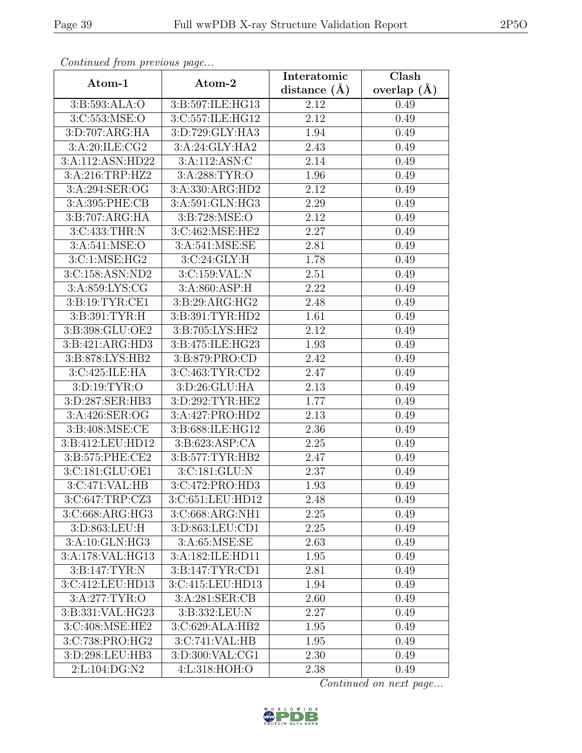*Continued from previous page...*

| Atom-1 | Atom-2 | Interatomic distance (Å) | Clash overlap (Å) |
|---|---|---|---|
| 3:B:593:ALA:O | 3:B:597:ILE:HG13 | 2.12 | 0.49 |
| 3:C:553:MSE:O | 3:C:557:ILE:HG12 | 2.12 | 0.49 |
| 3:D:707:ARG:HA | 3:D:729:GLY:HA3 | 1.94 | 0.49 |
| 3:A:20:ILE:CG2 | 3:A:24:GLY:HA2 | 2.43 | 0.49 |
| 3:A:112:ASN:HD22 | 3:A:112:ASN:C | 2.14 | 0.49 |
| 3:A:216:TRP:HZ2 | 3:A:288:TYR:O | 1.96 | 0.49 |
| 3:A:294:SER:OG | 3:A:330:ARG:HD2 | 2.12 | 0.49 |
| 3:A:395:PHE:CB | 3:A:591:GLN:HG3 | 2.29 | 0.49 |
| 3:B:707:ARG:HA | 3:B:728:MSE:O | 2.12 | 0.49 |
| 3:C:433:THR:N | 3:C:462:MSE:HE2 | 2.27 | 0.49 |
| 3:A:541:MSE:O | 3:A:541:MSE:SE | 2.81 | 0.49 |
| 3:C:1:MSE:HG2 | 3:C:24:GLY:H | 1.78 | 0.49 |
| 3:C:158:ASN:ND2 | 3:C:159:VAL:N | 2.51 | 0.49 |
| 3:A:859:LYS:CG | 3:A:860:ASP:H | 2.22 | 0.49 |
| 3:B:19:TYR:CE1 | 3:B:29:ARG:HG2 | 2.48 | 0.49 |
| 3:B:391:TYR:H | 3:B:391:TYR:HD2 | 1.61 | 0.49 |
| 3:B:398:GLU:OE2 | 3:B:705:LYS:HE2 | 2.12 | 0.49 |
| 3:B:421:ARG:HD3 | 3:B:475:ILE:HG23 | 1.93 | 0.49 |
| 3:B:878:LYS:HB2 | 3:B:879:PRO:CD | 2.42 | 0.49 |
| 3:C:425:ILE:HA | 3:C:463:TYR:CD2 | 2.47 | 0.49 |
| 3:D:19:TYR:O | 3:D:26:GLU:HA | 2.13 | 0.49 |
| 3:D:287:SER:HB3 | 3:D:292:TYR:HE2 | 1.77 | 0.49 |
| 3:A:426:SER:OG | 3:A:427:PRO:HD2 | 2.13 | 0.49 |
| 3:B:408:MSE:CE | 3:B:688:ILE:HG12 | 2.36 | 0.49 |
| 3:B:412:LEU:HD12 | 3:B:623:ASP:CA | 2.25 | 0.49 |
| 3:B:575:PHE:CE2 | 3:B:577:TYR:HB2 | 2.47 | 0.49 |
| 3:C:181:GLU:OE1 | 3:C:181:GLU:N | 2.37 | 0.49 |
| 3:C:471:VAL:HB | 3:C:472:PRO:HD3 | 1.93 | 0.49 |
| 3:C:647:TRP:CZ3 | 3:C:651:LEU:HD12 | 2.48 | 0.49 |
| 3:C:668:ARG:HG3 | 3:C:668:ARG:NH1 | 2.25 | 0.49 |
| 3:D:863:LEU:H | 3:D:863:LEU:CD1 | 2.25 | 0.49 |
| 3:A:10:GLN:HG3 | 3:A:65:MSE:SE | 2.63 | 0.49 |
| 3:A:178:VAL:HG13 | 3:A:182:ILE:HD11 | 1.95 | 0.49 |
| 3:B:147:TYR:N | 3:B:147:TYR:CD1 | 2.81 | 0.49 |
| 3:C:412:LEU:HD13 | 3:C:415:LEU:HD13 | 1.94 | 0.49 |
| 3:A:277:TYR:O | 3:A:281:SER:CB | 2.60 | 0.49 |
| 3:B:331:VAL:HG23 | 3:B:332:LEU:N | 2.27 | 0.49 |
| 3:C:408:MSE:HE2 | 3:C:629:ALA:HB2 | 1.95 | 0.49 |
| 3:C:738:PRO:HG2 | 3:C:741:VAL:HB | 1.95 | 0.49 |
| 3:D:298:LEU:HB3 | 3:D:300:VAL:CG1 | 2.30 | 0.49 |
| 2:L:104:DG:N2 | 4:L:318:HOH:O | 2.38 | 0.49 |

*Continued on next page...*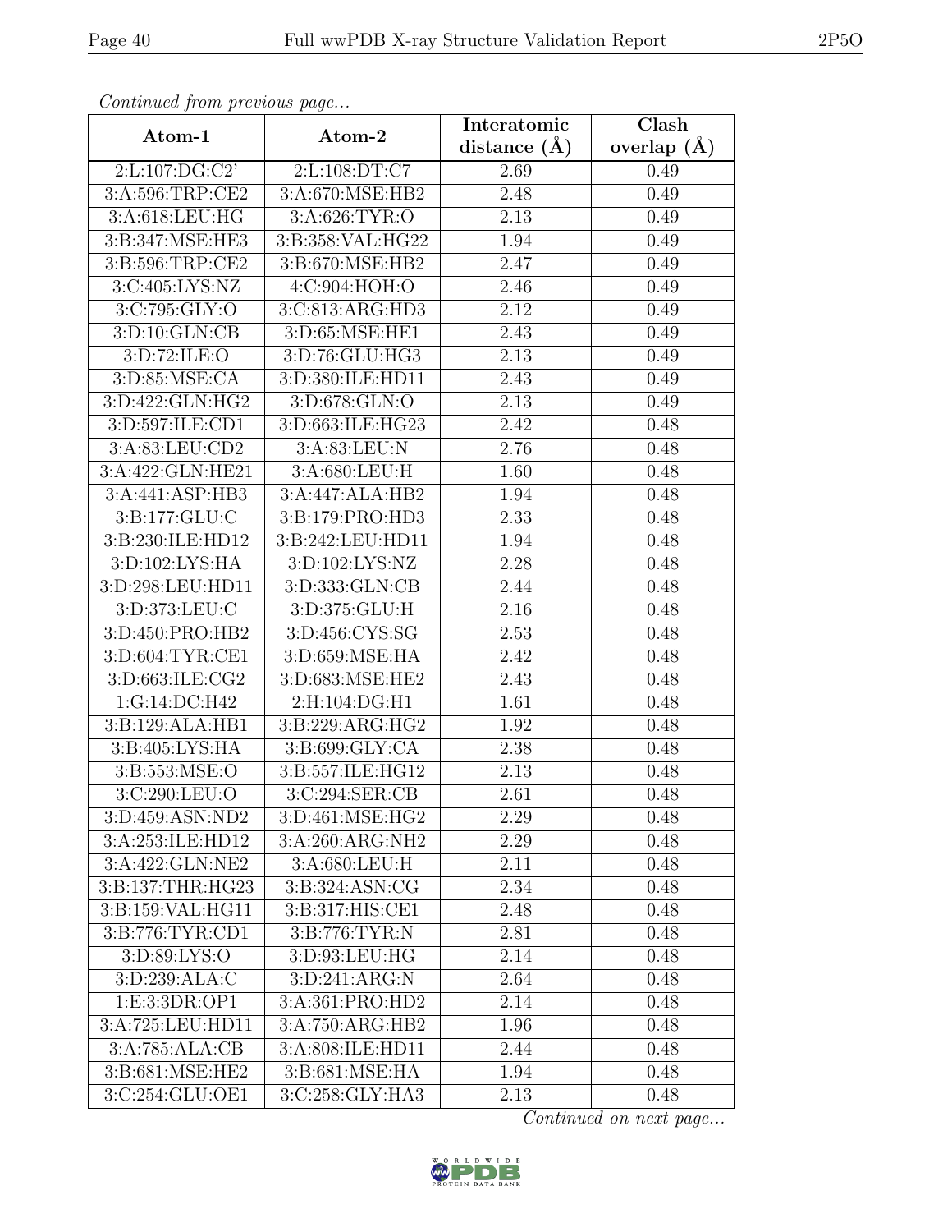*Continued from previous page...*

| Atom-1 | Atom-2 | Interatomic distance (Å) | Clash overlap (Å) |
|---|---|---|---|
| 2:L:107:DG:C2' | 2:L:108:DT:C7 | 2.69 | 0.49 |
| 3:A:596:TRP:CE2 | 3:A:670:MSE:HB2 | 2.48 | 0.49 |
| 3:A:618:LEU:HG | 3:A:626:TYR:O | 2.13 | 0.49 |
| 3:B:347:MSE:HE3 | 3:B:358:VAL:HG22 | 1.94 | 0.49 |
| 3:B:596:TRP:CE2 | 3:B:670:MSE:HB2 | 2.47 | 0.49 |
| 3:C:405:LYS:NZ | 4:C:904:HOH:O | 2.46 | 0.49 |
| 3:C:795:GLY:O | 3:C:813:ARG:HD3 | 2.12 | 0.49 |
| 3:D:10:GLN:CB | 3:D:65:MSE:HE1 | 2.43 | 0.49 |
| 3:D:72:ILE:O | 3:D:76:GLU:HG3 | 2.13 | 0.49 |
| 3:D:85:MSE:CA | 3:D:380:ILE:HD11 | 2.43 | 0.49 |
| 3:D:422:GLN:HG2 | 3:D:678:GLN:O | 2.13 | 0.49 |
| 3:D:597:ILE:CD1 | 3:D:663:ILE:HG23 | 2.42 | 0.48 |
| 3:A:83:LEU:CD2 | 3:A:83:LEU:N | 2.76 | 0.48 |
| 3:A:422:GLN:HE21 | 3:A:680:LEU:H | 1.60 | 0.48 |
| 3:A:441:ASP:HB3 | 3:A:447:ALA:HB2 | 1.94 | 0.48 |
| 3:B:177:GLU:C | 3:B:179:PRO:HD3 | 2.33 | 0.48 |
| 3:B:230:ILE:HD12 | 3:B:242:LEU:HD11 | 1.94 | 0.48 |
| 3:D:102:LYS:HA | 3:D:102:LYS:NZ | 2.28 | 0.48 |
| 3:D:298:LEU:HD11 | 3:D:333:GLN:CB | 2.44 | 0.48 |
| 3:D:373:LEU:C | 3:D:375:GLU:H | 2.16 | 0.48 |
| 3:D:450:PRO:HB2 | 3:D:456:CYS:SG | 2.53 | 0.48 |
| 3:D:604:TYR:CE1 | 3:D:659:MSE:HA | 2.42 | 0.48 |
| 3:D:663:ILE:CG2 | 3:D:683:MSE:HE2 | 2.43 | 0.48 |
| 1:G:14:DC:H42 | 2:H:104:DG:H1 | 1.61 | 0.48 |
| 3:B:129:ALA:HB1 | 3:B:229:ARG:HG2 | 1.92 | 0.48 |
| 3:B:405:LYS:HA | 3:B:699:GLY:CA | 2.38 | 0.48 |
| 3:B:553:MSE:O | 3:B:557:ILE:HG12 | 2.13 | 0.48 |
| 3:C:290:LEU:O | 3:C:294:SER:CB | 2.61 | 0.48 |
| 3:D:459:ASN:ND2 | 3:D:461:MSE:HG2 | 2.29 | 0.48 |
| 3:A:253:ILE:HD12 | 3:A:260:ARG:NH2 | 2.29 | 0.48 |
| 3:A:422:GLN:NE2 | 3:A:680:LEU:H | 2.11 | 0.48 |
| 3:B:137:THR:HG23 | 3:B:324:ASN:CG | 2.34 | 0.48 |
| 3:B:159:VAL:HG11 | 3:B:317:HIS:CE1 | 2.48 | 0.48 |
| 3:B:776:TYR:CD1 | 3:B:776:TYR:N | 2.81 | 0.48 |
| 3:D:89:LYS:O | 3:D:93:LEU:HG | 2.14 | 0.48 |
| 3:D:239:ALA:C | 3:D:241:ARG:N | 2.64 | 0.48 |
| 1:E:3:3DR:OP1 | 3:A:361:PRO:HD2 | 2.14 | 0.48 |
| 3:A:725:LEU:HD11 | 3:A:750:ARG:HB2 | 1.96 | 0.48 |
| 3:A:785:ALA:CB | 3:A:808:ILE:HD11 | 2.44 | 0.48 |
| 3:B:681:MSE:HE2 | 3:B:681:MSE:HA | 1.94 | 0.48 |
| 3:C:254:GLU:OE1 | 3:C:258:GLY:HA3 | 2.13 | 0.48 |

*Continued on next page...*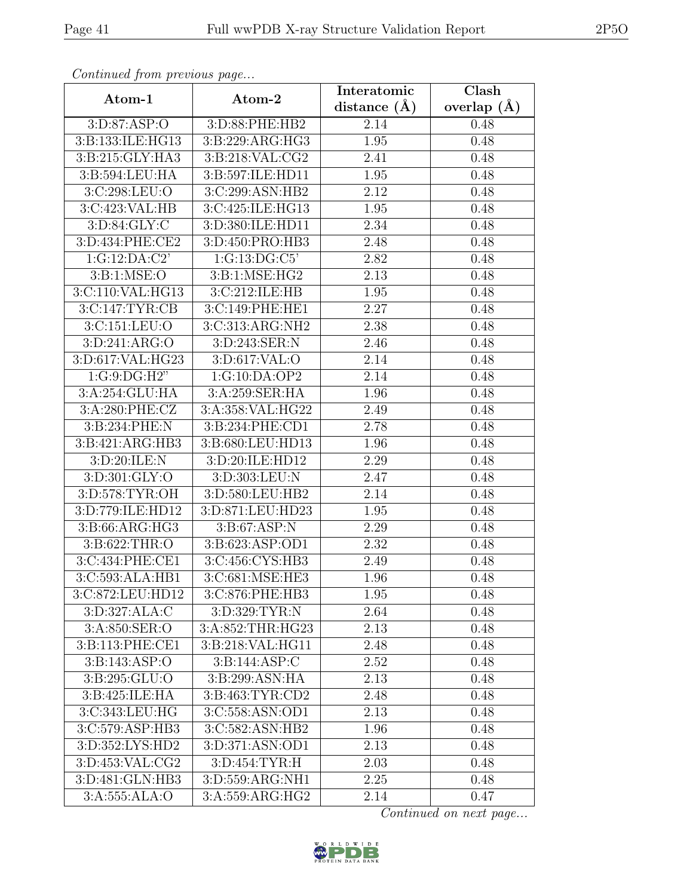*Continued from previous page...*

| Atom-1 | Atom-2 | Interatomic distance (Å) | Clash overlap (Å) |
|---|---|---|---|
| 3:D:87:ASP:O | 3:D:88:PHE:HB2 | 2.14 | 0.48 |
| 3:B:133:ILE:HG13 | 3:B:229:ARG:HG3 | 1.95 | 0.48 |
| 3:B:215:GLY:HA3 | 3:B:218:VAL:CG2 | 2.41 | 0.48 |
| 3:B:594:LEU:HA | 3:B:597:ILE:HD11 | 1.95 | 0.48 |
| 3:C:298:LEU:O | 3:C:299:ASN:HB2 | 2.12 | 0.48 |
| 3:C:423:VAL:HB | 3:C:425:ILE:HG13 | 1.95 | 0.48 |
| 3:D:84:GLY:C | 3:D:380:ILE:HD11 | 2.34 | 0.48 |
| 3:D:434:PHE:CE2 | 3:D:450:PRO:HB3 | 2.48 | 0.48 |
| 1:G:12:DA:C2' | 1:G:13:DG:C5' | 2.82 | 0.48 |
| 3:B:1:MSE:O | 3:B:1:MSE:HG2 | 2.13 | 0.48 |
| 3:C:110:VAL:HG13 | 3:C:212:ILE:HB | 1.95 | 0.48 |
| 3:C:147:TYR:CB | 3:C:149:PHE:HE1 | 2.27 | 0.48 |
| 3:C:151:LEU:O | 3:C:313:ARG:NH2 | 2.38 | 0.48 |
| 3:D:241:ARG:O | 3:D:243:SER:N | 2.46 | 0.48 |
| 3:D:617:VAL:HG23 | 3:D:617:VAL:O | 2.14 | 0.48 |
| 1:G:9:DG:H2" | 1:G:10:DA:OP2 | 2.14 | 0.48 |
| 3:A:254:GLU:HA | 3:A:259:SER:HA | 1.96 | 0.48 |
| 3:A:280:PHE:CZ | 3:A:358:VAL:HG22 | 2.49 | 0.48 |
| 3:B:234:PHE:N | 3:B:234:PHE:CD1 | 2.78 | 0.48 |
| 3:B:421:ARG:HB3 | 3:B:680:LEU:HD13 | 1.96 | 0.48 |
| 3:D:20:ILE:N | 3:D:20:ILE:HD12 | 2.29 | 0.48 |
| 3:D:301:GLY:O | 3:D:303:LEU:N | 2.47 | 0.48 |
| 3:D:578:TYR:OH | 3:D:580:LEU:HB2 | 2.14 | 0.48 |
| 3:D:779:ILE:HD12 | 3:D:871:LEU:HD23 | 1.95 | 0.48 |
| 3:B:66:ARG:HG3 | 3:B:67:ASP:N | 2.29 | 0.48 |
| 3:B:622:THR:O | 3:B:623:ASP:OD1 | 2.32 | 0.48 |
| 3:C:434:PHE:CE1 | 3:C:456:CYS:HB3 | 2.49 | 0.48 |
| 3:C:593:ALA:HB1 | 3:C:681:MSE:HE3 | 1.96 | 0.48 |
| 3:C:872:LEU:HD12 | 3:C:876:PHE:HB3 | 1.95 | 0.48 |
| 3:D:327:ALA:C | 3:D:329:TYR:N | 2.64 | 0.48 |
| 3:A:850:SER:O | 3:A:852:THR:HG23 | 2.13 | 0.48 |
| 3:B:113:PHE:CE1 | 3:B:218:VAL:HG11 | 2.48 | 0.48 |
| 3:B:143:ASP:O | 3:B:144:ASP:C | 2.52 | 0.48 |
| 3:B:295:GLU:O | 3:B:299:ASN:HA | 2.13 | 0.48 |
| 3:B:425:ILE:HA | 3:B:463:TYR:CD2 | 2.48 | 0.48 |
| 3:C:343:LEU:HG | 3:C:558:ASN:OD1 | 2.13 | 0.48 |
| 3:C:579:ASP:HB3 | 3:C:582:ASN:HB2 | 1.96 | 0.48 |
| 3:D:352:LYS:HD2 | 3:D:371:ASN:OD1 | 2.13 | 0.48 |
| 3:D:453:VAL:CG2 | 3:D:454:TYR:H | 2.03 | 0.48 |
| 3:D:481:GLN:HB3 | 3:D:559:ARG:NH1 | 2.25 | 0.48 |
| 3:A:555:ALA:O | 3:A:559:ARG:HG2 | 2.14 | 0.47 |

*Continued on next page...*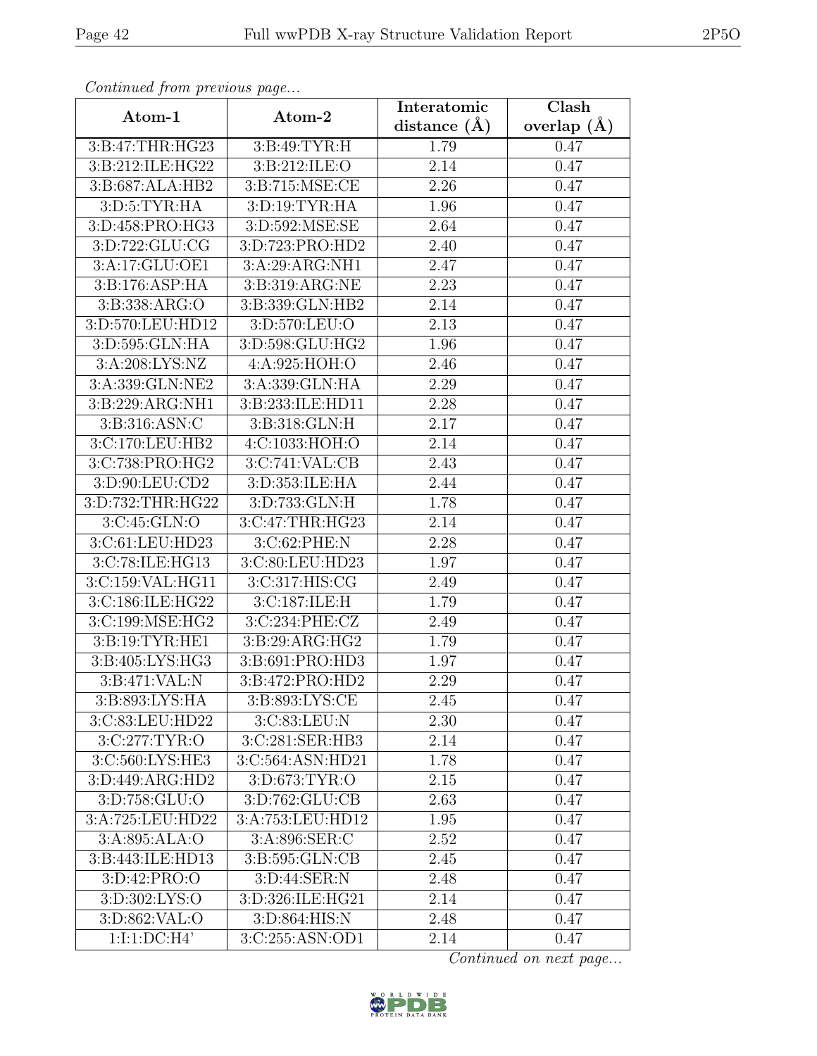*Continued from previous page...*

| Atom-1 | Atom-2 | Interatomic distance (Å) | Clash overlap (Å) |
|---|---|---|---|
| 3:B:47:THR:HG23 | 3:B:49:TYR:H | 1.79 | 0.47 |
| 3:B:212:ILE:HG22 | 3:B:212:ILE:O | 2.14 | 0.47 |
| 3:B:687:ALA:HB2 | 3:B:715:MSE:CE | 2.26 | 0.47 |
| 3:D:5:TYR:HA | 3:D:19:TYR:HA | 1.96 | 0.47 |
| 3:D:458:PRO:HG3 | 3:D:592:MSE:SE | 2.64 | 0.47 |
| 3:D:722:GLU:CG | 3:D:723:PRO:HD2 | 2.40 | 0.47 |
| 3:A:17:GLU:OE1 | 3:A:29:ARG:NH1 | 2.47 | 0.47 |
| 3:B:176:ASP:HA | 3:B:319:ARG:NE | 2.23 | 0.47 |
| 3:B:338:ARG:O | 3:B:339:GLN:HB2 | 2.14 | 0.47 |
| 3:D:570:LEU:HD12 | 3:D:570:LEU:O | 2.13 | 0.47 |
| 3:D:595:GLN:HA | 3:D:598:GLU:HG2 | 1.96 | 0.47 |
| 3:A:208:LYS:NZ | 4:A:925:HOH:O | 2.46 | 0.47 |
| 3:A:339:GLN:NE2 | 3:A:339:GLN:HA | 2.29 | 0.47 |
| 3:B:229:ARG:NH1 | 3:B:233:ILE:HD11 | 2.28 | 0.47 |
| 3:B:316:ASN:C | 3:B:318:GLN:H | 2.17 | 0.47 |
| 3:C:170:LEU:HB2 | 4:C:1033:HOH:O | 2.14 | 0.47 |
| 3:C:738:PRO:HG2 | 3:C:741:VAL:CB | 2.43 | 0.47 |
| 3:D:90:LEU:CD2 | 3:D:353:ILE:HA | 2.44 | 0.47 |
| 3:D:732:THR:HG22 | 3:D:733:GLN:H | 1.78 | 0.47 |
| 3:C:45:GLN:O | 3:C:47:THR:HG23 | 2.14 | 0.47 |
| 3:C:61:LEU:HD23 | 3:C:62:PHE:N | 2.28 | 0.47 |
| 3:C:78:ILE:HG13 | 3:C:80:LEU:HD23 | 1.97 | 0.47 |
| 3:C:159:VAL:HG11 | 3:C:317:HIS:CG | 2.49 | 0.47 |
| 3:C:186:ILE:HG22 | 3:C:187:ILE:H | 1.79 | 0.47 |
| 3:C:199:MSE:HG2 | 3:C:234:PHE:CZ | 2.49 | 0.47 |
| 3:B:19:TYR:HE1 | 3:B:29:ARG:HG2 | 1.79 | 0.47 |
| 3:B:405:LYS:HG3 | 3:B:691:PRO:HD3 | 1.97 | 0.47 |
| 3:B:471:VAL:N | 3:B:472:PRO:HD2 | 2.29 | 0.47 |
| 3:B:893:LYS:HA | 3:B:893:LYS:CE | 2.45 | 0.47 |
| 3:C:83:LEU:HD22 | 3:C:83:LEU:N | 2.30 | 0.47 |
| 3:C:277:TYR:O | 3:C:281:SER:HB3 | 2.14 | 0.47 |
| 3:C:560:LYS:HE3 | 3:C:564:ASN:HD21 | 1.78 | 0.47 |
| 3:D:449:ARG:HD2 | 3:D:673:TYR:O | 2.15 | 0.47 |
| 3:D:758:GLU:O | 3:D:762:GLU:CB | 2.63 | 0.47 |
| 3:A:725:LEU:HD22 | 3:A:753:LEU:HD12 | 1.95 | 0.47 |
| 3:A:895:ALA:O | 3:A:896:SER:C | 2.52 | 0.47 |
| 3:B:443:ILE:HD13 | 3:B:595:GLN:CB | 2.45 | 0.47 |
| 3:D:42:PRO:O | 3:D:44:SER:N | 2.48 | 0.47 |
| 3:D:302:LYS:O | 3:D:326:ILE:HG21 | 2.14 | 0.47 |
| 3:D:862:VAL:O | 3:D:864:HIS:N | 2.48 | 0.47 |
| 1:I:1:DC:H4' | 3:C:255:ASN:OD1 | 2.14 | 0.47 |

*Continued on next page...*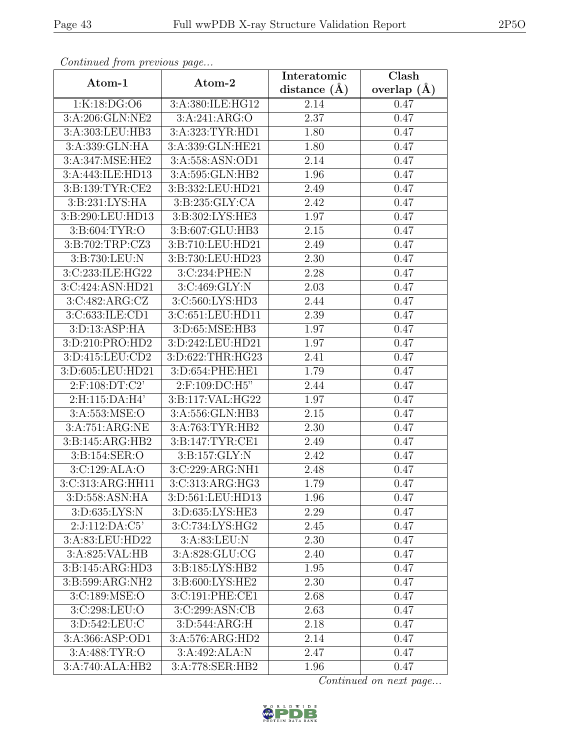*Continued from previous page...*

| Atom-1 | Atom-2 | Interatomic distance (Å) | Clash overlap (Å) |
|---|---|---|---|
| 1:K:18:DG:O6 | 3:A:380:ILE:HG12 | 2.14 | 0.47 |
| 3:A:206:GLN:NE2 | 3:A:241:ARG:O | 2.37 | 0.47 |
| 3:A:303:LEU:HB3 | 3:A:323:TYR:HD1 | 1.80 | 0.47 |
| 3:A:339:GLN:HA | 3:A:339:GLN:HE21 | 1.80 | 0.47 |
| 3:A:347:MSE:HE2 | 3:A:558:ASN:OD1 | 2.14 | 0.47 |
| 3:A:443:ILE:HD13 | 3:A:595:GLN:HB2 | 1.96 | 0.47 |
| 3:B:139:TYR:CE2 | 3:B:332:LEU:HD21 | 2.49 | 0.47 |
| 3:B:231:LYS:HA | 3:B:235:GLY:CA | 2.42 | 0.47 |
| 3:B:290:LEU:HD13 | 3:B:302:LYS:HE3 | 1.97 | 0.47 |
| 3:B:604:TYR:O | 3:B:607:GLU:HB3 | 2.15 | 0.47 |
| 3:B:702:TRP:CZ3 | 3:B:710:LEU:HD21 | 2.49 | 0.47 |
| 3:B:730:LEU:N | 3:B:730:LEU:HD23 | 2.30 | 0.47 |
| 3:C:233:ILE:HG22 | 3:C:234:PHE:N | 2.28 | 0.47 |
| 3:C:424:ASN:HD21 | 3:C:469:GLY:N | 2.03 | 0.47 |
| 3:C:482:ARG:CZ | 3:C:560:LYS:HD3 | 2.44 | 0.47 |
| 3:C:633:ILE:CD1 | 3:C:651:LEU:HD11 | 2.39 | 0.47 |
| 3:D:13:ASP:HA | 3:D:65:MSE:HB3 | 1.97 | 0.47 |
| 3:D:210:PRO:HD2 | 3:D:242:LEU:HD21 | 1.97 | 0.47 |
| 3:D:415:LEU:CD2 | 3:D:622:THR:HG23 | 2.41 | 0.47 |
| 3:D:605:LEU:HD21 | 3:D:654:PHE:HE1 | 1.79 | 0.47 |
| 2:F:108:DT:C2' | 2:F:109:DC:H5" | 2.44 | 0.47 |
| 2:H:115:DA:H4' | 3:B:117:VAL:HG22 | 1.97 | 0.47 |
| 3:A:553:MSE:O | 3:A:556:GLN:HB3 | 2.15 | 0.47 |
| 3:A:751:ARG:NE | 3:A:763:TYR:HB2 | 2.30 | 0.47 |
| 3:B:145:ARG:HB2 | 3:B:147:TYR:CE1 | 2.49 | 0.47 |
| 3:B:154:SER:O | 3:B:157:GLY:N | 2.42 | 0.47 |
| 3:C:129:ALA:O | 3:C:229:ARG:NH1 | 2.48 | 0.47 |
| 3:C:313:ARG:HH11 | 3:C:313:ARG:HG3 | 1.79 | 0.47 |
| 3:D:558:ASN:HA | 3:D:561:LEU:HD13 | 1.96 | 0.47 |
| 3:D:635:LYS:N | 3:D:635:LYS:HE3 | 2.29 | 0.47 |
| 2:J:112:DA:C5' | 3:C:734:LYS:HG2 | 2.45 | 0.47 |
| 3:A:83:LEU:HD22 | 3:A:83:LEU:N | 2.30 | 0.47 |
| 3:A:825:VAL:HB | 3:A:828:GLU:CG | 2.40 | 0.47 |
| 3:B:145:ARG:HD3 | 3:B:185:LYS:HB2 | 1.95 | 0.47 |
| 3:B:599:ARG:NH2 | 3:B:600:LYS:HE2 | 2.30 | 0.47 |
| 3:C:189:MSE:O | 3:C:191:PHE:CE1 | 2.68 | 0.47 |
| 3:C:298:LEU:O | 3:C:299:ASN:CB | 2.63 | 0.47 |
| 3:D:542:LEU:C | 3:D:544:ARG:H | 2.18 | 0.47 |
| 3:A:366:ASP:OD1 | 3:A:576:ARG:HD2 | 2.14 | 0.47 |
| 3:A:488:TYR:O | 3:A:492:ALA:N | 2.47 | 0.47 |
| 3:A:740:ALA:HB2 | 3:A:778:SER:HB2 | 1.96 | 0.47 |

*Continued on next page...*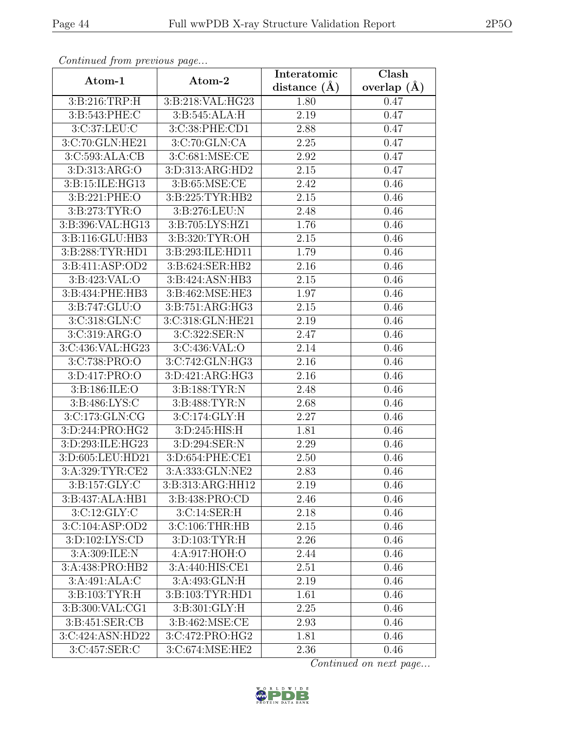*Continued from previous page...*

| Atom-1 | Atom-2 | Interatomic distance (Å) | Clash overlap (Å) |
|---|---|---|---|
| 3:B:216:TRP:H | 3:B:218:VAL:HG23 | 1.80 | 0.47 |
| 3:B:543:PHE:C | 3:B:545:ALA:H | 2.19 | 0.47 |
| 3:C:37:LEU:C | 3:C:38:PHE:CD1 | 2.88 | 0.47 |
| 3:C:70:GLN:HE21 | 3:C:70:GLN:CA | 2.25 | 0.47 |
| 3:C:593:ALA:CB | 3:C:681:MSE:CE | 2.92 | 0.47 |
| 3:D:313:ARG:O | 3:D:313:ARG:HD2 | 2.15 | 0.47 |
| 3:B:15:ILE:HG13 | 3:B:65:MSE:CE | 2.42 | 0.46 |
| 3:B:221:PHE:O | 3:B:225:TYR:HB2 | 2.15 | 0.46 |
| 3:B:273:TYR:O | 3:B:276:LEU:N | 2.48 | 0.46 |
| 3:B:396:VAL:HG13 | 3:B:705:LYS:HZ1 | 1.76 | 0.46 |
| 3:B:116:GLU:HB3 | 3:B:320:TYR:OH | 2.15 | 0.46 |
| 3:B:288:TYR:HD1 | 3:B:293:ILE:HD11 | 1.79 | 0.46 |
| 3:B:411:ASP:OD2 | 3:B:624:SER:HB2 | 2.16 | 0.46 |
| 3:B:423:VAL:O | 3:B:424:ASN:HB3 | 2.15 | 0.46 |
| 3:B:434:PHE:HB3 | 3:B:462:MSE:HE3 | 1.97 | 0.46 |
| 3:B:747:GLU:O | 3:B:751:ARG:HG3 | 2.15 | 0.46 |
| 3:C:318:GLN:C | 3:C:318:GLN:HE21 | 2.19 | 0.46 |
| 3:C:319:ARG:O | 3:C:322:SER:N | 2.47 | 0.46 |
| 3:C:436:VAL:HG23 | 3:C:436:VAL:O | 2.14 | 0.46 |
| 3:C:738:PRO:O | 3:C:742:GLN:HG3 | 2.16 | 0.46 |
| 3:D:417:PRO:O | 3:D:421:ARG:HG3 | 2.16 | 0.46 |
| 3:B:186:ILE:O | 3:B:188:TYR:N | 2.48 | 0.46 |
| 3:B:486:LYS:C | 3:B:488:TYR:N | 2.68 | 0.46 |
| 3:C:173:GLN:CG | 3:C:174:GLY:H | 2.27 | 0.46 |
| 3:D:244:PRO:HG2 | 3:D:245:HIS:H | 1.81 | 0.46 |
| 3:D:293:ILE:HG23 | 3:D:294:SER:N | 2.29 | 0.46 |
| 3:D:605:LEU:HD21 | 3:D:654:PHE:CE1 | 2.50 | 0.46 |
| 3:A:329:TYR:CE2 | 3:A:333:GLN:NE2 | 2.83 | 0.46 |
| 3:B:157:GLY:C | 3:B:313:ARG:HH12 | 2.19 | 0.46 |
| 3:B:437:ALA:HB1 | 3:B:438:PRO:CD | 2.46 | 0.46 |
| 3:C:12:GLY:C | 3:C:14:SER:H | 2.18 | 0.46 |
| 3:C:104:ASP:OD2 | 3:C:106:THR:HB | 2.15 | 0.46 |
| 3:D:102:LYS:CD | 3:D:103:TYR:H | 2.26 | 0.46 |
| 3:A:309:ILE:N | 4:A:917:HOH:O | 2.44 | 0.46 |
| 3:A:438:PRO:HB2 | 3:A:440:HIS:CE1 | 2.51 | 0.46 |
| 3:A:491:ALA:C | 3:A:493:GLN:H | 2.19 | 0.46 |
| 3:B:103:TYR:H | 3:B:103:TYR:HD1 | 1.61 | 0.46 |
| 3:B:300:VAL:CG1 | 3:B:301:GLY:H | 2.25 | 0.46 |
| 3:B:451:SER:CB | 3:B:462:MSE:CE | 2.93 | 0.46 |
| 3:C:424:ASN:HD22 | 3:C:472:PRO:HG2 | 1.81 | 0.46 |
| 3:C:457:SER:C | 3:C:674:MSE:HE2 | 2.36 | 0.46 |

*Continued on next page...*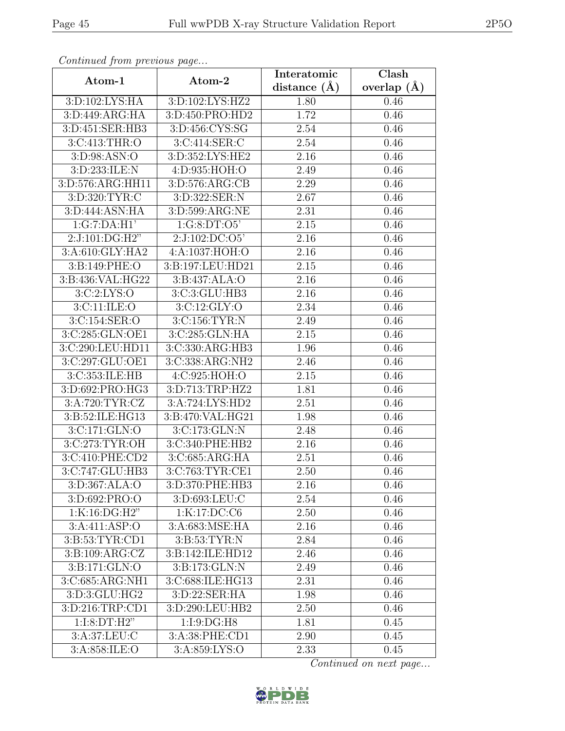*Continued from previous page...*

| Atom-1 | Atom-2 | Interatomic distance (Å) | Clash overlap (Å) |
| --- | --- | --- | --- |
| 3:D:102:LYS:HA | 3:D:102:LYS:HZ2 | 1.80 | 0.46 |
| 3:D:449:ARG:HA | 3:D:450:PRO:HD2 | 1.72 | 0.46 |
| 3:D:451:SER:HB3 | 3:D:456:CYS:SG | 2.54 | 0.46 |
| 3:C:413:THR:O | 3:C:414:SER:C | 2.54 | 0.46 |
| 3:D:98:ASN:O | 3:D:352:LYS:HE2 | 2.16 | 0.46 |
| 3:D:233:ILE:N | 4:D:935:HOH:O | 2.49 | 0.46 |
| 3:D:576:ARG:HH11 | 3:D:576:ARG:CB | 2.29 | 0.46 |
| 3:D:320:TYR:C | 3:D:322:SER:N | 2.67 | 0.46 |
| 3:D:444:ASN:HA | 3:D:599:ARG:NE | 2.31 | 0.46 |
| 1:G:7:DA:H1' | 1:G:8:DT:O5' | 2.15 | 0.46 |
| 2:J:101:DG:H2" | 2:J:102:DC:O5' | 2.16 | 0.46 |
| 3:A:610:GLY:HA2 | 4:A:1037:HOH:O | 2.16 | 0.46 |
| 3:B:149:PHE:O | 3:B:197:LEU:HD21 | 2.15 | 0.46 |
| 3:B:436:VAL:HG22 | 3:B:437:ALA:O | 2.16 | 0.46 |
| 3:C:2:LYS:O | 3:C:3:GLU:HB3 | 2.16 | 0.46 |
| 3:C:11:ILE:O | 3:C:12:GLY:O | 2.34 | 0.46 |
| 3:C:154:SER:O | 3:C:156:TYR:N | 2.49 | 0.46 |
| 3:C:285:GLN:OE1 | 3:C:285:GLN:HA | 2.15 | 0.46 |
| 3:C:290:LEU:HD11 | 3:C:330:ARG:HB3 | 1.96 | 0.46 |
| 3:C:297:GLU:OE1 | 3:C:338:ARG:NH2 | 2.46 | 0.46 |
| 3:C:353:ILE:HB | 4:C:925:HOH:O | 2.15 | 0.46 |
| 3:D:692:PRO:HG3 | 3:D:713:TRP:HZ2 | 1.81 | 0.46 |
| 3:A:720:TYR:CZ | 3:A:724:LYS:HD2 | 2.51 | 0.46 |
| 3:B:52:ILE:HG13 | 3:B:470:VAL:HG21 | 1.98 | 0.46 |
| 3:C:171:GLN:O | 3:C:173:GLN:N | 2.48 | 0.46 |
| 3:C:273:TYR:OH | 3:C:340:PHE:HB2 | 2.16 | 0.46 |
| 3:C:410:PHE:CD2 | 3:C:685:ARG:HA | 2.51 | 0.46 |
| 3:C:747:GLU:HB3 | 3:C:763:TYR:CE1 | 2.50 | 0.46 |
| 3:D:367:ALA:O | 3:D:370:PHE:HB3 | 2.16 | 0.46 |
| 3:D:692:PRO:O | 3:D:693:LEU:C | 2.54 | 0.46 |
| 1:K:16:DG:H2" | 1:K:17:DC:C6 | 2.50 | 0.46 |
| 3:A:411:ASP:O | 3:A:683:MSE:HA | 2.16 | 0.46 |
| 3:B:53:TYR:CD1 | 3:B:53:TYR:N | 2.84 | 0.46 |
| 3:B:109:ARG:CZ | 3:B:142:ILE:HD12 | 2.46 | 0.46 |
| 3:B:171:GLN:O | 3:B:173:GLN:N | 2.49 | 0.46 |
| 3:C:685:ARG:NH1 | 3:C:688:ILE:HG13 | 2.31 | 0.46 |
| 3:D:3:GLU:HG2 | 3:D:22:SER:HA | 1.98 | 0.46 |
| 3:D:216:TRP:CD1 | 3:D:290:LEU:HB2 | 2.50 | 0.46 |
| 1:I:8:DT:H2" | 1:I:9:DG:H8 | 1.81 | 0.45 |
| 3:A:37:LEU:C | 3:A:38:PHE:CD1 | 2.90 | 0.45 |
| 3:A:858:ILE:O | 3:A:859:LYS:O | 2.33 | 0.45 |

*Continued on next page...*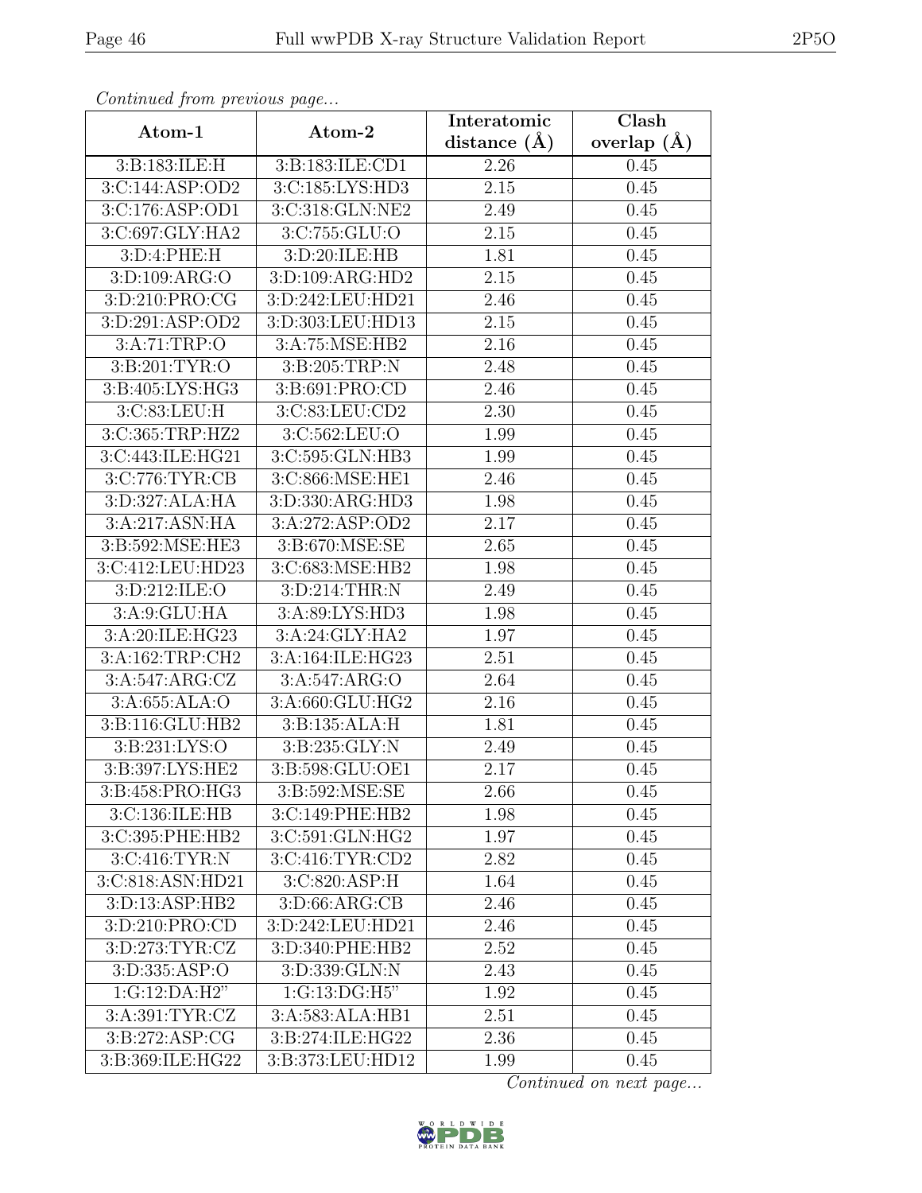*Continued from previous page...*

| Atom-1 | Atom-2 | Interatomic distance (Å) | Clash overlap (Å) |
|---|---|---|---|
| 3:B:183:ILE:H | 3:B:183:ILE:CD1 | 2.26 | 0.45 |
| 3:C:144:ASP:OD2 | 3:C:185:LYS:HD3 | 2.15 | 0.45 |
| 3:C:176:ASP:OD1 | 3:C:318:GLN:NE2 | 2.49 | 0.45 |
| 3:C:697:GLY:HA2 | 3:C:755:GLU:O | 2.15 | 0.45 |
| 3:D:4:PHE:H | 3:D:20:ILE:HB | 1.81 | 0.45 |
| 3:D:109:ARG:O | 3:D:109:ARG:HD2 | 2.15 | 0.45 |
| 3:D:210:PRO:CG | 3:D:242:LEU:HD21 | 2.46 | 0.45 |
| 3:D:291:ASP:OD2 | 3:D:303:LEU:HD13 | 2.15 | 0.45 |
| 3:A:71:TRP:O | 3:A:75:MSE:HB2 | 2.16 | 0.45 |
| 3:B:201:TYR:O | 3:B:205:TRP:N | 2.48 | 0.45 |
| 3:B:405:LYS:HG3 | 3:B:691:PRO:CD | 2.46 | 0.45 |
| 3:C:83:LEU:H | 3:C:83:LEU:CD2 | 2.30 | 0.45 |
| 3:C:365:TRP:HZ2 | 3:C:562:LEU:O | 1.99 | 0.45 |
| 3:C:443:ILE:HG21 | 3:C:595:GLN:HB3 | 1.99 | 0.45 |
| 3:C:776:TYR:CB | 3:C:866:MSE:HE1 | 2.46 | 0.45 |
| 3:D:327:ALA:HA | 3:D:330:ARG:HD3 | 1.98 | 0.45 |
| 3:A:217:ASN:HA | 3:A:272:ASP:OD2 | 2.17 | 0.45 |
| 3:B:592:MSE:HE3 | 3:B:670:MSE:SE | 2.65 | 0.45 |
| 3:C:412:LEU:HD23 | 3:C:683:MSE:HB2 | 1.98 | 0.45 |
| 3:D:212:ILE:O | 3:D:214:THR:N | 2.49 | 0.45 |
| 3:A:9:GLU:HA | 3:A:89:LYS:HD3 | 1.98 | 0.45 |
| 3:A:20:ILE:HG23 | 3:A:24:GLY:HA2 | 1.97 | 0.45 |
| 3:A:162:TRP:CH2 | 3:A:164:ILE:HG23 | 2.51 | 0.45 |
| 3:A:547:ARG:CZ | 3:A:547:ARG:O | 2.64 | 0.45 |
| 3:A:655:ALA:O | 3:A:660:GLU:HG2 | 2.16 | 0.45 |
| 3:B:116:GLU:HB2 | 3:B:135:ALA:H | 1.81 | 0.45 |
| 3:B:231:LYS:O | 3:B:235:GLY:N | 2.49 | 0.45 |
| 3:B:397:LYS:HE2 | 3:B:598:GLU:OE1 | 2.17 | 0.45 |
| 3:B:458:PRO:HG3 | 3:B:592:MSE:SE | 2.66 | 0.45 |
| 3:C:136:ILE:HB | 3:C:149:PHE:HB2 | 1.98 | 0.45 |
| 3:C:395:PHE:HB2 | 3:C:591:GLN:HG2 | 1.97 | 0.45 |
| 3:C:416:TYR:N | 3:C:416:TYR:CD2 | 2.82 | 0.45 |
| 3:C:818:ASN:HD21 | 3:C:820:ASP:H | 1.64 | 0.45 |
| 3:D:13:ASP:HB2 | 3:D:66:ARG:CB | 2.46 | 0.45 |
| 3:D:210:PRO:CD | 3:D:242:LEU:HD21 | 2.46 | 0.45 |
| 3:D:273:TYR:CZ | 3:D:340:PHE:HB2 | 2.52 | 0.45 |
| 3:D:335:ASP:O | 3:D:339:GLN:N | 2.43 | 0.45 |
| 1:G:12:DA:H2" | 1:G:13:DG:H5" | 1.92 | 0.45 |
| 3:A:391:TYR:CZ | 3:A:583:ALA:HB1 | 2.51 | 0.45 |
| 3:B:272:ASP:CG | 3:B:274:ILE:HG22 | 2.36 | 0.45 |
| 3:B:369:ILE:HG22 | 3:B:373:LEU:HD12 | 1.99 | 0.45 |

*Continued on next page...*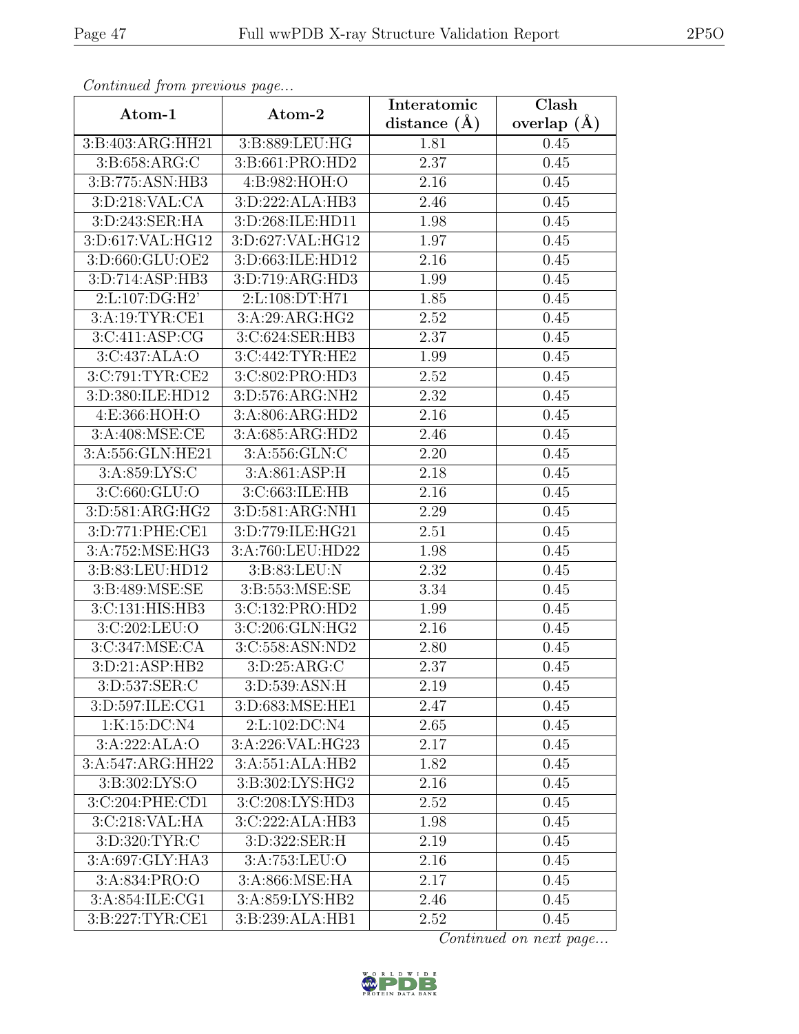*Continued from previous page...*

| Atom-1 | Atom-2 | Interatomic distance (Å) | Clash overlap (Å) |
|---|---|---|---|
| 3:B:403:ARG:HH21 | 3:B:889:LEU:HG | 1.81 | 0.45 |
| 3:B:658:ARG:C | 3:B:661:PRO:HD2 | 2.37 | 0.45 |
| 3:B:775:ASN:HB3 | 4:B:982:HOH:O | 2.16 | 0.45 |
| 3:D:218:VAL:CA | 3:D:222:ALA:HB3 | 2.46 | 0.45 |
| 3:D:243:SER:HA | 3:D:268:ILE:HD11 | 1.98 | 0.45 |
| 3:D:617:VAL:HG12 | 3:D:627:VAL:HG12 | 1.97 | 0.45 |
| 3:D:660:GLU:OE2 | 3:D:663:ILE:HD12 | 2.16 | 0.45 |
| 3:D:714:ASP:HB3 | 3:D:719:ARG:HD3 | 1.99 | 0.45 |
| 2:L:107:DG:H2' | 2:L:108:DT:H71 | 1.85 | 0.45 |
| 3:A:19:TYR:CE1 | 3:A:29:ARG:HG2 | 2.52 | 0.45 |
| 3:C:411:ASP:CG | 3:C:624:SER:HB3 | 2.37 | 0.45 |
| 3:C:437:ALA:O | 3:C:442:TYR:HE2 | 1.99 | 0.45 |
| 3:C:791:TYR:CE2 | 3:C:802:PRO:HD3 | 2.52 | 0.45 |
| 3:D:380:ILE:HD12 | 3:D:576:ARG:NH2 | 2.32 | 0.45 |
| 4:E:366:HOH:O | 3:A:806:ARG:HD2 | 2.16 | 0.45 |
| 3:A:408:MSE:CE | 3:A:685:ARG:HD2 | 2.46 | 0.45 |
| 3:A:556:GLN:HE21 | 3:A:556:GLN:C | 2.20 | 0.45 |
| 3:A:859:LYS:C | 3:A:861:ASP:H | 2.18 | 0.45 |
| 3:C:660:GLU:O | 3:C:663:ILE:HB | 2.16 | 0.45 |
| 3:D:581:ARG:HG2 | 3:D:581:ARG:NH1 | 2.29 | 0.45 |
| 3:D:771:PHE:CE1 | 3:D:779:ILE:HG21 | 2.51 | 0.45 |
| 3:A:752:MSE:HG3 | 3:A:760:LEU:HD22 | 1.98 | 0.45 |
| 3:B:83:LEU:HD12 | 3:B:83:LEU:N | 2.32 | 0.45 |
| 3:B:489:MSE:SE | 3:B:553:MSE:SE | 3.34 | 0.45 |
| 3:C:131:HIS:HB3 | 3:C:132:PRO:HD2 | 1.99 | 0.45 |
| 3:C:202:LEU:O | 3:C:206:GLN:HG2 | 2.16 | 0.45 |
| 3:C:347:MSE:CA | 3:C:558:ASN:ND2 | 2.80 | 0.45 |
| 3:D:21:ASP:HB2 | 3:D:25:ARG:C | 2.37 | 0.45 |
| 3:D:537:SER:C | 3:D:539:ASN:H | 2.19 | 0.45 |
| 3:D:597:ILE:CG1 | 3:D:683:MSE:HE1 | 2.47 | 0.45 |
| 1:K:15:DC:N4 | 2:L:102:DC:N4 | 2.65 | 0.45 |
| 3:A:222:ALA:O | 3:A:226:VAL:HG23 | 2.17 | 0.45 |
| 3:A:547:ARG:HH22 | 3:A:551:ALA:HB2 | 1.82 | 0.45 |
| 3:B:302:LYS:O | 3:B:302:LYS:HG2 | 2.16 | 0.45 |
| 3:C:204:PHE:CD1 | 3:C:208:LYS:HD3 | 2.52 | 0.45 |
| 3:C:218:VAL:HA | 3:C:222:ALA:HB3 | 1.98 | 0.45 |
| 3:D:320:TYR:C | 3:D:322:SER:H | 2.19 | 0.45 |
| 3:A:697:GLY:HA3 | 3:A:753:LEU:O | 2.16 | 0.45 |
| 3:A:834:PRO:O | 3:A:866:MSE:HA | 2.17 | 0.45 |
| 3:A:854:ILE:CG1 | 3:A:859:LYS:HB2 | 2.46 | 0.45 |
| 3:B:227:TYR:CE1 | 3:B:239:ALA:HB1 | 2.52 | 0.45 |

*Continued on next page...*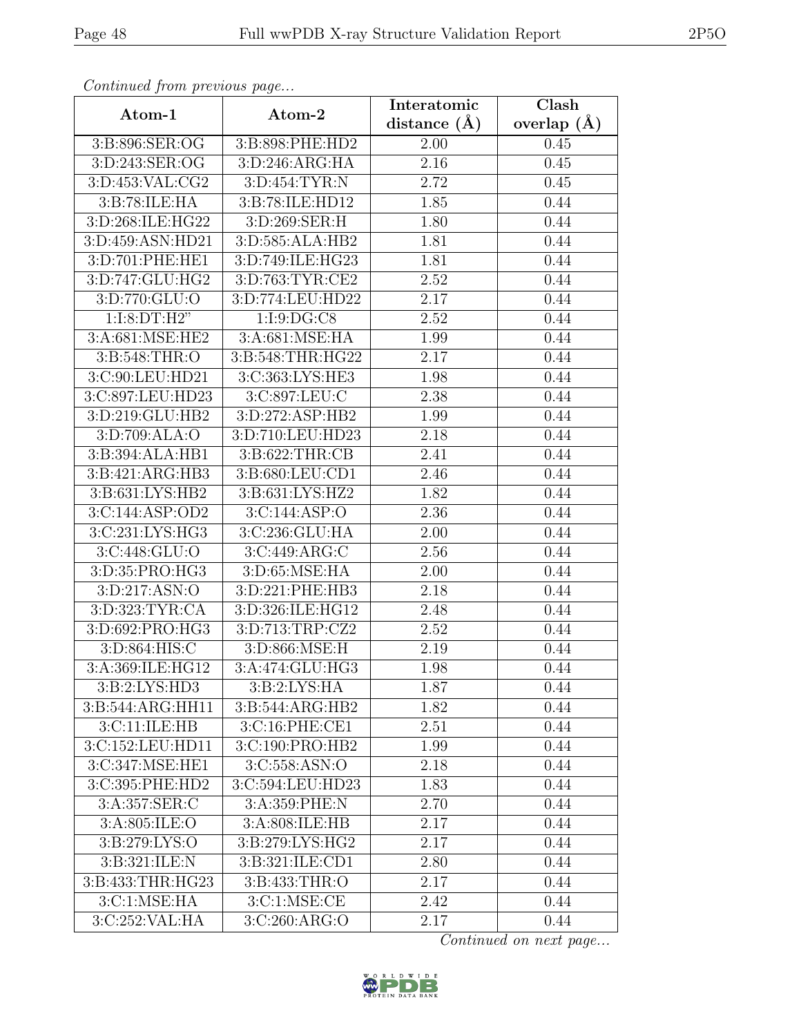*Continued from previous page...*

| Atom-1 | Atom-2 | Interatomic distance (Å) | Clash overlap (Å) |
|---|---|---|---|
| 3:B:896:SER:OG | 3:B:898:PHE:HD2 | 2.00 | 0.45 |
| 3:D:243:SER:OG | 3:D:246:ARG:HA | 2.16 | 0.45 |
| 3:D:453:VAL:CG2 | 3:D:454:TYR:N | 2.72 | 0.45 |
| 3:B:78:ILE:HA | 3:B:78:ILE:HD12 | 1.85 | 0.44 |
| 3:D:268:ILE:HG22 | 3:D:269:SER:H | 1.80 | 0.44 |
| 3:D:459:ASN:HD21 | 3:D:585:ALA:HB2 | 1.81 | 0.44 |
| 3:D:701:PHE:HE1 | 3:D:749:ILE:HG23 | 1.81 | 0.44 |
| 3:D:747:GLU:HG2 | 3:D:763:TYR:CE2 | 2.52 | 0.44 |
| 3:D:770:GLU:O | 3:D:774:LEU:HD22 | 2.17 | 0.44 |
| 1:I:8:DT:H2" | 1:I:9:DG:C8 | 2.52 | 0.44 |
| 3:A:681:MSE:HE2 | 3:A:681:MSE:HA | 1.99 | 0.44 |
| 3:B:548:THR:O | 3:B:548:THR:HG22 | 2.17 | 0.44 |
| 3:C:90:LEU:HD21 | 3:C:363:LYS:HE3 | 1.98 | 0.44 |
| 3:C:897:LEU:HD23 | 3:C:897:LEU:C | 2.38 | 0.44 |
| 3:D:219:GLU:HB2 | 3:D:272:ASP:HB2 | 1.99 | 0.44 |
| 3:D:709:ALA:O | 3:D:710:LEU:HD23 | 2.18 | 0.44 |
| 3:B:394:ALA:HB1 | 3:B:622:THR:CB | 2.41 | 0.44 |
| 3:B:421:ARG:HB3 | 3:B:680:LEU:CD1 | 2.46 | 0.44 |
| 3:B:631:LYS:HB2 | 3:B:631:LYS:HZ2 | 1.82 | 0.44 |
| 3:C:144:ASP:OD2 | 3:C:144:ASP:O | 2.36 | 0.44 |
| 3:C:231:LYS:HG3 | 3:C:236:GLU:HA | 2.00 | 0.44 |
| 3:C:448:GLU:O | 3:C:449:ARG:C | 2.56 | 0.44 |
| 3:D:35:PRO:HG3 | 3:D:65:MSE:HA | 2.00 | 0.44 |
| 3:D:217:ASN:O | 3:D:221:PHE:HB3 | 2.18 | 0.44 |
| 3:D:323:TYR:CA | 3:D:326:ILE:HG12 | 2.48 | 0.44 |
| 3:D:692:PRO:HG3 | 3:D:713:TRP:CZ2 | 2.52 | 0.44 |
| 3:D:864:HIS:C | 3:D:866:MSE:H | 2.19 | 0.44 |
| 3:A:369:ILE:HG12 | 3:A:474:GLU:HG3 | 1.98 | 0.44 |
| 3:B:2:LYS:HD3 | 3:B:2:LYS:HA | 1.87 | 0.44 |
| 3:B:544:ARG:HH11 | 3:B:544:ARG:HB2 | 1.82 | 0.44 |
| 3:C:11:ILE:HB | 3:C:16:PHE:CE1 | 2.51 | 0.44 |
| 3:C:152:LEU:HD11 | 3:C:190:PRO:HB2 | 1.99 | 0.44 |
| 3:C:347:MSE:HE1 | 3:C:558:ASN:O | 2.18 | 0.44 |
| 3:C:395:PHE:HD2 | 3:C:594:LEU:HD23 | 1.83 | 0.44 |
| 3:A:357:SER:C | 3:A:359:PHE:N | 2.70 | 0.44 |
| 3:A:805:ILE:O | 3:A:808:ILE:HB | 2.17 | 0.44 |
| 3:B:279:LYS:O | 3:B:279:LYS:HG2 | 2.17 | 0.44 |
| 3:B:321:ILE:N | 3:B:321:ILE:CD1 | 2.80 | 0.44 |
| 3:B:433:THR:HG23 | 3:B:433:THR:O | 2.17 | 0.44 |
| 3:C:1:MSE:HA | 3:C:1:MSE:CE | 2.42 | 0.44 |
| 3:C:252:VAL:HA | 3:C:260:ARG:O | 2.17 | 0.44 |

*Continued on next page...*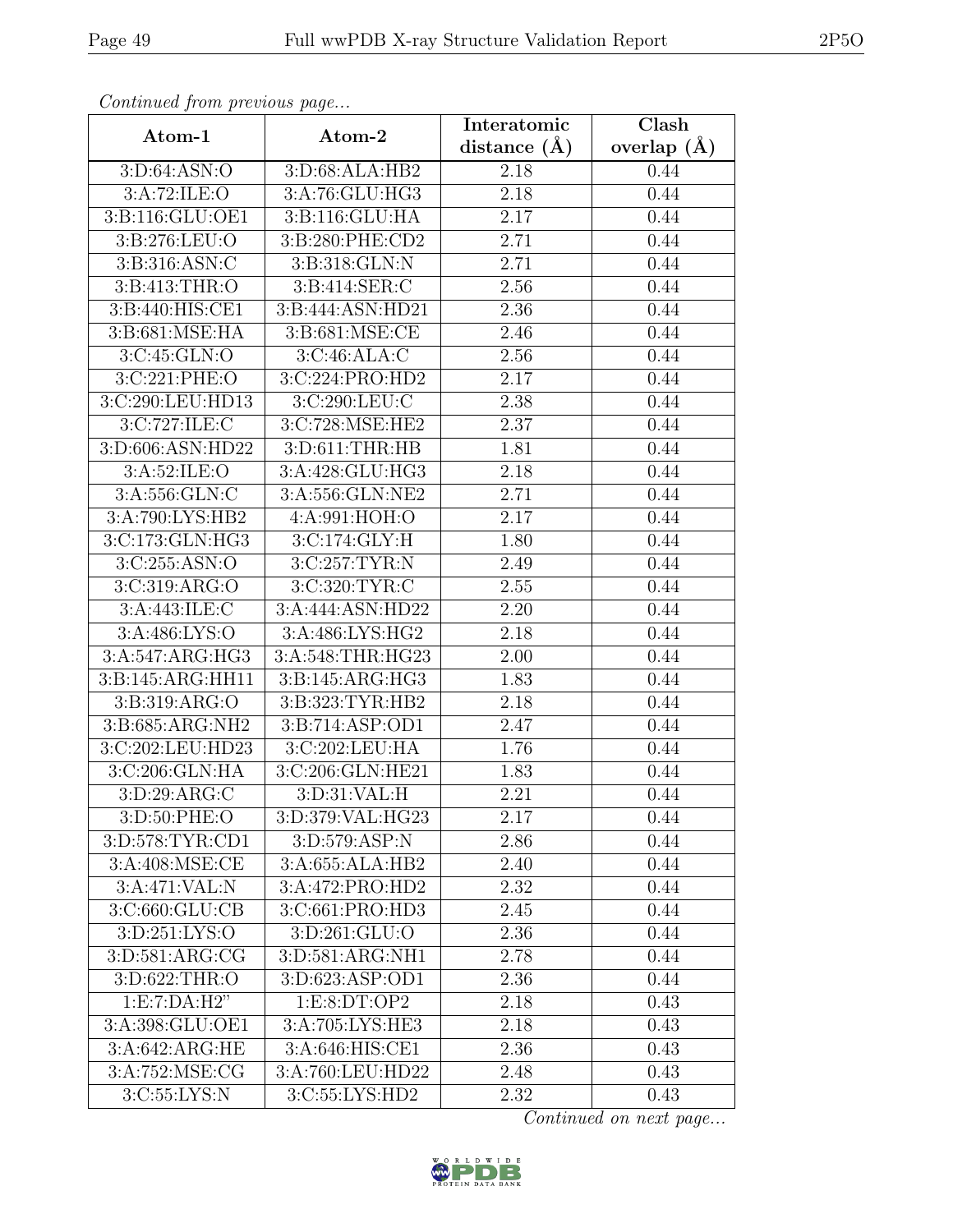*Continued from previous page...*

| Atom-1 | Atom-2 | Interatomic distance (Å) | Clash overlap (Å) |
|---|---|---|---|
| 3:D:64:ASN:O | 3:D:68:ALA:HB2 | 2.18 | 0.44 |
| 3:A:72:ILE:O | 3:A:76:GLU:HG3 | 2.18 | 0.44 |
| 3:B:116:GLU:OE1 | 3:B:116:GLU:HA | 2.17 | 0.44 |
| 3:B:276:LEU:O | 3:B:280:PHE:CD2 | 2.71 | 0.44 |
| 3:B:316:ASN:C | 3:B:318:GLN:N | 2.71 | 0.44 |
| 3:B:413:THR:O | 3:B:414:SER:C | 2.56 | 0.44 |
| 3:B:440:HIS:CE1 | 3:B:444:ASN:HD21 | 2.36 | 0.44 |
| 3:B:681:MSE:HA | 3:B:681:MSE:CE | 2.46 | 0.44 |
| 3:C:45:GLN:O | 3:C:46:ALA:C | 2.56 | 0.44 |
| 3:C:221:PHE:O | 3:C:224:PRO:HD2 | 2.17 | 0.44 |
| 3:C:290:LEU:HD13 | 3:C:290:LEU:C | 2.38 | 0.44 |
| 3:C:727:ILE:C | 3:C:728:MSE:HE2 | 2.37 | 0.44 |
| 3:D:606:ASN:HD22 | 3:D:611:THR:HB | 1.81 | 0.44 |
| 3:A:52:ILE:O | 3:A:428:GLU:HG3 | 2.18 | 0.44 |
| 3:A:556:GLN:C | 3:A:556:GLN:NE2 | 2.71 | 0.44 |
| 3:A:790:LYS:HB2 | 4:A:991:HOH:O | 2.17 | 0.44 |
| 3:C:173:GLN:HG3 | 3:C:174:GLY:H | 1.80 | 0.44 |
| 3:C:255:ASN:O | 3:C:257:TYR:N | 2.49 | 0.44 |
| 3:C:319:ARG:O | 3:C:320:TYR:C | 2.55 | 0.44 |
| 3:A:443:ILE:C | 3:A:444:ASN:HD22 | 2.20 | 0.44 |
| 3:A:486:LYS:O | 3:A:486:LYS:HG2 | 2.18 | 0.44 |
| 3:A:547:ARG:HG3 | 3:A:548:THR:HG23 | 2.00 | 0.44 |
| 3:B:145:ARG:HH11 | 3:B:145:ARG:HG3 | 1.83 | 0.44 |
| 3:B:319:ARG:O | 3:B:323:TYR:HB2 | 2.18 | 0.44 |
| 3:B:685:ARG:NH2 | 3:B:714:ASP:OD1 | 2.47 | 0.44 |
| 3:C:202:LEU:HD23 | 3:C:202:LEU:HA | 1.76 | 0.44 |
| 3:C:206:GLN:HA | 3:C:206:GLN:HE21 | 1.83 | 0.44 |
| 3:D:29:ARG:C | 3:D:31:VAL:H | 2.21 | 0.44 |
| 3:D:50:PHE:O | 3:D:379:VAL:HG23 | 2.17 | 0.44 |
| 3:D:578:TYR:CD1 | 3:D:579:ASP:N | 2.86 | 0.44 |
| 3:A:408:MSE:CE | 3:A:655:ALA:HB2 | 2.40 | 0.44 |
| 3:A:471:VAL:N | 3:A:472:PRO:HD2 | 2.32 | 0.44 |
| 3:C:660:GLU:CB | 3:C:661:PRO:HD3 | 2.45 | 0.44 |
| 3:D:251:LYS:O | 3:D:261:GLU:O | 2.36 | 0.44 |
| 3:D:581:ARG:CG | 3:D:581:ARG:NH1 | 2.78 | 0.44 |
| 3:D:622:THR:O | 3:D:623:ASP:OD1 | 2.36 | 0.44 |
| 1:E:7:DA:H2" | 1:E:8:DT:OP2 | 2.18 | 0.43 |
| 3:A:398:GLU:OE1 | 3:A:705:LYS:HE3 | 2.18 | 0.43 |
| 3:A:642:ARG:HE | 3:A:646:HIS:CE1 | 2.36 | 0.43 |
| 3:A:752:MSE:CG | 3:A:760:LEU:HD22 | 2.48 | 0.43 |
| 3:C:55:LYS:N | 3:C:55:LYS:HD2 | 2.32 | 0.43 |

*Continued on next page...*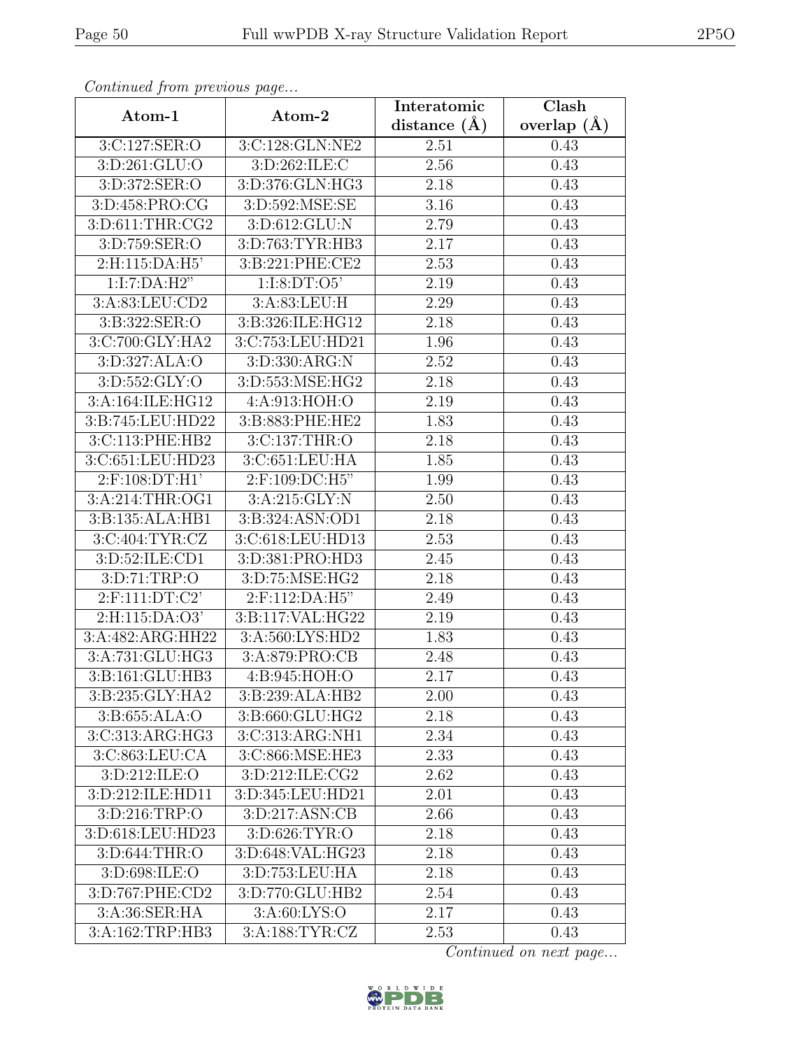*Continued from previous page...*

| Atom-1 | Atom-2 | Interatomic distance (Å) | Clash overlap (Å) |
|---|---|---|---|
| 3:C:127:SER:O | 3:C:128:GLN:NE2 | 2.51 | 0.43 |
| 3:D:261:GLU:O | 3:D:262:ILE:C | 2.56 | 0.43 |
| 3:D:372:SER:O | 3:D:376:GLN:HG3 | 2.18 | 0.43 |
| 3:D:458:PRO:CG | 3:D:592:MSE:SE | 3.16 | 0.43 |
| 3:D:611:THR:CG2 | 3:D:612:GLU:N | 2.79 | 0.43 |
| 3:D:759:SER:O | 3:D:763:TYR:HB3 | 2.17 | 0.43 |
| 2:H:115:DA:H5' | 3:B:221:PHE:CE2 | 2.53 | 0.43 |
| 1:I:7:DA:H2" | 1:I:8:DT:O5' | 2.19 | 0.43 |
| 3:A:83:LEU:CD2 | 3:A:83:LEU:H | 2.29 | 0.43 |
| 3:B:322:SER:O | 3:B:326:ILE:HG12 | 2.18 | 0.43 |
| 3:C:700:GLY:HA2 | 3:C:753:LEU:HD21 | 1.96 | 0.43 |
| 3:D:327:ALA:O | 3:D:330:ARG:N | 2.52 | 0.43 |
| 3:D:552:GLY:O | 3:D:553:MSE:HG2 | 2.18 | 0.43 |
| 3:A:164:ILE:HG12 | 4:A:913:HOH:O | 2.19 | 0.43 |
| 3:B:745:LEU:HD22 | 3:B:883:PHE:HE2 | 1.83 | 0.43 |
| 3:C:113:PHE:HB2 | 3:C:137:THR:O | 2.18 | 0.43 |
| 3:C:651:LEU:HD23 | 3:C:651:LEU:HA | 1.85 | 0.43 |
| 2:F:108:DT:H1' | 2:F:109:DC:H5" | 1.99 | 0.43 |
| 3:A:214:THR:OG1 | 3:A:215:GLY:N | 2.50 | 0.43 |
| 3:B:135:ALA:HB1 | 3:B:324:ASN:OD1 | 2.18 | 0.43 |
| 3:C:404:TYR:CZ | 3:C:618:LEU:HD13 | 2.53 | 0.43 |
| 3:D:52:ILE:CD1 | 3:D:381:PRO:HD3 | 2.45 | 0.43 |
| 3:D:71:TRP:O | 3:D:75:MSE:HG2 | 2.18 | 0.43 |
| 2:F:111:DT:C2' | 2:F:112:DA:H5" | 2.49 | 0.43 |
| 2:H:115:DA:O3' | 3:B:117:VAL:HG22 | 2.19 | 0.43 |
| 3:A:482:ARG:HH22 | 3:A:560:LYS:HD2 | 1.83 | 0.43 |
| 3:A:731:GLU:HG3 | 3:A:879:PRO:CB | 2.48 | 0.43 |
| 3:B:161:GLU:HB3 | 4:B:945:HOH:O | 2.17 | 0.43 |
| 3:B:235:GLY:HA2 | 3:B:239:ALA:HB2 | 2.00 | 0.43 |
| 3:B:655:ALA:O | 3:B:660:GLU:HG2 | 2.18 | 0.43 |
| 3:C:313:ARG:HG3 | 3:C:313:ARG:NH1 | 2.34 | 0.43 |
| 3:C:863:LEU:CA | 3:C:866:MSE:HE3 | 2.33 | 0.43 |
| 3:D:212:ILE:O | 3:D:212:ILE:CG2 | 2.62 | 0.43 |
| 3:D:212:ILE:HD11 | 3:D:345:LEU:HD21 | 2.01 | 0.43 |
| 3:D:216:TRP:O | 3:D:217:ASN:CB | 2.66 | 0.43 |
| 3:D:618:LEU:HD23 | 3:D:626:TYR:O | 2.18 | 0.43 |
| 3:D:644:THR:O | 3:D:648:VAL:HG23 | 2.18 | 0.43 |
| 3:D:698:ILE:O | 3:D:753:LEU:HA | 2.18 | 0.43 |
| 3:D:767:PHE:CD2 | 3:D:770:GLU:HB2 | 2.54 | 0.43 |
| 3:A:36:SER:HA | 3:A:60:LYS:O | 2.17 | 0.43 |
| 3:A:162:TRP:HB3 | 3:A:188:TYR:CZ | 2.53 | 0.43 |

*Continued on next page...*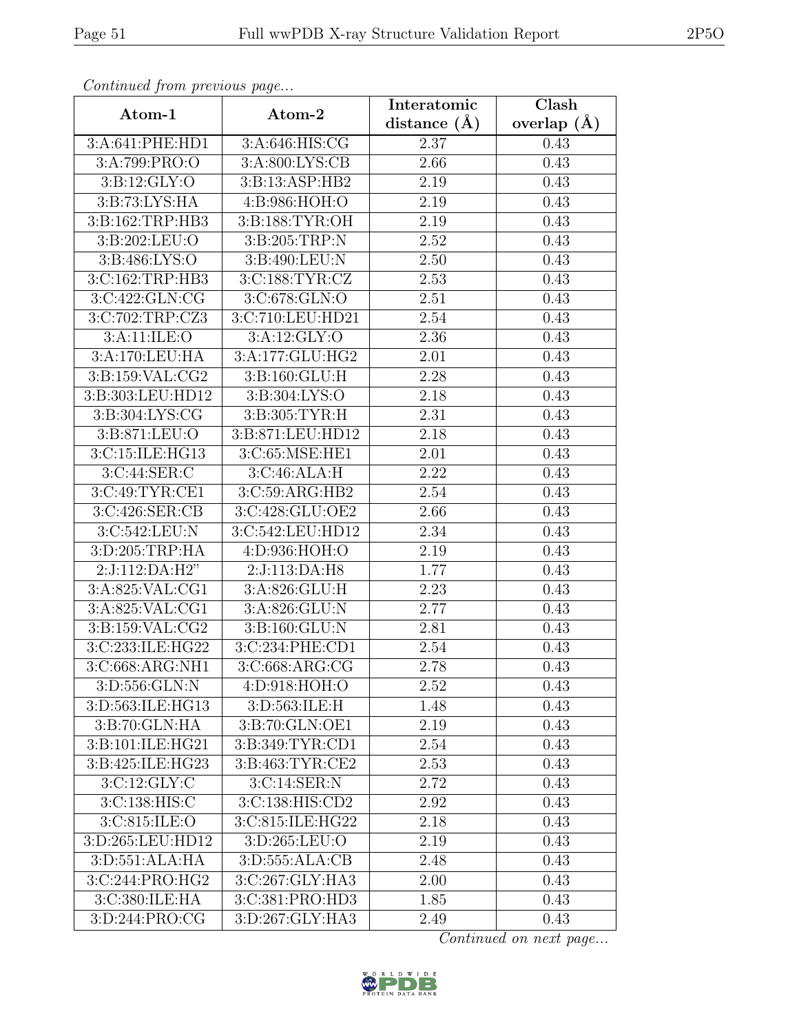*Continued from previous page...*

| Atom-1 | Atom-2 | Interatomic distance (Å) | Clash overlap (Å) |
| --- | --- | --- | --- |
| 3:A:641:PHE:HD1 | 3:A:646:HIS:CG | 2.37 | 0.43 |
| 3:A:799:PRO:O | 3:A:800:LYS:CB | 2.66 | 0.43 |
| 3:B:12:GLY:O | 3:B:13:ASP:HB2 | 2.19 | 0.43 |
| 3:B:73:LYS:HA | 4:B:986:HOH:O | 2.19 | 0.43 |
| 3:B:162:TRP:HB3 | 3:B:188:TYR:OH | 2.19 | 0.43 |
| 3:B:202:LEU:O | 3:B:205:TRP:N | 2.52 | 0.43 |
| 3:B:486:LYS:O | 3:B:490:LEU:N | 2.50 | 0.43 |
| 3:C:162:TRP:HB3 | 3:C:188:TYR:CZ | 2.53 | 0.43 |
| 3:C:422:GLN:CG | 3:C:678:GLN:O | 2.51 | 0.43 |
| 3:C:702:TRP:CZ3 | 3:C:710:LEU:HD21 | 2.54 | 0.43 |
| 3:A:11:ILE:O | 3:A:12:GLY:O | 2.36 | 0.43 |
| 3:A:170:LEU:HA | 3:A:177:GLU:HG2 | 2.01 | 0.43 |
| 3:B:159:VAL:CG2 | 3:B:160:GLU:H | 2.28 | 0.43 |
| 3:B:303:LEU:HD12 | 3:B:304:LYS:O | 2.18 | 0.43 |
| 3:B:304:LYS:CG | 3:B:305:TYR:H | 2.31 | 0.43 |
| 3:B:871:LEU:O | 3:B:871:LEU:HD12 | 2.18 | 0.43 |
| 3:C:15:ILE:HG13 | 3:C:65:MSE:HE1 | 2.01 | 0.43 |
| 3:C:44:SER:C | 3:C:46:ALA:H | 2.22 | 0.43 |
| 3:C:49:TYR:CE1 | 3:C:59:ARG:HB2 | 2.54 | 0.43 |
| 3:C:426:SER:CB | 3:C:428:GLU:OE2 | 2.66 | 0.43 |
| 3:C:542:LEU:N | 3:C:542:LEU:HD12 | 2.34 | 0.43 |
| 3:D:205:TRP:HA | 4:D:936:HOH:O | 2.19 | 0.43 |
| 2:J:112:DA:H2" | 2:J:113:DA:H8 | 1.77 | 0.43 |
| 3:A:825:VAL:CG1 | 3:A:826:GLU:H | 2.23 | 0.43 |
| 3:A:825:VAL:CG1 | 3:A:826:GLU:N | 2.77 | 0.43 |
| 3:B:159:VAL:CG2 | 3:B:160:GLU:N | 2.81 | 0.43 |
| 3:C:233:ILE:HG22 | 3:C:234:PHE:CD1 | 2.54 | 0.43 |
| 3:C:668:ARG:NH1 | 3:C:668:ARG:CG | 2.78 | 0.43 |
| 3:D:556:GLN:N | 4:D:918:HOH:O | 2.52 | 0.43 |
| 3:D:563:ILE:HG13 | 3:D:563:ILE:H | 1.48 | 0.43 |
| 3:B:70:GLN:HA | 3:B:70:GLN:OE1 | 2.19 | 0.43 |
| 3:B:101:ILE:HG21 | 3:B:349:TYR:CD1 | 2.54 | 0.43 |
| 3:B:425:ILE:HG23 | 3:B:463:TYR:CE2 | 2.53 | 0.43 |
| 3:C:12:GLY:C | 3:C:14:SER:N | 2.72 | 0.43 |
| 3:C:138:HIS:C | 3:C:138:HIS:CD2 | 2.92 | 0.43 |
| 3:C:815:ILE:O | 3:C:815:ILE:HG22 | 2.18 | 0.43 |
| 3:D:265:LEU:HD12 | 3:D:265:LEU:O | 2.19 | 0.43 |
| 3:D:551:ALA:HA | 3:D:555:ALA:CB | 2.48 | 0.43 |
| 3:C:244:PRO:HG2 | 3:C:267:GLY:HA3 | 2.00 | 0.43 |
| 3:C:380:ILE:HA | 3:C:381:PRO:HD3 | 1.85 | 0.43 |
| 3:D:244:PRO:CG | 3:D:267:GLY:HA3 | 2.49 | 0.43 |

*Continued on next page...*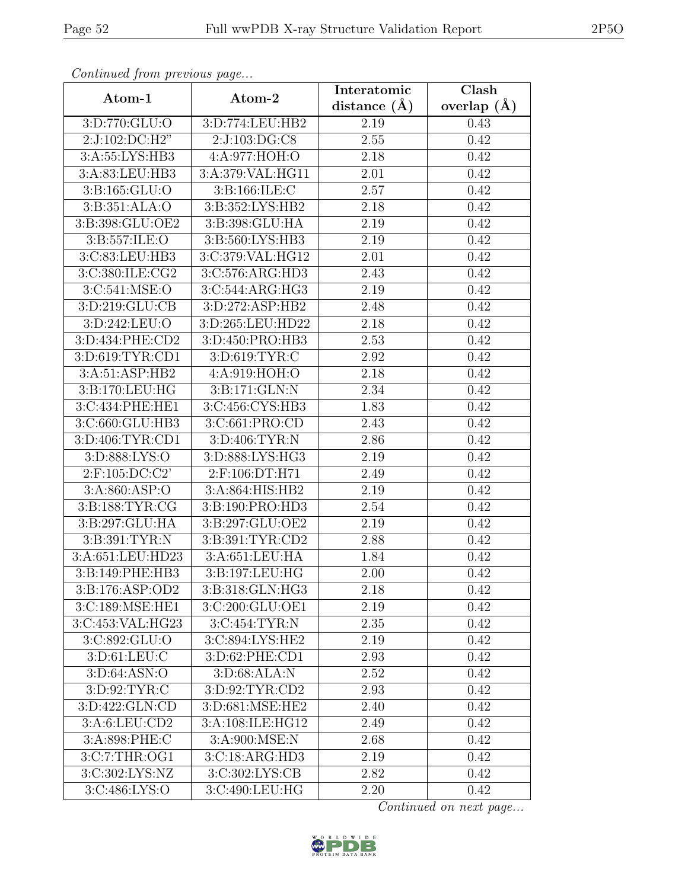*Continued from previous page...*

| Atom-1 | Atom-2 | Interatomic distance (Å) | Clash overlap (Å) |
|---|---|---|---|
| 3:D:770:GLU:O | 3:D:774:LEU:HB2 | 2.19 | 0.43 |
| 2:J:102:DC:H2" | 2:J:103:DG:C8 | 2.55 | 0.42 |
| 3:A:55:LYS:HB3 | 4:A:977:HOH:O | 2.18 | 0.42 |
| 3:A:83:LEU:HB3 | 3:A:379:VAL:HG11 | 2.01 | 0.42 |
| 3:B:165:GLU:O | 3:B:166:ILE:C | 2.57 | 0.42 |
| 3:B:351:ALA:O | 3:B:352:LYS:HB2 | 2.18 | 0.42 |
| 3:B:398:GLU:OE2 | 3:B:398:GLU:HA | 2.19 | 0.42 |
| 3:B:557:ILE:O | 3:B:560:LYS:HB3 | 2.19 | 0.42 |
| 3:C:83:LEU:HB3 | 3:C:379:VAL:HG12 | 2.01 | 0.42 |
| 3:C:380:ILE:CG2 | 3:C:576:ARG:HD3 | 2.43 | 0.42 |
| 3:C:541:MSE:O | 3:C:544:ARG:HG3 | 2.19 | 0.42 |
| 3:D:219:GLU:CB | 3:D:272:ASP:HB2 | 2.48 | 0.42 |
| 3:D:242:LEU:O | 3:D:265:LEU:HD22 | 2.18 | 0.42 |
| 3:D:434:PHE:CD2 | 3:D:450:PRO:HB3 | 2.53 | 0.42 |
| 3:D:619:TYR:CD1 | 3:D:619:TYR:C | 2.92 | 0.42 |
| 3:A:51:ASP:HB2 | 4:A:919:HOH:O | 2.18 | 0.42 |
| 3:B:170:LEU:HG | 3:B:171:GLN:N | 2.34 | 0.42 |
| 3:C:434:PHE:HE1 | 3:C:456:CYS:HB3 | 1.83 | 0.42 |
| 3:C:660:GLU:HB3 | 3:C:661:PRO:CD | 2.43 | 0.42 |
| 3:D:406:TYR:CD1 | 3:D:406:TYR:N | 2.86 | 0.42 |
| 3:D:888:LYS:O | 3:D:888:LYS:HG3 | 2.19 | 0.42 |
| 2:F:105:DC:C2' | 2:F:106:DT:H71 | 2.49 | 0.42 |
| 3:A:860:ASP:O | 3:A:864:HIS:HB2 | 2.19 | 0.42 |
| 3:B:188:TYR:CG | 3:B:190:PRO:HD3 | 2.54 | 0.42 |
| 3:B:297:GLU:HA | 3:B:297:GLU:OE2 | 2.19 | 0.42 |
| 3:B:391:TYR:N | 3:B:391:TYR:CD2 | 2.88 | 0.42 |
| 3:A:651:LEU:HD23 | 3:A:651:LEU:HA | 1.84 | 0.42 |
| 3:B:149:PHE:HB3 | 3:B:197:LEU:HG | 2.00 | 0.42 |
| 3:B:176:ASP:OD2 | 3:B:318:GLN:HG3 | 2.18 | 0.42 |
| 3:C:189:MSE:HE1 | 3:C:200:GLU:OE1 | 2.19 | 0.42 |
| 3:C:453:VAL:HG23 | 3:C:454:TYR:N | 2.35 | 0.42 |
| 3:C:892:GLU:O | 3:C:894:LYS:HE2 | 2.19 | 0.42 |
| 3:D:61:LEU:C | 3:D:62:PHE:CD1 | 2.93 | 0.42 |
| 3:D:64:ASN:O | 3:D:68:ALA:N | 2.52 | 0.42 |
| 3:D:92:TYR:C | 3:D:92:TYR:CD2 | 2.93 | 0.42 |
| 3:D:422:GLN:CD | 3:D:681:MSE:HE2 | 2.40 | 0.42 |
| 3:A:6:LEU:CD2 | 3:A:108:ILE:HG12 | 2.49 | 0.42 |
| 3:A:898:PHE:C | 3:A:900:MSE:N | 2.68 | 0.42 |
| 3:C:7:THR:OG1 | 3:C:18:ARG:HD3 | 2.19 | 0.42 |
| 3:C:302:LYS:NZ | 3:C:302:LYS:CB | 2.82 | 0.42 |
| 3:C:486:LYS:O | 3:C:490:LEU:HG | 2.20 | 0.42 |

*Continued on next page...*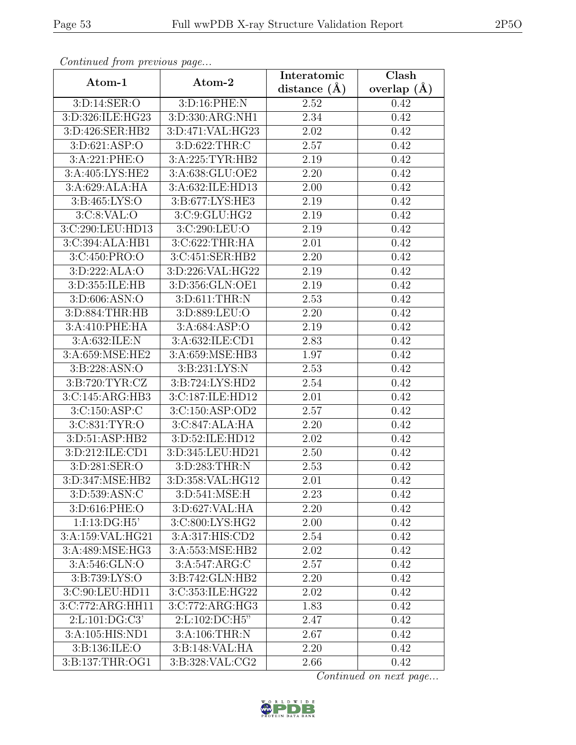*Continued from previous page...*

| Atom-1 | Atom-2 | Interatomic distance (Å) | Clash overlap (Å) |
|---|---|---|---|
| 3:D:14:SER:O | 3:D:16:PHE:N | 2.52 | 0.42 |
| 3:D:326:ILE:HG23 | 3:D:330:ARG:NH1 | 2.34 | 0.42 |
| 3:D:426:SER:HB2 | 3:D:471:VAL:HG23 | 2.02 | 0.42 |
| 3:D:621:ASP:O | 3:D:622:THR:C | 2.57 | 0.42 |
| 3:A:221:PHE:O | 3:A:225:TYR:HB2 | 2.19 | 0.42 |
| 3:A:405:LYS:HE2 | 3:A:638:GLU:OE2 | 2.20 | 0.42 |
| 3:A:629:ALA:HA | 3:A:632:ILE:HD13 | 2.00 | 0.42 |
| 3:B:465:LYS:O | 3:B:677:LYS:HE3 | 2.19 | 0.42 |
| 3:C:8:VAL:O | 3:C:9:GLU:HG2 | 2.19 | 0.42 |
| 3:C:290:LEU:HD13 | 3:C:290:LEU:O | 2.19 | 0.42 |
| 3:C:394:ALA:HB1 | 3:C:622:THR:HA | 2.01 | 0.42 |
| 3:C:450:PRO:O | 3:C:451:SER:HB2 | 2.20 | 0.42 |
| 3:D:222:ALA:O | 3:D:226:VAL:HG22 | 2.19 | 0.42 |
| 3:D:355:ILE:HB | 3:D:356:GLN:OE1 | 2.19 | 0.42 |
| 3:D:606:ASN:O | 3:D:611:THR:N | 2.53 | 0.42 |
| 3:D:884:THR:HB | 3:D:889:LEU:O | 2.20 | 0.42 |
| 3:A:410:PHE:HA | 3:A:684:ASP:O | 2.19 | 0.42 |
| 3:A:632:ILE:N | 3:A:632:ILE:CD1 | 2.83 | 0.42 |
| 3:A:659:MSE:HE2 | 3:A:659:MSE:HB3 | 1.97 | 0.42 |
| 3:B:228:ASN:O | 3:B:231:LYS:N | 2.53 | 0.42 |
| 3:B:720:TYR:CZ | 3:B:724:LYS:HD2 | 2.54 | 0.42 |
| 3:C:145:ARG:HB3 | 3:C:187:ILE:HD12 | 2.01 | 0.42 |
| 3:C:150:ASP:C | 3:C:150:ASP:OD2 | 2.57 | 0.42 |
| 3:C:831:TYR:O | 3:C:847:ALA:HA | 2.20 | 0.42 |
| 3:D:51:ASP:HB2 | 3:D:52:ILE:HD12 | 2.02 | 0.42 |
| 3:D:212:ILE:CD1 | 3:D:345:LEU:HD21 | 2.50 | 0.42 |
| 3:D:281:SER:O | 3:D:283:THR:N | 2.53 | 0.42 |
| 3:D:347:MSE:HB2 | 3:D:358:VAL:HG12 | 2.01 | 0.42 |
| 3:D:539:ASN:C | 3:D:541:MSE:H | 2.23 | 0.42 |
| 3:D:616:PHE:O | 3:D:627:VAL:HA | 2.20 | 0.42 |
| 1:I:13:DG:H5' | 3:C:800:LYS:HG2 | 2.00 | 0.42 |
| 3:A:159:VAL:HG21 | 3:A:317:HIS:CD2 | 2.54 | 0.42 |
| 3:A:489:MSE:HG3 | 3:A:553:MSE:HB2 | 2.02 | 0.42 |
| 3:A:546:GLN:O | 3:A:547:ARG:C | 2.57 | 0.42 |
| 3:B:739:LYS:O | 3:B:742:GLN:HB2 | 2.20 | 0.42 |
| 3:C:90:LEU:HD11 | 3:C:353:ILE:HG22 | 2.02 | 0.42 |
| 3:C:772:ARG:HH11 | 3:C:772:ARG:HG3 | 1.83 | 0.42 |
| 2:L:101:DG:C3' | 2:L:102:DC:H5" | 2.47 | 0.42 |
| 3:A:105:HIS:ND1 | 3:A:106:THR:N | 2.67 | 0.42 |
| 3:B:136:ILE:O | 3:B:148:VAL:HA | 2.20 | 0.42 |
| 3:B:137:THR:OG1 | 3:B:328:VAL:CG2 | 2.66 | 0.42 |

*Continued on next page...*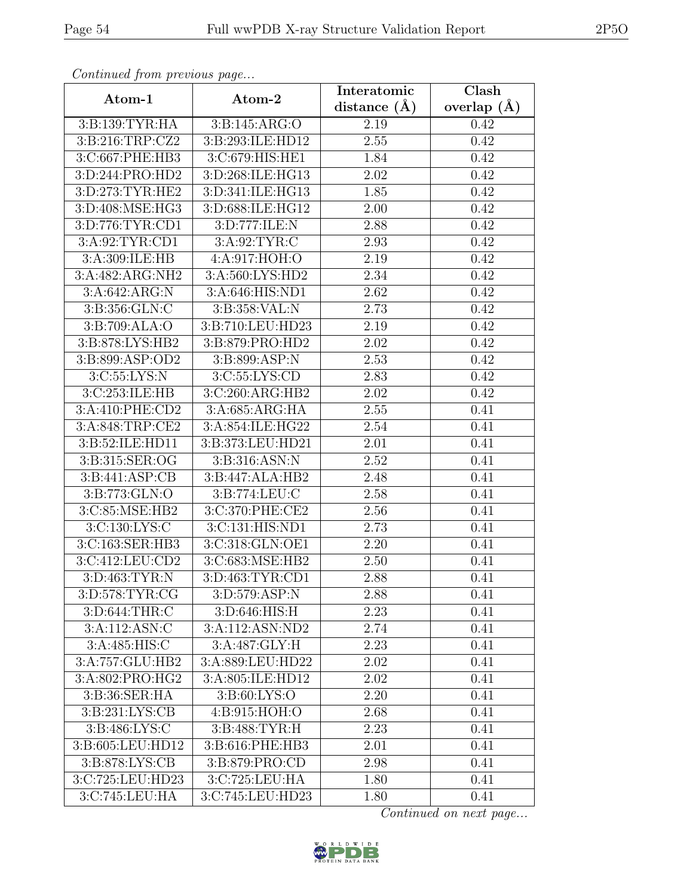*Continued from previous page...*

| Atom-1 | Atom-2 | Interatomic distance (Å) | Clash overlap (Å) |
|---|---|---|---|
| 3:B:139:TYR:HA | 3:B:145:ARG:O | 2.19 | 0.42 |
| 3:B:216:TRP:CZ2 | 3:B:293:ILE:HD12 | 2.55 | 0.42 |
| 3:C:667:PHE:HB3 | 3:C:679:HIS:HE1 | 1.84 | 0.42 |
| 3:D:244:PRO:HD2 | 3:D:268:ILE:HG13 | 2.02 | 0.42 |
| 3:D:273:TYR:HE2 | 3:D:341:ILE:HG13 | 1.85 | 0.42 |
| 3:D:408:MSE:HG3 | 3:D:688:ILE:HG12 | 2.00 | 0.42 |
| 3:D:776:TYR:CD1 | 3:D:777:ILE:N | 2.88 | 0.42 |
| 3:A:92:TYR:CD1 | 3:A:92:TYR:C | 2.93 | 0.42 |
| 3:A:309:ILE:HB | 4:A:917:HOH:O | 2.19 | 0.42 |
| 3:A:482:ARG:NH2 | 3:A:560:LYS:HD2 | 2.34 | 0.42 |
| 3:A:642:ARG:N | 3:A:646:HIS:ND1 | 2.62 | 0.42 |
| 3:B:356:GLN:C | 3:B:358:VAL:N | 2.73 | 0.42 |
| 3:B:709:ALA:O | 3:B:710:LEU:HD23 | 2.19 | 0.42 |
| 3:B:878:LYS:HB2 | 3:B:879:PRO:HD2 | 2.02 | 0.42 |
| 3:B:899:ASP:OD2 | 3:B:899:ASP:N | 2.53 | 0.42 |
| 3:C:55:LYS:N | 3:C:55:LYS:CD | 2.83 | 0.42 |
| 3:C:253:ILE:HB | 3:C:260:ARG:HB2 | 2.02 | 0.42 |
| 3:A:410:PHE:CD2 | 3:A:685:ARG:HA | 2.55 | 0.41 |
| 3:A:848:TRP:CE2 | 3:A:854:ILE:HG22 | 2.54 | 0.41 |
| 3:B:52:ILE:HD11 | 3:B:373:LEU:HD21 | 2.01 | 0.41 |
| 3:B:315:SER:OG | 3:B:316:ASN:N | 2.52 | 0.41 |
| 3:B:441:ASP:CB | 3:B:447:ALA:HB2 | 2.48 | 0.41 |
| 3:B:773:GLN:O | 3:B:774:LEU:C | 2.58 | 0.41 |
| 3:C:85:MSE:HB2 | 3:C:370:PHE:CE2 | 2.56 | 0.41 |
| 3:C:130:LYS:C | 3:C:131:HIS:ND1 | 2.73 | 0.41 |
| 3:C:163:SER:HB3 | 3:C:318:GLN:OE1 | 2.20 | 0.41 |
| 3:C:412:LEU:CD2 | 3:C:683:MSE:HB2 | 2.50 | 0.41 |
| 3:D:463:TYR:N | 3:D:463:TYR:CD1 | 2.88 | 0.41 |
| 3:D:578:TYR:CG | 3:D:579:ASP:N | 2.88 | 0.41 |
| 3:D:644:THR:C | 3:D:646:HIS:H | 2.23 | 0.41 |
| 3:A:112:ASN:C | 3:A:112:ASN:ND2 | 2.74 | 0.41 |
| 3:A:485:HIS:C | 3:A:487:GLY:H | 2.23 | 0.41 |
| 3:A:757:GLU:HB2 | 3:A:889:LEU:HD22 | 2.02 | 0.41 |
| 3:A:802:PRO:HG2 | 3:A:805:ILE:HD12 | 2.02 | 0.41 |
| 3:B:36:SER:HA | 3:B:60:LYS:O | 2.20 | 0.41 |
| 3:B:231:LYS:CB | 4:B:915:HOH:O | 2.68 | 0.41 |
| 3:B:486:LYS:C | 3:B:488:TYR:H | 2.23 | 0.41 |
| 3:B:605:LEU:HD12 | 3:B:616:PHE:HB3 | 2.01 | 0.41 |
| 3:B:878:LYS:CB | 3:B:879:PRO:CD | 2.98 | 0.41 |
| 3:C:725:LEU:HD23 | 3:C:725:LEU:HA | 1.80 | 0.41 |
| 3:C:745:LEU:HA | 3:C:745:LEU:HD23 | 1.80 | 0.41 |

*Continued on next page...*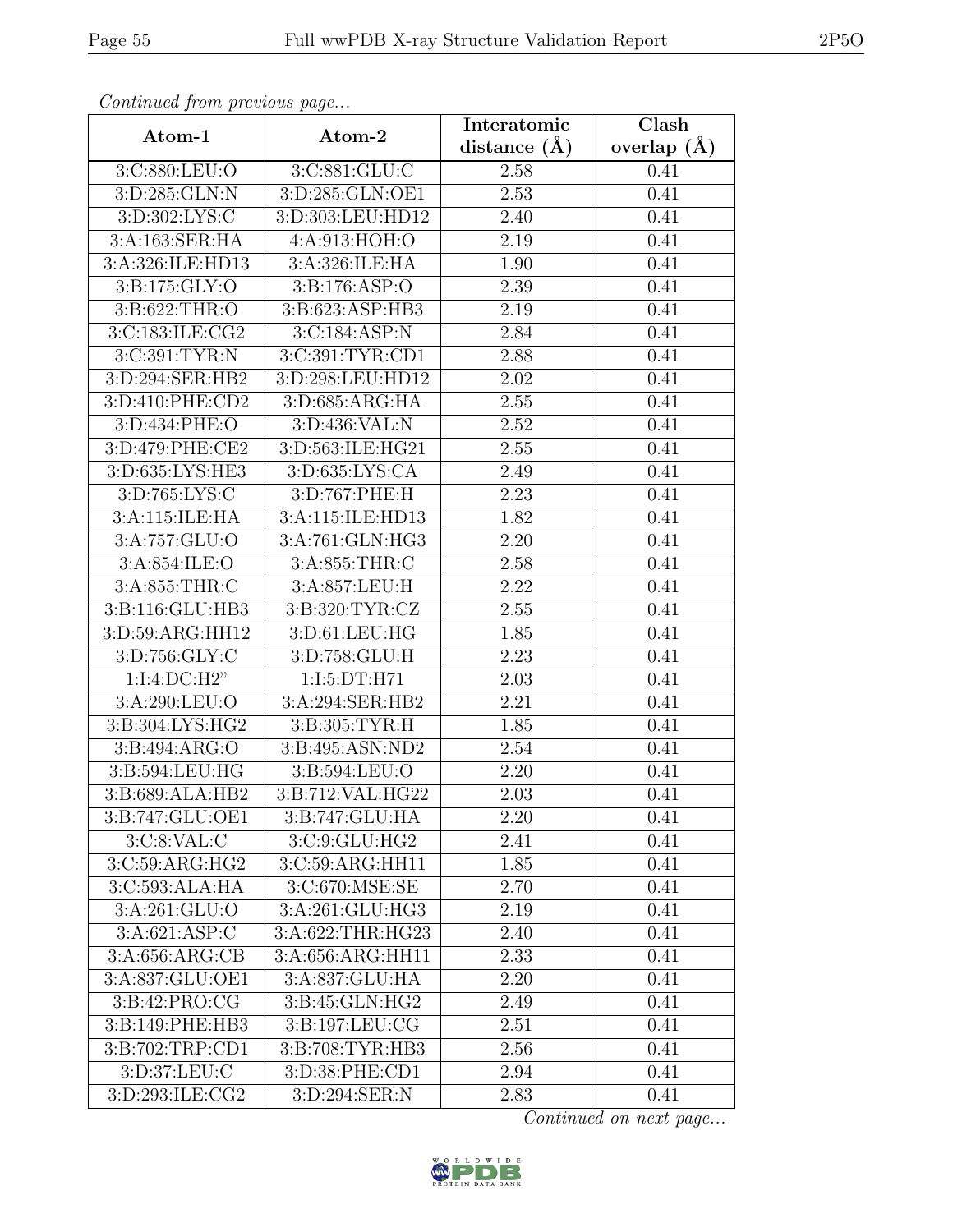*Continued from previous page...*

| Atom-1 | Atom-2 | Interatomic distance (Å) | Clash overlap (Å) |
|---|---|---|---|
| 3:C:880:LEU:O | 3:C:881:GLU:C | 2.58 | 0.41 |
| 3:D:285:GLN:N | 3:D:285:GLN:OE1 | 2.53 | 0.41 |
| 3:D:302:LYS:C | 3:D:303:LEU:HD12 | 2.40 | 0.41 |
| 3:A:163:SER:HA | 4:A:913:HOH:O | 2.19 | 0.41 |
| 3:A:326:ILE:HD13 | 3:A:326:ILE:HA | 1.90 | 0.41 |
| 3:B:175:GLY:O | 3:B:176:ASP:O | 2.39 | 0.41 |
| 3:B:622:THR:O | 3:B:623:ASP:HB3 | 2.19 | 0.41 |
| 3:C:183:ILE:CG2 | 3:C:184:ASP:N | 2.84 | 0.41 |
| 3:C:391:TYR:N | 3:C:391:TYR:CD1 | 2.88 | 0.41 |
| 3:D:294:SER:HB2 | 3:D:298:LEU:HD12 | 2.02 | 0.41 |
| 3:D:410:PHE:CD2 | 3:D:685:ARG:HA | 2.55 | 0.41 |
| 3:D:434:PHE:O | 3:D:436:VAL:N | 2.52 | 0.41 |
| 3:D:479:PHE:CE2 | 3:D:563:ILE:HG21 | 2.55 | 0.41 |
| 3:D:635:LYS:HE3 | 3:D:635:LYS:CA | 2.49 | 0.41 |
| 3:D:765:LYS:C | 3:D:767:PHE:H | 2.23 | 0.41 |
| 3:A:115:ILE:HA | 3:A:115:ILE:HD13 | 1.82 | 0.41 |
| 3:A:757:GLU:O | 3:A:761:GLN:HG3 | 2.20 | 0.41 |
| 3:A:854:ILE:O | 3:A:855:THR:C | 2.58 | 0.41 |
| 3:A:855:THR:C | 3:A:857:LEU:H | 2.22 | 0.41 |
| 3:B:116:GLU:HB3 | 3:B:320:TYR:CZ | 2.55 | 0.41 |
| 3:D:59:ARG:HH12 | 3:D:61:LEU:HG | 1.85 | 0.41 |
| 3:D:756:GLY:C | 3:D:758:GLU:H | 2.23 | 0.41 |
| 1:I:4:DC:H2" | 1:I:5:DT:H71 | 2.03 | 0.41 |
| 3:A:290:LEU:O | 3:A:294:SER:HB2 | 2.21 | 0.41 |
| 3:B:304:LYS:HG2 | 3:B:305:TYR:H | 1.85 | 0.41 |
| 3:B:494:ARG:O | 3:B:495:ASN:ND2 | 2.54 | 0.41 |
| 3:B:594:LEU:HG | 3:B:594:LEU:O | 2.20 | 0.41 |
| 3:B:689:ALA:HB2 | 3:B:712:VAL:HG22 | 2.03 | 0.41 |
| 3:B:747:GLU:OE1 | 3:B:747:GLU:HA | 2.20 | 0.41 |
| 3:C:8:VAL:C | 3:C:9:GLU:HG2 | 2.41 | 0.41 |
| 3:C:59:ARG:HG2 | 3:C:59:ARG:HH11 | 1.85 | 0.41 |
| 3:C:593:ALA:HA | 3:C:670:MSE:SE | 2.70 | 0.41 |
| 3:A:261:GLU:O | 3:A:261:GLU:HG3 | 2.19 | 0.41 |
| 3:A:621:ASP:C | 3:A:622:THR:HG23 | 2.40 | 0.41 |
| 3:A:656:ARG:CB | 3:A:656:ARG:HH11 | 2.33 | 0.41 |
| 3:A:837:GLU:OE1 | 3:A:837:GLU:HA | 2.20 | 0.41 |
| 3:B:42:PRO:CG | 3:B:45:GLN:HG2 | 2.49 | 0.41 |
| 3:B:149:PHE:HB3 | 3:B:197:LEU:CG | 2.51 | 0.41 |
| 3:B:702:TRP:CD1 | 3:B:708:TYR:HB3 | 2.56 | 0.41 |
| 3:D:37:LEU:C | 3:D:38:PHE:CD1 | 2.94 | 0.41 |
| 3:D:293:ILE:CG2 | 3:D:294:SER:N | 2.83 | 0.41 |

*Continued on next page...*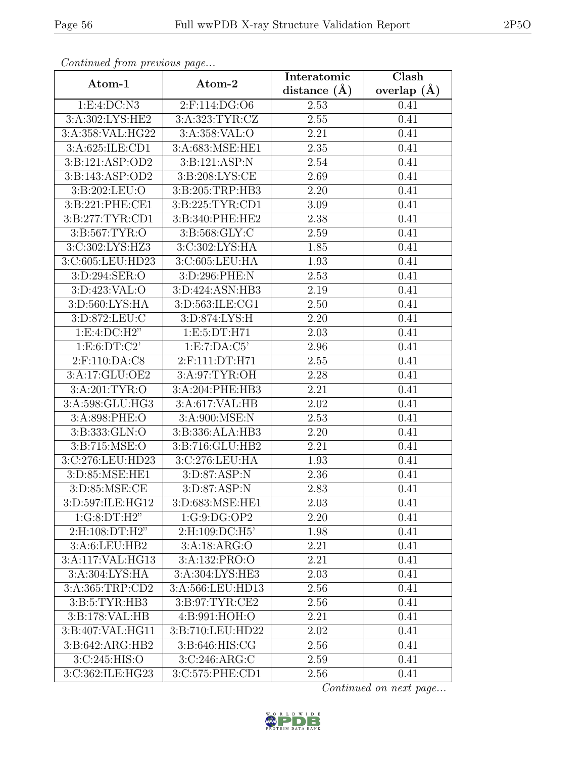*Continued from previous page...*

| Atom-1 | Atom-2 | Interatomic distance (Å) | Clash overlap (Å) |
|---|---|---|---|
| 1:E:4:DC:N3 | 2:F:114:DG:O6 | 2.53 | 0.41 |
| 3:A:302:LYS:HE2 | 3:A:323:TYR:CZ | 2.55 | 0.41 |
| 3:A:358:VAL:HG22 | 3:A:358:VAL:O | 2.21 | 0.41 |
| 3:A:625:ILE:CD1 | 3:A:683:MSE:HE1 | 2.35 | 0.41 |
| 3:B:121:ASP:OD2 | 3:B:121:ASP:N | 2.54 | 0.41 |
| 3:B:143:ASP:OD2 | 3:B:208:LYS:CE | 2.69 | 0.41 |
| 3:B:202:LEU:O | 3:B:205:TRP:HB3 | 2.20 | 0.41 |
| 3:B:221:PHE:CE1 | 3:B:225:TYR:CD1 | 3.09 | 0.41 |
| 3:B:277:TYR:CD1 | 3:B:340:PHE:HE2 | 2.38 | 0.41 |
| 3:B:567:TYR:O | 3:B:568:GLY:C | 2.59 | 0.41 |
| 3:C:302:LYS:HZ3 | 3:C:302:LYS:HA | 1.85 | 0.41 |
| 3:C:605:LEU:HD23 | 3:C:605:LEU:HA | 1.93 | 0.41 |
| 3:D:294:SER:O | 3:D:296:PHE:N | 2.53 | 0.41 |
| 3:D:423:VAL:O | 3:D:424:ASN:HB3 | 2.19 | 0.41 |
| 3:D:560:LYS:HA | 3:D:563:ILE:CG1 | 2.50 | 0.41 |
| 3:D:872:LEU:C | 3:D:874:LYS:H | 2.20 | 0.41 |
| 1:E:4:DC:H2" | 1:E:5:DT:H71 | 2.03 | 0.41 |
| 1:E:6:DT:C2' | 1:E:7:DA:C5' | 2.96 | 0.41 |
| 2:F:110:DA:C8 | 2:F:111:DT:H71 | 2.55 | 0.41 |
| 3:A:17:GLU:OE2 | 3:A:97:TYR:OH | 2.28 | 0.41 |
| 3:A:201:TYR:O | 3:A:204:PHE:HB3 | 2.21 | 0.41 |
| 3:A:598:GLU:HG3 | 3:A:617:VAL:HB | 2.02 | 0.41 |
| 3:A:898:PHE:O | 3:A:900:MSE:N | 2.53 | 0.41 |
| 3:B:333:GLN:O | 3:B:336:ALA:HB3 | 2.20 | 0.41 |
| 3:B:715:MSE:O | 3:B:716:GLU:HB2 | 2.21 | 0.41 |
| 3:C:276:LEU:HD23 | 3:C:276:LEU:HA | 1.93 | 0.41 |
| 3:D:85:MSE:HE1 | 3:D:87:ASP:N | 2.36 | 0.41 |
| 3:D:85:MSE:CE | 3:D:87:ASP:N | 2.83 | 0.41 |
| 3:D:597:ILE:HG12 | 3:D:683:MSE:HE1 | 2.03 | 0.41 |
| 1:G:8:DT:H2" | 1:G:9:DG:OP2 | 2.20 | 0.41 |
| 2:H:108:DT:H2" | 2:H:109:DC:H5' | 1.98 | 0.41 |
| 3:A:6:LEU:HB2 | 3:A:18:ARG:O | 2.21 | 0.41 |
| 3:A:117:VAL:HG13 | 3:A:132:PRO:O | 2.21 | 0.41 |
| 3:A:304:LYS:HA | 3:A:304:LYS:HE3 | 2.03 | 0.41 |
| 3:A:365:TRP:CD2 | 3:A:566:LEU:HD13 | 2.56 | 0.41 |
| 3:B:5:TYR:HB3 | 3:B:97:TYR:CE2 | 2.56 | 0.41 |
| 3:B:178:VAL:HB | 4:B:991:HOH:O | 2.21 | 0.41 |
| 3:B:407:VAL:HG11 | 3:B:710:LEU:HD22 | 2.02 | 0.41 |
| 3:B:642:ARG:HB2 | 3:B:646:HIS:CG | 2.56 | 0.41 |
| 3:C:245:HIS:O | 3:C:246:ARG:C | 2.59 | 0.41 |
| 3:C:362:ILE:HG23 | 3:C:575:PHE:CD1 | 2.56 | 0.41 |

*Continued on next page...*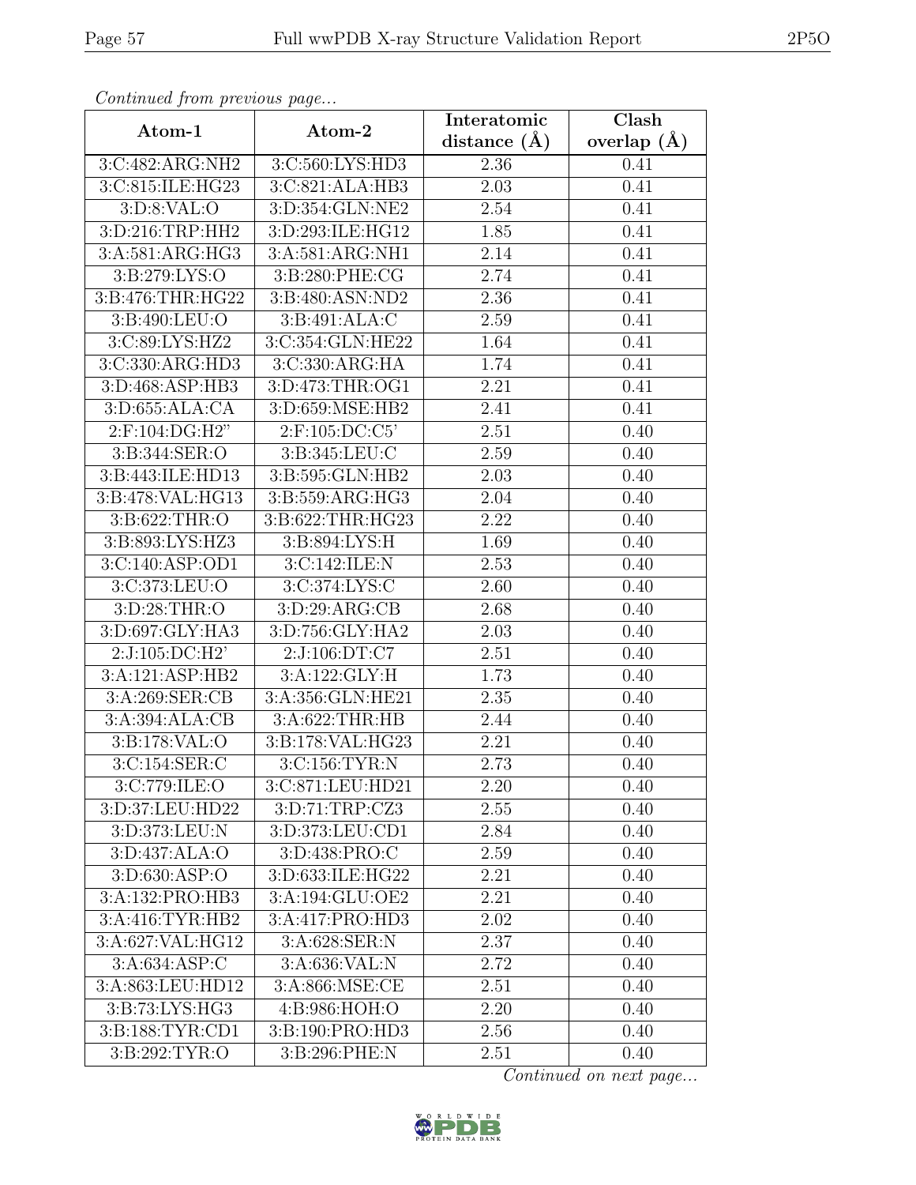*Continued from previous page...*

| Atom-1 | Atom-2 | Interatomic distance (Å) | Clash overlap (Å) |
| --- | --- | --- | --- |
| 3:C:482:ARG:NH2 | 3:C:560:LYS:HD3 | 2.36 | 0.41 |
| 3:C:815:ILE:HG23 | 3:C:821:ALA:HB3 | 2.03 | 0.41 |
| 3:D:8:VAL:O | 3:D:354:GLN:NE2 | 2.54 | 0.41 |
| 3:D:216:TRP:HH2 | 3:D:293:ILE:HG12 | 1.85 | 0.41 |
| 3:A:581:ARG:HG3 | 3:A:581:ARG:NH1 | 2.14 | 0.41 |
| 3:B:279:LYS:O | 3:B:280:PHE:CG | 2.74 | 0.41 |
| 3:B:476:THR:HG22 | 3:B:480:ASN:ND2 | 2.36 | 0.41 |
| 3:B:490:LEU:O | 3:B:491:ALA:C | 2.59 | 0.41 |
| 3:C:89:LYS:HZ2 | 3:C:354:GLN:HE22 | 1.64 | 0.41 |
| 3:C:330:ARG:HD3 | 3:C:330:ARG:HA | 1.74 | 0.41 |
| 3:D:468:ASP:HB3 | 3:D:473:THR:OG1 | 2.21 | 0.41 |
| 3:D:655:ALA:CA | 3:D:659:MSE:HB2 | 2.41 | 0.41 |
| 2:F:104:DG:H2" | 2:F:105:DC:C5' | 2.51 | 0.40 |
| 3:B:344:SER:O | 3:B:345:LEU:C | 2.59 | 0.40 |
| 3:B:443:ILE:HD13 | 3:B:595:GLN:HB2 | 2.03 | 0.40 |
| 3:B:478:VAL:HG13 | 3:B:559:ARG:HG3 | 2.04 | 0.40 |
| 3:B:622:THR:O | 3:B:622:THR:HG23 | 2.22 | 0.40 |
| 3:B:893:LYS:HZ3 | 3:B:894:LYS:H | 1.69 | 0.40 |
| 3:C:140:ASP:OD1 | 3:C:142:ILE:N | 2.53 | 0.40 |
| 3:C:373:LEU:O | 3:C:374:LYS:C | 2.60 | 0.40 |
| 3:D:28:THR:O | 3:D:29:ARG:CB | 2.68 | 0.40 |
| 3:D:697:GLY:HA3 | 3:D:756:GLY:HA2 | 2.03 | 0.40 |
| 2:J:105:DC:H2' | 2:J:106:DT:C7 | 2.51 | 0.40 |
| 3:A:121:ASP:HB2 | 3:A:122:GLY:H | 1.73 | 0.40 |
| 3:A:269:SER:CB | 3:A:356:GLN:HE21 | 2.35 | 0.40 |
| 3:A:394:ALA:CB | 3:A:622:THR:HB | 2.44 | 0.40 |
| 3:B:178:VAL:O | 3:B:178:VAL:HG23 | 2.21 | 0.40 |
| 3:C:154:SER:C | 3:C:156:TYR:N | 2.73 | 0.40 |
| 3:C:779:ILE:O | 3:C:871:LEU:HD21 | 2.20 | 0.40 |
| 3:D:37:LEU:HD22 | 3:D:71:TRP:CZ3 | 2.55 | 0.40 |
| 3:D:373:LEU:N | 3:D:373:LEU:CD1 | 2.84 | 0.40 |
| 3:D:437:ALA:O | 3:D:438:PRO:C | 2.59 | 0.40 |
| 3:D:630:ASP:O | 3:D:633:ILE:HG22 | 2.21 | 0.40 |
| 3:A:132:PRO:HB3 | 3:A:194:GLU:OE2 | 2.21 | 0.40 |
| 3:A:416:TYR:HB2 | 3:A:417:PRO:HD3 | 2.02 | 0.40 |
| 3:A:627:VAL:HG12 | 3:A:628:SER:N | 2.37 | 0.40 |
| 3:A:634:ASP:C | 3:A:636:VAL:N | 2.72 | 0.40 |
| 3:A:863:LEU:HD12 | 3:A:866:MSE:CE | 2.51 | 0.40 |
| 3:B:73:LYS:HG3 | 4:B:986:HOH:O | 2.20 | 0.40 |
| 3:B:188:TYR:CD1 | 3:B:190:PRO:HD3 | 2.56 | 0.40 |
| 3:B:292:TYR:O | 3:B:296:PHE:N | 2.51 | 0.40 |

*Continued on next page...*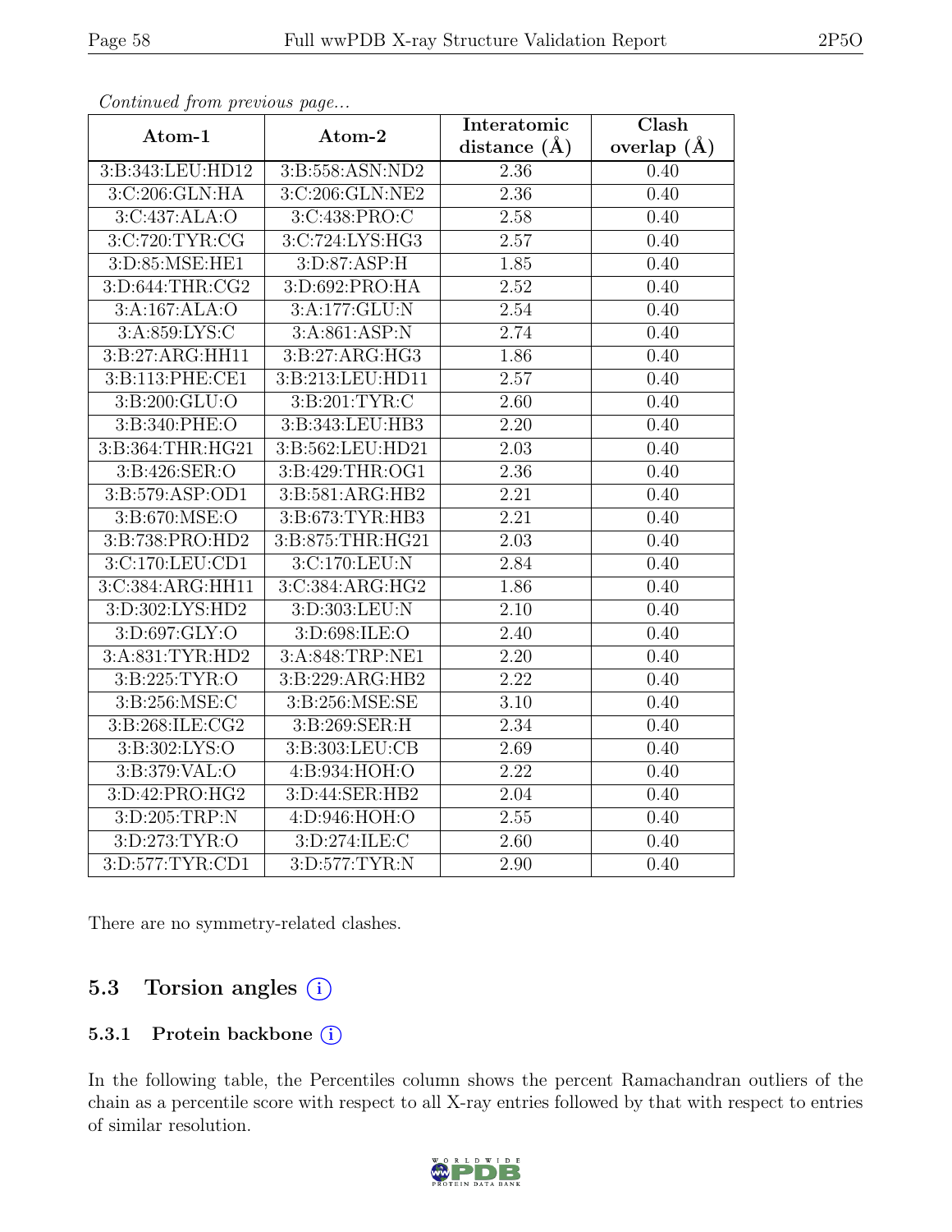*Continued from previous page...*

| Atom-1 | Atom-2 | Interatomic distance (Å) | Clash overlap (Å) |
|---|---|---|---|
| 3:B:343:LEU:HD12 | 3:B:558:ASN:ND2 | 2.36 | 0.40 |
| 3:C:206:GLN:HA | 3:C:206:GLN:NE2 | 2.36 | 0.40 |
| 3:C:437:ALA:O | 3:C:438:PRO:C | 2.58 | 0.40 |
| 3:C:720:TYR:CG | 3:C:724:LYS:HG3 | 2.57 | 0.40 |
| 3:D:85:MSE:HE1 | 3:D:87:ASP:H | 1.85 | 0.40 |
| 3:D:644:THR:CG2 | 3:D:692:PRO:HA | 2.52 | 0.40 |
| 3:A:167:ALA:O | 3:A:177:GLU:N | 2.54 | 0.40 |
| 3:A:859:LYS:C | 3:A:861:ASP:N | 2.74 | 0.40 |
| 3:B:27:ARG:HH11 | 3:B:27:ARG:HG3 | 1.86 | 0.40 |
| 3:B:113:PHE:CE1 | 3:B:213:LEU:HD11 | 2.57 | 0.40 |
| 3:B:200:GLU:O | 3:B:201:TYR:C | 2.60 | 0.40 |
| 3:B:340:PHE:O | 3:B:343:LEU:HB3 | 2.20 | 0.40 |
| 3:B:364:THR:HG21 | 3:B:562:LEU:HD21 | 2.03 | 0.40 |
| 3:B:426:SER:O | 3:B:429:THR:OG1 | 2.36 | 0.40 |
| 3:B:579:ASP:OD1 | 3:B:581:ARG:HB2 | 2.21 | 0.40 |
| 3:B:670:MSE:O | 3:B:673:TYR:HB3 | 2.21 | 0.40 |
| 3:B:738:PRO:HD2 | 3:B:875:THR:HG21 | 2.03 | 0.40 |
| 3:C:170:LEU:CD1 | 3:C:170:LEU:N | 2.84 | 0.40 |
| 3:C:384:ARG:HH11 | 3:C:384:ARG:HG2 | 1.86 | 0.40 |
| 3:D:302:LYS:HD2 | 3:D:303:LEU:N | 2.10 | 0.40 |
| 3:D:697:GLY:O | 3:D:698:ILE:O | 2.40 | 0.40 |
| 3:A:831:TYR:HD2 | 3:A:848:TRP:NE1 | 2.20 | 0.40 |
| 3:B:225:TYR:O | 3:B:229:ARG:HB2 | 2.22 | 0.40 |
| 3:B:256:MSE:C | 3:B:256:MSE:SE | 3.10 | 0.40 |
| 3:B:268:ILE:CG2 | 3:B:269:SER:H | 2.34 | 0.40 |
| 3:B:302:LYS:O | 3:B:303:LEU:CB | 2.69 | 0.40 |
| 3:B:379:VAL:O | 4:B:934:HOH:O | 2.22 | 0.40 |
| 3:D:42:PRO:HG2 | 3:D:44:SER:HB2 | 2.04 | 0.40 |
| 3:D:205:TRP:N | 4:D:946:HOH:O | 2.55 | 0.40 |
| 3:D:273:TYR:O | 3:D:274:ILE:C | 2.60 | 0.40 |
| 3:D:577:TYR:CD1 | 3:D:577:TYR:N | 2.90 | 0.40 |

There are no symmetry-related clashes.

## 5.3 Torsion angles (i)

### 5.3.1 Protein backbone (i)

In the following table, the Percentiles column shows the percent Ramachandran outliers of the chain as a percentile score with respect to all X-ray entries followed by that with respect to entries of similar resolution.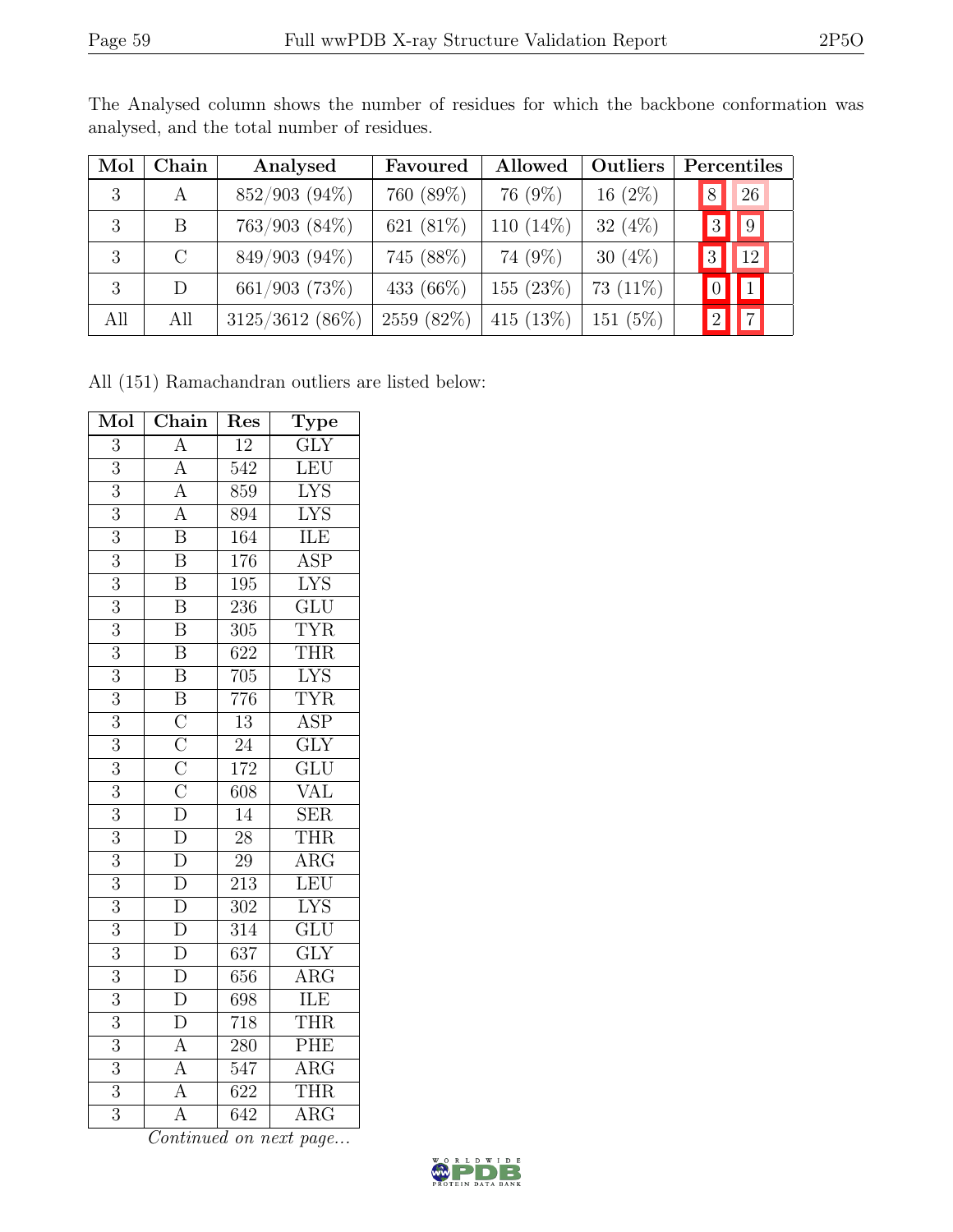The Analysed column shows the number of residues for which the backbone conformation was analysed, and the total number of residues.

| Mol | Chain | Analysed | Favoured | Allowed | Outliers | Percentiles | |
|---|---|---|---|---|---|---|---|
| 3 | A | 852/903 (94%) | 760 (89%) | 76 (9%) | 16 (2%) | 8 | 26 |
| 3 | B | 763/903 (84%) | 621 (81%) | 110 (14%) | 32 (4%) | 3 | 9 |
| 3 | C | 849/903 (94%) | 745 (88%) | 74 (9%) | 30 (4%) | 3 | 12 |
| 3 | D | 661/903 (73%) | 433 (66%) | 155 (23%) | 73 (11%) | 0 | 1 |
| All | All | 3125/3612 (86%) | 2559 (82%) | 415 (13%) | 151 (5%) | 2 | 7 |

All (151) Ramachandran outliers are listed below:

| Mol | Chain | Res | Type |
|---|---|---|---|
| 3 | A | 12 | GLY |
| 3 | A | 542 | LEU |
| 3 | A | 859 | LYS |
| 3 | A | 894 | LYS |
| 3 | B | 164 | ILE |
| 3 | B | 176 | ASP |
| 3 | B | 195 | LYS |
| 3 | B | 236 | GLU |
| 3 | B | 305 | TYR |
| 3 | B | 622 | THR |
| 3 | B | 705 | LYS |
| 3 | B | 776 | TYR |
| 3 | C | 13 | ASP |
| 3 | C | 24 | GLY |
| 3 | C | 172 | GLU |
| 3 | C | 608 | VAL |
| 3 | D | 14 | SER |
| 3 | D | 28 | THR |
| 3 | D | 29 | ARG |
| 3 | D | 213 | LEU |
| 3 | D | 302 | LYS |
| 3 | D | 314 | GLU |
| 3 | D | 637 | GLY |
| 3 | D | 656 | ARG |
| 3 | D | 698 | ILE |
| 3 | D | 718 | THR |
| 3 | A | 280 | PHE |
| 3 | A | 547 | ARG |
| 3 | A | 622 | THR |
| 3 | A | 642 | ARG |

*Continued on next page...*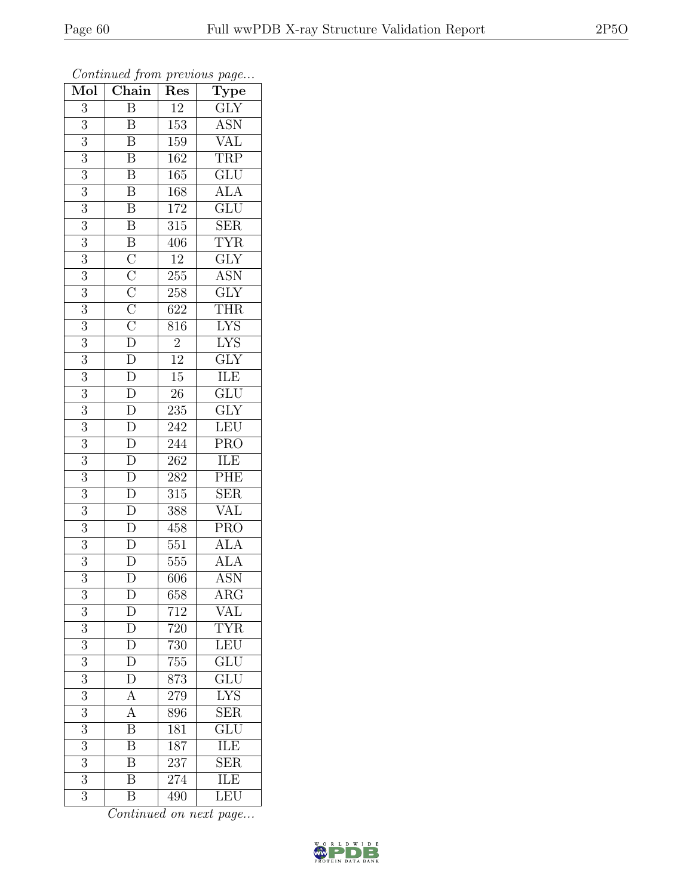*Continued from previous page...*

| Mol | Chain | Res | Type |
| --- | --- | --- | --- |
| 3 | B | 12 | GLY |
| 3 | B | 153 | ASN |
| 3 | B | 159 | VAL |
| 3 | B | 162 | TRP |
| 3 | B | 165 | GLU |
| 3 | B | 168 | ALA |
| 3 | B | 172 | GLU |
| 3 | B | 315 | SER |
| 3 | B | 406 | TYR |
| 3 | C | 12 | GLY |
| 3 | C | 255 | ASN |
| 3 | C | 258 | GLY |
| 3 | C | 622 | THR |
| 3 | C | 816 | LYS |
| 3 | D | 2 | LYS |
| 3 | D | 12 | GLY |
| 3 | D | 15 | ILE |
| 3 | D | 26 | GLU |
| 3 | D | 235 | GLY |
| 3 | D | 242 | LEU |
| 3 | D | 244 | PRO |
| 3 | D | 262 | ILE |
| 3 | D | 282 | PHE |
| 3 | D | 315 | SER |
| 3 | D | 388 | VAL |
| 3 | D | 458 | PRO |
| 3 | D | 551 | ALA |
| 3 | D | 555 | ALA |
| 3 | D | 606 | ASN |
| 3 | D | 658 | ARG |
| 3 | D | 712 | VAL |
| 3 | D | 720 | TYR |
| 3 | D | 730 | LEU |
| 3 | D | 755 | GLU |
| 3 | D | 873 | GLU |
| 3 | A | 279 | LYS |
| 3 | A | 896 | SER |
| 3 | B | 181 | GLU |
| 3 | B | 187 | ILE |
| 3 | B | 237 | SER |
| 3 | B | 274 | ILE |
| 3 | B | 490 | LEU |

*Continued on next page...*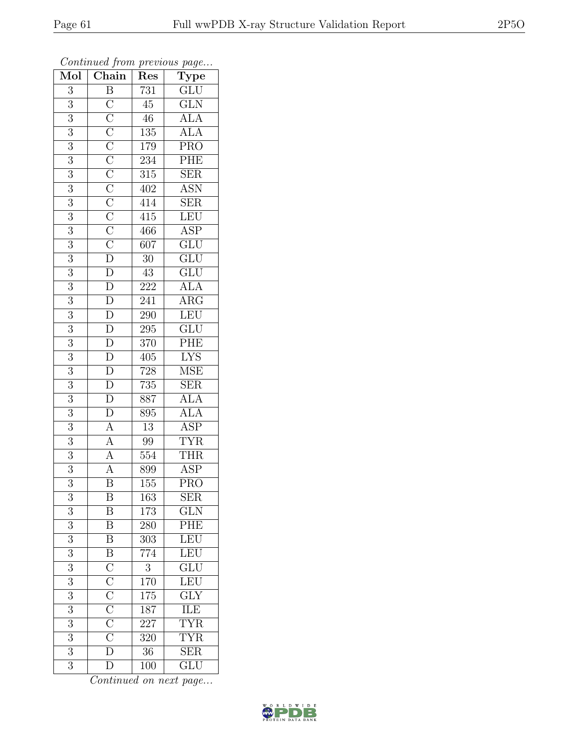*Continued from previous page...*

| Mol | Chain | Res | Type |
|---|---|---|---|
| 3 | B | 731 | GLU |
| 3 | C | 45 | GLN |
| 3 | C | 46 | ALA |
| 3 | C | 135 | ALA |
| 3 | C | 179 | PRO |
| 3 | C | 234 | PHE |
| 3 | C | 315 | SER |
| 3 | C | 402 | ASN |
| 3 | C | 414 | SER |
| 3 | C | 415 | LEU |
| 3 | C | 466 | ASP |
| 3 | C | 607 | GLU |
| 3 | D | 30 | GLU |
| 3 | D | 43 | GLU |
| 3 | D | 222 | ALA |
| 3 | D | 241 | ARG |
| 3 | D | 290 | LEU |
| 3 | D | 295 | GLU |
| 3 | D | 370 | PHE |
| 3 | D | 405 | LYS |
| 3 | D | 728 | MSE |
| 3 | D | 735 | SER |
| 3 | D | 887 | ALA |
| 3 | D | 895 | ALA |
| 3 | A | 13 | ASP |
| 3 | A | 99 | TYR |
| 3 | A | 554 | THR |
| 3 | A | 899 | ASP |
| 3 | B | 155 | PRO |
| 3 | B | 163 | SER |
| 3 | B | 173 | GLN |
| 3 | B | 280 | PHE |
| 3 | B | 303 | LEU |
| 3 | B | 774 | LEU |
| 3 | C | 3 | GLU |
| 3 | C | 170 | LEU |
| 3 | C | 175 | GLY |
| 3 | C | 187 | ILE |
| 3 | C | 227 | TYR |
| 3 | C | 320 | TYR |
| 3 | D | 36 | SER |
| 3 | D | 100 | GLU |

*Continued on next page...*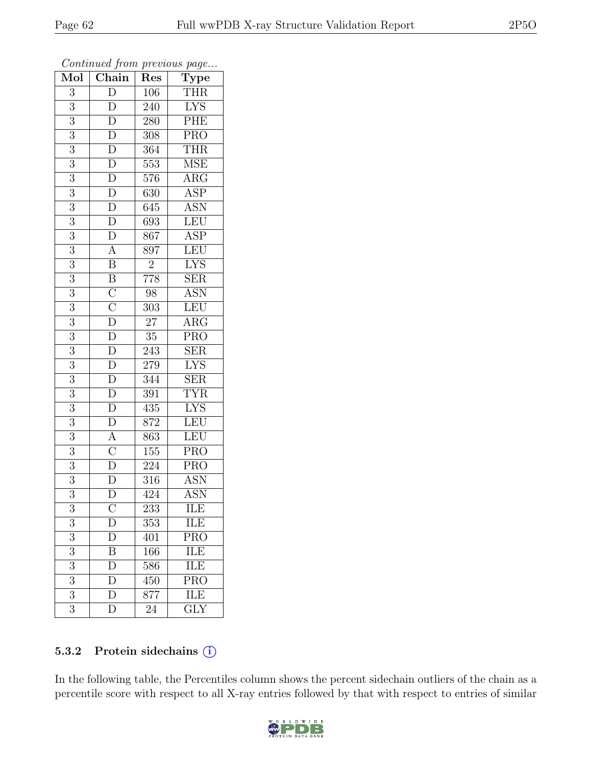*Continued from previous page...*

| Mol | Chain | Res | Type |
|---|---|---|---|
| 3 | D | 106 | THR |
| 3 | D | 240 | LYS |
| 3 | D | 280 | PHE |
| 3 | D | 308 | PRO |
| 3 | D | 364 | THR |
| 3 | D | 553 | MSE |
| 3 | D | 576 | ARG |
| 3 | D | 630 | ASP |
| 3 | D | 645 | ASN |
| 3 | D | 693 | LEU |
| 3 | D | 867 | ASP |
| 3 | A | 897 | LEU |
| 3 | B | 2 | LYS |
| 3 | B | 778 | SER |
| 3 | C | 98 | ASN |
| 3 | C | 303 | LEU |
| 3 | D | 27 | ARG |
| 3 | D | 35 | PRO |
| 3 | D | 243 | SER |
| 3 | D | 279 | LYS |
| 3 | D | 344 | SER |
| 3 | D | 391 | TYR |
| 3 | D | 435 | LYS |
| 3 | D | 872 | LEU |
| 3 | A | 863 | LEU |
| 3 | C | 155 | PRO |
| 3 | D | 224 | PRO |
| 3 | D | 316 | ASN |
| 3 | D | 424 | ASN |
| 3 | C | 233 | ILE |
| 3 | D | 353 | ILE |
| 3 | D | 401 | PRO |
| 3 | B | 166 | ILE |
| 3 | D | 586 | ILE |
| 3 | D | 450 | PRO |
| 3 | D | 877 | ILE |
| 3 | D | 24 | GLY |

### 5.3.2 Protein sidechains (i)

In the following table, the Percentiles column shows the percent sidechain outliers of the chain as a percentile score with respect to all X-ray entries followed by that with respect to entries of similar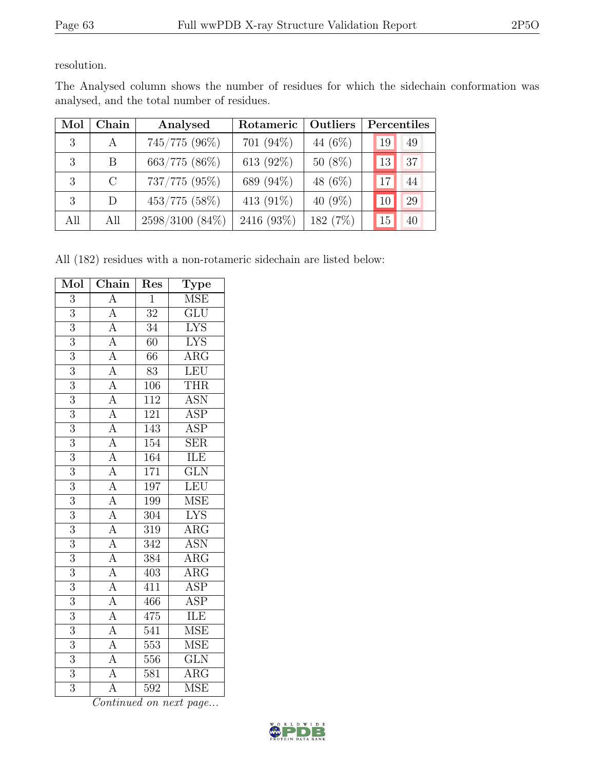resolution.

The Analysed column shows the number of residues for which the sidechain conformation was analysed, and the total number of residues.

| Mol | Chain | Analysed | Rotameric | Outliers | Percentiles | |
|---|---|---|---|---|---|---|
| 3 | A | 745/775 (96%) | 701 (94%) | 44 (6%) | 19 | 49 |
| 3 | B | 663/775 (86%) | 613 (92%) | 50 (8%) | 13 | 37 |
| 3 | C | 737/775 (95%) | 689 (94%) | 48 (6%) | 17 | 44 |
| 3 | D | 453/775 (58%) | 413 (91%) | 40 (9%) | 10 | 29 |
| All | All | 2598/3100 (84%) | 2416 (93%) | 182 (7%) | 15 | 40 |

All (182) residues with a non-rotameric sidechain are listed below:

| Mol | Chain | Res | Type |
|---|---|---|---|
| 3 | A | 1 | MSE |
| 3 | A | 32 | GLU |
| 3 | A | 34 | LYS |
| 3 | A | 60 | LYS |
| 3 | A | 66 | ARG |
| 3 | A | 83 | LEU |
| 3 | A | 106 | THR |
| 3 | A | 112 | ASN |
| 3 | A | 121 | ASP |
| 3 | A | 143 | ASP |
| 3 | A | 154 | SER |
| 3 | A | 164 | ILE |
| 3 | A | 171 | GLN |
| 3 | A | 197 | LEU |
| 3 | A | 199 | MSE |
| 3 | A | 304 | LYS |
| 3 | A | 319 | ARG |
| 3 | A | 342 | ASN |
| 3 | A | 384 | ARG |
| 3 | A | 403 | ARG |
| 3 | A | 411 | ASP |
| 3 | A | 466 | ASP |
| 3 | A | 475 | ILE |
| 3 | A | 541 | MSE |
| 3 | A | 553 | MSE |
| 3 | A | 556 | GLN |
| 3 | A | 581 | ARG |
| 3 | A | 592 | MSE |

*Continued on next page...*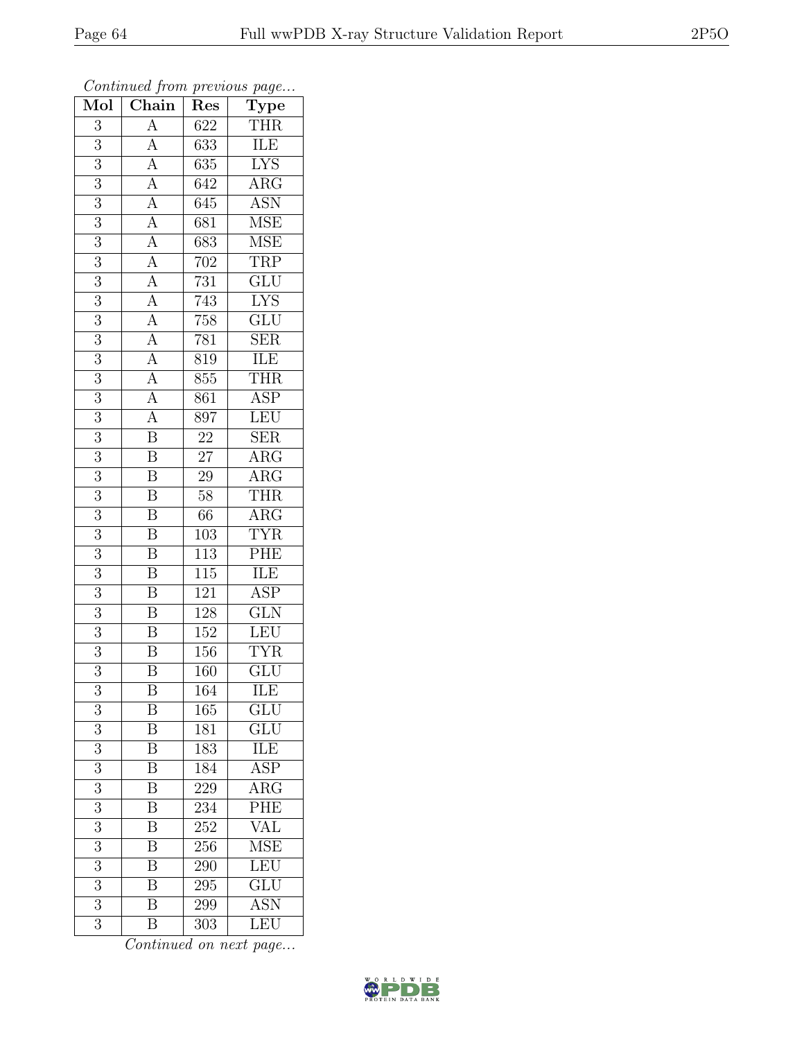*Continued from previous page...*

| Mol | Chain | Res | Type |
|---|---|---|---|
| 3 | A | 622 | THR |
| 3 | A | 633 | ILE |
| 3 | A | 635 | LYS |
| 3 | A | 642 | ARG |
| 3 | A | 645 | ASN |
| 3 | A | 681 | MSE |
| 3 | A | 683 | MSE |
| 3 | A | 702 | TRP |
| 3 | A | 731 | GLU |
| 3 | A | 743 | LYS |
| 3 | A | 758 | GLU |
| 3 | A | 781 | SER |
| 3 | A | 819 | ILE |
| 3 | A | 855 | THR |
| 3 | A | 861 | ASP |
| 3 | A | 897 | LEU |
| 3 | B | 22 | SER |
| 3 | B | 27 | ARG |
| 3 | B | 29 | ARG |
| 3 | B | 58 | THR |
| 3 | B | 66 | ARG |
| 3 | B | 103 | TYR |
| 3 | B | 113 | PHE |
| 3 | B | 115 | ILE |
| 3 | B | 121 | ASP |
| 3 | B | 128 | GLN |
| 3 | B | 152 | LEU |
| 3 | B | 156 | TYR |
| 3 | B | 160 | GLU |
| 3 | B | 164 | ILE |
| 3 | B | 165 | GLU |
| 3 | B | 181 | GLU |
| 3 | B | 183 | ILE |
| 3 | B | 184 | ASP |
| 3 | B | 229 | ARG |
| 3 | B | 234 | PHE |
| 3 | B | 252 | VAL |
| 3 | B | 256 | MSE |
| 3 | B | 290 | LEU |
| 3 | B | 295 | GLU |
| 3 | B | 299 | ASN |
| 3 | B | 303 | LEU |

*Continued on next page...*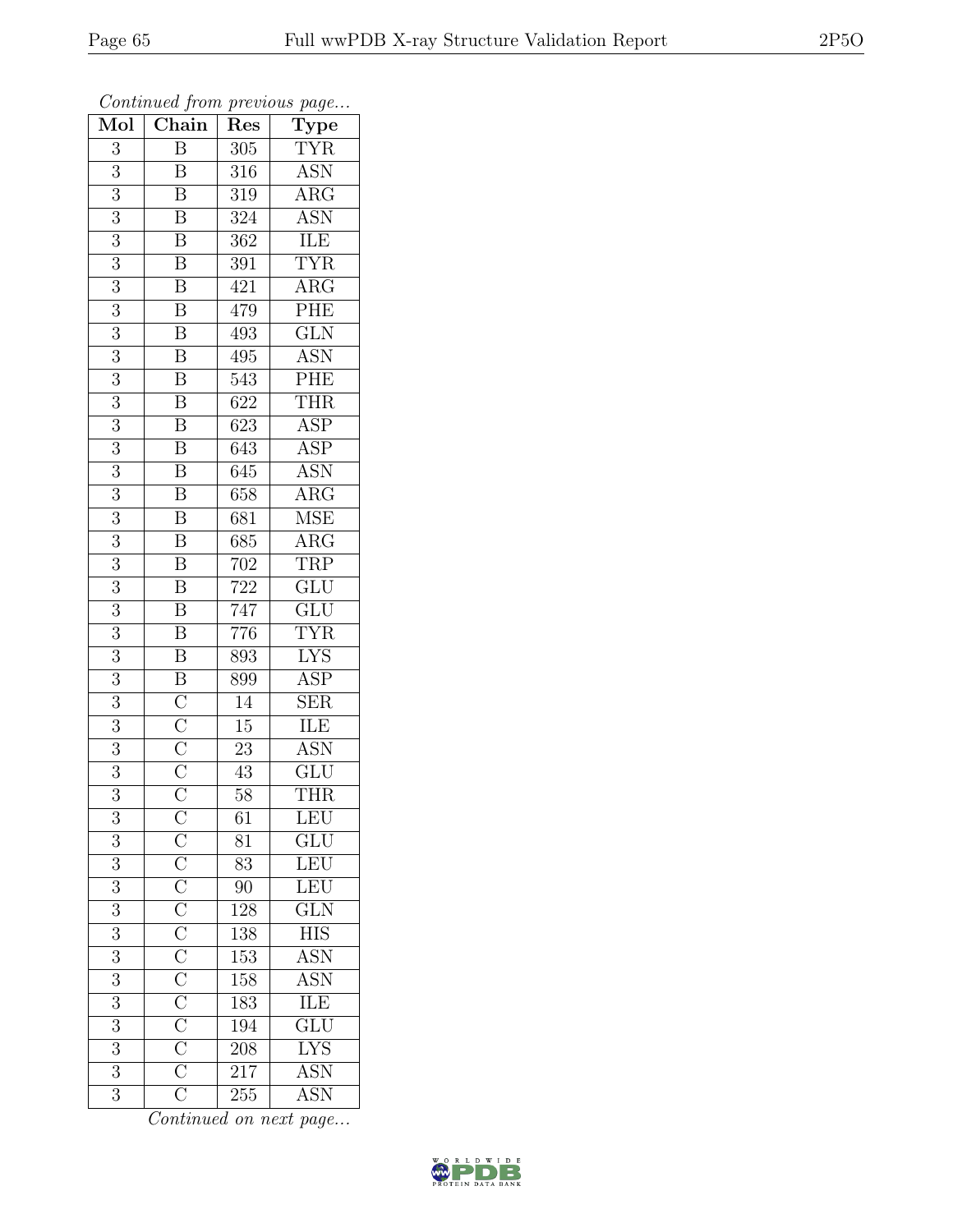*Continued from previous page...*

| Mol | Chain | Res | Type |
|---|---|---|---|
| 3 | B | 305 | TYR |
| 3 | B | 316 | ASN |
| 3 | B | 319 | ARG |
| 3 | B | 324 | ASN |
| 3 | B | 362 | ILE |
| 3 | B | 391 | TYR |
| 3 | B | 421 | ARG |
| 3 | B | 479 | PHE |
| 3 | B | 493 | GLN |
| 3 | B | 495 | ASN |
| 3 | B | 543 | PHE |
| 3 | B | 622 | THR |
| 3 | B | 623 | ASP |
| 3 | B | 643 | ASP |
| 3 | B | 645 | ASN |
| 3 | B | 658 | ARG |
| 3 | B | 681 | MSE |
| 3 | B | 685 | ARG |
| 3 | B | 702 | TRP |
| 3 | B | 722 | GLU |
| 3 | B | 747 | GLU |
| 3 | B | 776 | TYR |
| 3 | B | 893 | LYS |
| 3 | B | 899 | ASP |
| 3 | C | 14 | SER |
| 3 | C | 15 | ILE |
| 3 | C | 23 | ASN |
| 3 | C | 43 | GLU |
| 3 | C | 58 | THR |
| 3 | C | 61 | LEU |
| 3 | C | 81 | GLU |
| 3 | C | 83 | LEU |
| 3 | C | 90 | LEU |
| 3 | C | 128 | GLN |
| 3 | C | 138 | HIS |
| 3 | C | 153 | ASN |
| 3 | C | 158 | ASN |
| 3 | C | 183 | ILE |
| 3 | C | 194 | GLU |
| 3 | C | 208 | LYS |
| 3 | C | 217 | ASN |
| 3 | C | 255 | ASN |

*Continued on next page...*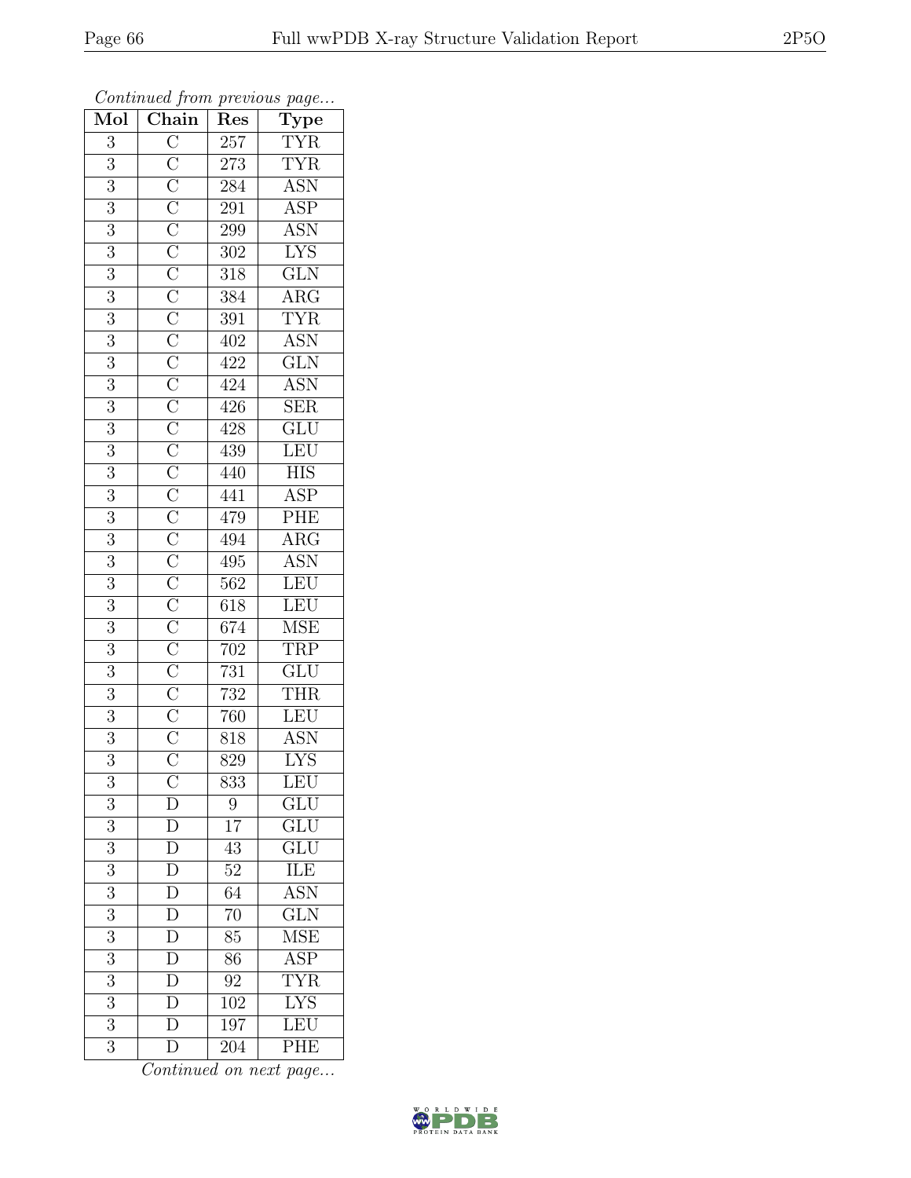*Continued from previous page...*

| Mol | Chain | Res | Type |
|---|---|---|---|
| 3 | C | 257 | TYR |
| 3 | C | 273 | TYR |
| 3 | C | 284 | ASN |
| 3 | C | 291 | ASP |
| 3 | C | 299 | ASN |
| 3 | C | 302 | LYS |
| 3 | C | 318 | GLN |
| 3 | C | 384 | ARG |
| 3 | C | 391 | TYR |
| 3 | C | 402 | ASN |
| 3 | C | 422 | GLN |
| 3 | C | 424 | ASN |
| 3 | C | 426 | SER |
| 3 | C | 428 | GLU |
| 3 | C | 439 | LEU |
| 3 | C | 440 | HIS |
| 3 | C | 441 | ASP |
| 3 | C | 479 | PHE |
| 3 | C | 494 | ARG |
| 3 | C | 495 | ASN |
| 3 | C | 562 | LEU |
| 3 | C | 618 | LEU |
| 3 | C | 674 | MSE |
| 3 | C | 702 | TRP |
| 3 | C | 731 | GLU |
| 3 | C | 732 | THR |
| 3 | C | 760 | LEU |
| 3 | C | 818 | ASN |
| 3 | C | 829 | LYS |
| 3 | C | 833 | LEU |
| 3 | D | 9 | GLU |
| 3 | D | 17 | GLU |
| 3 | D | 43 | GLU |
| 3 | D | 52 | ILE |
| 3 | D | 64 | ASN |
| 3 | D | 70 | GLN |
| 3 | D | 85 | MSE |
| 3 | D | 86 | ASP |
| 3 | D | 92 | TYR |
| 3 | D | 102 | LYS |
| 3 | D | 197 | LEU |
| 3 | D | 204 | PHE |

*Continued on next page...*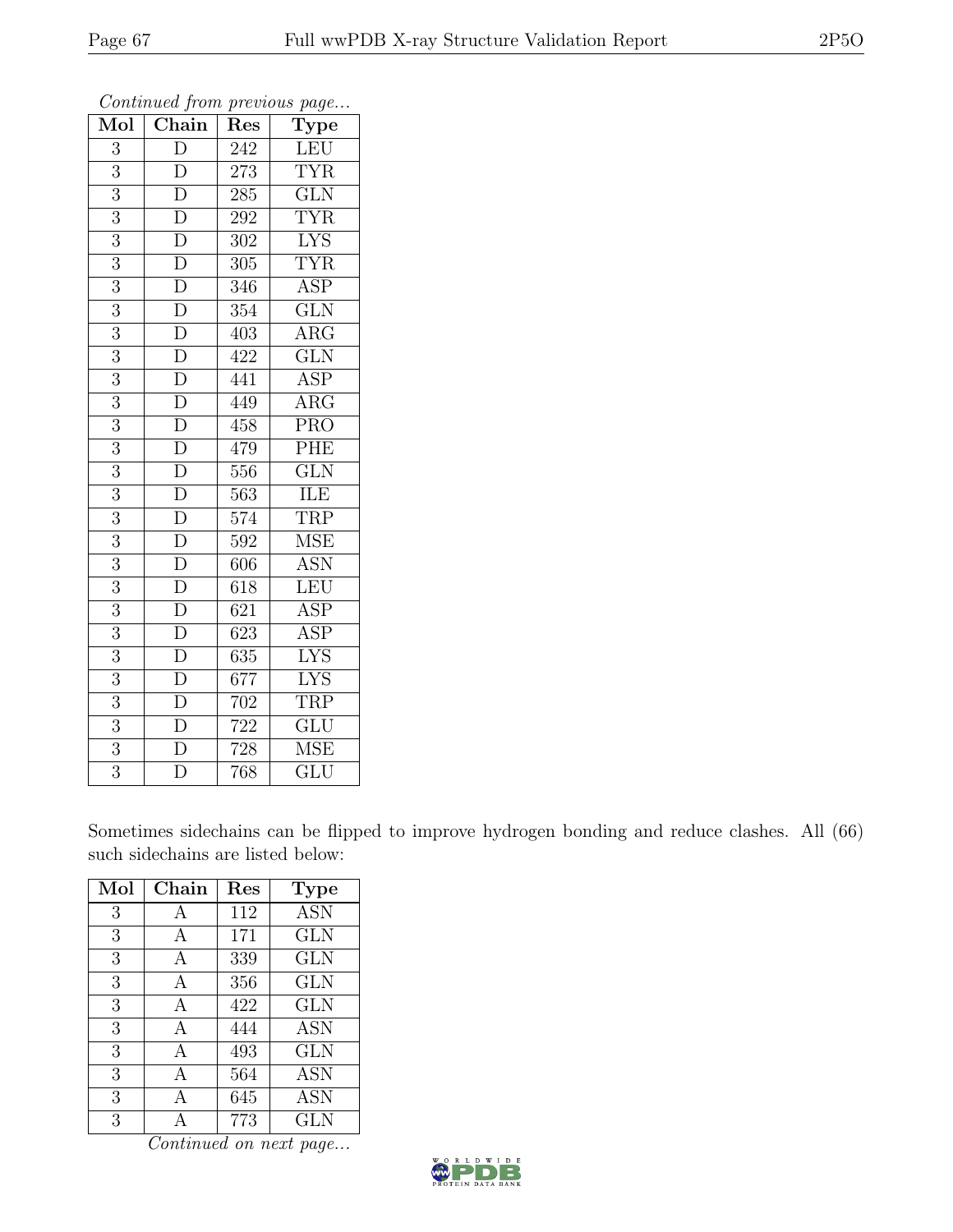*Continued from previous page...*

| Mol | Chain | Res | Type |
|---|---|---|---|
| 3 | D | 242 | LEU |
| 3 | D | 273 | TYR |
| 3 | D | 285 | GLN |
| 3 | D | 292 | TYR |
| 3 | D | 302 | LYS |
| 3 | D | 305 | TYR |
| 3 | D | 346 | ASP |
| 3 | D | 354 | GLN |
| 3 | D | 403 | ARG |
| 3 | D | 422 | GLN |
| 3 | D | 441 | ASP |
| 3 | D | 449 | ARG |
| 3 | D | 458 | PRO |
| 3 | D | 479 | PHE |
| 3 | D | 556 | GLN |
| 3 | D | 563 | ILE |
| 3 | D | 574 | TRP |
| 3 | D | 592 | MSE |
| 3 | D | 606 | ASN |
| 3 | D | 618 | LEU |
| 3 | D | 621 | ASP |
| 3 | D | 623 | ASP |
| 3 | D | 635 | LYS |
| 3 | D | 677 | LYS |
| 3 | D | 702 | TRP |
| 3 | D | 722 | GLU |
| 3 | D | 728 | MSE |
| 3 | D | 768 | GLU |

Sometimes sidechains can be flipped to improve hydrogen bonding and reduce clashes. All (66) such sidechains are listed below:

| Mol | Chain | Res | Type |
|---|---|---|---|
| 3 | A | 112 | ASN |
| 3 | A | 171 | GLN |
| 3 | A | 339 | GLN |
| 3 | A | 356 | GLN |
| 3 | A | 422 | GLN |
| 3 | A | 444 | ASN |
| 3 | A | 493 | GLN |
| 3 | A | 564 | ASN |
| 3 | A | 645 | ASN |
| 3 | A | 773 | GLN |

*Continued on next page...*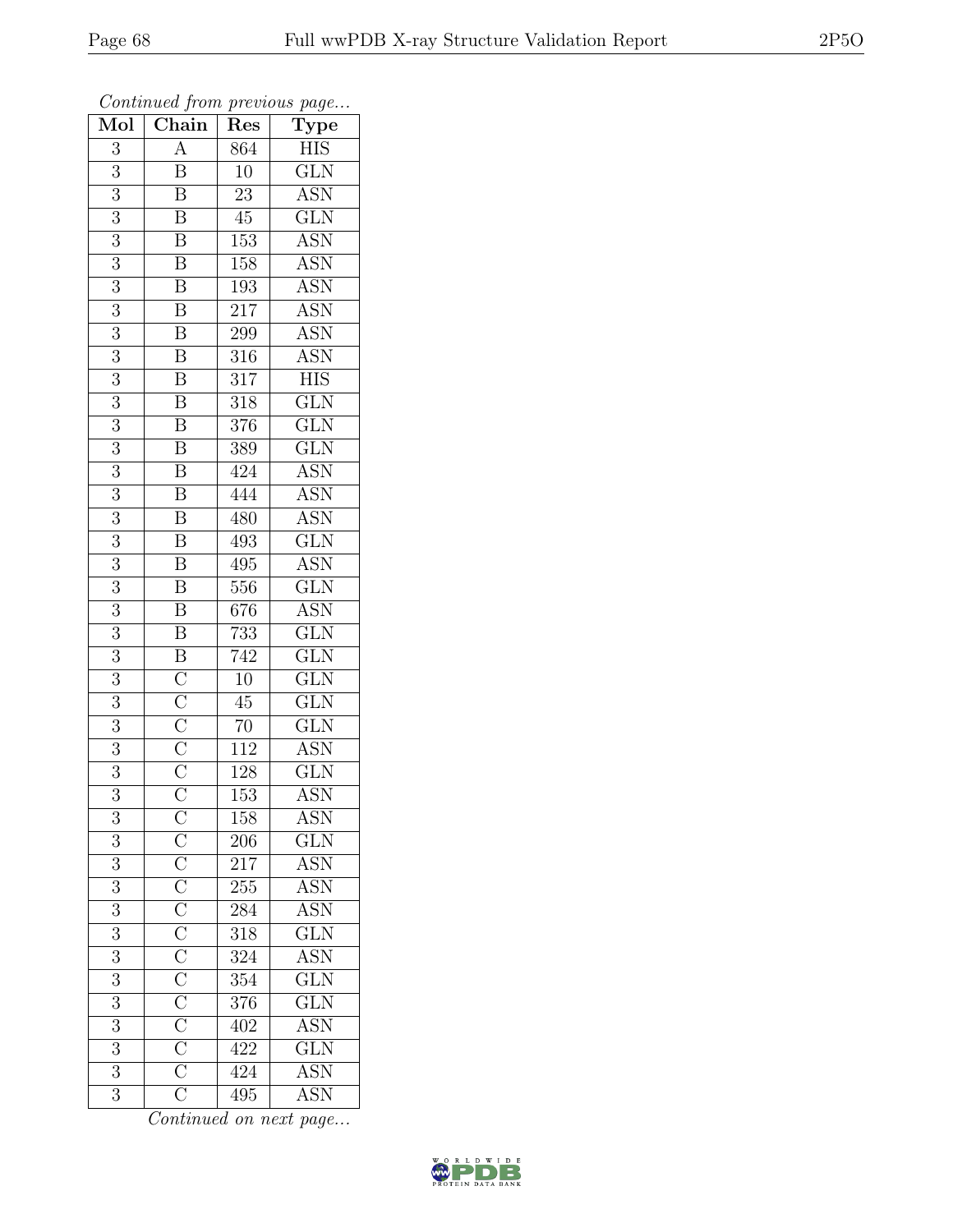*Continued from previous page...*

| Mol | Chain | Res | Type |
|---|---|---|---|
| 3 | A | 864 | HIS |
| 3 | B | 10 | GLN |
| 3 | B | 23 | ASN |
| 3 | B | 45 | GLN |
| 3 | B | 153 | ASN |
| 3 | B | 158 | ASN |
| 3 | B | 193 | ASN |
| 3 | B | 217 | ASN |
| 3 | B | 299 | ASN |
| 3 | B | 316 | ASN |
| 3 | B | 317 | HIS |
| 3 | B | 318 | GLN |
| 3 | B | 376 | GLN |
| 3 | B | 389 | GLN |
| 3 | B | 424 | ASN |
| 3 | B | 444 | ASN |
| 3 | B | 480 | ASN |
| 3 | B | 493 | GLN |
| 3 | B | 495 | ASN |
| 3 | B | 556 | GLN |
| 3 | B | 676 | ASN |
| 3 | B | 733 | GLN |
| 3 | B | 742 | GLN |
| 3 | C | 10 | GLN |
| 3 | C | 45 | GLN |
| 3 | C | 70 | GLN |
| 3 | C | 112 | ASN |
| 3 | C | 128 | GLN |
| 3 | C | 153 | ASN |
| 3 | C | 158 | ASN |
| 3 | C | 206 | GLN |
| 3 | C | 217 | ASN |
| 3 | C | 255 | ASN |
| 3 | C | 284 | ASN |
| 3 | C | 318 | GLN |
| 3 | C | 324 | ASN |
| 3 | C | 354 | GLN |
| 3 | C | 376 | GLN |
| 3 | C | 402 | ASN |
| 3 | C | 422 | GLN |
| 3 | C | 424 | ASN |
| 3 | C | 495 | ASN |

*Continued on next page...*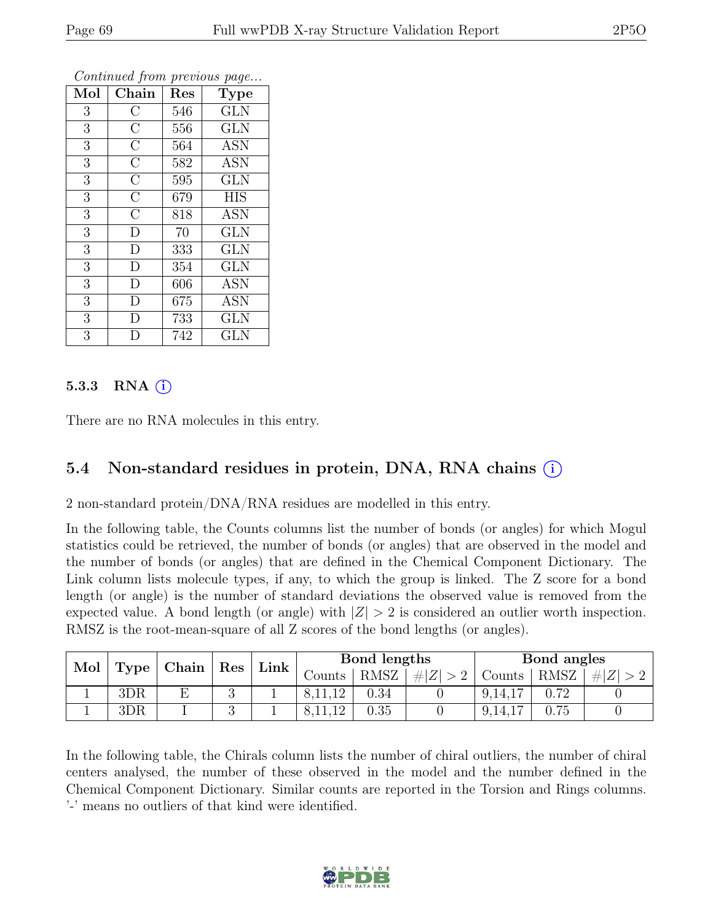*Continued from previous page...*

| Mol | Chain | Res | Type |
|---|---|---|---|
| 3 | C | 546 | GLN |
| 3 | C | 556 | GLN |
| 3 | C | 564 | ASN |
| 3 | C | 582 | ASN |
| 3 | C | 595 | GLN |
| 3 | C | 679 | HIS |
| 3 | C | 818 | ASN |
| 3 | D | 70 | GLN |
| 3 | D | 333 | GLN |
| 3 | D | 354 | GLN |
| 3 | D | 606 | ASN |
| 3 | D | 675 | ASN |
| 3 | D | 733 | GLN |
| 3 | D | 742 | GLN |

### 5.3.3 RNA (i)

There are no RNA molecules in this entry.

## 5.4 Non-standard residues in protein, DNA, RNA chains (i)

2 non-standard protein/DNA/RNA residues are modelled in this entry.

In the following table, the Counts columns list the number of bonds (or angles) for which Mogul statistics could be retrieved, the number of bonds (or angles) that are observed in the model and the number of bonds (or angles) that are defined in the Chemical Component Dictionary. The Link column lists molecule types, if any, to which the group is linked. The Z score for a bond length (or angle) is the number of standard deviations the observed value is removed from the expected value. A bond length (or angle) with $|Z| > 2$ is considered an outlier worth inspection. RMSZ is the root-mean-square of all Z scores of the bond lengths (or angles).

| Mol | Type | Chain | Res | Link | Bond lengths | | | Bond angles | | |
|---|---|---|---|---|---|---|---|---|---|---|
| | | | | | Counts | RMSZ | $\#\|Z\| > 2$ | Counts | RMSZ | $\#\|Z\| > 2$ |
| 1 | 3DR | E | 3 | 1 | 8,11,12 | 0.34 | 0 | 9,14,17 | 0.72 | 0 |
| 1 | 3DR | I | 3 | 1 | 8,11,12 | 0.35 | 0 | 9,14,17 | 0.75 | 0 |

In the following table, the Chirals column lists the number of chiral outliers, the number of chiral centers analysed, the number of these observed in the model and the number defined in the Chemical Component Dictionary. Similar counts are reported in the Torsion and Rings columns. '-' means no outliers of that kind were identified.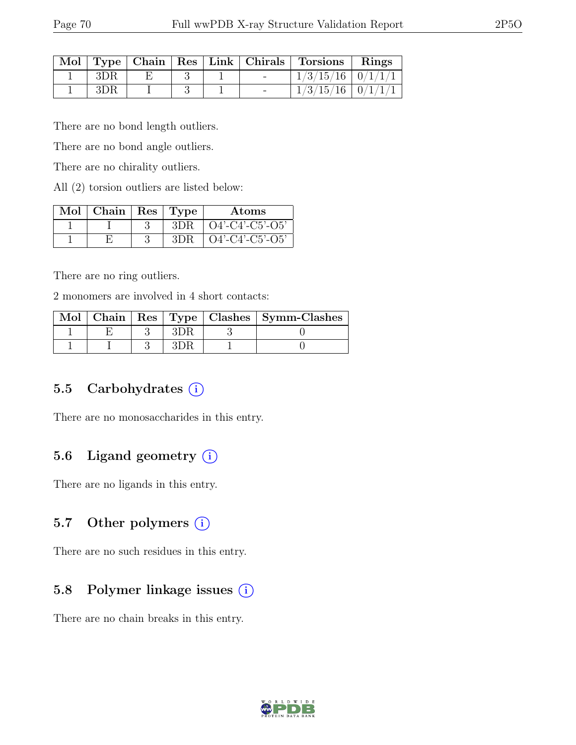| Mol | Type | Chain | Res | Link | Chirals | Torsions | Rings |
|---|---|---|---|---|---|---|---|
| 1 | 3DR | E | 3 | 1 | - | 1/3/15/16 | 0/1/1/1 |
| 1 | 3DR | I | 3 | 1 | - | 1/3/15/16 | 0/1/1/1 |

There are no bond length outliers.

There are no bond angle outliers.

There are no chirality outliers.

All (2) torsion outliers are listed below:

| Mol | Chain | Res | Type | Atoms |
|---|---|---|---|---|
| 1 | I | 3 | 3DR | O4'-C4'-C5'-O5' |
| 1 | E | 3 | 3DR | O4'-C4'-C5'-O5' |

There are no ring outliers.

2 monomers are involved in 4 short contacts:

| Mol | Chain | Res | Type | Clashes | Symm-Clashes |
|---|---|---|---|---|---|
| 1 | E | 3 | 3DR | 3 | 0 |
| 1 | I | 3 | 3DR | 1 | 0 |

## 5.5 Carbohydrates

There are no monosaccharides in this entry.

## 5.6 Ligand geometry

There are no ligands in this entry.

## 5.7 Other polymers

There are no such residues in this entry.

## 5.8 Polymer linkage issues

There are no chain breaks in this entry.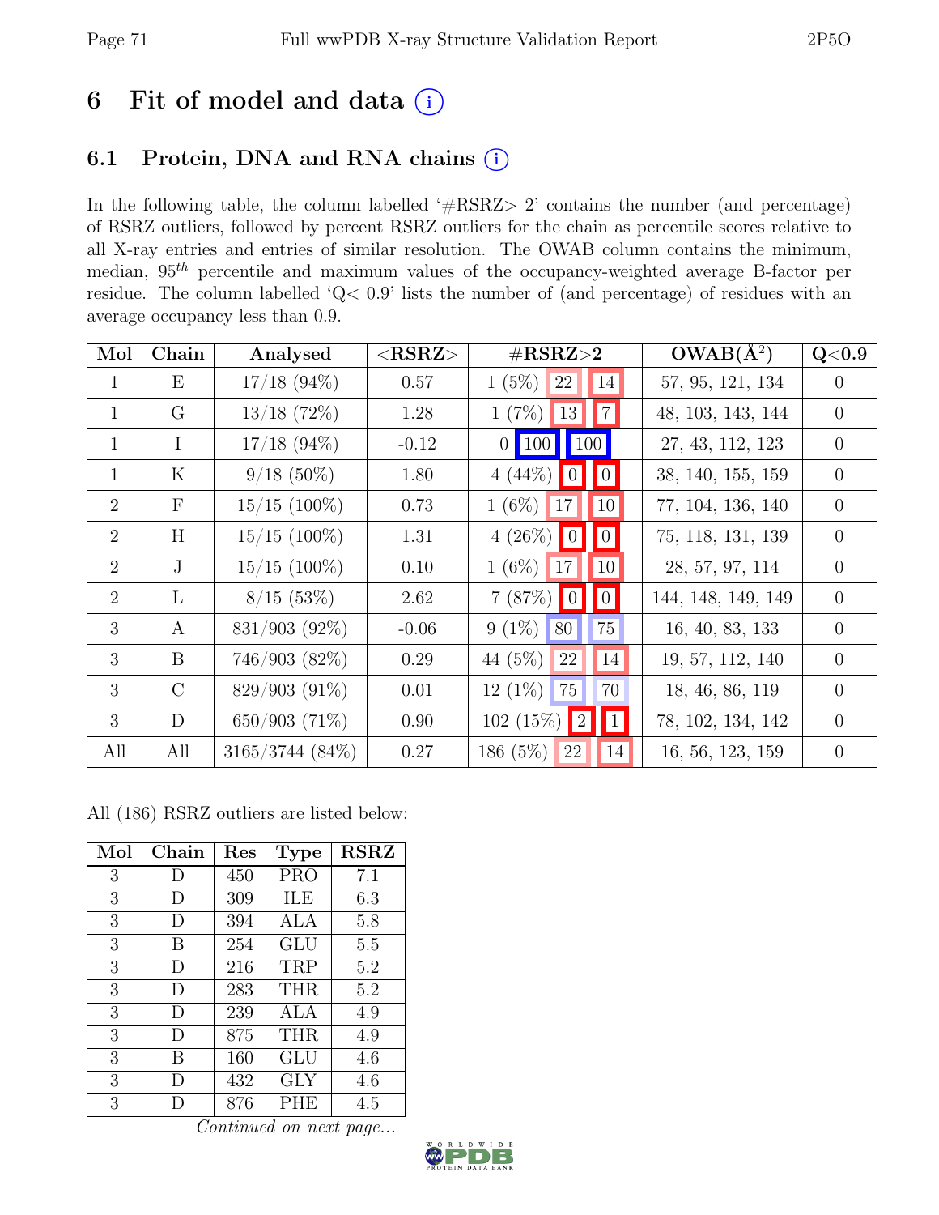# 6 Fit of model and data (i)

## 6.1 Protein, DNA and RNA chains (i)

In the following table, the column labelled '#RSRZ> 2' contains the number (and percentage) of RSRZ outliers, followed by percent RSRZ outliers for the chain as percentile scores relative to all X-ray entries and entries of similar resolution. The OWAB column contains the minimum, median, $95^{th}$ percentile and maximum values of the occupancy-weighted average B-factor per residue. The column labelled 'Q< 0.9' lists the number of (and percentage) of residues with an average occupancy less than 0.9.

| Mol | Chain | Analysed | <RSRZ> | #RSRZ>2 | | | OWAB(Å$^2$) | Q<0.9 |
|---|---|---|---|---|---|---|---|---|
| 1 | E | 17/18 (94%) | 0.57 | 1 (5%) | 22 | 14 | 57, 95, 121, 134 | 0 |
| 1 | G | 13/18 (72%) | 1.28 | 1 (7%) | 13 | 7 | 48, 103, 143, 144 | 0 |
| 1 | I | 17/18 (94%) | -0.12 | 0 | 100 | 100 | 27, 43, 112, 123 | 0 |
| 1 | K | 9/18 (50%) | 1.80 | 4 (44%) | 0 | 0 | 38, 140, 155, 159 | 0 |
| 2 | F | 15/15 (100%) | 0.73 | 1 (6%) | 17 | 10 | 77, 104, 136, 140 | 0 |
| 2 | H | 15/15 (100%) | 1.31 | 4 (26%) | 0 | 0 | 75, 118, 131, 139 | 0 |
| 2 | J | 15/15 (100%) | 0.10 | 1 (6%) | 17 | 10 | 28, 57, 97, 114 | 0 |
| 2 | L | 8/15 (53%) | 2.62 | 7 (87%) | 0 | 0 | 144, 148, 149, 149 | 0 |
| 3 | A | 831/903 (92%) | -0.06 | 9 (1%) | 80 | 75 | 16, 40, 83, 133 | 0 |
| 3 | B | 746/903 (82%) | 0.29 | 44 (5%) | 22 | 14 | 19, 57, 112, 140 | 0 |
| 3 | C | 829/903 (91%) | 0.01 | 12 (1%) | 75 | 70 | 18, 46, 86, 119 | 0 |
| 3 | D | 650/903 (71%) | 0.90 | 102 (15%) | 2 | 1 | 78, 102, 134, 142 | 0 |
| All | All | 3165/3744 (84%) | 0.27 | 186 (5%) | 22 | 14 | 16, 56, 123, 159 | 0 |

All (186) RSRZ outliers are listed below:

| Mol | Chain | Res | Type | RSRZ |
|---|---|---|---|---|
| 3 | D | 450 | PRO | 7.1 |
| 3 | D | 309 | ILE | 6.3 |
| 3 | D | 394 | ALA | 5.8 |
| 3 | B | 254 | GLU | 5.5 |
| 3 | D | 216 | TRP | 5.2 |
| 3 | D | 283 | THR | 5.2 |
| 3 | D | 239 | ALA | 4.9 |
| 3 | D | 875 | THR | 4.9 |
| 3 | B | 160 | GLU | 4.6 |
| 3 | D | 432 | GLY | 4.6 |
| 3 | D | 876 | PHE | 4.5 |

*Continued on next page...*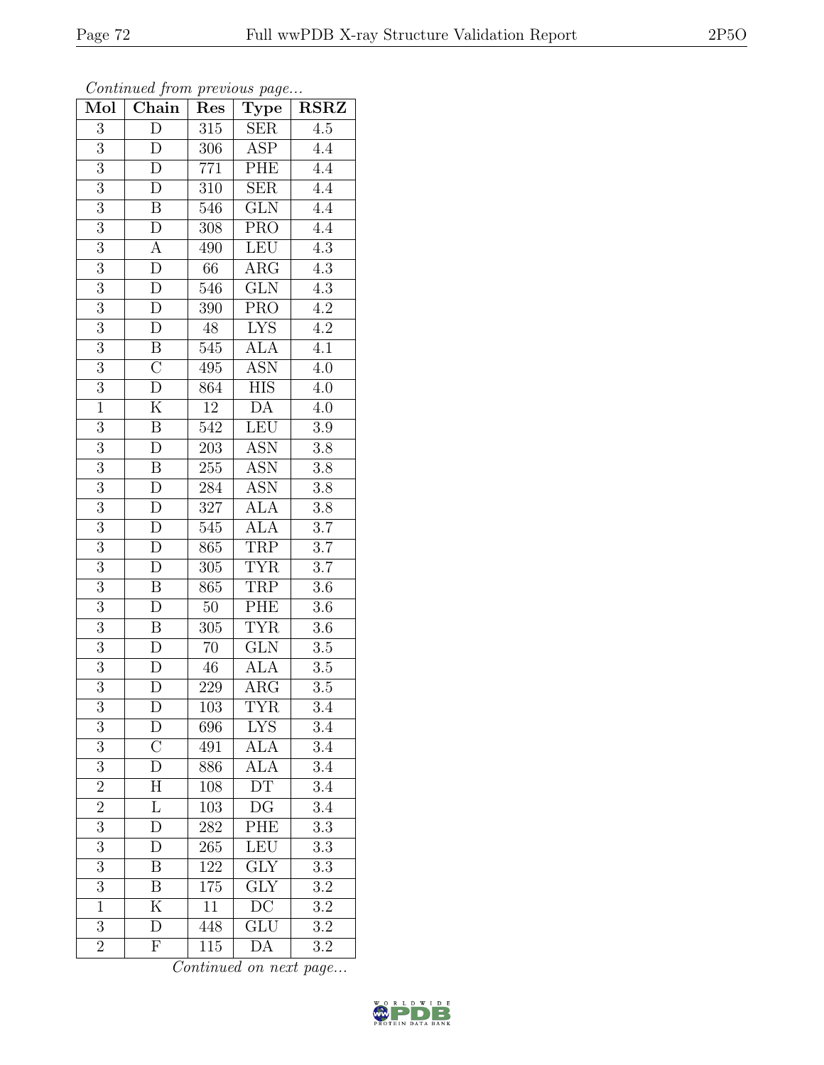*Continued from previous page...*

| Mol | Chain | Res | Type | RSRZ |
|---|---|---|---|---|
| 3 | D | 315 | SER | 4.5 |
| 3 | D | 306 | ASP | 4.4 |
| 3 | D | 771 | PHE | 4.4 |
| 3 | D | 310 | SER | 4.4 |
| 3 | B | 546 | GLN | 4.4 |
| 3 | D | 308 | PRO | 4.4 |
| 3 | A | 490 | LEU | 4.3 |
| 3 | D | 66 | ARG | 4.3 |
| 3 | D | 546 | GLN | 4.3 |
| 3 | D | 390 | PRO | 4.2 |
| 3 | D | 48 | LYS | 4.2 |
| 3 | B | 545 | ALA | 4.1 |
| 3 | C | 495 | ASN | 4.0 |
| 3 | D | 864 | HIS | 4.0 |
| 1 | K | 12 | DA | 4.0 |
| 3 | B | 542 | LEU | 3.9 |
| 3 | D | 203 | ASN | 3.8 |
| 3 | B | 255 | ASN | 3.8 |
| 3 | D | 284 | ASN | 3.8 |
| 3 | D | 327 | ALA | 3.8 |
| 3 | D | 545 | ALA | 3.7 |
| 3 | D | 865 | TRP | 3.7 |
| 3 | D | 305 | TYR | 3.7 |
| 3 | B | 865 | TRP | 3.6 |
| 3 | D | 50 | PHE | 3.6 |
| 3 | B | 305 | TYR | 3.6 |
| 3 | D | 70 | GLN | 3.5 |
| 3 | D | 46 | ALA | 3.5 |
| 3 | D | 229 | ARG | 3.5 |
| 3 | D | 103 | TYR | 3.4 |
| 3 | D | 696 | LYS | 3.4 |
| 3 | C | 491 | ALA | 3.4 |
| 3 | D | 886 | ALA | 3.4 |
| 2 | H | 108 | DT | 3.4 |
| 2 | L | 103 | DG | 3.4 |
| 3 | D | 282 | PHE | 3.3 |
| 3 | D | 265 | LEU | 3.3 |
| 3 | B | 122 | GLY | 3.3 |
| 3 | B | 175 | GLY | 3.2 |
| 1 | K | 11 | DC | 3.2 |
| 3 | D | 448 | GLU | 3.2 |
| 2 | F | 115 | DA | 3.2 |

*Continued on next page...*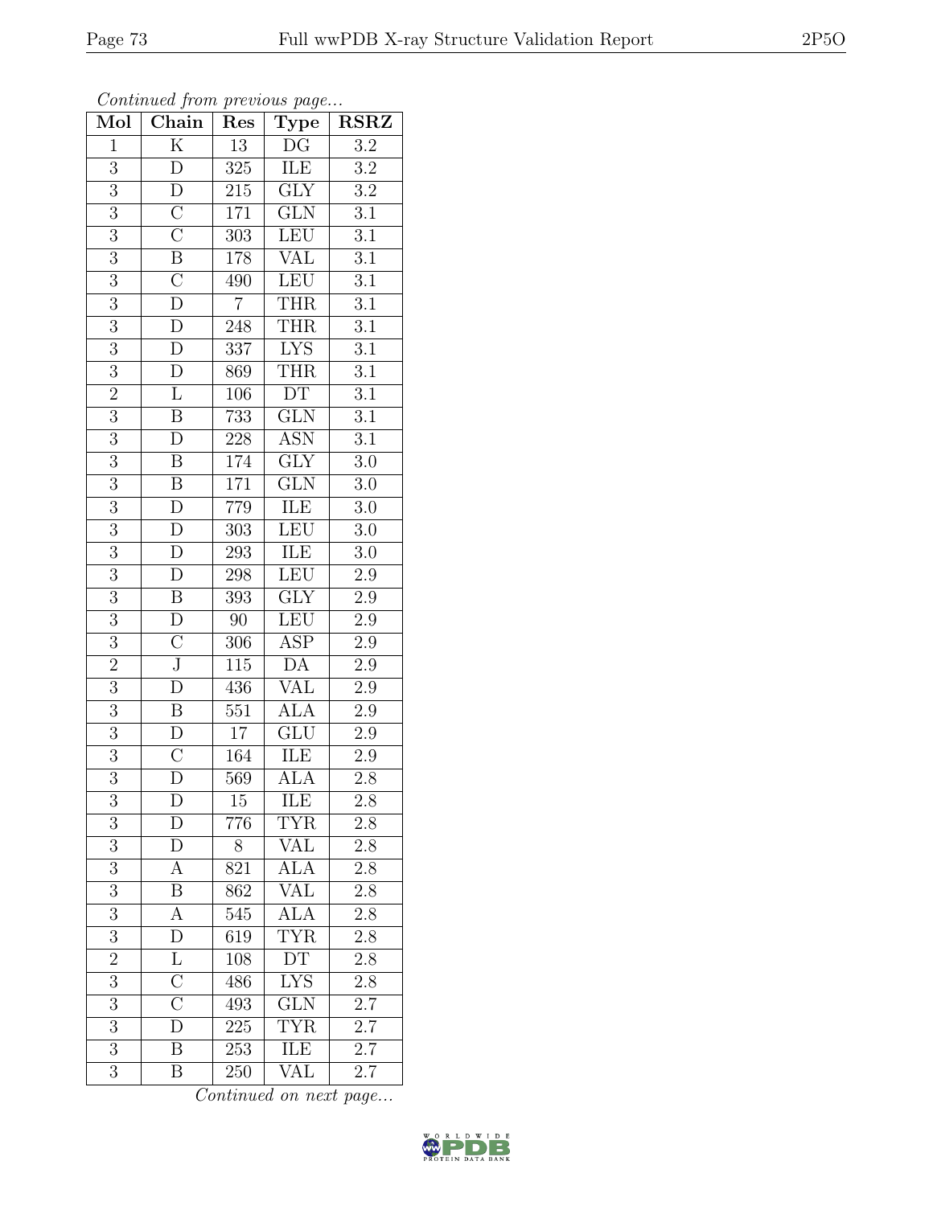*Continued from previous page...*

| Mol | Chain | Res | Type | RSRZ |
|---|---|---|---|---|
| 1 | K | 13 | DG | 3.2 |
| 3 | D | 325 | ILE | 3.2 |
| 3 | D | 215 | GLY | 3.2 |
| 3 | C | 171 | GLN | 3.1 |
| 3 | C | 303 | LEU | 3.1 |
| 3 | B | 178 | VAL | 3.1 |
| 3 | C | 490 | LEU | 3.1 |
| 3 | D | 7 | THR | 3.1 |
| 3 | D | 248 | THR | 3.1 |
| 3 | D | 337 | LYS | 3.1 |
| 3 | D | 869 | THR | 3.1 |
| 2 | L | 106 | DT | 3.1 |
| 3 | B | 733 | GLN | 3.1 |
| 3 | D | 228 | ASN | 3.1 |
| 3 | B | 174 | GLY | 3.0 |
| 3 | B | 171 | GLN | 3.0 |
| 3 | D | 779 | ILE | 3.0 |
| 3 | D | 303 | LEU | 3.0 |
| 3 | D | 293 | ILE | 3.0 |
| 3 | D | 298 | LEU | 2.9 |
| 3 | B | 393 | GLY | 2.9 |
| 3 | D | 90 | LEU | 2.9 |
| 3 | C | 306 | ASP | 2.9 |
| 2 | J | 115 | DA | 2.9 |
| 3 | D | 436 | VAL | 2.9 |
| 3 | B | 551 | ALA | 2.9 |
| 3 | D | 17 | GLU | 2.9 |
| 3 | C | 164 | ILE | 2.9 |
| 3 | D | 569 | ALA | 2.8 |
| 3 | D | 15 | ILE | 2.8 |
| 3 | D | 776 | TYR | 2.8 |
| 3 | D | 8 | VAL | 2.8 |
| 3 | A | 821 | ALA | 2.8 |
| 3 | B | 862 | VAL | 2.8 |
| 3 | A | 545 | ALA | 2.8 |
| 3 | D | 619 | TYR | 2.8 |
| 2 | L | 108 | DT | 2.8 |
| 3 | C | 486 | LYS | 2.8 |
| 3 | C | 493 | GLN | 2.7 |
| 3 | D | 225 | TYR | 2.7 |
| 3 | B | 253 | ILE | 2.7 |
| 3 | B | 250 | VAL | 2.7 |

*Continued on next page...*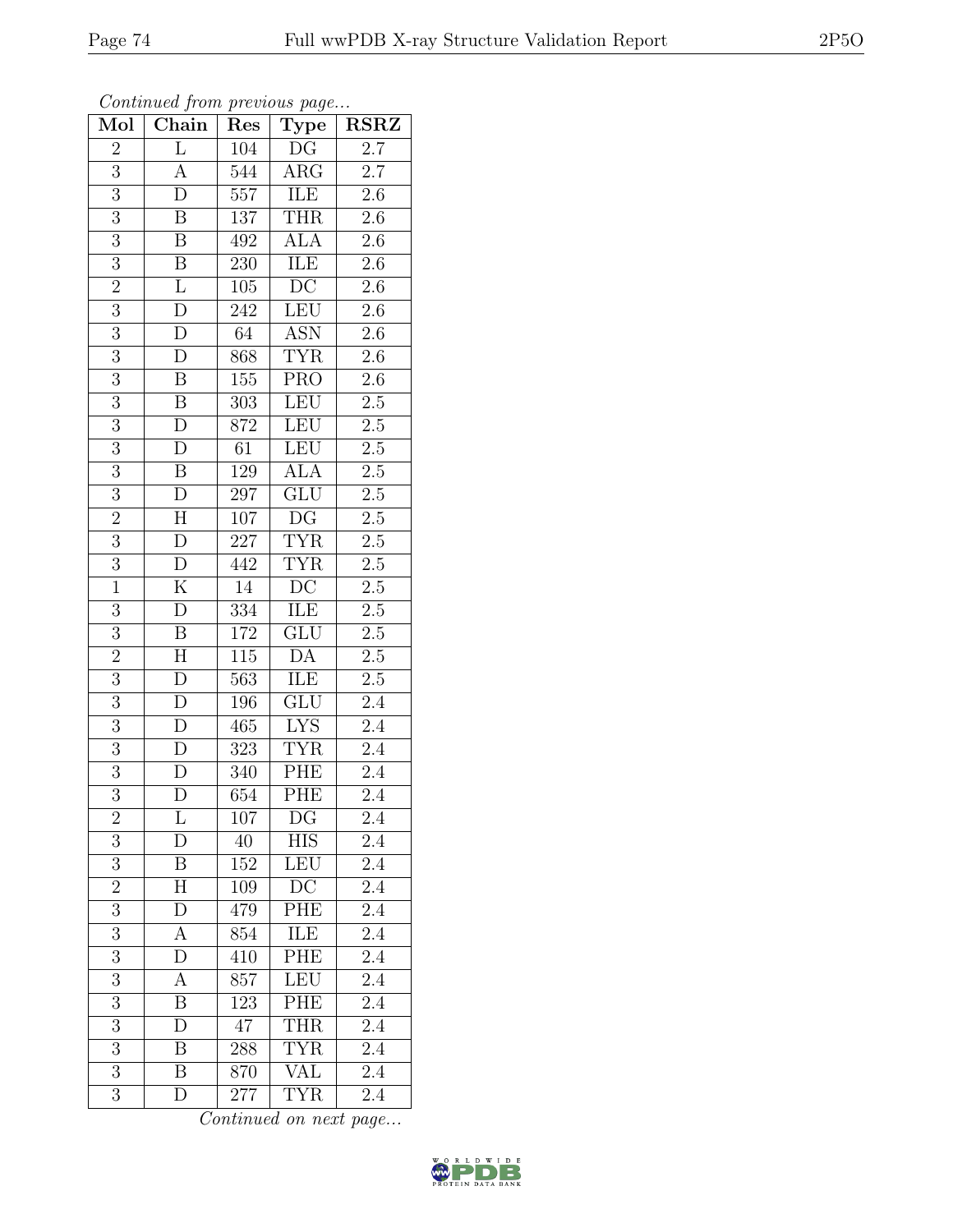*Continued from previous page...*

| Mol | Chain | Res | Type | RSRZ |
|---|---|---|---|---|
| 2 | L | 104 | DG | 2.7 |
| 3 | A | 544 | ARG | 2.7 |
| 3 | D | 557 | ILE | 2.6 |
| 3 | B | 137 | THR | 2.6 |
| 3 | B | 492 | ALA | 2.6 |
| 3 | B | 230 | ILE | 2.6 |
| 2 | L | 105 | DC | 2.6 |
| 3 | D | 242 | LEU | 2.6 |
| 3 | D | 64 | ASN | 2.6 |
| 3 | D | 868 | TYR | 2.6 |
| 3 | B | 155 | PRO | 2.6 |
| 3 | B | 303 | LEU | 2.5 |
| 3 | D | 872 | LEU | 2.5 |
| 3 | D | 61 | LEU | 2.5 |
| 3 | B | 129 | ALA | 2.5 |
| 3 | D | 297 | GLU | 2.5 |
| 2 | H | 107 | DG | 2.5 |
| 3 | D | 227 | TYR | 2.5 |
| 3 | D | 442 | TYR | 2.5 |
| 1 | K | 14 | DC | 2.5 |
| 3 | D | 334 | ILE | 2.5 |
| 3 | B | 172 | GLU | 2.5 |
| 2 | H | 115 | DA | 2.5 |
| 3 | D | 563 | ILE | 2.5 |
| 3 | D | 196 | GLU | 2.4 |
| 3 | D | 465 | LYS | 2.4 |
| 3 | D | 323 | TYR | 2.4 |
| 3 | D | 340 | PHE | 2.4 |
| 3 | D | 654 | PHE | 2.4 |
| 2 | L | 107 | DG | 2.4 |
| 3 | D | 40 | HIS | 2.4 |
| 3 | B | 152 | LEU | 2.4 |
| 2 | H | 109 | DC | 2.4 |
| 3 | D | 479 | PHE | 2.4 |
| 3 | A | 854 | ILE | 2.4 |
| 3 | D | 410 | PHE | 2.4 |
| 3 | A | 857 | LEU | 2.4 |
| 3 | B | 123 | PHE | 2.4 |
| 3 | D | 47 | THR | 2.4 |
| 3 | B | 288 | TYR | 2.4 |
| 3 | B | 870 | VAL | 2.4 |
| 3 | D | 277 | TYR | 2.4 |

*Continued on next page...*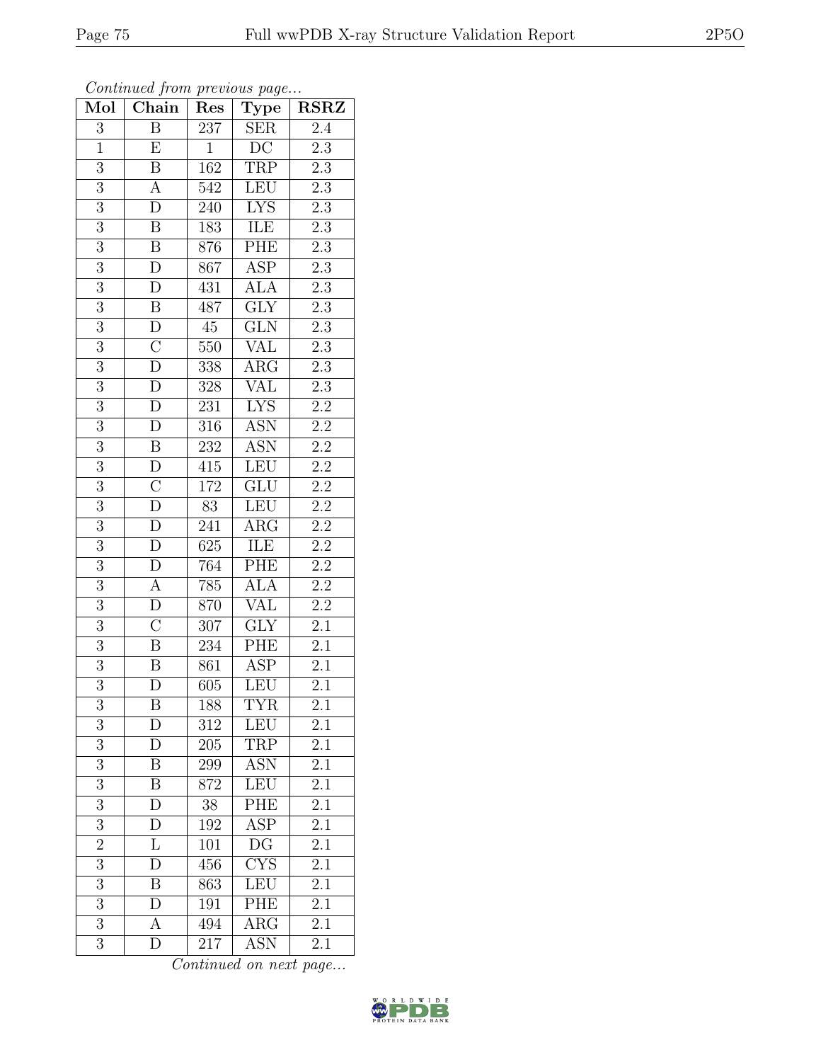*Continued from previous page...*

| Mol | Chain | Res | Type | RSRZ |
|---|---|---|---|---|
| 3 | B | 237 | SER | 2.4 |
| 1 | E | 1 | DC | 2.3 |
| 3 | B | 162 | TRP | 2.3 |
| 3 | A | 542 | LEU | 2.3 |
| 3 | D | 240 | LYS | 2.3 |
| 3 | B | 183 | ILE | 2.3 |
| 3 | B | 876 | PHE | 2.3 |
| 3 | D | 867 | ASP | 2.3 |
| 3 | D | 431 | ALA | 2.3 |
| 3 | B | 487 | GLY | 2.3 |
| 3 | D | 45 | GLN | 2.3 |
| 3 | C | 550 | VAL | 2.3 |
| 3 | D | 338 | ARG | 2.3 |
| 3 | D | 328 | VAL | 2.3 |
| 3 | D | 231 | LYS | 2.2 |
| 3 | D | 316 | ASN | 2.2 |
| 3 | B | 232 | ASN | 2.2 |
| 3 | D | 415 | LEU | 2.2 |
| 3 | C | 172 | GLU | 2.2 |
| 3 | D | 83 | LEU | 2.2 |
| 3 | D | 241 | ARG | 2.2 |
| 3 | D | 625 | ILE | 2.2 |
| 3 | D | 764 | PHE | 2.2 |
| 3 | A | 785 | ALA | 2.2 |
| 3 | D | 870 | VAL | 2.2 |
| 3 | C | 307 | GLY | 2.1 |
| 3 | B | 234 | PHE | 2.1 |
| 3 | B | 861 | ASP | 2.1 |
| 3 | D | 605 | LEU | 2.1 |
| 3 | B | 188 | TYR | 2.1 |
| 3 | D | 312 | LEU | 2.1 |
| 3 | D | 205 | TRP | 2.1 |
| 3 | B | 299 | ASN | 2.1 |
| 3 | B | 872 | LEU | 2.1 |
| 3 | D | 38 | PHE | 2.1 |
| 3 | D | 192 | ASP | 2.1 |
| 2 | L | 101 | DG | 2.1 |
| 3 | D | 456 | CYS | 2.1 |
| 3 | B | 863 | LEU | 2.1 |
| 3 | D | 191 | PHE | 2.1 |
| 3 | A | 494 | ARG | 2.1 |
| 3 | D | 217 | ASN | 2.1 |

*Continued on next page...*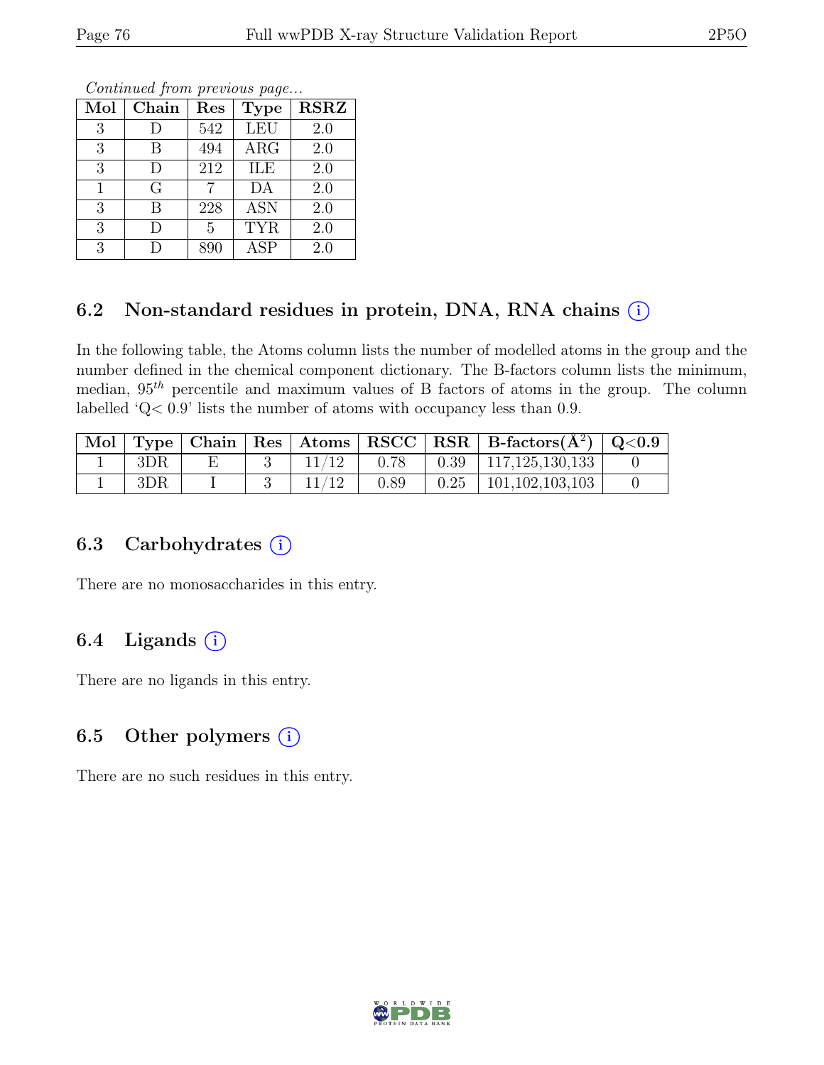*Continued from previous page...*

| Mol | Chain | Res | Type | RSRZ |
|---|---|---|---|---|
| 3 | D | 542 | LEU | 2.0 |
| 3 | B | 494 | ARG | 2.0 |
| 3 | D | 212 | ILE | 2.0 |
| 1 | G | 7 | DA | 2.0 |
| 3 | B | 228 | ASN | 2.0 |
| 3 | D | 5 | TYR | 2.0 |
| 3 | D | 890 | ASP | 2.0 |

## 6.2 Non-standard residues in protein, DNA, RNA chains (i)

In the following table, the Atoms column lists the number of modelled atoms in the group and the number defined in the chemical component dictionary. The B-factors column lists the minimum, median, $95^{th}$ percentile and maximum values of B factors of atoms in the group. The column labelled 'Q< 0.9' lists the number of atoms with occupancy less than 0.9.

| Mol | Type | Chain | Res | Atoms | RSCC | RSR | B-factors($Å^2$) | Q<0.9 |
|---|---|---|---|---|---|---|---|---|
| 1 | 3DR | E | 3 | 11/12 | 0.78 | 0.39 | 117,125,130,133 | 0 |
| 1 | 3DR | I | 3 | 11/12 | 0.89 | 0.25 | 101,102,103,103 | 0 |

## 6.3 Carbohydrates (i)

There are no monosaccharides in this entry.

## 6.4 Ligands (i)

There are no ligands in this entry.

## 6.5 Other polymers (i)

There are no such residues in this entry.